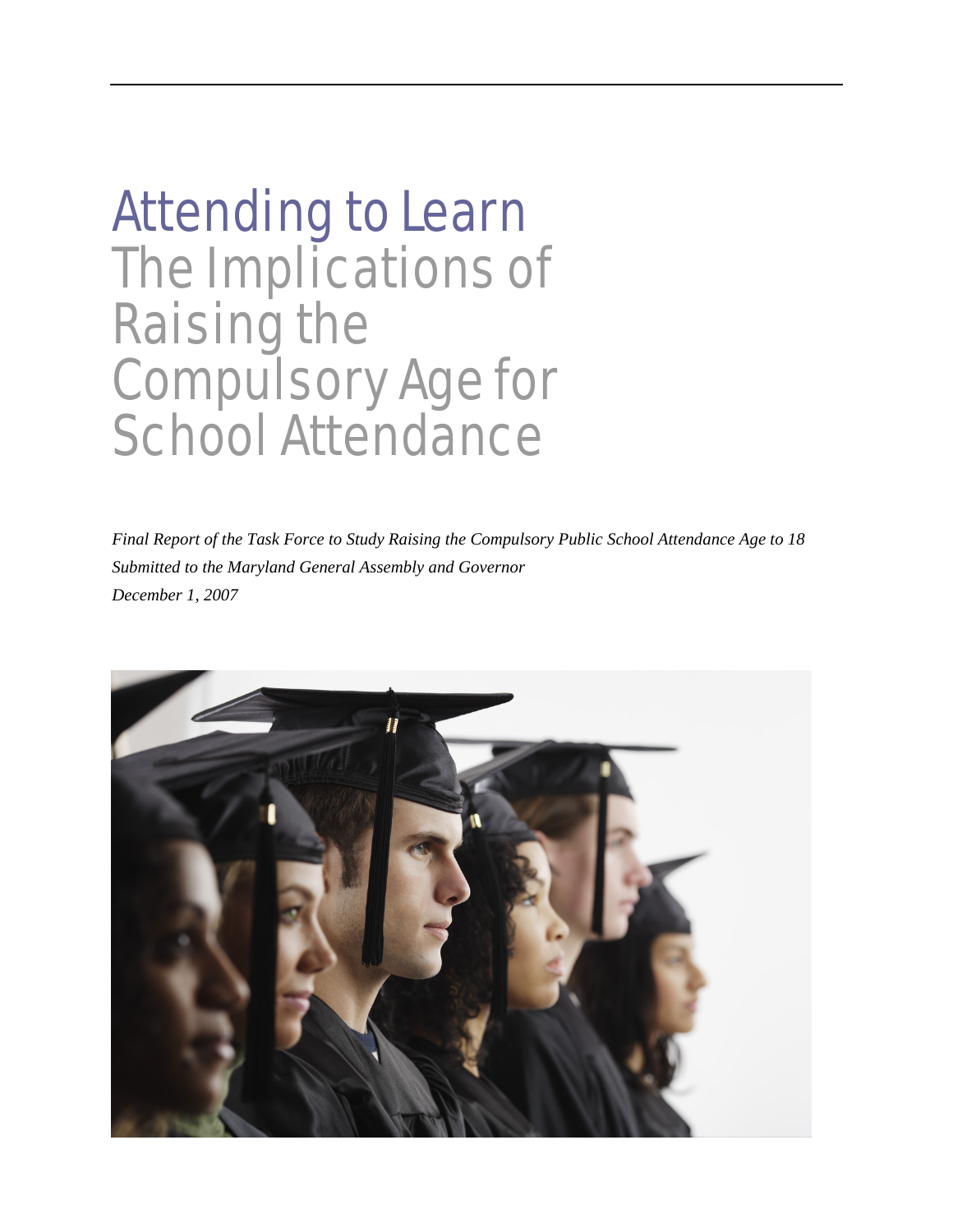# Attending to Learn
## The Implications of Raising the Compulsory Age for School Attendance

*Final Report of the Task Force to Study Raising the Compulsory Public School Attendance Age to 18*
*Submitted to the Maryland General Assembly and Governor*
*December 1, 2007*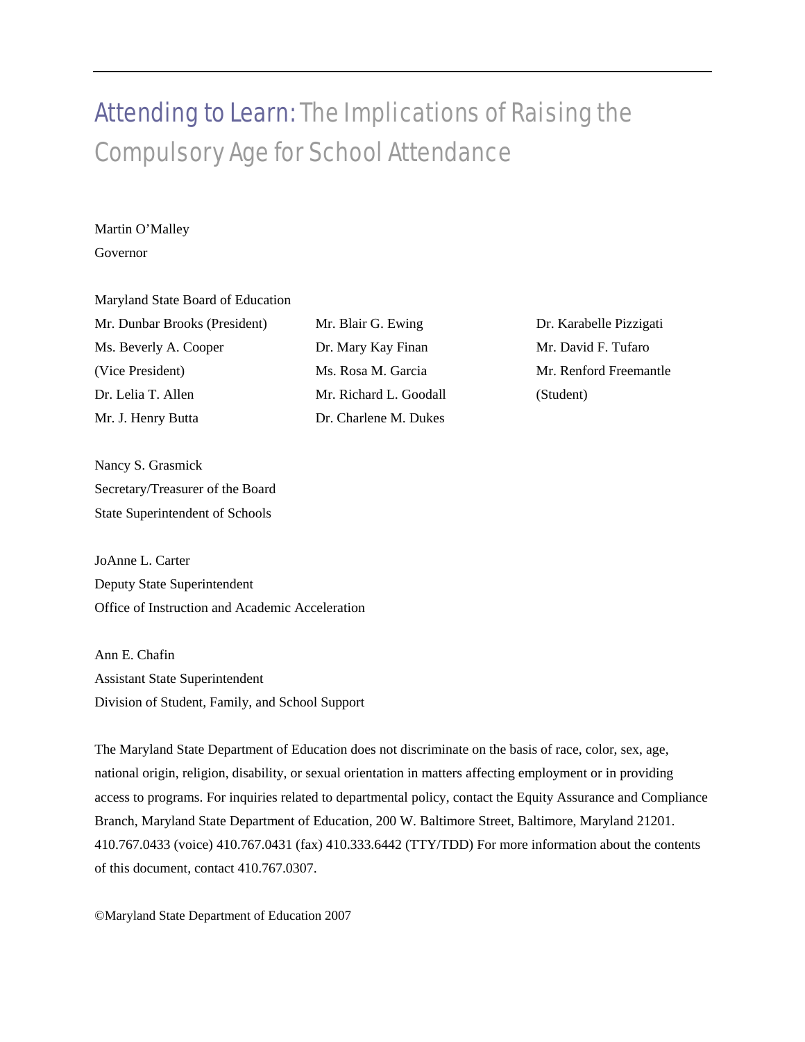# Attending to Learn: The Implications of Raising the Compulsory Age for School Attendance

Martin O'Malley
Governor

Maryland State Board of Education

Mr. Dunbar Brooks (President)
Ms. Beverly A. Cooper (Vice President)
Dr. Lelia T. Allen
Mr. J. Henry Butta
Mr. Blair G. Ewing
Dr. Mary Kay Finan
Ms. Rosa M. Garcia
Mr. Richard L. Goodall
Dr. Charlene M. Dukes
Dr. Karabelle Pizzigati
Mr. David F. Tufaro
Mr. Renford Freemantle (Student)

Nancy S. Grasmick
Secretary/Treasurer of the Board
State Superintendent of Schools

JoAnne L. Carter
Deputy State Superintendent
Office of Instruction and Academic Acceleration

Ann E. Chafin
Assistant State Superintendent
Division of Student, Family, and School Support

The Maryland State Department of Education does not discriminate on the basis of race, color, sex, age, national origin, religion, disability, or sexual orientation in matters affecting employment or in providing access to programs. For inquiries related to departmental policy, contact the Equity Assurance and Compliance Branch, Maryland State Department of Education, 200 W. Baltimore Street, Baltimore, Maryland 21201. 410.767.0433 (voice) 410.767.0431 (fax) 410.333.6442 (TTY/TDD) For more information about the contents of this document, contact 410.767.0307.

©Maryland State Department of Education 2007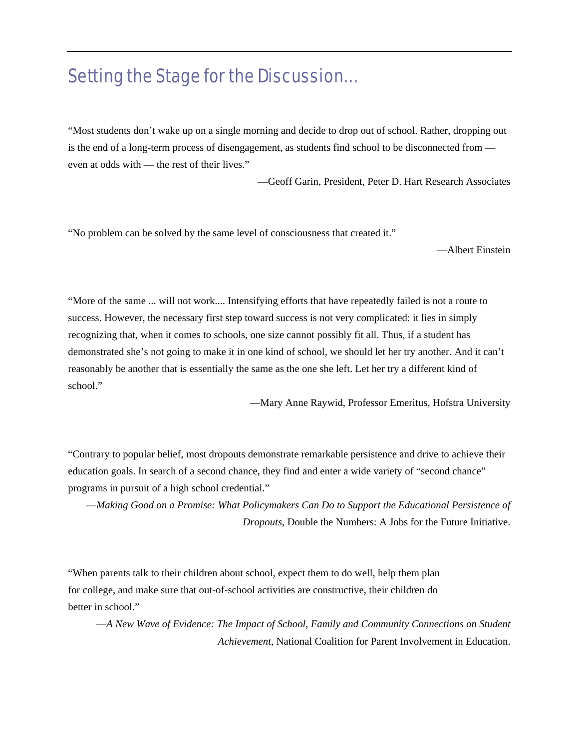# Setting the Stage for the Discussion…

"Most students don't wake up on a single morning and decide to drop out of school. Rather, dropping out is the end of a long-term process of disengagement, as students find school to be disconnected from — even at odds with — the rest of their lives."

—Geoff Garin, President, Peter D. Hart Research Associates

"No problem can be solved by the same level of consciousness that created it."

—Albert Einstein

"More of the same ... will not work.... Intensifying efforts that have repeatedly failed is not a route to success. However, the necessary first step toward success is not very complicated: it lies in simply recognizing that, when it comes to schools, one size cannot possibly fit all. Thus, if a student has demonstrated she's not going to make it in one kind of school, we should let her try another. And it can't reasonably be another that is essentially the same as the one she left. Let her try a different kind of school."

—Mary Anne Raywid, Professor Emeritus, Hofstra University

"Contrary to popular belief, most dropouts demonstrate remarkable persistence and drive to achieve their education goals. In search of a second chance, they find and enter a wide variety of "second chance" programs in pursuit of a high school credential."

—*Making Good on a Promise: What Policymakers Can Do to Support the Educational Persistence of Dropouts*, Double the Numbers: A Jobs for the Future Initiative.

"When parents talk to their children about school, expect them to do well, help them plan for college, and make sure that out-of-school activities are constructive, their children do better in school."

—*A New Wave of Evidence: The Impact of School, Family and Community Connections on Student Achievement*, National Coalition for Parent Involvement in Education.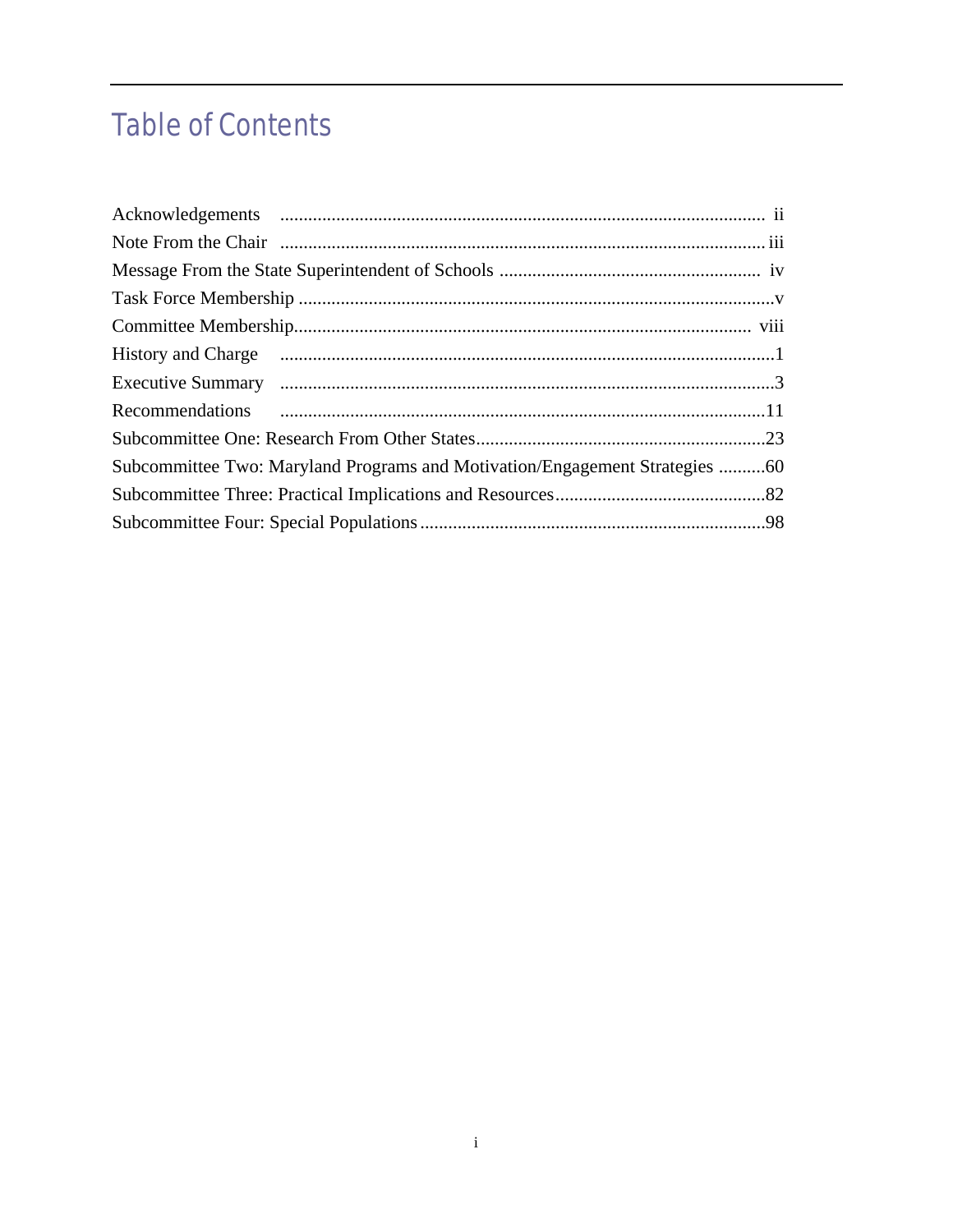# Table of Contents

| | |
|---|---|
| Acknowledgements | ii |
| Note From the Chair | iii |
| Message From the State Superintendent of Schools | iv |
| Task Force Membership | v |
| Committee Membership | viii |
| History and Charge | 1 |
| Executive Summary | 3 |
| Recommendations | 11 |
| Subcommittee One: Research From Other States | 23 |
| Subcommittee Two: Maryland Programs and Motivation/Engagement Strategies | 60 |
| Subcommittee Three: Practical Implications and Resources | 82 |
| Subcommittee Four: Special Populations | 98 |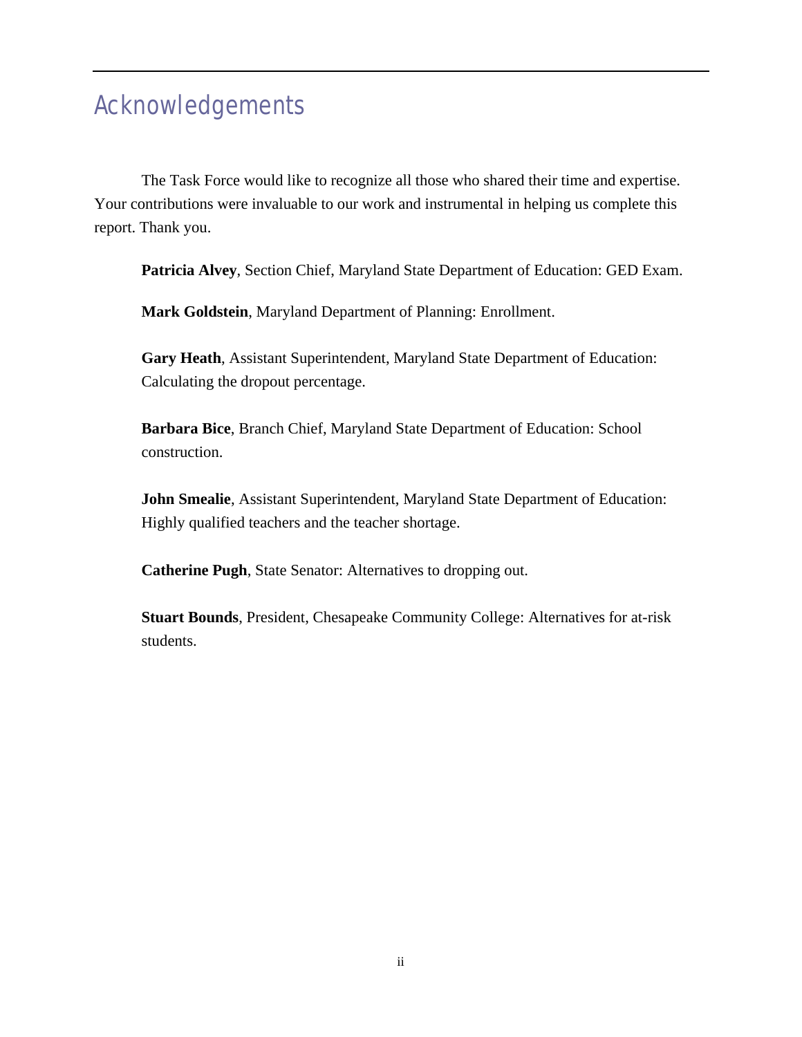# Acknowledgements

The Task Force would like to recognize all those who shared their time and expertise. Your contributions were invaluable to our work and instrumental in helping us complete this report. Thank you.

**Patricia Alvey**, Section Chief, Maryland State Department of Education: GED Exam.

**Mark Goldstein**, Maryland Department of Planning: Enrollment.

**Gary Heath**, Assistant Superintendent, Maryland State Department of Education: Calculating the dropout percentage.

**Barbara Bice**, Branch Chief, Maryland State Department of Education: School construction.

**John Smealie**, Assistant Superintendent, Maryland State Department of Education: Highly qualified teachers and the teacher shortage.

**Catherine Pugh**, State Senator: Alternatives to dropping out.

**Stuart Bounds**, President, Chesapeake Community College: Alternatives for at-risk students.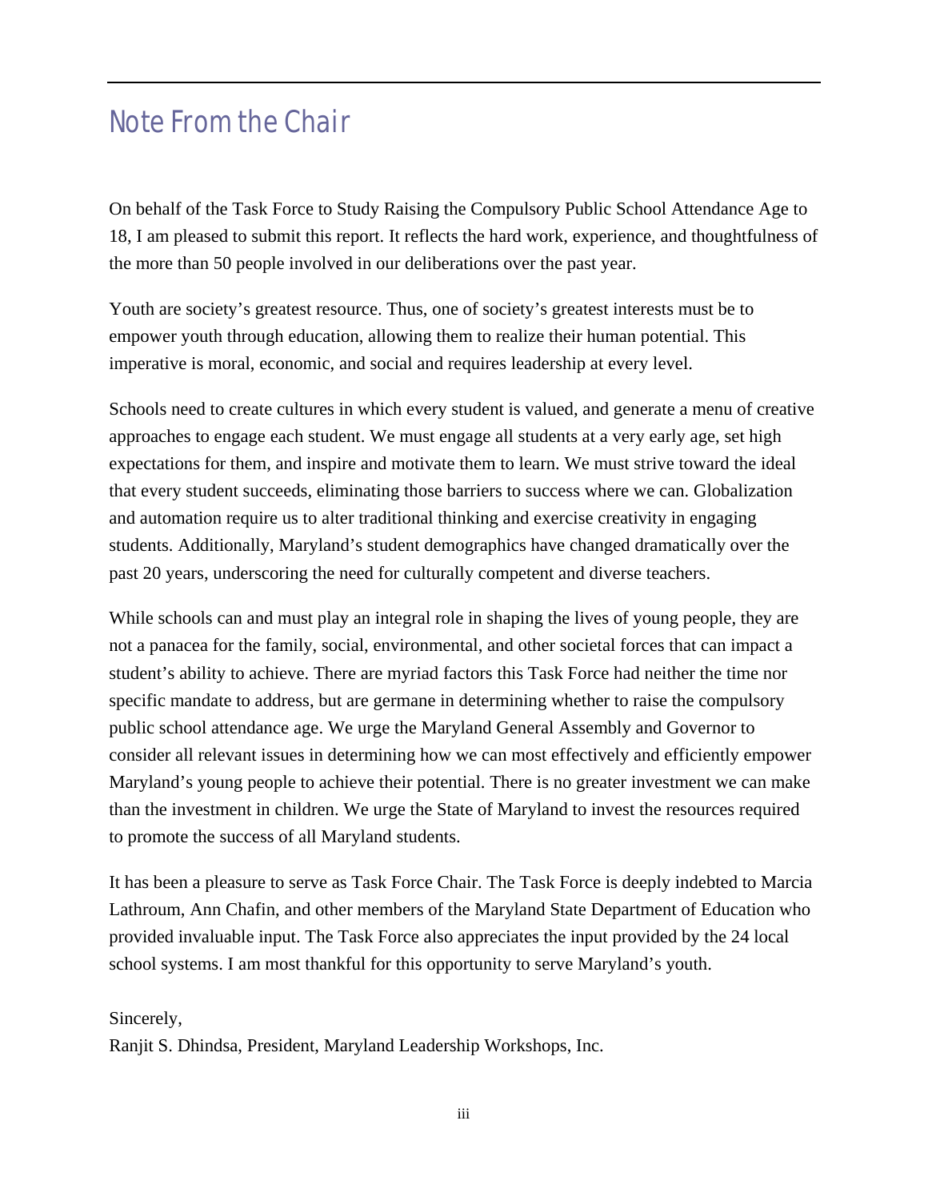# Note From the Chair

On behalf of the Task Force to Study Raising the Compulsory Public School Attendance Age to 18, I am pleased to submit this report. It reflects the hard work, experience, and thoughtfulness of the more than 50 people involved in our deliberations over the past year.

Youth are society's greatest resource. Thus, one of society's greatest interests must be to empower youth through education, allowing them to realize their human potential. This imperative is moral, economic, and social and requires leadership at every level.

Schools need to create cultures in which every student is valued, and generate a menu of creative approaches to engage each student. We must engage all students at a very early age, set high expectations for them, and inspire and motivate them to learn. We must strive toward the ideal that every student succeeds, eliminating those barriers to success where we can. Globalization and automation require us to alter traditional thinking and exercise creativity in engaging students. Additionally, Maryland's student demographics have changed dramatically over the past 20 years, underscoring the need for culturally competent and diverse teachers.

While schools can and must play an integral role in shaping the lives of young people, they are not a panacea for the family, social, environmental, and other societal forces that can impact a student's ability to achieve. There are myriad factors this Task Force had neither the time nor specific mandate to address, but are germane in determining whether to raise the compulsory public school attendance age. We urge the Maryland General Assembly and Governor to consider all relevant issues in determining how we can most effectively and efficiently empower Maryland's young people to achieve their potential. There is no greater investment we can make than the investment in children. We urge the State of Maryland to invest the resources required to promote the success of all Maryland students.

It has been a pleasure to serve as Task Force Chair. The Task Force is deeply indebted to Marcia Lathroum, Ann Chafin, and other members of the Maryland State Department of Education who provided invaluable input. The Task Force also appreciates the input provided by the 24 local school systems. I am most thankful for this opportunity to serve Maryland's youth.

Sincerely,
Ranjit S. Dhindsa, President, Maryland Leadership Workshops, Inc.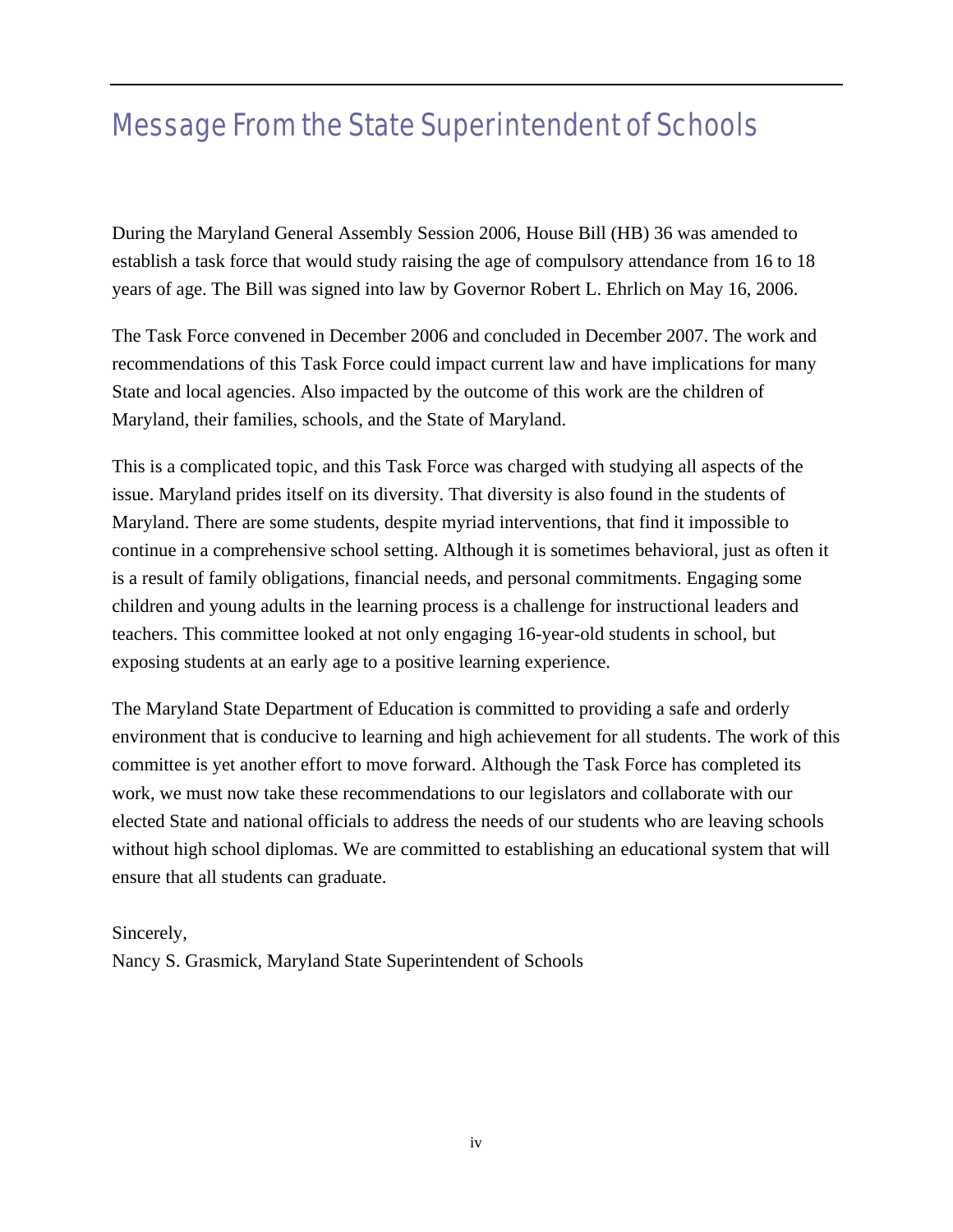# Message From the State Superintendent of Schools

During the Maryland General Assembly Session 2006, House Bill (HB) 36 was amended to establish a task force that would study raising the age of compulsory attendance from 16 to 18 years of age. The Bill was signed into law by Governor Robert L. Ehrlich on May 16, 2006.

The Task Force convened in December 2006 and concluded in December 2007. The work and recommendations of this Task Force could impact current law and have implications for many State and local agencies. Also impacted by the outcome of this work are the children of Maryland, their families, schools, and the State of Maryland.

This is a complicated topic, and this Task Force was charged with studying all aspects of the issue. Maryland prides itself on its diversity. That diversity is also found in the students of Maryland. There are some students, despite myriad interventions, that find it impossible to continue in a comprehensive school setting. Although it is sometimes behavioral, just as often it is a result of family obligations, financial needs, and personal commitments. Engaging some children and young adults in the learning process is a challenge for instructional leaders and teachers. This committee looked at not only engaging 16-year-old students in school, but exposing students at an early age to a positive learning experience.

The Maryland State Department of Education is committed to providing a safe and orderly environment that is conducive to learning and high achievement for all students. The work of this committee is yet another effort to move forward. Although the Task Force has completed its work, we must now take these recommendations to our legislators and collaborate with our elected State and national officials to address the needs of our students who are leaving schools without high school diplomas. We are committed to establishing an educational system that will ensure that all students can graduate.

Sincerely,
Nancy S. Grasmick, Maryland State Superintendent of Schools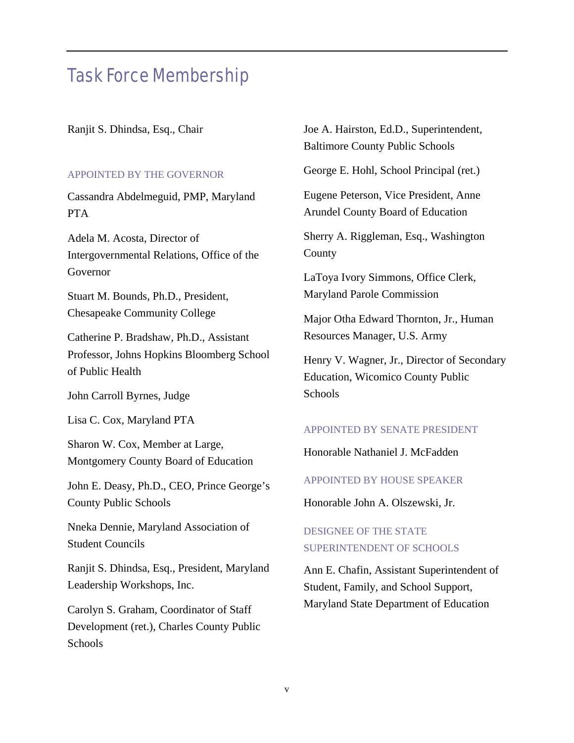# Task Force Membership

Ranjit S. Dhindsa, Esq., Chair

### APPOINTED BY THE GOVERNOR

Cassandra Abdelmeguid, PMP, Maryland PTA

Adela M. Acosta, Director of Intergovernmental Relations, Office of the Governor

Stuart M. Bounds, Ph.D., President, Chesapeake Community College

Catherine P. Bradshaw, Ph.D., Assistant Professor, Johns Hopkins Bloomberg School of Public Health

John Carroll Byrnes, Judge

Lisa C. Cox, Maryland PTA

Sharon W. Cox, Member at Large, Montgomery County Board of Education

John E. Deasy, Ph.D., CEO, Prince George's County Public Schools

Nneka Dennie, Maryland Association of Student Councils

Ranjit S. Dhindsa, Esq., President, Maryland Leadership Workshops, Inc.

Carolyn S. Graham, Coordinator of Staff Development (ret.), Charles County Public Schools

Joe A. Hairston, Ed.D., Superintendent, Baltimore County Public Schools

George E. Hohl, School Principal (ret.)

Eugene Peterson, Vice President, Anne Arundel County Board of Education

Sherry A. Riggleman, Esq., Washington County

LaToya Ivory Simmons, Office Clerk, Maryland Parole Commission

Major Otha Edward Thornton, Jr., Human Resources Manager, U.S. Army

Henry V. Wagner, Jr., Director of Secondary Education, Wicomico County Public Schools

### APPOINTED BY SENATE PRESIDENT

Honorable Nathaniel J. McFadden

### APPOINTED BY HOUSE SPEAKER

Honorable John A. Olszewski, Jr.

### DESIGNEE OF THE STATE SUPERINTENDENT OF SCHOOLS

Ann E. Chafin, Assistant Superintendent of Student, Family, and School Support, Maryland State Department of Education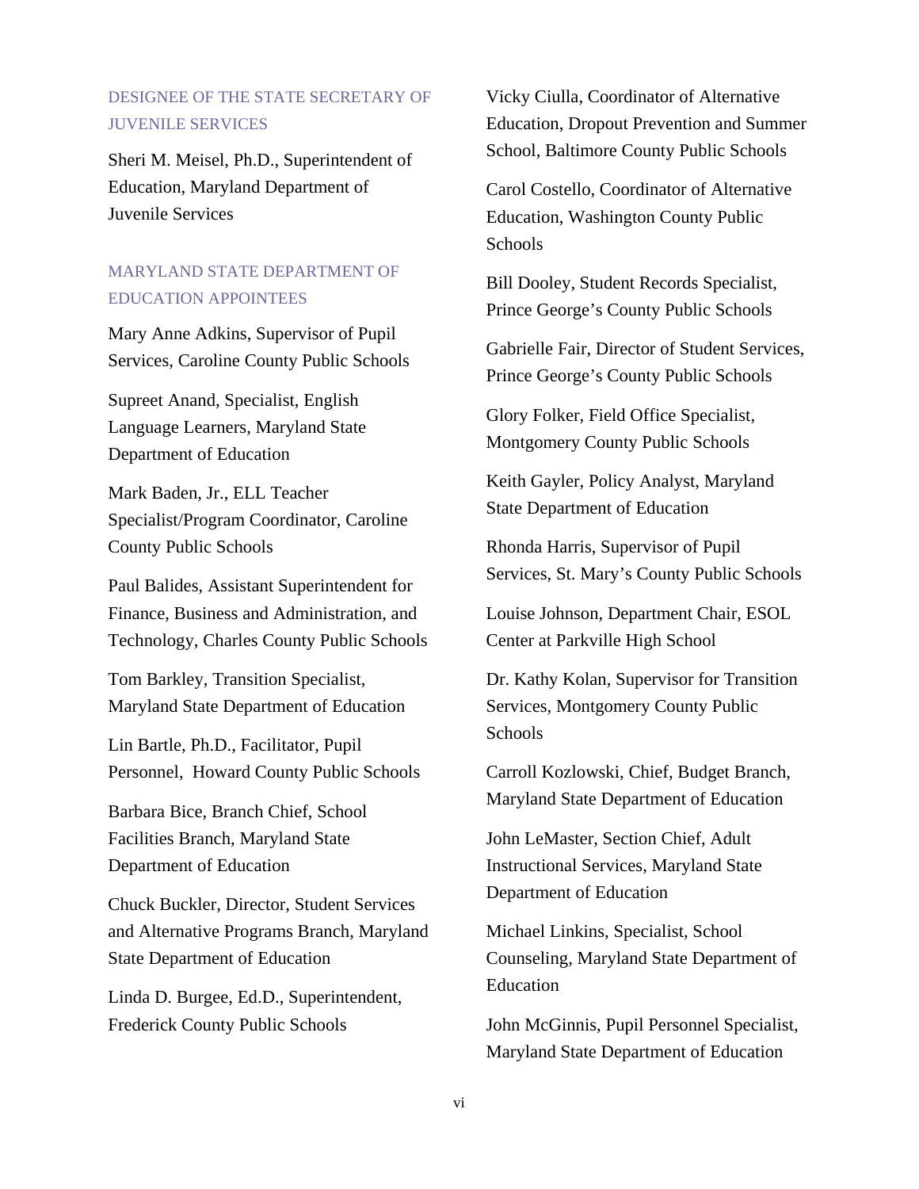### DESIGNEE OF THE STATE SECRETARY OF JUVENILE SERVICES

Sheri M. Meisel, Ph.D., Superintendent of Education, Maryland Department of Juvenile Services

### MARYLAND STATE DEPARTMENT OF EDUCATION APPOINTEES

Mary Anne Adkins, Supervisor of Pupil Services, Caroline County Public Schools

Supreet Anand, Specialist, English Language Learners, Maryland State Department of Education

Mark Baden, Jr., ELL Teacher Specialist/Program Coordinator, Caroline County Public Schools

Paul Balides, Assistant Superintendent for Finance, Business and Administration, and Technology, Charles County Public Schools

Tom Barkley, Transition Specialist, Maryland State Department of Education

Lin Bartle, Ph.D., Facilitator, Pupil Personnel, Howard County Public Schools

Barbara Bice, Branch Chief, School Facilities Branch, Maryland State Department of Education

Chuck Buckler, Director, Student Services and Alternative Programs Branch, Maryland State Department of Education

Linda D. Burgee, Ed.D., Superintendent, Frederick County Public Schools

Vicky Ciulla, Coordinator of Alternative Education, Dropout Prevention and Summer School, Baltimore County Public Schools

Carol Costello, Coordinator of Alternative Education, Washington County Public Schools

Bill Dooley, Student Records Specialist, Prince George's County Public Schools

Gabrielle Fair, Director of Student Services, Prince George's County Public Schools

Glory Folker, Field Office Specialist, Montgomery County Public Schools

Keith Gayler, Policy Analyst, Maryland State Department of Education

Rhonda Harris, Supervisor of Pupil Services, St. Mary's County Public Schools

Louise Johnson, Department Chair, ESOL Center at Parkville High School

Dr. Kathy Kolan, Supervisor for Transition Services, Montgomery County Public Schools

Carroll Kozlowski, Chief, Budget Branch, Maryland State Department of Education

John LeMaster, Section Chief, Adult Instructional Services, Maryland State Department of Education

Michael Linkins, Specialist, School Counseling, Maryland State Department of Education

John McGinnis, Pupil Personnel Specialist, Maryland State Department of Education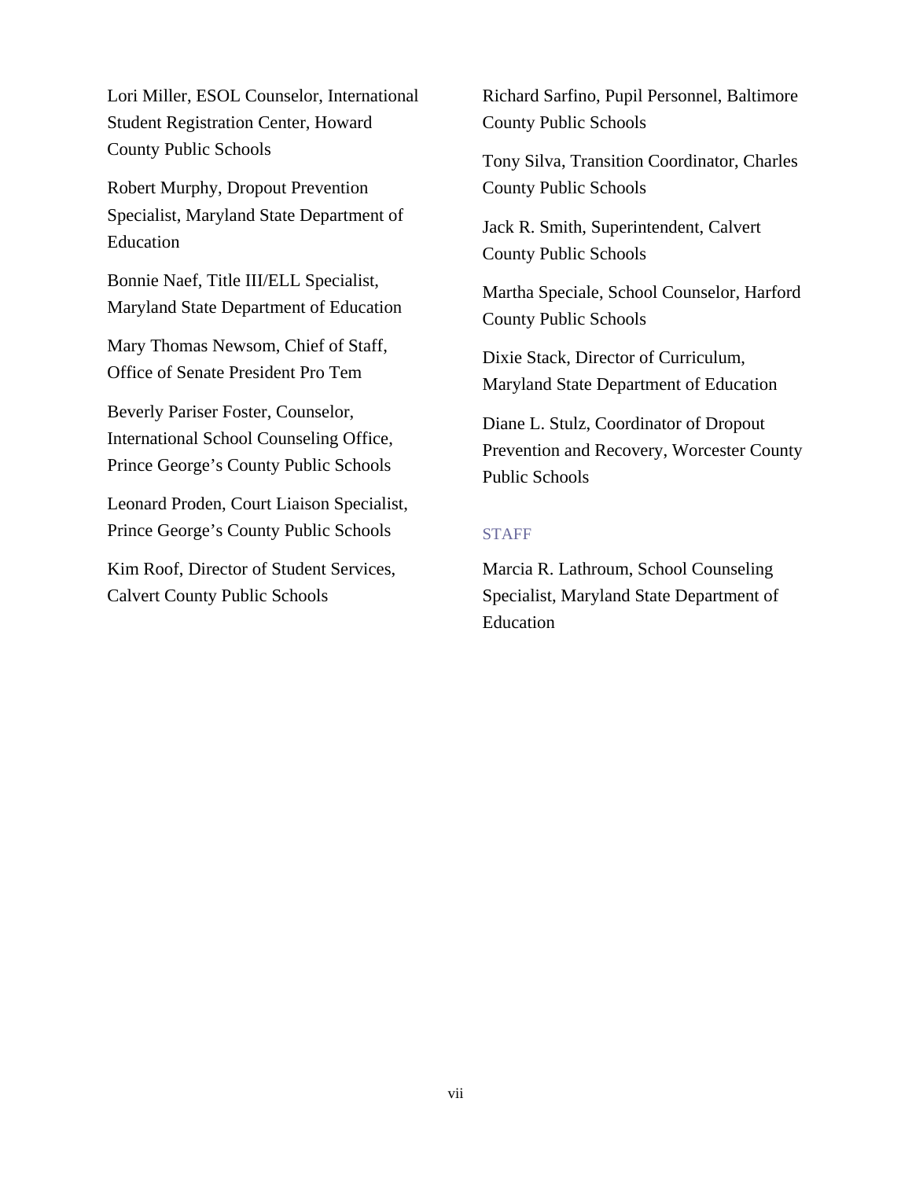Lori Miller, ESOL Counselor, International Student Registration Center, Howard County Public Schools

Robert Murphy, Dropout Prevention Specialist, Maryland State Department of Education

Bonnie Naef, Title III/ELL Specialist, Maryland State Department of Education

Mary Thomas Newsom, Chief of Staff, Office of Senate President Pro Tem

Beverly Pariser Foster, Counselor, International School Counseling Office, Prince George's County Public Schools

Leonard Proden, Court Liaison Specialist, Prince George's County Public Schools

Kim Roof, Director of Student Services, Calvert County Public Schools

Richard Sarfino, Pupil Personnel, Baltimore County Public Schools

Tony Silva, Transition Coordinator, Charles County Public Schools

Jack R. Smith, Superintendent, Calvert County Public Schools

Martha Speciale, School Counselor, Harford County Public Schools

Dixie Stack, Director of Curriculum, Maryland State Department of Education

Diane L. Stulz, Coordinator of Dropout Prevention and Recovery, Worcester County Public Schools

### STAFF

Marcia R. Lathroum, School Counseling Specialist, Maryland State Department of Education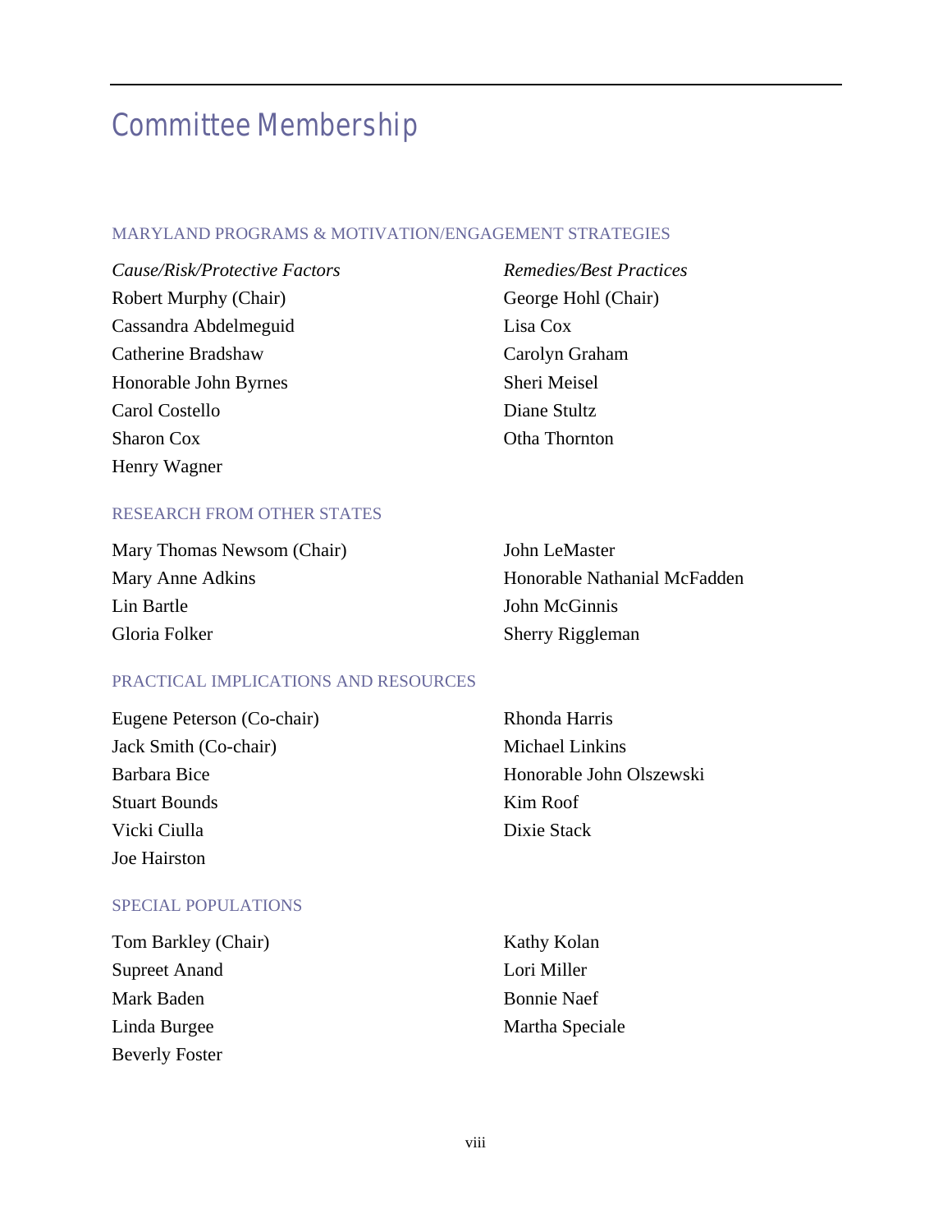# Committee Membership

## MARYLAND PROGRAMS & MOTIVATION/ENGAGEMENT STRATEGIES

*Cause/Risk/Protective Factors*

Robert Murphy (Chair)
Cassandra Abdelmeguid
Catherine Bradshaw
Honorable John Byrnes
Carol Costello
Sharon Cox
Henry Wagner

*Remedies/Best Practices*

George Hohl (Chair)
Lisa Cox
Carolyn Graham
Sheri Meisel
Diane Stultz
Otha Thornton

## RESEARCH FROM OTHER STATES

Mary Thomas Newsom (Chair)
Mary Anne Adkins
Lin Bartle
Gloria Folker
John LeMaster
Honorable Nathanial McFadden
John McGinnis
Sherry Riggleman

## PRACTICAL IMPLICATIONS AND RESOURCES

Eugene Peterson (Co-chair)
Jack Smith (Co-chair)
Barbara Bice
Stuart Bounds
Vicki Ciulla
Joe Hairston
Rhonda Harris
Michael Linkins
Honorable John Olszewski
Kim Roof
Dixie Stack

## SPECIAL POPULATIONS

Tom Barkley (Chair)
Supreet Anand
Mark Baden
Linda Burgee
Beverly Foster
Kathy Kolan
Lori Miller
Bonnie Naef
Martha Speciale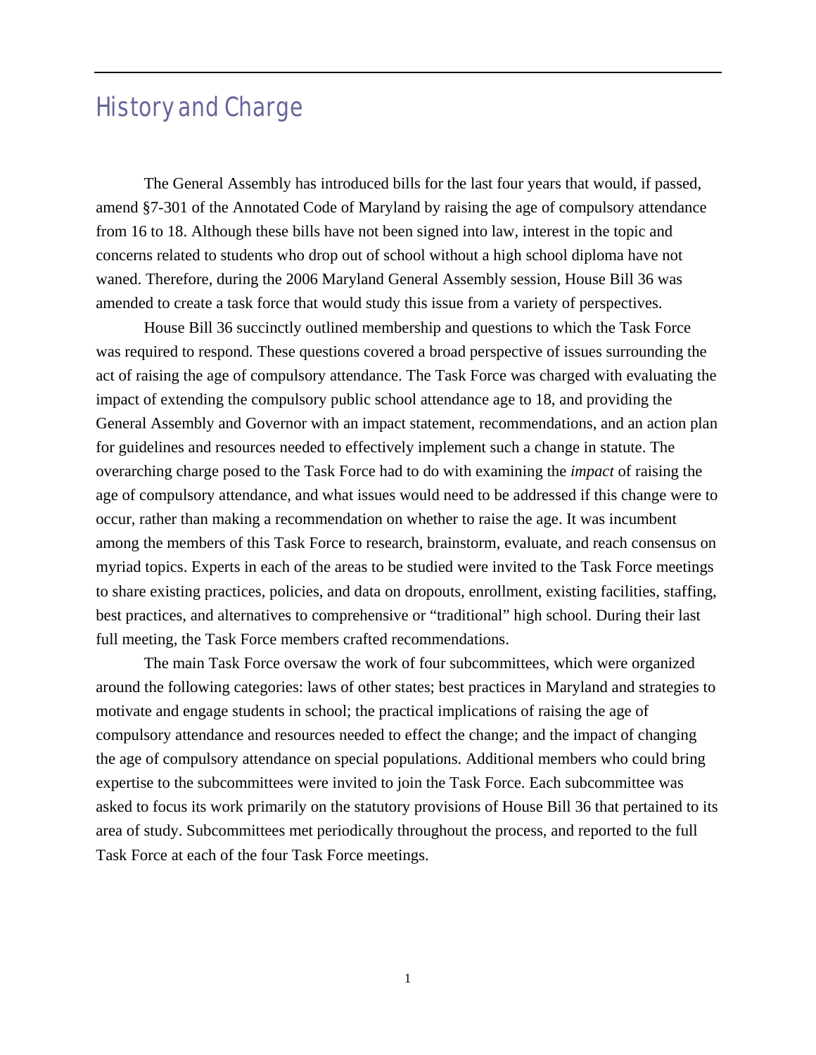## History and Charge

The General Assembly has introduced bills for the last four years that would, if passed, amend §7-301 of the Annotated Code of Maryland by raising the age of compulsory attendance from 16 to 18. Although these bills have not been signed into law, interest in the topic and concerns related to students who drop out of school without a high school diploma have not waned. Therefore, during the 2006 Maryland General Assembly session, House Bill 36 was amended to create a task force that would study this issue from a variety of perspectives.

House Bill 36 succinctly outlined membership and questions to which the Task Force was required to respond. These questions covered a broad perspective of issues surrounding the act of raising the age of compulsory attendance. The Task Force was charged with evaluating the impact of extending the compulsory public school attendance age to 18, and providing the General Assembly and Governor with an impact statement, recommendations, and an action plan for guidelines and resources needed to effectively implement such a change in statute. The overarching charge posed to the Task Force had to do with examining the *impact* of raising the age of compulsory attendance, and what issues would need to be addressed if this change were to occur, rather than making a recommendation on whether to raise the age. It was incumbent among the members of this Task Force to research, brainstorm, evaluate, and reach consensus on myriad topics. Experts in each of the areas to be studied were invited to the Task Force meetings to share existing practices, policies, and data on dropouts, enrollment, existing facilities, staffing, best practices, and alternatives to comprehensive or "traditional" high school. During their last full meeting, the Task Force members crafted recommendations.

The main Task Force oversaw the work of four subcommittees, which were organized around the following categories: laws of other states; best practices in Maryland and strategies to motivate and engage students in school; the practical implications of raising the age of compulsory attendance and resources needed to effect the change; and the impact of changing the age of compulsory attendance on special populations. Additional members who could bring expertise to the subcommittees were invited to join the Task Force. Each subcommittee was asked to focus its work primarily on the statutory provisions of House Bill 36 that pertained to its area of study. Subcommittees met periodically throughout the process, and reported to the full Task Force at each of the four Task Force meetings.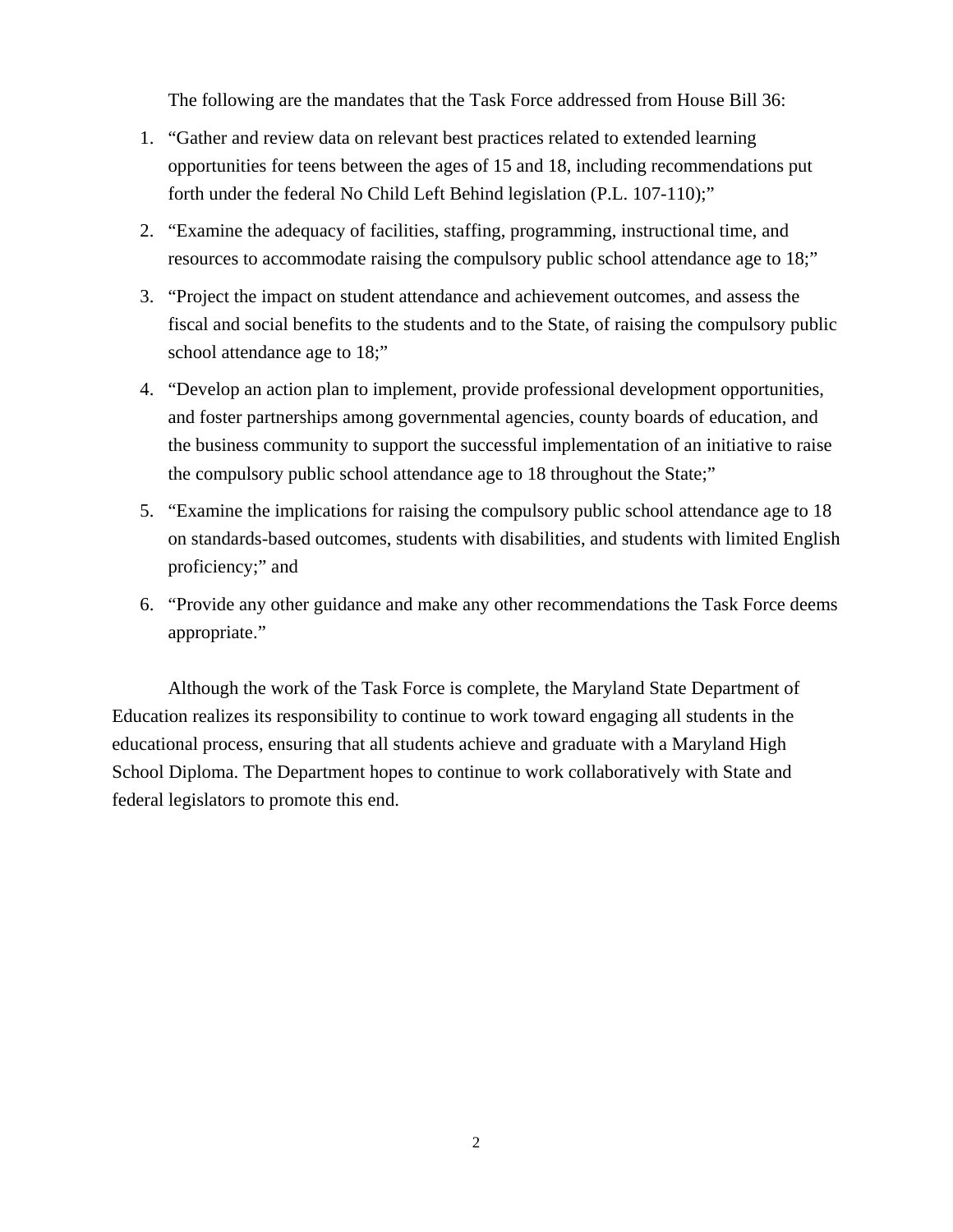The following are the mandates that the Task Force addressed from House Bill 36:

1. "Gather and review data on relevant best practices related to extended learning opportunities for teens between the ages of 15 and 18, including recommendations put forth under the federal No Child Left Behind legislation (P.L. 107-110);"
2. "Examine the adequacy of facilities, staffing, programming, instructional time, and resources to accommodate raising the compulsory public school attendance age to 18;"
3. "Project the impact on student attendance and achievement outcomes, and assess the fiscal and social benefits to the students and to the State, of raising the compulsory public school attendance age to 18;"
4. "Develop an action plan to implement, provide professional development opportunities, and foster partnerships among governmental agencies, county boards of education, and the business community to support the successful implementation of an initiative to raise the compulsory public school attendance age to 18 throughout the State;"
5. "Examine the implications for raising the compulsory public school attendance age to 18 on standards-based outcomes, students with disabilities, and students with limited English proficiency;" and
6. "Provide any other guidance and make any other recommendations the Task Force deems appropriate."

Although the work of the Task Force is complete, the Maryland State Department of Education realizes its responsibility to continue to work toward engaging all students in the educational process, ensuring that all students achieve and graduate with a Maryland High School Diploma. The Department hopes to continue to work collaboratively with State and federal legislators to promote this end.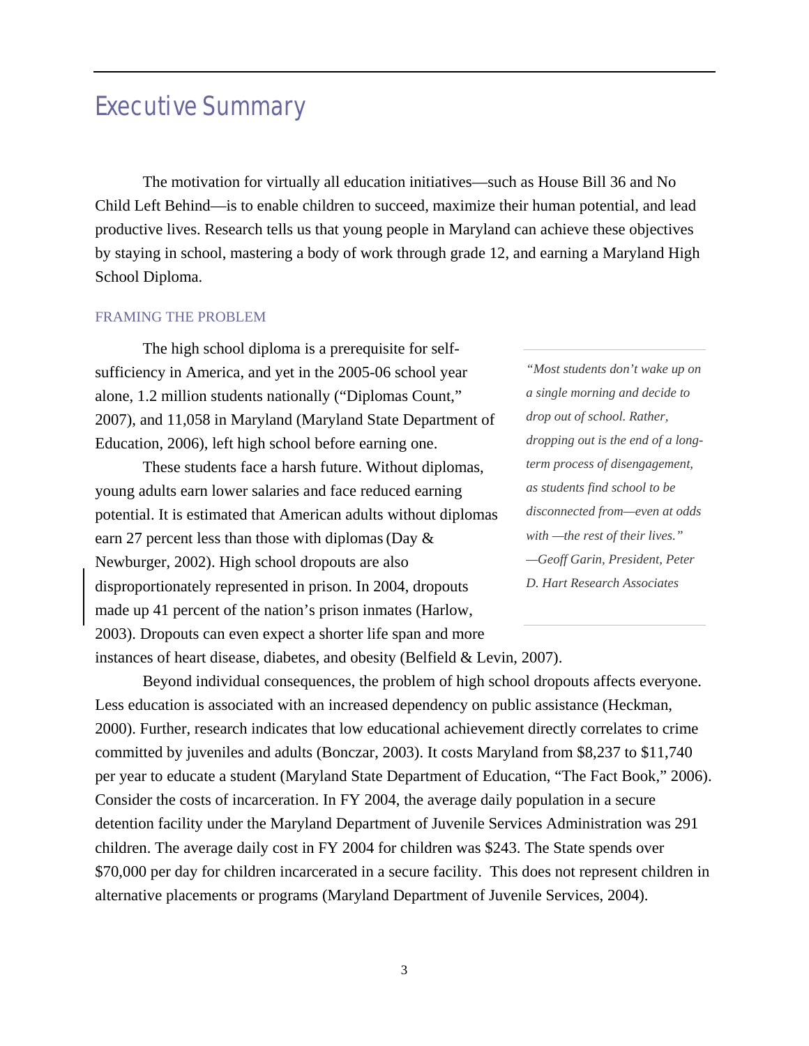# Executive Summary

The motivation for virtually all education initiatives—such as House Bill 36 and No Child Left Behind—is to enable children to succeed, maximize their human potential, and lead productive lives. Research tells us that young people in Maryland can achieve these objectives by staying in school, mastering a body of work through grade 12, and earning a Maryland High School Diploma.

## FRAMING THE PROBLEM

The high school diploma is a prerequisite for self-sufficiency in America, and yet in the 2005-06 school year alone, 1.2 million students nationally ("Diplomas Count," 2007), and 11,058 in Maryland (Maryland State Department of Education, 2006), left high school before earning one.

> *"Most students don't wake up on a single morning and decide to drop out of school. Rather, dropping out is the end of a long-term process of disengagement, as students find school to be disconnected from—even at odds with —the rest of their lives."*
> *—Geoff Garin, President, Peter D. Hart Research Associates*

These students face a harsh future. Without diplomas, young adults earn lower salaries and face reduced earning potential. It is estimated that American adults without diplomas earn 27 percent less than those with diplomas (Day & Newburger, 2002). High school dropouts are also disproportionately represented in prison. In 2004, dropouts made up 41 percent of the nation's prison inmates (Harlow, 2003). Dropouts can even expect a shorter life span and more instances of heart disease, diabetes, and obesity (Belfield & Levin, 2007).

Beyond individual consequences, the problem of high school dropouts affects everyone. Less education is associated with an increased dependency on public assistance (Heckman, 2000). Further, research indicates that low educational achievement directly correlates to crime committed by juveniles and adults (Bonczar, 2003). It costs Maryland from $8,237 to $11,740 per year to educate a student (Maryland State Department of Education, "The Fact Book," 2006). Consider the costs of incarceration. In FY 2004, the average daily population in a secure detention facility under the Maryland Department of Juvenile Services Administration was 291 children. The average daily cost in FY 2004 for children was $243. The State spends over $70,000 per day for children incarcerated in a secure facility. This does not represent children in alternative placements or programs (Maryland Department of Juvenile Services, 2004).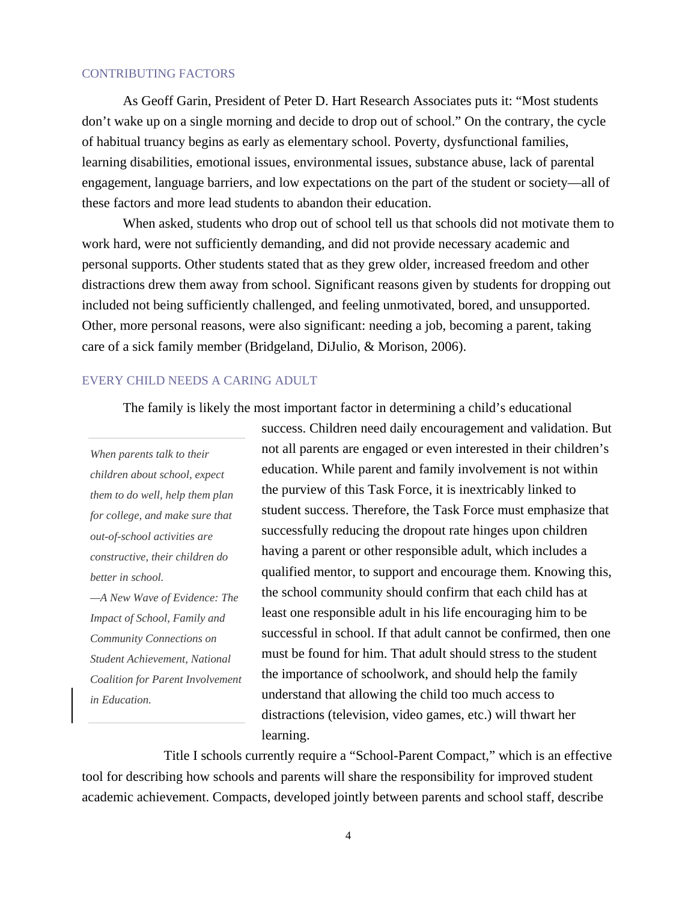## CONTRIBUTING FACTORS

As Geoff Garin, President of Peter D. Hart Research Associates puts it: "Most students don't wake up on a single morning and decide to drop out of school." On the contrary, the cycle of habitual truancy begins as early as elementary school. Poverty, dysfunctional families, learning disabilities, emotional issues, environmental issues, substance abuse, lack of parental engagement, language barriers, and low expectations on the part of the student or society—all of these factors and more lead students to abandon their education.

When asked, students who drop out of school tell us that schools did not motivate them to work hard, were not sufficiently demanding, and did not provide necessary academic and personal supports. Other students stated that as they grew older, increased freedom and other distractions drew them away from school. Significant reasons given by students for dropping out included not being sufficiently challenged, and feeling unmotivated, bored, and unsupported. Other, more personal reasons, were also significant: needing a job, becoming a parent, taking care of a sick family member (Bridgeland, DiJulio, & Morison, 2006).

## EVERY CHILD NEEDS A CARING ADULT

The family is likely the most important factor in determining a child's educational success. Children need daily encouragement and validation. But not all parents are engaged or even interested in their children's education. While parent and family involvement is not within the purview of this Task Force, it is inextricably linked to student success. Therefore, the Task Force must emphasize that successfully reducing the dropout rate hinges upon children having a parent or other responsible adult, which includes a qualified mentor, to support and encourage them. Knowing this, the school community should confirm that each child has at least one responsible adult in his life encouraging him to be successful in school. If that adult cannot be confirmed, then one must be found for him. That adult should stress to the student the importance of schoolwork, and should help the family understand that allowing the child too much access to distractions (television, video games, etc.) will thwart her learning.

> *When parents talk to their children about school, expect them to do well, help them plan for college, and make sure that out-of-school activities are constructive, their children do better in school.*
>
> *—A New Wave of Evidence: The Impact of School, Family and Community Connections on Student Achievement, National Coalition for Parent Involvement in Education.*

Title I schools currently require a "School-Parent Compact," which is an effective tool for describing how schools and parents will share the responsibility for improved student academic achievement. Compacts, developed jointly between parents and school staff, describe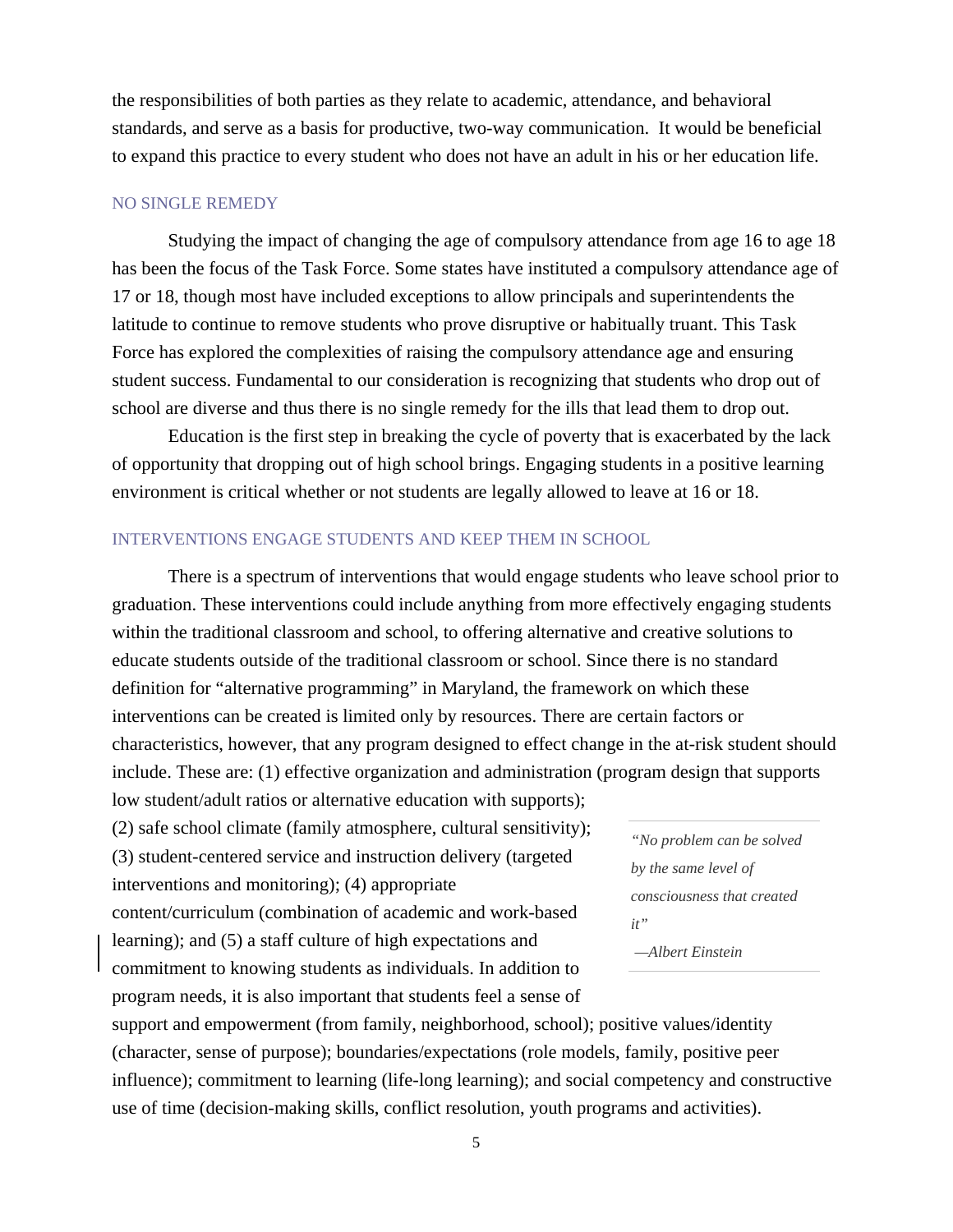the responsibilities of both parties as they relate to academic, attendance, and behavioral standards, and serve as a basis for productive, two-way communication. It would be beneficial to expand this practice to every student who does not have an adult in his or her education life.

## NO SINGLE REMEDY

Studying the impact of changing the age of compulsory attendance from age 16 to age 18 has been the focus of the Task Force. Some states have instituted a compulsory attendance age of 17 or 18, though most have included exceptions to allow principals and superintendents the latitude to continue to remove students who prove disruptive or habitually truant. This Task Force has explored the complexities of raising the compulsory attendance age and ensuring student success. Fundamental to our consideration is recognizing that students who drop out of school are diverse and thus there is no single remedy for the ills that lead them to drop out.

Education is the first step in breaking the cycle of poverty that is exacerbated by the lack of opportunity that dropping out of high school brings. Engaging students in a positive learning environment is critical whether or not students are legally allowed to leave at 16 or 18.

## INTERVENTIONS ENGAGE STUDENTS AND KEEP THEM IN SCHOOL

There is a spectrum of interventions that would engage students who leave school prior to graduation. These interventions could include anything from more effectively engaging students within the traditional classroom and school, to offering alternative and creative solutions to educate students outside of the traditional classroom or school. Since there is no standard definition for "alternative programming" in Maryland, the framework on which these interventions can be created is limited only by resources. There are certain factors or characteristics, however, that any program designed to effect change in the at-risk student should include. These are: (1) effective organization and administration (program design that supports low student/adult ratios or alternative education with supports); (2) safe school climate (family atmosphere, cultural sensitivity); (3) student-centered service and instruction delivery (targeted interventions and monitoring); (4) appropriate content/curriculum (combination of academic and work-based learning); and (5) a staff culture of high expectations and commitment to knowing students as individuals. In addition to program needs, it is also important that students feel a sense of support and empowerment (from family, neighborhood, school); positive values/identity (character, sense of purpose); boundaries/expectations (role models, family, positive peer influence); commitment to learning (life-long learning); and social competency and constructive use of time (decision-making skills, conflict resolution, youth programs and activities).

> *"No problem can be solved by the same level of consciousness that created it"*
>
> *—Albert Einstein*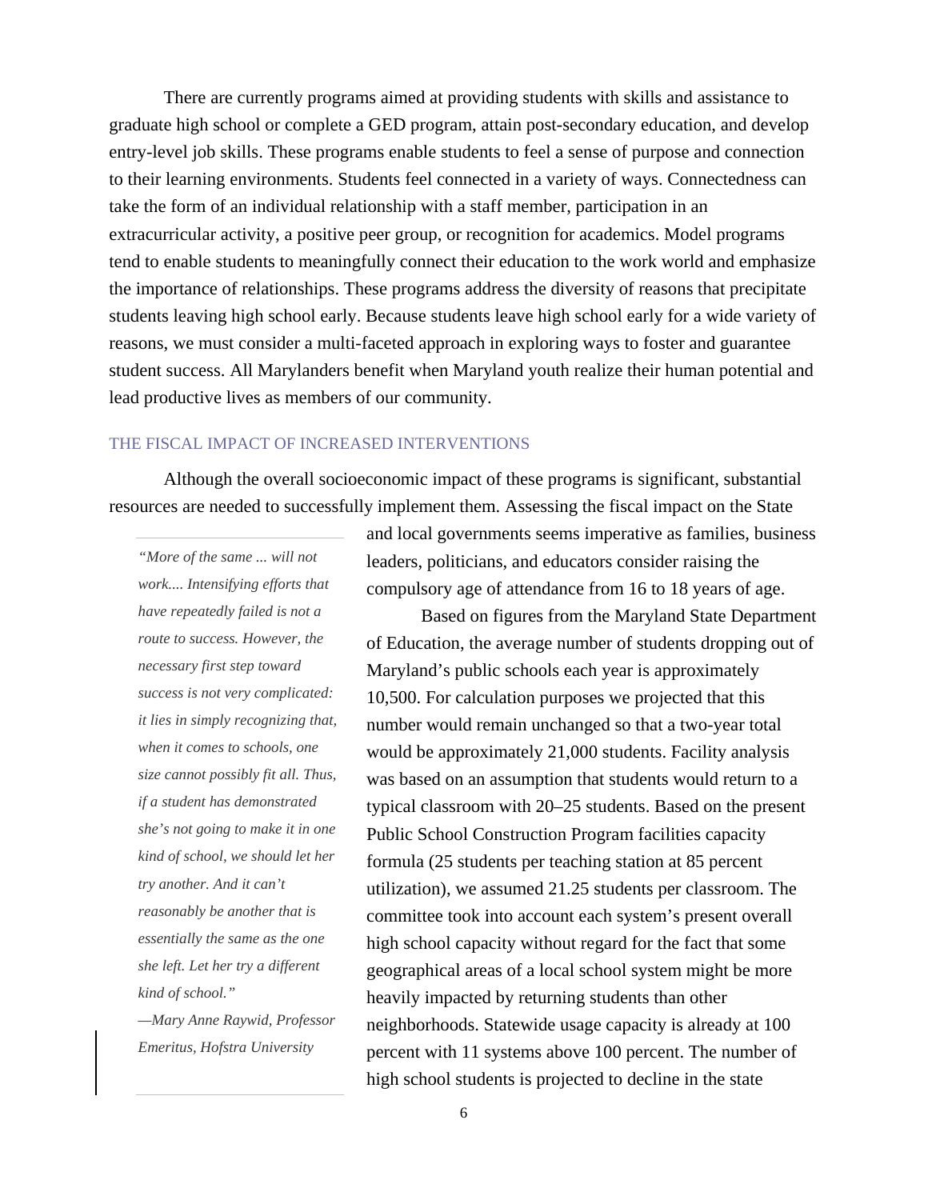There are currently programs aimed at providing students with skills and assistance to graduate high school or complete a GED program, attain post-secondary education, and develop entry-level job skills. These programs enable students to feel a sense of purpose and connection to their learning environments. Students feel connected in a variety of ways. Connectedness can take the form of an individual relationship with a staff member, participation in an extracurricular activity, a positive peer group, or recognition for academics. Model programs tend to enable students to meaningfully connect their education to the work world and emphasize the importance of relationships. These programs address the diversity of reasons that precipitate students leaving high school early. Because students leave high school early for a wide variety of reasons, we must consider a multi-faceted approach in exploring ways to foster and guarantee student success. All Marylanders benefit when Maryland youth realize their human potential and lead productive lives as members of our community.

## THE FISCAL IMPACT OF INCREASED INTERVENTIONS

Although the overall socioeconomic impact of these programs is significant, substantial resources are needed to successfully implement them. Assessing the fiscal impact on the State and local governments seems imperative as families, business leaders, politicians, and educators consider raising the compulsory age of attendance from 16 to 18 years of age.

> *"More of the same ... will not work.... Intensifying efforts that have repeatedly failed is not a route to success. However, the necessary first step toward success is not very complicated: it lies in simply recognizing that, when it comes to schools, one size cannot possibly fit all. Thus, if a student has demonstrated she's not going to make it in one kind of school, we should let her try another. And it can't reasonably be another that is essentially the same as the one she left. Let her try a different kind of school."*
>
> *—Mary Anne Raywid, Professor Emeritus, Hofstra University*

Based on figures from the Maryland State Department of Education, the average number of students dropping out of Maryland's public schools each year is approximately 10,500. For calculation purposes we projected that this number would remain unchanged so that a two-year total would be approximately 21,000 students. Facility analysis was based on an assumption that students would return to a typical classroom with 20–25 students. Based on the present Public School Construction Program facilities capacity formula (25 students per teaching station at 85 percent utilization), we assumed 21.25 students per classroom. The committee took into account each system's present overall high school capacity without regard for the fact that some geographical areas of a local school system might be more heavily impacted by returning students than other neighborhoods. Statewide usage capacity is already at 100 percent with 11 systems above 100 percent. The number of high school students is projected to decline in the state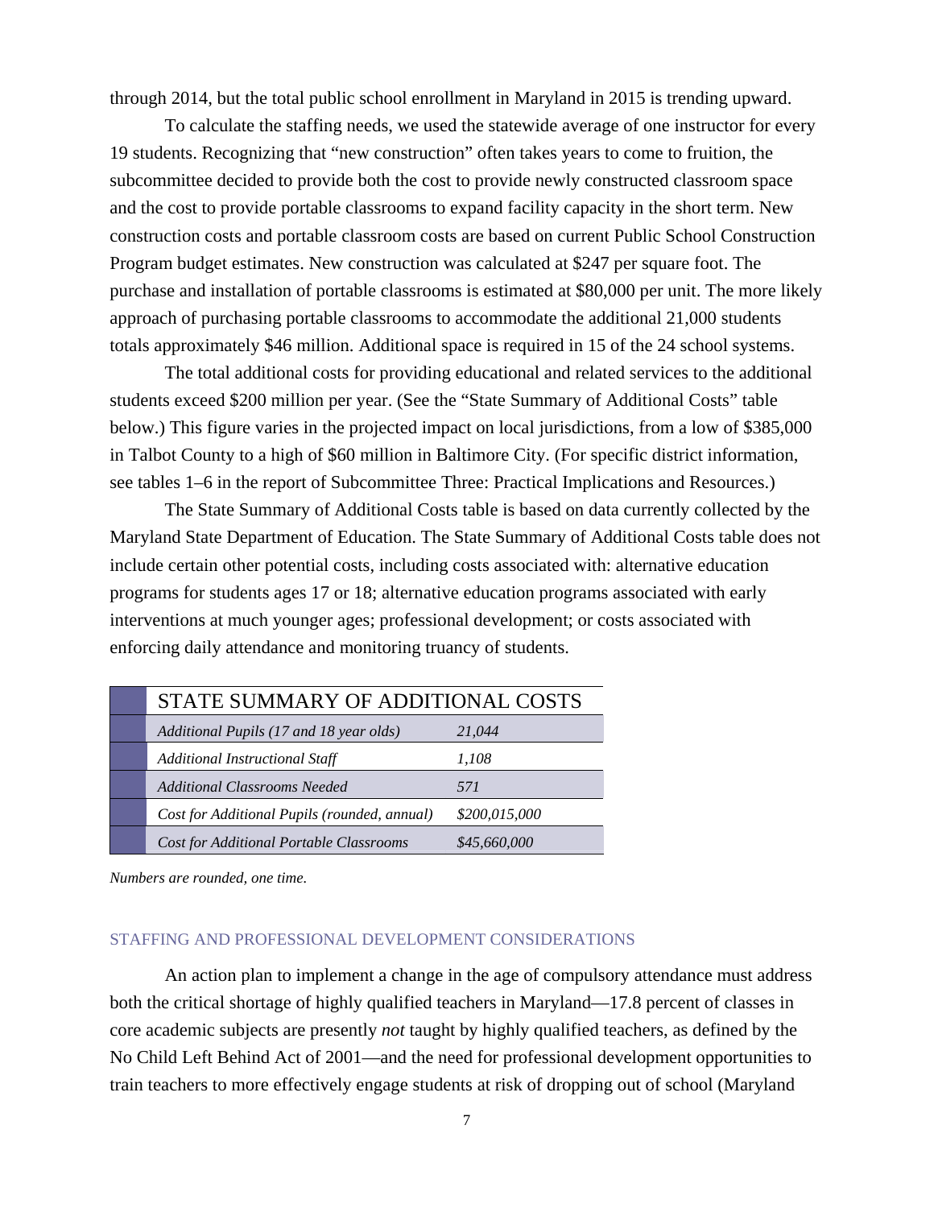through 2014, but the total public school enrollment in Maryland in 2015 is trending upward.

To calculate the staffing needs, we used the statewide average of one instructor for every 19 students. Recognizing that "new construction" often takes years to come to fruition, the subcommittee decided to provide both the cost to provide newly constructed classroom space and the cost to provide portable classrooms to expand facility capacity in the short term. New construction costs and portable classroom costs are based on current Public School Construction Program budget estimates. New construction was calculated at $247 per square foot. The purchase and installation of portable classrooms is estimated at $80,000 per unit. The more likely approach of purchasing portable classrooms to accommodate the additional 21,000 students totals approximately $46 million. Additional space is required in 15 of the 24 school systems.

The total additional costs for providing educational and related services to the additional students exceed $200 million per year. (See the "State Summary of Additional Costs" table below.) This figure varies in the projected impact on local jurisdictions, from a low of $385,000 in Talbot County to a high of $60 million in Baltimore City. (For specific district information, see tables 1–6 in the report of Subcommittee Three: Practical Implications and Resources.)

The State Summary of Additional Costs table is based on data currently collected by the Maryland State Department of Education. The State Summary of Additional Costs table does not include certain other potential costs, including costs associated with: alternative education programs for students ages 17 or 18; alternative education programs associated with early interventions at much younger ages; professional development; or costs associated with enforcing daily attendance and monitoring truancy of students.

| STATE SUMMARY OF ADDITIONAL COSTS | |
|---|---|
| *Additional Pupils (17 and 18 year olds)* | *21,044* |
| *Additional Instructional Staff* | *1,108* |
| *Additional Classrooms Needed* | *571* |
| *Cost for Additional Pupils (rounded, annual)* | *$200,015,000* |
| *Cost for Additional Portable Classrooms* | *$45,660,000* |

*Numbers are rounded, one time.*

## STAFFING AND PROFESSIONAL DEVELOPMENT CONSIDERATIONS

An action plan to implement a change in the age of compulsory attendance must address both the critical shortage of highly qualified teachers in Maryland—17.8 percent of classes in core academic subjects are presently *not* taught by highly qualified teachers, as defined by the No Child Left Behind Act of 2001—and the need for professional development opportunities to train teachers to more effectively engage students at risk of dropping out of school (Maryland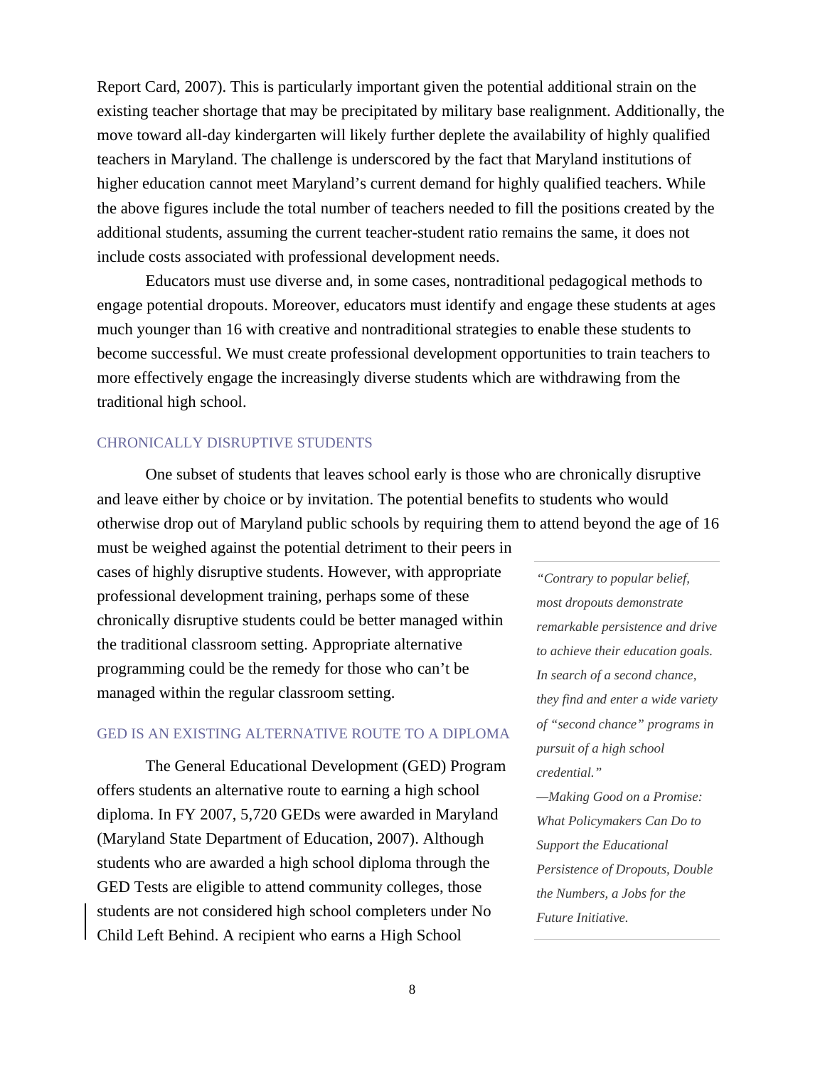Report Card, 2007). This is particularly important given the potential additional strain on the existing teacher shortage that may be precipitated by military base realignment. Additionally, the move toward all-day kindergarten will likely further deplete the availability of highly qualified teachers in Maryland. The challenge is underscored by the fact that Maryland institutions of higher education cannot meet Maryland's current demand for highly qualified teachers. While the above figures include the total number of teachers needed to fill the positions created by the additional students, assuming the current teacher-student ratio remains the same, it does not include costs associated with professional development needs.

Educators must use diverse and, in some cases, nontraditional pedagogical methods to engage potential dropouts. Moreover, educators must identify and engage these students at ages much younger than 16 with creative and nontraditional strategies to enable these students to become successful. We must create professional development opportunities to train teachers to more effectively engage the increasingly diverse students which are withdrawing from the traditional high school.

## CHRONICALLY DISRUPTIVE STUDENTS

One subset of students that leaves school early is those who are chronically disruptive and leave either by choice or by invitation. The potential benefits to students who would otherwise drop out of Maryland public schools by requiring them to attend beyond the age of 16 must be weighed against the potential detriment to their peers in cases of highly disruptive students. However, with appropriate professional development training, perhaps some of these chronically disruptive students could be better managed within the traditional classroom setting. Appropriate alternative programming could be the remedy for those who can't be managed within the regular classroom setting.

> *"Contrary to popular belief, most dropouts demonstrate remarkable persistence and drive to achieve their education goals. In search of a second chance, they find and enter a wide variety of "second chance" programs in pursuit of a high school credential."*
>
> *—Making Good on a Promise: What Policymakers Can Do to Support the Educational Persistence of Dropouts, Double the Numbers, a Jobs for the Future Initiative.*

## GED IS AN EXISTING ALTERNATIVE ROUTE TO A DIPLOMA

The General Educational Development (GED) Program offers students an alternative route to earning a high school diploma. In FY 2007, 5,720 GEDs were awarded in Maryland (Maryland State Department of Education, 2007). Although students who are awarded a high school diploma through the GED Tests are eligible to attend community colleges, those students are not considered high school completers under No Child Left Behind. A recipient who earns a High School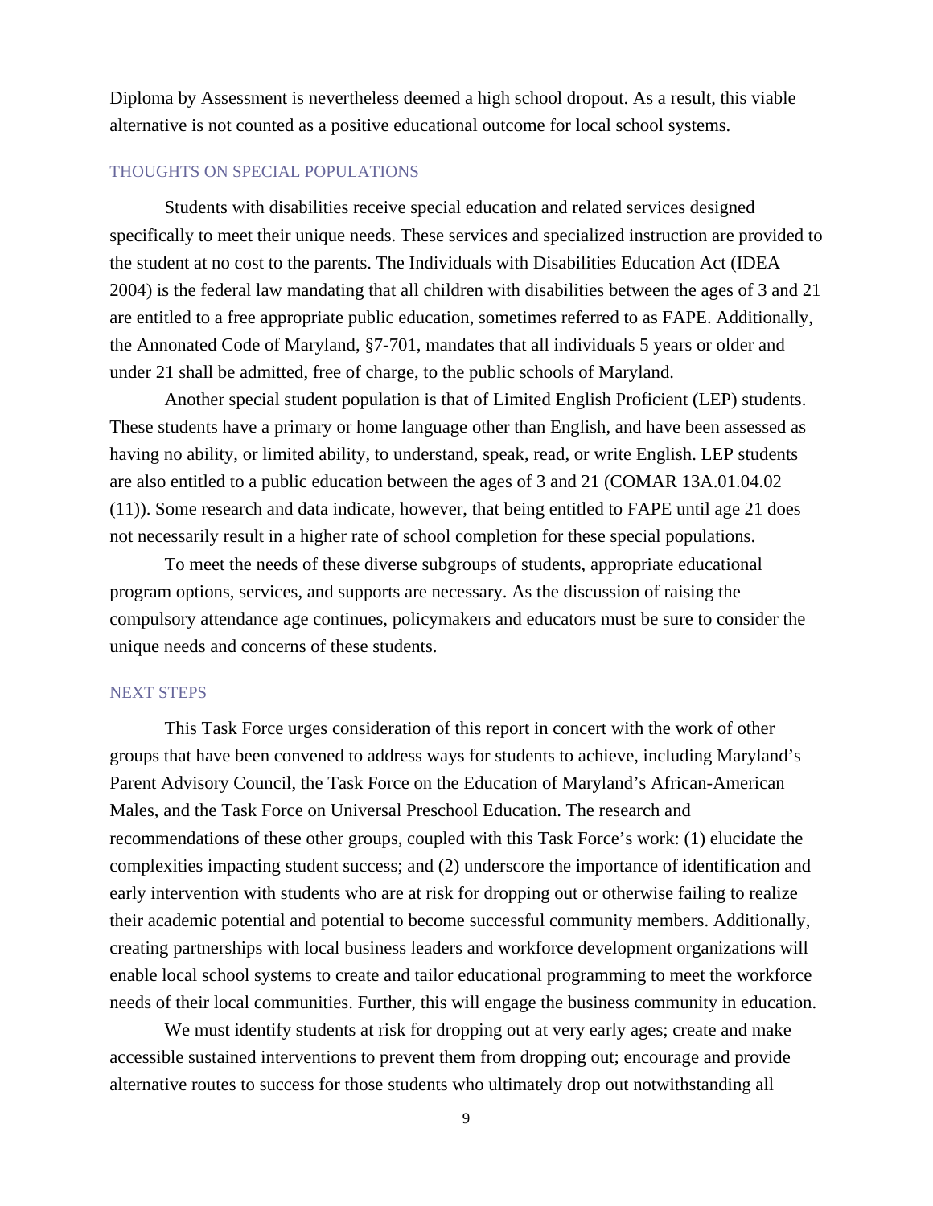Diploma by Assessment is nevertheless deemed a high school dropout. As a result, this viable alternative is not counted as a positive educational outcome for local school systems.

### THOUGHTS ON SPECIAL POPULATIONS

Students with disabilities receive special education and related services designed specifically to meet their unique needs. These services and specialized instruction are provided to the student at no cost to the parents. The Individuals with Disabilities Education Act (IDEA 2004) is the federal law mandating that all children with disabilities between the ages of 3 and 21 are entitled to a free appropriate public education, sometimes referred to as FAPE. Additionally, the Annonated Code of Maryland, §7-701, mandates that all individuals 5 years or older and under 21 shall be admitted, free of charge, to the public schools of Maryland.

Another special student population is that of Limited English Proficient (LEP) students. These students have a primary or home language other than English, and have been assessed as having no ability, or limited ability, to understand, speak, read, or write English. LEP students are also entitled to a public education between the ages of 3 and 21 (COMAR 13A.01.04.02 (11)). Some research and data indicate, however, that being entitled to FAPE until age 21 does not necessarily result in a higher rate of school completion for these special populations.

To meet the needs of these diverse subgroups of students, appropriate educational program options, services, and supports are necessary. As the discussion of raising the compulsory attendance age continues, policymakers and educators must be sure to consider the unique needs and concerns of these students.

### NEXT STEPS

This Task Force urges consideration of this report in concert with the work of other groups that have been convened to address ways for students to achieve, including Maryland's Parent Advisory Council, the Task Force on the Education of Maryland's African-American Males, and the Task Force on Universal Preschool Education. The research and recommendations of these other groups, coupled with this Task Force's work: (1) elucidate the complexities impacting student success; and (2) underscore the importance of identification and early intervention with students who are at risk for dropping out or otherwise failing to realize their academic potential and potential to become successful community members. Additionally, creating partnerships with local business leaders and workforce development organizations will enable local school systems to create and tailor educational programming to meet the workforce needs of their local communities. Further, this will engage the business community in education.

We must identify students at risk for dropping out at very early ages; create and make accessible sustained interventions to prevent them from dropping out; encourage and provide alternative routes to success for those students who ultimately drop out notwithstanding all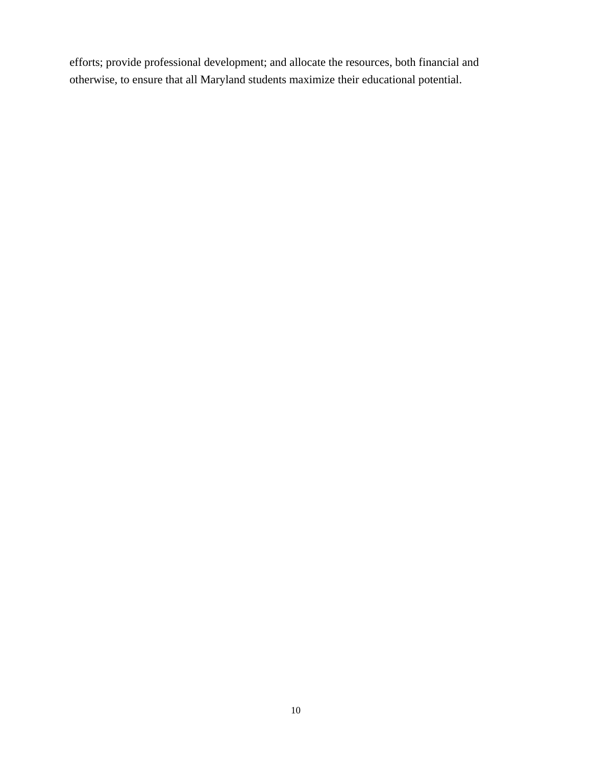efforts; provide professional development; and allocate the resources, both financial and otherwise, to ensure that all Maryland students maximize their educational potential.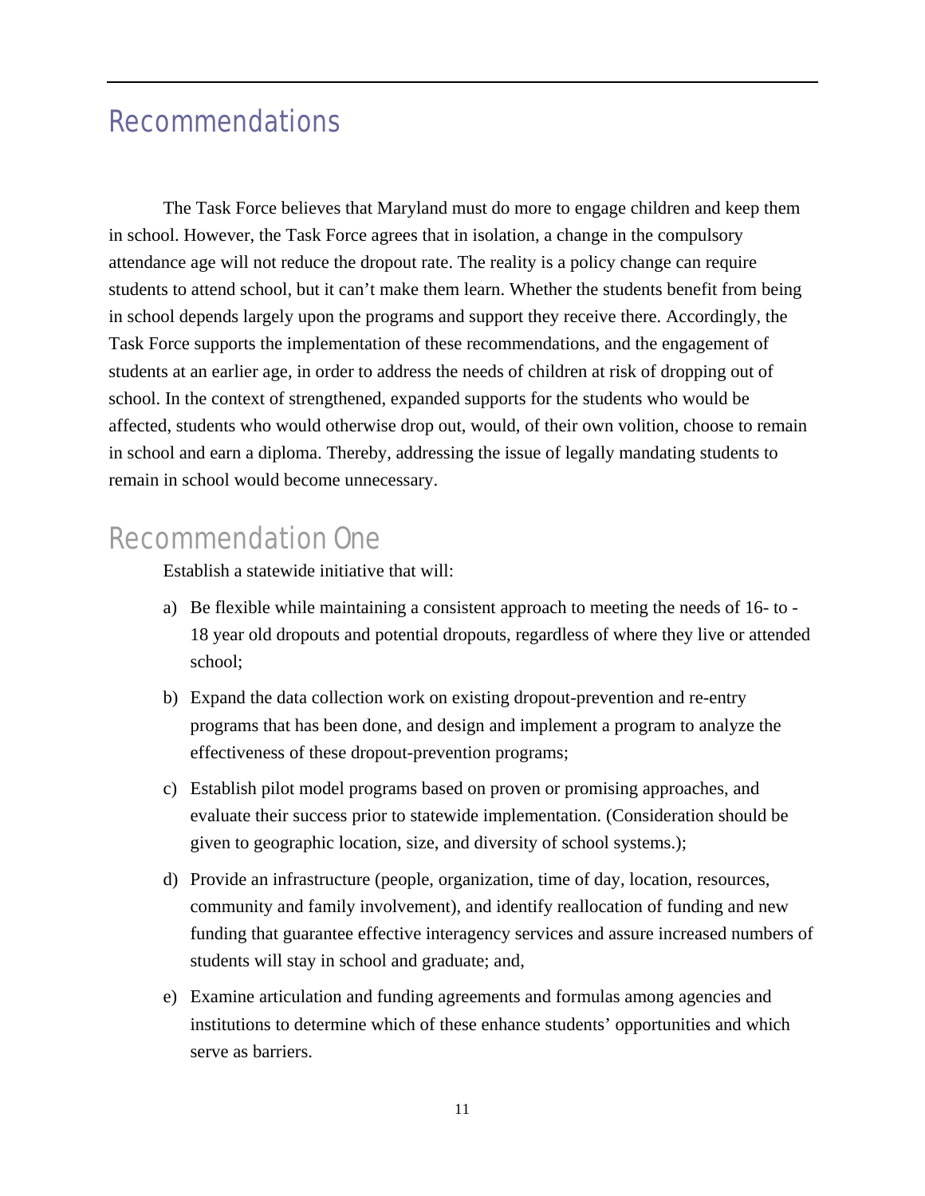# Recommendations

The Task Force believes that Maryland must do more to engage children and keep them in school. However, the Task Force agrees that in isolation, a change in the compulsory attendance age will not reduce the dropout rate. The reality is a policy change can require students to attend school, but it can't make them learn. Whether the students benefit from being in school depends largely upon the programs and support they receive there. Accordingly, the Task Force supports the implementation of these recommendations, and the engagement of students at an earlier age, in order to address the needs of children at risk of dropping out of school. In the context of strengthened, expanded supports for the students who would be affected, students who would otherwise drop out, would, of their own volition, choose to remain in school and earn a diploma. Thereby, addressing the issue of legally mandating students to remain in school would become unnecessary.

## Recommendation One

Establish a statewide initiative that will:

a) Be flexible while maintaining a consistent approach to meeting the needs of 16- to -18 year old dropouts and potential dropouts, regardless of where they live or attended school;

b) Expand the data collection work on existing dropout-prevention and re-entry programs that has been done, and design and implement a program to analyze the effectiveness of these dropout-prevention programs;

c) Establish pilot model programs based on proven or promising approaches, and evaluate their success prior to statewide implementation. (Consideration should be given to geographic location, size, and diversity of school systems.);

d) Provide an infrastructure (people, organization, time of day, location, resources, community and family involvement), and identify reallocation of funding and new funding that guarantee effective interagency services and assure increased numbers of students will stay in school and graduate; and,

e) Examine articulation and funding agreements and formulas among agencies and institutions to determine which of these enhance students' opportunities and which serve as barriers.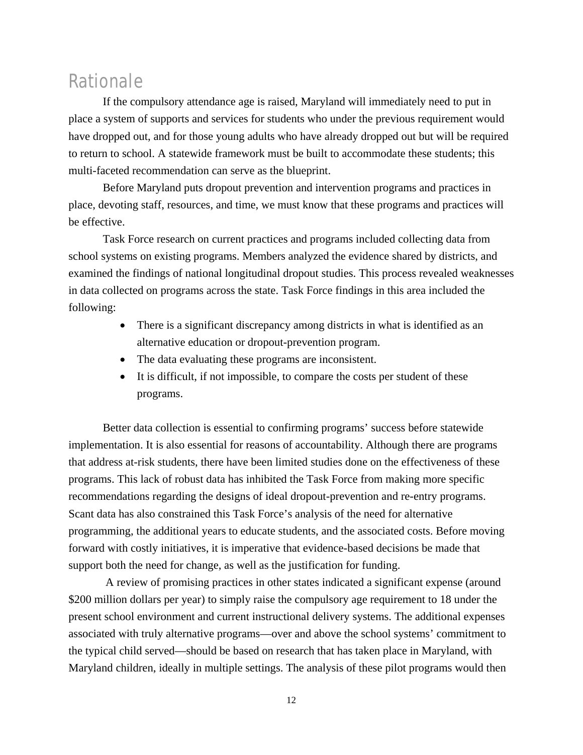## Rationale

If the compulsory attendance age is raised, Maryland will immediately need to put in place a system of supports and services for students who under the previous requirement would have dropped out, and for those young adults who have already dropped out but will be required to return to school. A statewide framework must be built to accommodate these students; this multi-faceted recommendation can serve as the blueprint.

Before Maryland puts dropout prevention and intervention programs and practices in place, devoting staff, resources, and time, we must know that these programs and practices will be effective.

Task Force research on current practices and programs included collecting data from school systems on existing programs. Members analyzed the evidence shared by districts, and examined the findings of national longitudinal dropout studies. This process revealed weaknesses in data collected on programs across the state. Task Force findings in this area included the following:

- There is a significant discrepancy among districts in what is identified as an alternative education or dropout-prevention program.
- The data evaluating these programs are inconsistent.
- It is difficult, if not impossible, to compare the costs per student of these programs.

Better data collection is essential to confirming programs' success before statewide implementation. It is also essential for reasons of accountability. Although there are programs that address at-risk students, there have been limited studies done on the effectiveness of these programs. This lack of robust data has inhibited the Task Force from making more specific recommendations regarding the designs of ideal dropout-prevention and re-entry programs. Scant data has also constrained this Task Force's analysis of the need for alternative programming, the additional years to educate students, and the associated costs. Before moving forward with costly initiatives, it is imperative that evidence-based decisions be made that support both the need for change, as well as the justification for funding.

A review of promising practices in other states indicated a significant expense (around $200 million dollars per year) to simply raise the compulsory age requirement to 18 under the present school environment and current instructional delivery systems. The additional expenses associated with truly alternative programs—over and above the school systems' commitment to the typical child served—should be based on research that has taken place in Maryland, with Maryland children, ideally in multiple settings. The analysis of these pilot programs would then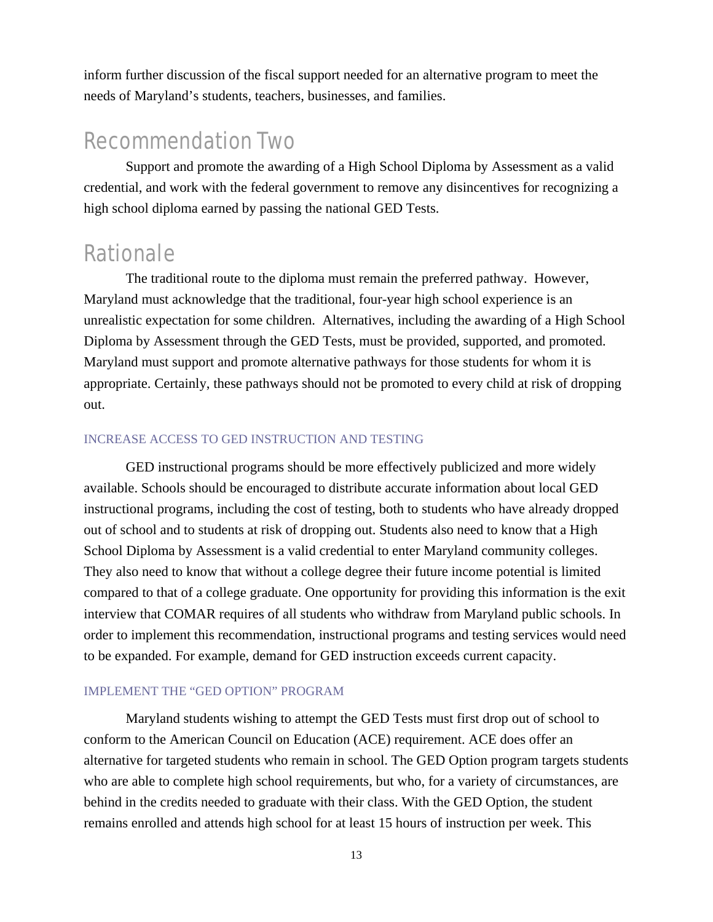inform further discussion of the fiscal support needed for an alternative program to meet the needs of Maryland's students, teachers, businesses, and families.

## Recommendation Two

Support and promote the awarding of a High School Diploma by Assessment as a valid credential, and work with the federal government to remove any disincentives for recognizing a high school diploma earned by passing the national GED Tests.

## Rationale

The traditional route to the diploma must remain the preferred pathway. However, Maryland must acknowledge that the traditional, four-year high school experience is an unrealistic expectation for some children. Alternatives, including the awarding of a High School Diploma by Assessment through the GED Tests, must be provided, supported, and promoted. Maryland must support and promote alternative pathways for those students for whom it is appropriate. Certainly, these pathways should not be promoted to every child at risk of dropping out.

### INCREASE ACCESS TO GED INSTRUCTION AND TESTING

GED instructional programs should be more effectively publicized and more widely available. Schools should be encouraged to distribute accurate information about local GED instructional programs, including the cost of testing, both to students who have already dropped out of school and to students at risk of dropping out. Students also need to know that a High School Diploma by Assessment is a valid credential to enter Maryland community colleges. They also need to know that without a college degree their future income potential is limited compared to that of a college graduate. One opportunity for providing this information is the exit interview that COMAR requires of all students who withdraw from Maryland public schools. In order to implement this recommendation, instructional programs and testing services would need to be expanded. For example, demand for GED instruction exceeds current capacity.

### IMPLEMENT THE "GED OPTION" PROGRAM

Maryland students wishing to attempt the GED Tests must first drop out of school to conform to the American Council on Education (ACE) requirement. ACE does offer an alternative for targeted students who remain in school. The GED Option program targets students who are able to complete high school requirements, but who, for a variety of circumstances, are behind in the credits needed to graduate with their class. With the GED Option, the student remains enrolled and attends high school for at least 15 hours of instruction per week. This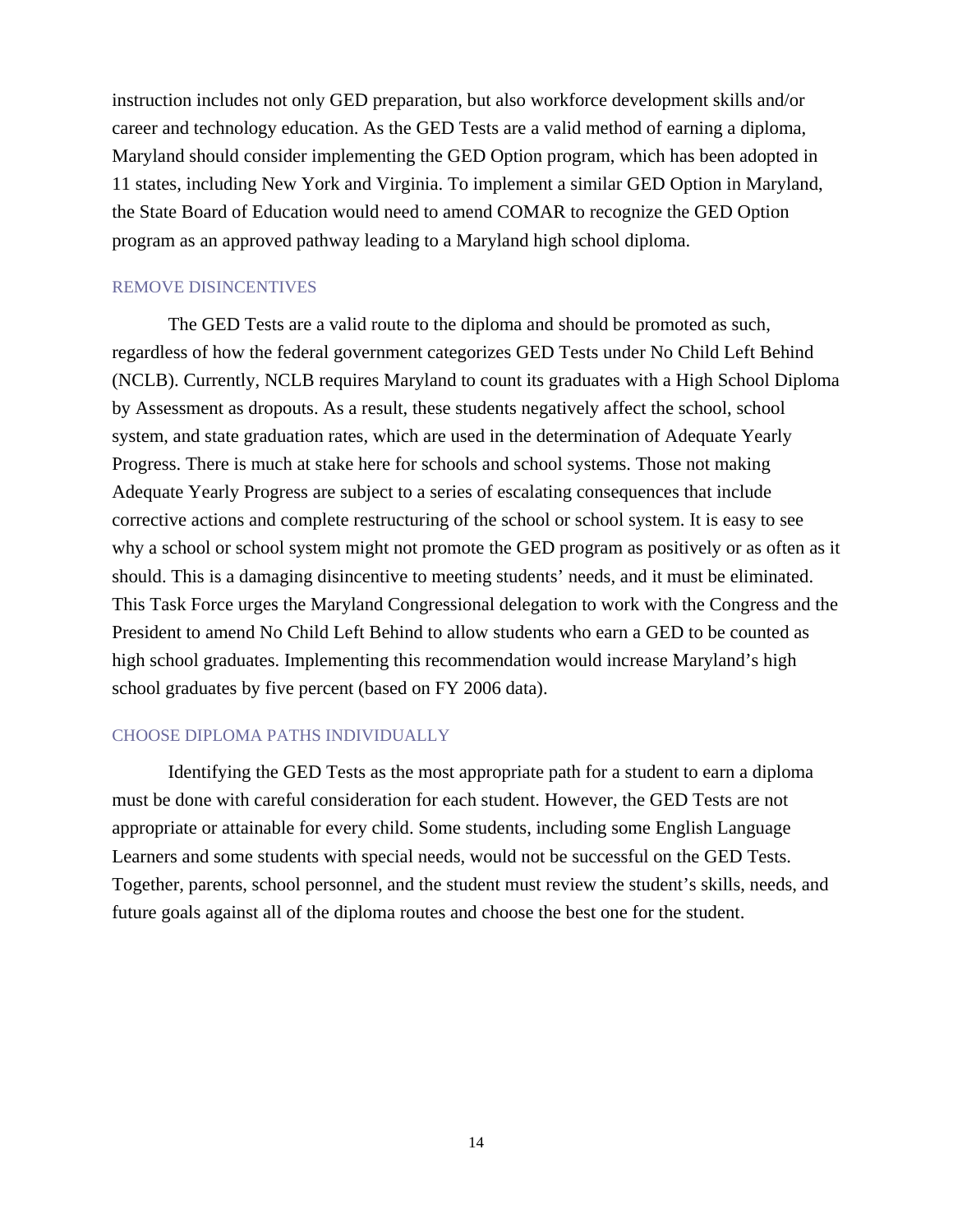instruction includes not only GED preparation, but also workforce development skills and/or career and technology education. As the GED Tests are a valid method of earning a diploma, Maryland should consider implementing the GED Option program, which has been adopted in 11 states, including New York and Virginia. To implement a similar GED Option in Maryland, the State Board of Education would need to amend COMAR to recognize the GED Option program as an approved pathway leading to a Maryland high school diploma.

### REMOVE DISINCENTIVES

The GED Tests are a valid route to the diploma and should be promoted as such, regardless of how the federal government categorizes GED Tests under No Child Left Behind (NCLB). Currently, NCLB requires Maryland to count its graduates with a High School Diploma by Assessment as dropouts. As a result, these students negatively affect the school, school system, and state graduation rates, which are used in the determination of Adequate Yearly Progress. There is much at stake here for schools and school systems. Those not making Adequate Yearly Progress are subject to a series of escalating consequences that include corrective actions and complete restructuring of the school or school system. It is easy to see why a school or school system might not promote the GED program as positively or as often as it should. This is a damaging disincentive to meeting students' needs, and it must be eliminated. This Task Force urges the Maryland Congressional delegation to work with the Congress and the President to amend No Child Left Behind to allow students who earn a GED to be counted as high school graduates. Implementing this recommendation would increase Maryland's high school graduates by five percent (based on FY 2006 data).

### CHOOSE DIPLOMA PATHS INDIVIDUALLY

Identifying the GED Tests as the most appropriate path for a student to earn a diploma must be done with careful consideration for each student. However, the GED Tests are not appropriate or attainable for every child. Some students, including some English Language Learners and some students with special needs, would not be successful on the GED Tests. Together, parents, school personnel, and the student must review the student's skills, needs, and future goals against all of the diploma routes and choose the best one for the student.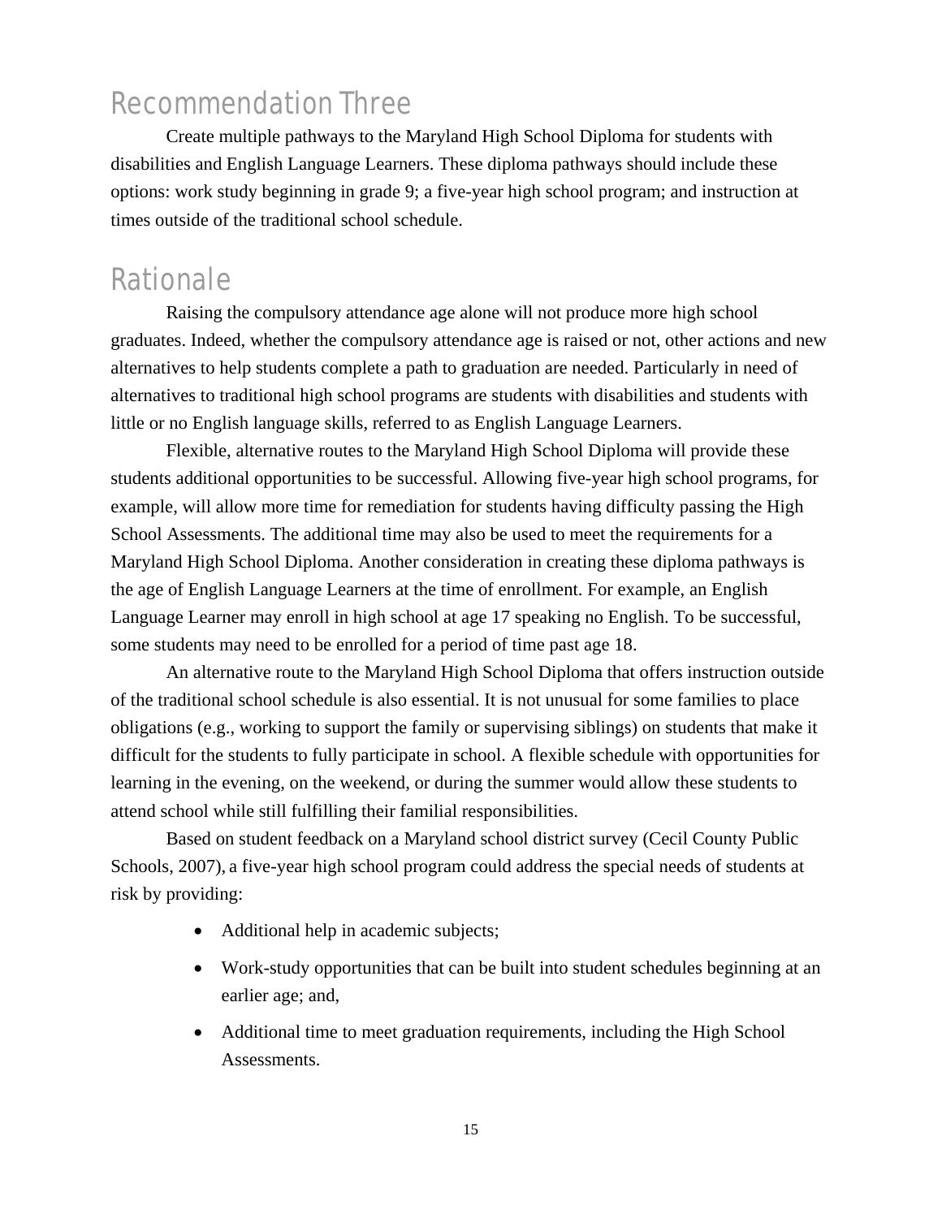## Recommendation Three

Create multiple pathways to the Maryland High School Diploma for students with disabilities and English Language Learners. These diploma pathways should include these options: work study beginning in grade 9; a five-year high school program; and instruction at times outside of the traditional school schedule.

## Rationale

Raising the compulsory attendance age alone will not produce more high school graduates. Indeed, whether the compulsory attendance age is raised or not, other actions and new alternatives to help students complete a path to graduation are needed. Particularly in need of alternatives to traditional high school programs are students with disabilities and students with little or no English language skills, referred to as English Language Learners.

Flexible, alternative routes to the Maryland High School Diploma will provide these students additional opportunities to be successful. Allowing five-year high school programs, for example, will allow more time for remediation for students having difficulty passing the High School Assessments. The additional time may also be used to meet the requirements for a Maryland High School Diploma. Another consideration in creating these diploma pathways is the age of English Language Learners at the time of enrollment. For example, an English Language Learner may enroll in high school at age 17 speaking no English. To be successful, some students may need to be enrolled for a period of time past age 18.

An alternative route to the Maryland High School Diploma that offers instruction outside of the traditional school schedule is also essential. It is not unusual for some families to place obligations (e.g., working to support the family or supervising siblings) on students that make it difficult for the students to fully participate in school. A flexible schedule with opportunities for learning in the evening, on the weekend, or during the summer would allow these students to attend school while still fulfilling their familial responsibilities.

Based on student feedback on a Maryland school district survey (Cecil County Public Schools, 2007), a five-year high school program could address the special needs of students at risk by providing:

- Additional help in academic subjects;
- Work-study opportunities that can be built into student schedules beginning at an earlier age; and,
- Additional time to meet graduation requirements, including the High School Assessments.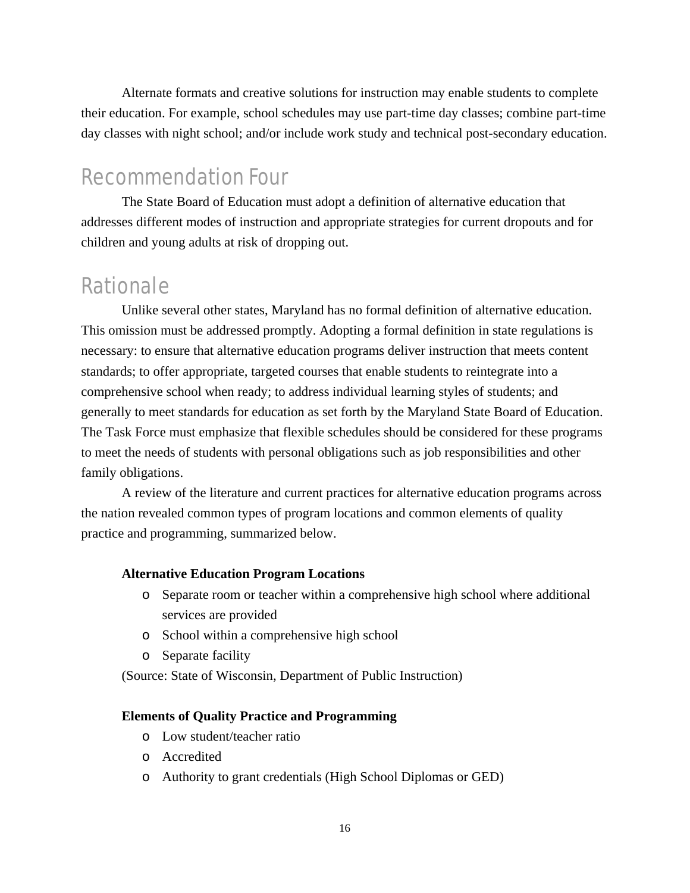Alternate formats and creative solutions for instruction may enable students to complete their education. For example, school schedules may use part-time day classes; combine part-time day classes with night school; and/or include work study and technical post-secondary education.

## Recommendation Four

The State Board of Education must adopt a definition of alternative education that addresses different modes of instruction and appropriate strategies for current dropouts and for children and young adults at risk of dropping out.

## Rationale

Unlike several other states, Maryland has no formal definition of alternative education. This omission must be addressed promptly. Adopting a formal definition in state regulations is necessary: to ensure that alternative education programs deliver instruction that meets content standards; to offer appropriate, targeted courses that enable students to reintegrate into a comprehensive school when ready; to address individual learning styles of students; and generally to meet standards for education as set forth by the Maryland State Board of Education. The Task Force must emphasize that flexible schedules should be considered for these programs to meet the needs of students with personal obligations such as job responsibilities and other family obligations.

A review of the literature and current practices for alternative education programs across the nation revealed common types of program locations and common elements of quality practice and programming, summarized below.

**Alternative Education Program Locations**

- Separate room or teacher within a comprehensive high school where additional services are provided
- School within a comprehensive high school
- Separate facility

(Source: State of Wisconsin, Department of Public Instruction)

**Elements of Quality Practice and Programming**

- Low student/teacher ratio
- Accredited
- Authority to grant credentials (High School Diplomas or GED)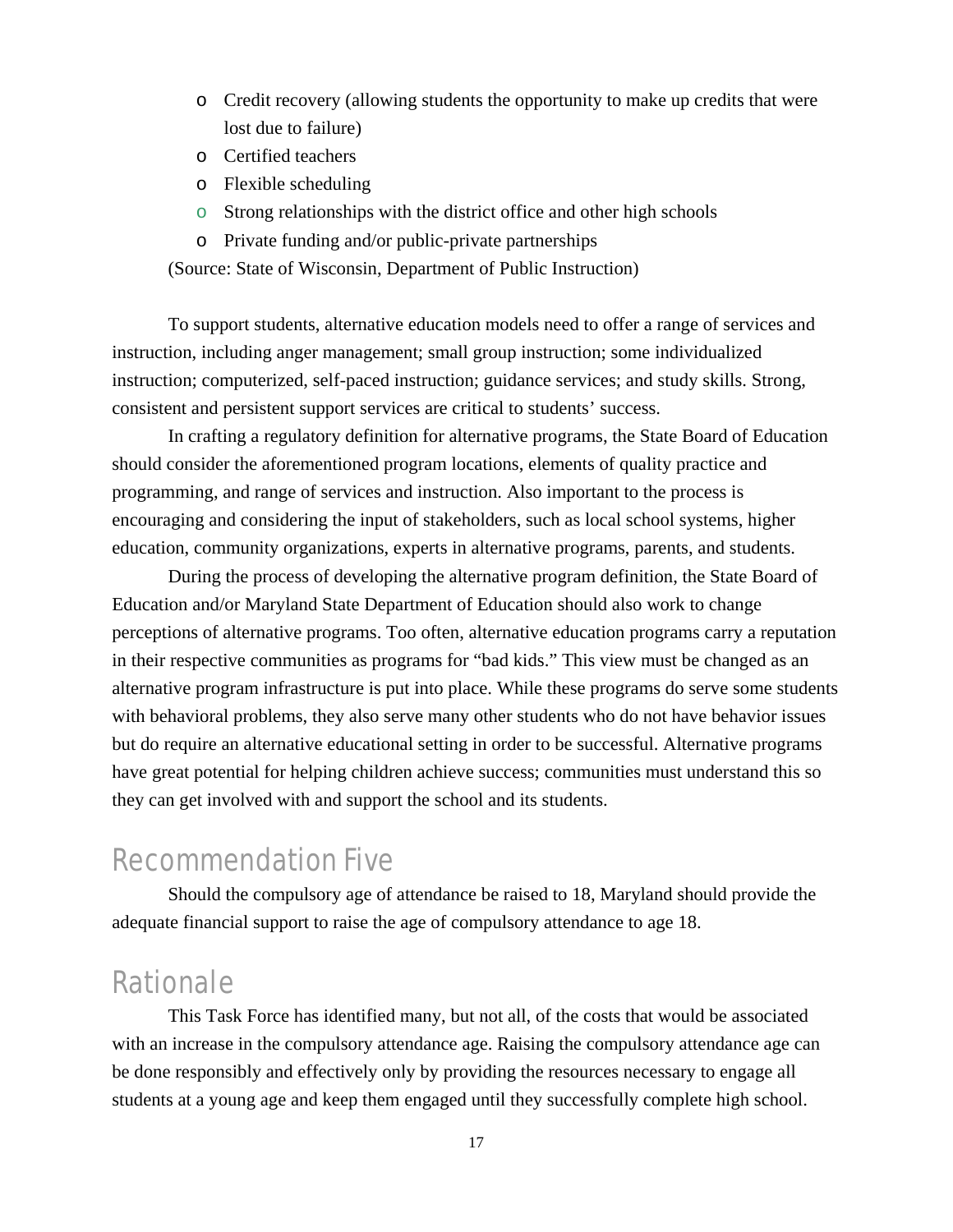- Credit recovery (allowing students the opportunity to make up credits that were lost due to failure)
- Certified teachers
- Flexible scheduling
- Strong relationships with the district office and other high schools
- Private funding and/or public-private partnerships

(Source: State of Wisconsin, Department of Public Instruction)

To support students, alternative education models need to offer a range of services and instruction, including anger management; small group instruction; some individualized instruction; computerized, self-paced instruction; guidance services; and study skills. Strong, consistent and persistent support services are critical to students' success.

In crafting a regulatory definition for alternative programs, the State Board of Education should consider the aforementioned program locations, elements of quality practice and programming, and range of services and instruction. Also important to the process is encouraging and considering the input of stakeholders, such as local school systems, higher education, community organizations, experts in alternative programs, parents, and students.

During the process of developing the alternative program definition, the State Board of Education and/or Maryland State Department of Education should also work to change perceptions of alternative programs. Too often, alternative education programs carry a reputation in their respective communities as programs for "bad kids." This view must be changed as an alternative program infrastructure is put into place. While these programs do serve some students with behavioral problems, they also serve many other students who do not have behavior issues but do require an alternative educational setting in order to be successful. Alternative programs have great potential for helping children achieve success; communities must understand this so they can get involved with and support the school and its students.

## Recommendation Five

Should the compulsory age of attendance be raised to 18, Maryland should provide the adequate financial support to raise the age of compulsory attendance to age 18.

## Rationale

This Task Force has identified many, but not all, of the costs that would be associated with an increase in the compulsory attendance age. Raising the compulsory attendance age can be done responsibly and effectively only by providing the resources necessary to engage all students at a young age and keep them engaged until they successfully complete high school.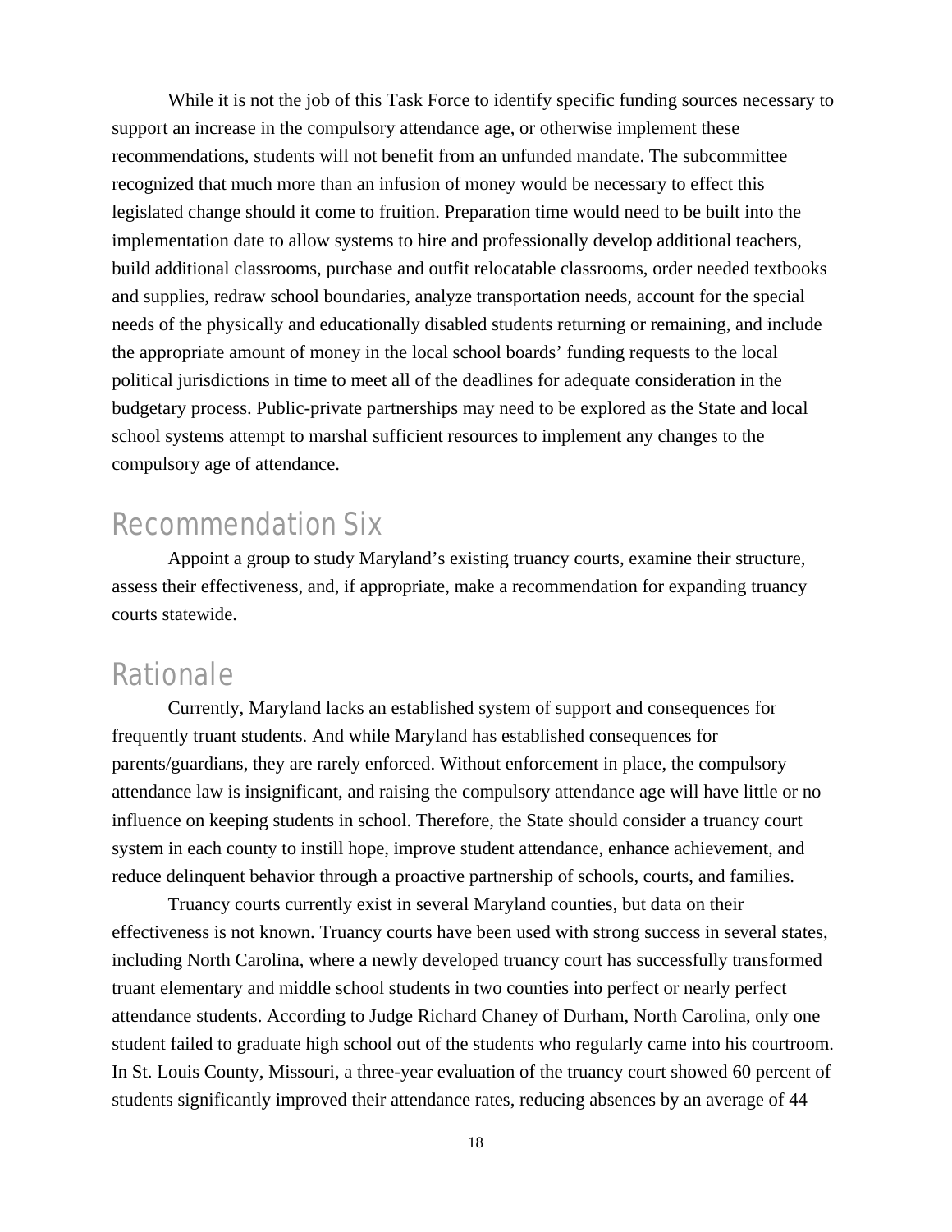While it is not the job of this Task Force to identify specific funding sources necessary to support an increase in the compulsory attendance age, or otherwise implement these recommendations, students will not benefit from an unfunded mandate. The subcommittee recognized that much more than an infusion of money would be necessary to effect this legislated change should it come to fruition. Preparation time would need to be built into the implementation date to allow systems to hire and professionally develop additional teachers, build additional classrooms, purchase and outfit relocatable classrooms, order needed textbooks and supplies, redraw school boundaries, analyze transportation needs, account for the special needs of the physically and educationally disabled students returning or remaining, and include the appropriate amount of money in the local school boards' funding requests to the local political jurisdictions in time to meet all of the deadlines for adequate consideration in the budgetary process. Public-private partnerships may need to be explored as the State and local school systems attempt to marshal sufficient resources to implement any changes to the compulsory age of attendance.

## Recommendation Six

Appoint a group to study Maryland's existing truancy courts, examine their structure, assess their effectiveness, and, if appropriate, make a recommendation for expanding truancy courts statewide.

## Rationale

Currently, Maryland lacks an established system of support and consequences for frequently truant students. And while Maryland has established consequences for parents/guardians, they are rarely enforced. Without enforcement in place, the compulsory attendance law is insignificant, and raising the compulsory attendance age will have little or no influence on keeping students in school. Therefore, the State should consider a truancy court system in each county to instill hope, improve student attendance, enhance achievement, and reduce delinquent behavior through a proactive partnership of schools, courts, and families.

Truancy courts currently exist in several Maryland counties, but data on their effectiveness is not known. Truancy courts have been used with strong success in several states, including North Carolina, where a newly developed truancy court has successfully transformed truant elementary and middle school students in two counties into perfect or nearly perfect attendance students. According to Judge Richard Chaney of Durham, North Carolina, only one student failed to graduate high school out of the students who regularly came into his courtroom. In St. Louis County, Missouri, a three-year evaluation of the truancy court showed 60 percent of students significantly improved their attendance rates, reducing absences by an average of 44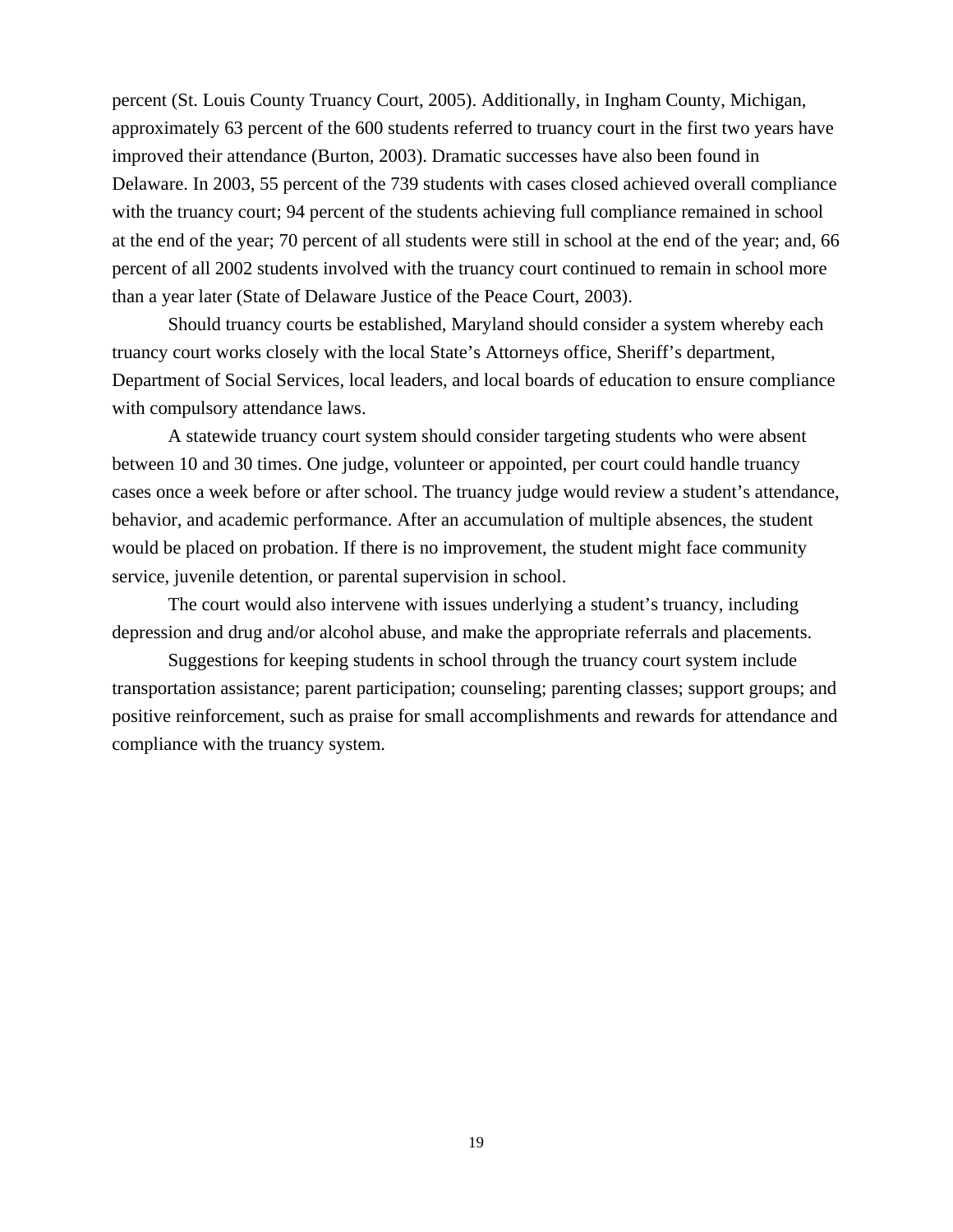percent (St. Louis County Truancy Court, 2005). Additionally, in Ingham County, Michigan, approximately 63 percent of the 600 students referred to truancy court in the first two years have improved their attendance (Burton, 2003). Dramatic successes have also been found in Delaware. In 2003, 55 percent of the 739 students with cases closed achieved overall compliance with the truancy court; 94 percent of the students achieving full compliance remained in school at the end of the year; 70 percent of all students were still in school at the end of the year; and, 66 percent of all 2002 students involved with the truancy court continued to remain in school more than a year later (State of Delaware Justice of the Peace Court, 2003).

Should truancy courts be established, Maryland should consider a system whereby each truancy court works closely with the local State's Attorneys office, Sheriff's department, Department of Social Services, local leaders, and local boards of education to ensure compliance with compulsory attendance laws.

A statewide truancy court system should consider targeting students who were absent between 10 and 30 times. One judge, volunteer or appointed, per court could handle truancy cases once a week before or after school. The truancy judge would review a student's attendance, behavior, and academic performance. After an accumulation of multiple absences, the student would be placed on probation. If there is no improvement, the student might face community service, juvenile detention, or parental supervision in school.

The court would also intervene with issues underlying a student's truancy, including depression and drug and/or alcohol abuse, and make the appropriate referrals and placements.

Suggestions for keeping students in school through the truancy court system include transportation assistance; parent participation; counseling; parenting classes; support groups; and positive reinforcement, such as praise for small accomplishments and rewards for attendance and compliance with the truancy system.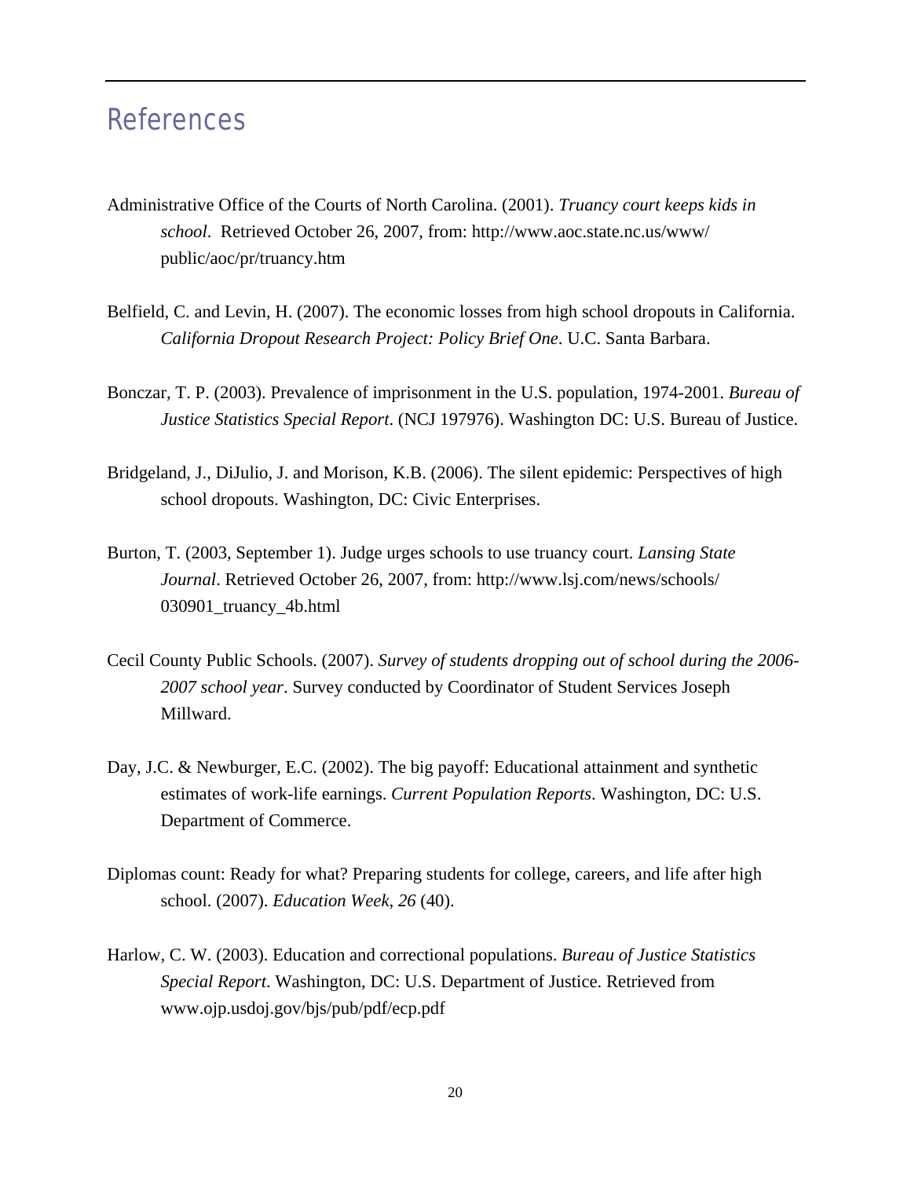# References

Administrative Office of the Courts of North Carolina. (2001). *Truancy court keeps kids in school*. Retrieved October 26, 2007, from: http://www.aoc.state.nc.us/www/public/aoc/pr/truancy.htm

Belfield, C. and Levin, H. (2007). The economic losses from high school dropouts in California. *California Dropout Research Project: Policy Brief One*. U.C. Santa Barbara.

Bonczar, T. P. (2003). Prevalence of imprisonment in the U.S. population, 1974-2001. *Bureau of Justice Statistics Special Report*. (NCJ 197976). Washington DC: U.S. Bureau of Justice.

Bridgeland, J., DiJulio, J. and Morison, K.B. (2006). The silent epidemic: Perspectives of high school dropouts. Washington, DC: Civic Enterprises.

Burton, T. (2003, September 1). Judge urges schools to use truancy court. *Lansing State Journal*. Retrieved October 26, 2007, from: http://www.lsj.com/news/schools/030901_truancy_4b.html

Cecil County Public Schools. (2007). *Survey of students dropping out of school during the 2006-2007 school year*. Survey conducted by Coordinator of Student Services Joseph Millward.

Day, J.C. & Newburger, E.C. (2002). The big payoff: Educational attainment and synthetic estimates of work-life earnings. *Current Population Reports*. Washington, DC: U.S. Department of Commerce.

Diplomas count: Ready for what? Preparing students for college, careers, and life after high school. (2007). *Education Week, 26* (40).

Harlow, C. W. (2003). Education and correctional populations. *Bureau of Justice Statistics Special Report*. Washington, DC: U.S. Department of Justice. Retrieved from www.ojp.usdoj.gov/bjs/pub/pdf/ecp.pdf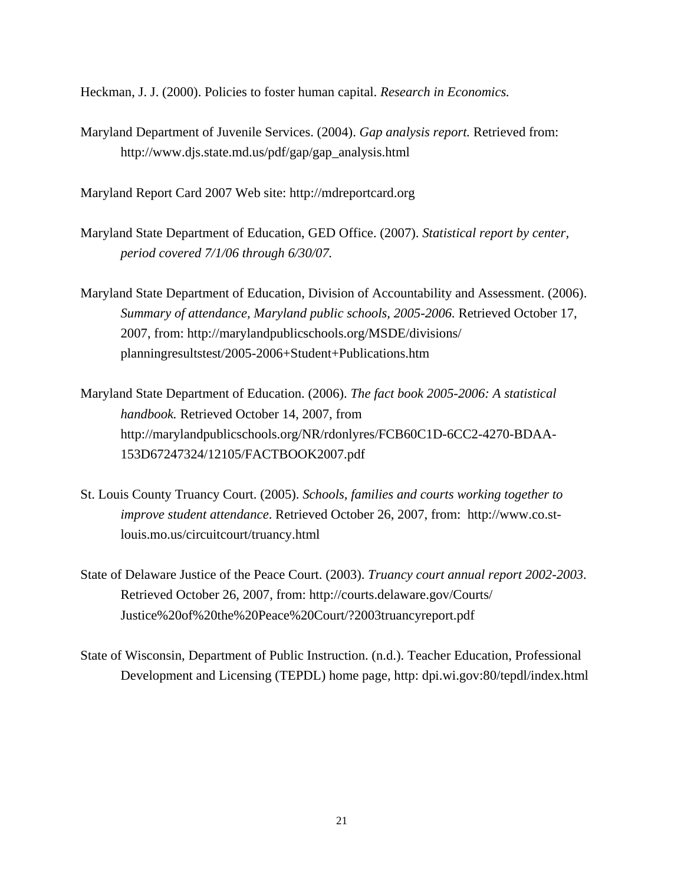Heckman, J. J. (2000). Policies to foster human capital. *Research in Economics.*

Maryland Department of Juvenile Services. (2004). *Gap analysis report.* Retrieved from: http://www.djs.state.md.us/pdf/gap/gap_analysis.html

Maryland Report Card 2007 Web site: http://mdreportcard.org

Maryland State Department of Education, GED Office. (2007). *Statistical report by center, period covered 7/1/06 through 6/30/07.*

Maryland State Department of Education, Division of Accountability and Assessment. (2006). *Summary of attendance, Maryland public schools, 2005-2006.* Retrieved October 17, 2007, from: http://marylandpublicschools.org/MSDE/divisions/planningresultstest/2005-2006+Student+Publications.htm

Maryland State Department of Education. (2006). *The fact book 2005-2006: A statistical handbook.* Retrieved October 14, 2007, from http://marylandpublicschools.org/NR/rdonlyres/FCB60C1D-6CC2-4270-BDAA-153D67247324/12105/FACTBOOK2007.pdf

St. Louis County Truancy Court. (2005). *Schools, families and courts working together to improve student attendance*. Retrieved October 26, 2007, from: http://www.co.st-louis.mo.us/circuitcourt/truancy.html

State of Delaware Justice of the Peace Court. (2003). *Truancy court annual report 2002-2003*. Retrieved October 26, 2007, from: http://courts.delaware.gov/Courts/Justice%20of%20the%20Peace%20Court/?2003truancyreport.pdf

State of Wisconsin, Department of Public Instruction. (n.d.). Teacher Education, Professional Development and Licensing (TEPDL) home page, http: dpi.wi.gov:80/tepdl/index.html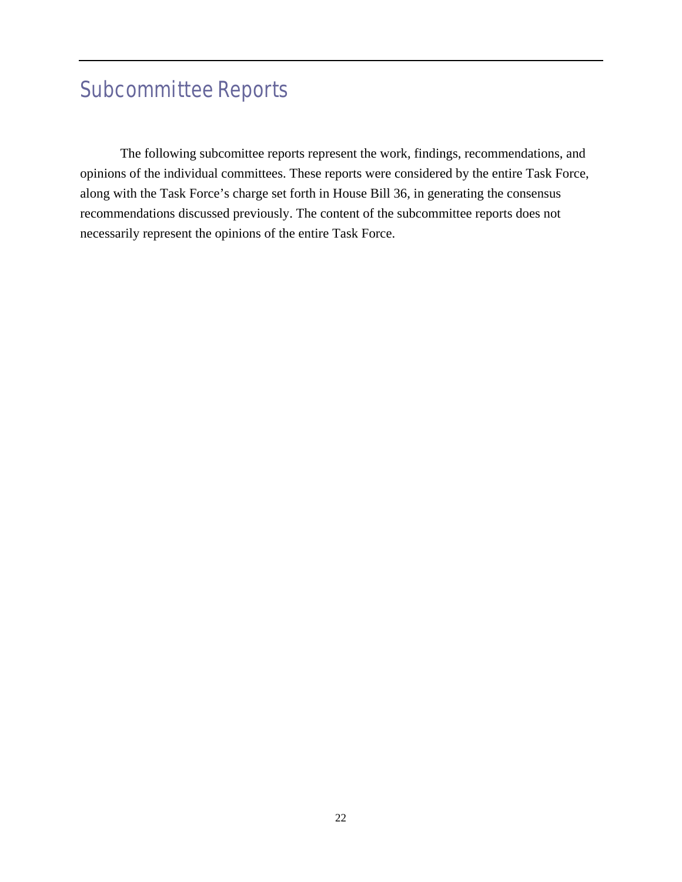# Subcommittee Reports

The following subcomittee reports represent the work, findings, recommendations, and opinions of the individual committees. These reports were considered by the entire Task Force, along with the Task Force's charge set forth in House Bill 36, in generating the consensus recommendations discussed previously. The content of the subcommittee reports does not necessarily represent the opinions of the entire Task Force.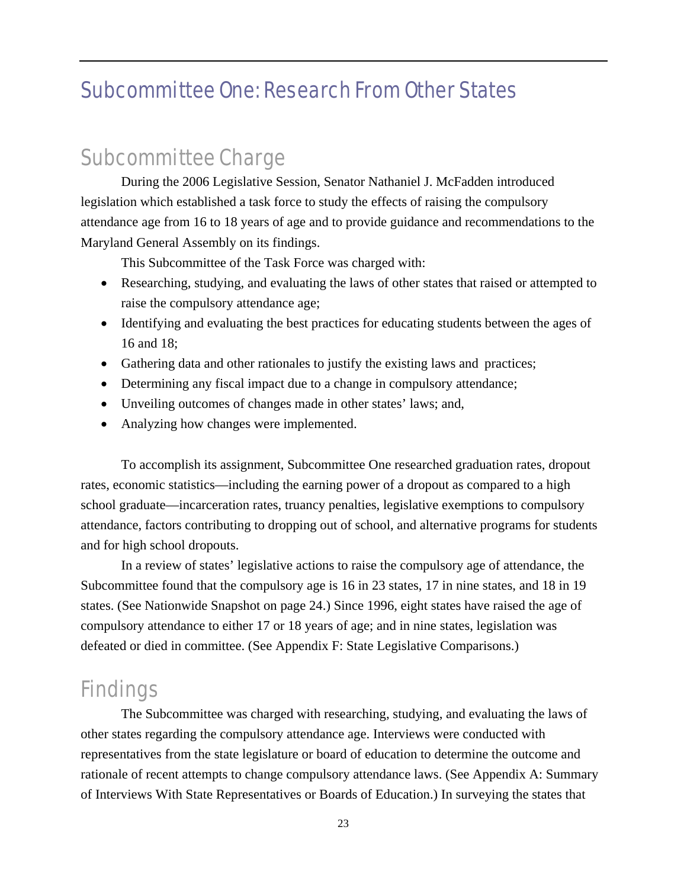# Subcommittee One: Research From Other States

## Subcommittee Charge

During the 2006 Legislative Session, Senator Nathaniel J. McFadden introduced legislation which established a task force to study the effects of raising the compulsory attendance age from 16 to 18 years of age and to provide guidance and recommendations to the Maryland General Assembly on its findings.

This Subcommittee of the Task Force was charged with:

- Researching, studying, and evaluating the laws of other states that raised or attempted to raise the compulsory attendance age;
- Identifying and evaluating the best practices for educating students between the ages of 16 and 18;
- Gathering data and other rationales to justify the existing laws and practices;
- Determining any fiscal impact due to a change in compulsory attendance;
- Unveiling outcomes of changes made in other states' laws; and,
- Analyzing how changes were implemented.

To accomplish its assignment, Subcommittee One researched graduation rates, dropout rates, economic statistics—including the earning power of a dropout as compared to a high school graduate—incarceration rates, truancy penalties, legislative exemptions to compulsory attendance, factors contributing to dropping out of school, and alternative programs for students and for high school dropouts.

In a review of states' legislative actions to raise the compulsory age of attendance, the Subcommittee found that the compulsory age is 16 in 23 states, 17 in nine states, and 18 in 19 states. (See Nationwide Snapshot on page 24.) Since 1996, eight states have raised the age of compulsory attendance to either 17 or 18 years of age; and in nine states, legislation was defeated or died in committee. (See Appendix F: State Legislative Comparisons.)

## Findings

The Subcommittee was charged with researching, studying, and evaluating the laws of other states regarding the compulsory attendance age. Interviews were conducted with representatives from the state legislature or board of education to determine the outcome and rationale of recent attempts to change compulsory attendance laws. (See Appendix A: Summary of Interviews With State Representatives or Boards of Education.) In surveying the states that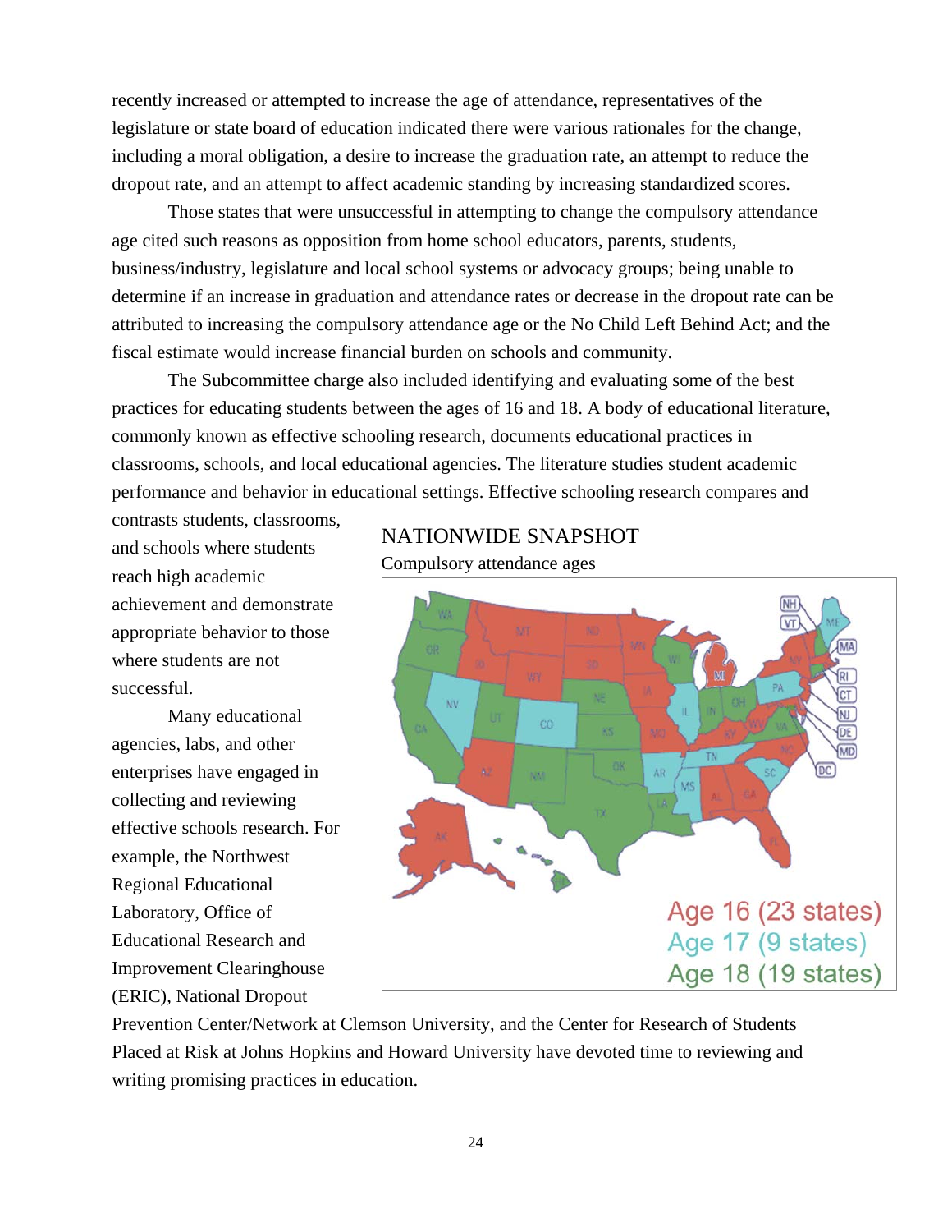recently increased or attempted to increase the age of attendance, representatives of the legislature or state board of education indicated there were various rationales for the change, including a moral obligation, a desire to increase the graduation rate, an attempt to reduce the dropout rate, and an attempt to affect academic standing by increasing standardized scores.

Those states that were unsuccessful in attempting to change the compulsory attendance age cited such reasons as opposition from home school educators, parents, students, business/industry, legislature and local school systems or advocacy groups; being unable to determine if an increase in graduation and attendance rates or decrease in the dropout rate can be attributed to increasing the compulsory attendance age or the No Child Left Behind Act; and the fiscal estimate would increase financial burden on schools and community.

The Subcommittee charge also included identifying and evaluating some of the best practices for educating students between the ages of 16 and 18. A body of educational literature, commonly known as effective schooling research, documents educational practices in classrooms, schools, and local educational agencies. The literature studies student academic performance and behavior in educational settings. Effective schooling research compares and contrasts students, classrooms, and schools where students reach high academic achievement and demonstrate appropriate behavior to those where students are not successful.

NATIONWIDE SNAPSHOT

Compulsory attendance ages

Age 16 (23 states)
Age 17 (9 states)
Age 18 (19 states)

Many educational agencies, labs, and other enterprises have engaged in collecting and reviewing effective schools research. For example, the Northwest Regional Educational Laboratory, Office of Educational Research and Improvement Clearinghouse (ERIC), National Dropout Prevention Center/Network at Clemson University, and the Center for Research of Students Placed at Risk at Johns Hopkins and Howard University have devoted time to reviewing and writing promising practices in education.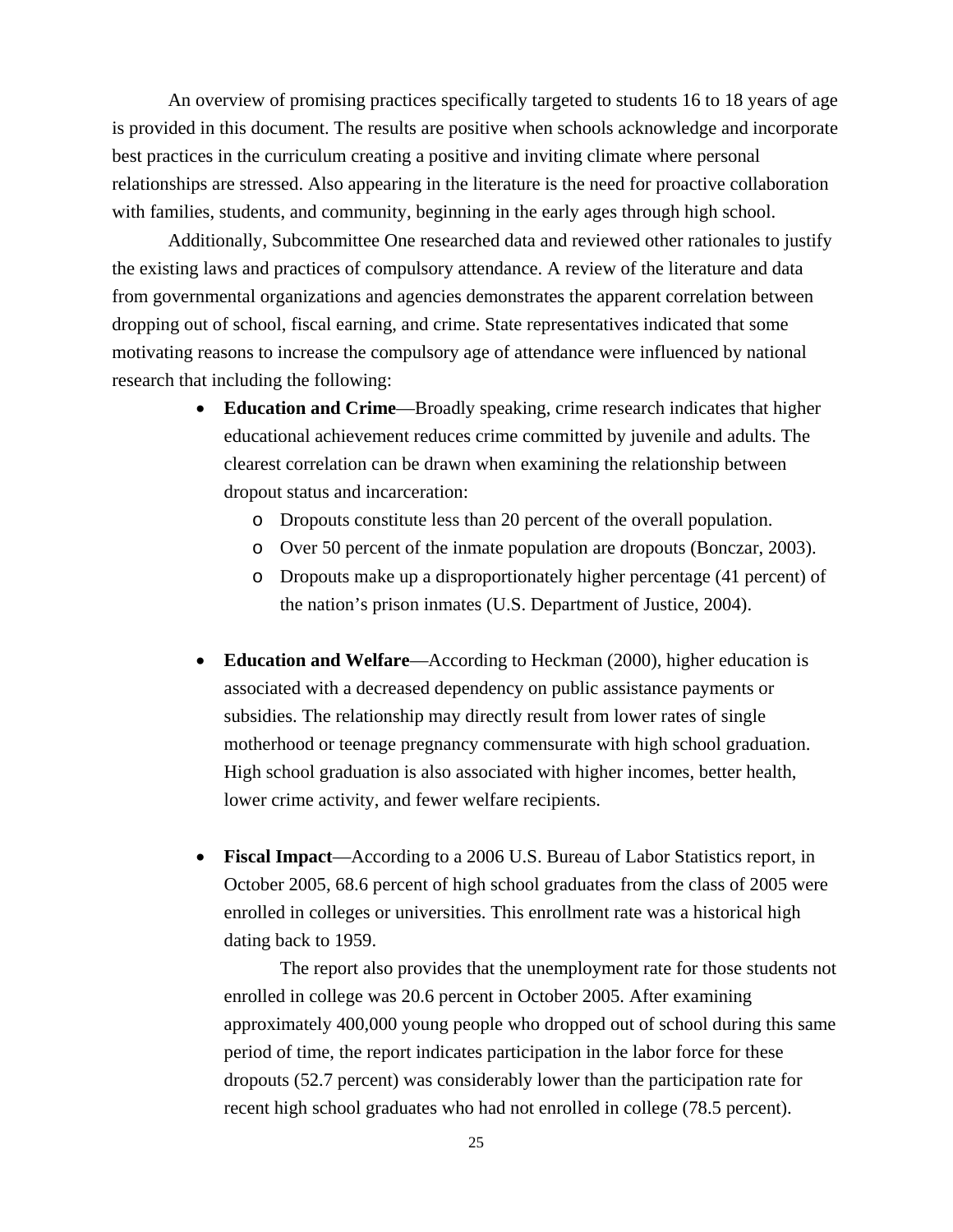An overview of promising practices specifically targeted to students 16 to 18 years of age is provided in this document. The results are positive when schools acknowledge and incorporate best practices in the curriculum creating a positive and inviting climate where personal relationships are stressed. Also appearing in the literature is the need for proactive collaboration with families, students, and community, beginning in the early ages through high school.

Additionally, Subcommittee One researched data and reviewed other rationales to justify the existing laws and practices of compulsory attendance. A review of the literature and data from governmental organizations and agencies demonstrates the apparent correlation between dropping out of school, fiscal earning, and crime. State representatives indicated that some motivating reasons to increase the compulsory age of attendance were influenced by national research that including the following:

- **Education and Crime**—Broadly speaking, crime research indicates that higher educational achievement reduces crime committed by juvenile and adults. The clearest correlation can be drawn when examining the relationship between dropout status and incarceration:
    - Dropouts constitute less than 20 percent of the overall population.
    - Over 50 percent of the inmate population are dropouts (Bonczar, 2003).
    - Dropouts make up a disproportionately higher percentage (41 percent) of the nation's prison inmates (U.S. Department of Justice, 2004).

- **Education and Welfare**—According to Heckman (2000), higher education is associated with a decreased dependency on public assistance payments or subsidies. The relationship may directly result from lower rates of single motherhood or teenage pregnancy commensurate with high school graduation. High school graduation is also associated with higher incomes, better health, lower crime activity, and fewer welfare recipients.

- **Fiscal Impact**—According to a 2006 U.S. Bureau of Labor Statistics report, in October 2005, 68.6 percent of high school graduates from the class of 2005 were enrolled in colleges or universities. This enrollment rate was a historical high dating back to 1959.

    The report also provides that the unemployment rate for those students not enrolled in college was 20.6 percent in October 2005. After examining approximately 400,000 young people who dropped out of school during this same period of time, the report indicates participation in the labor force for these dropouts (52.7 percent) was considerably lower than the participation rate for recent high school graduates who had not enrolled in college (78.5 percent).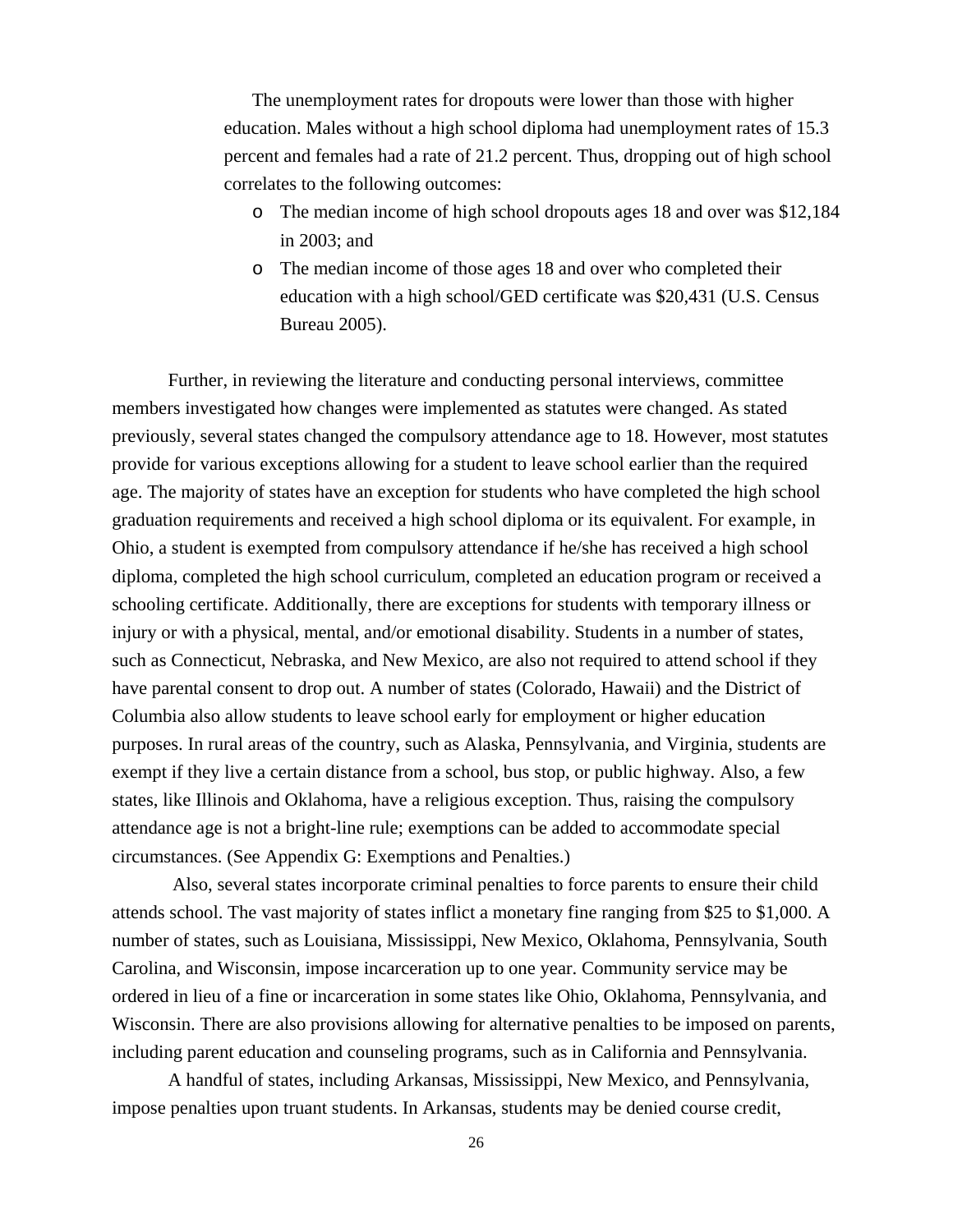The unemployment rates for dropouts were lower than those with higher education. Males without a high school diploma had unemployment rates of 15.3 percent and females had a rate of 21.2 percent. Thus, dropping out of high school correlates to the following outcomes:

- The median income of high school dropouts ages 18 and over was $12,184 in 2003; and
- The median income of those ages 18 and over who completed their education with a high school/GED certificate was $20,431 (U.S. Census Bureau 2005).

Further, in reviewing the literature and conducting personal interviews, committee members investigated how changes were implemented as statutes were changed. As stated previously, several states changed the compulsory attendance age to 18. However, most statutes provide for various exceptions allowing for a student to leave school earlier than the required age. The majority of states have an exception for students who have completed the high school graduation requirements and received a high school diploma or its equivalent. For example, in Ohio, a student is exempted from compulsory attendance if he/she has received a high school diploma, completed the high school curriculum, completed an education program or received a schooling certificate. Additionally, there are exceptions for students with temporary illness or injury or with a physical, mental, and/or emotional disability. Students in a number of states, such as Connecticut, Nebraska, and New Mexico, are also not required to attend school if they have parental consent to drop out. A number of states (Colorado, Hawaii) and the District of Columbia also allow students to leave school early for employment or higher education purposes. In rural areas of the country, such as Alaska, Pennsylvania, and Virginia, students are exempt if they live a certain distance from a school, bus stop, or public highway. Also, a few states, like Illinois and Oklahoma, have a religious exception. Thus, raising the compulsory attendance age is not a bright-line rule; exemptions can be added to accommodate special circumstances. (See Appendix G: Exemptions and Penalties.)

Also, several states incorporate criminal penalties to force parents to ensure their child attends school. The vast majority of states inflict a monetary fine ranging from $25 to $1,000. A number of states, such as Louisiana, Mississippi, New Mexico, Oklahoma, Pennsylvania, South Carolina, and Wisconsin, impose incarceration up to one year. Community service may be ordered in lieu of a fine or incarceration in some states like Ohio, Oklahoma, Pennsylvania, and Wisconsin. There are also provisions allowing for alternative penalties to be imposed on parents, including parent education and counseling programs, such as in California and Pennsylvania.

A handful of states, including Arkansas, Mississippi, New Mexico, and Pennsylvania, impose penalties upon truant students. In Arkansas, students may be denied course credit,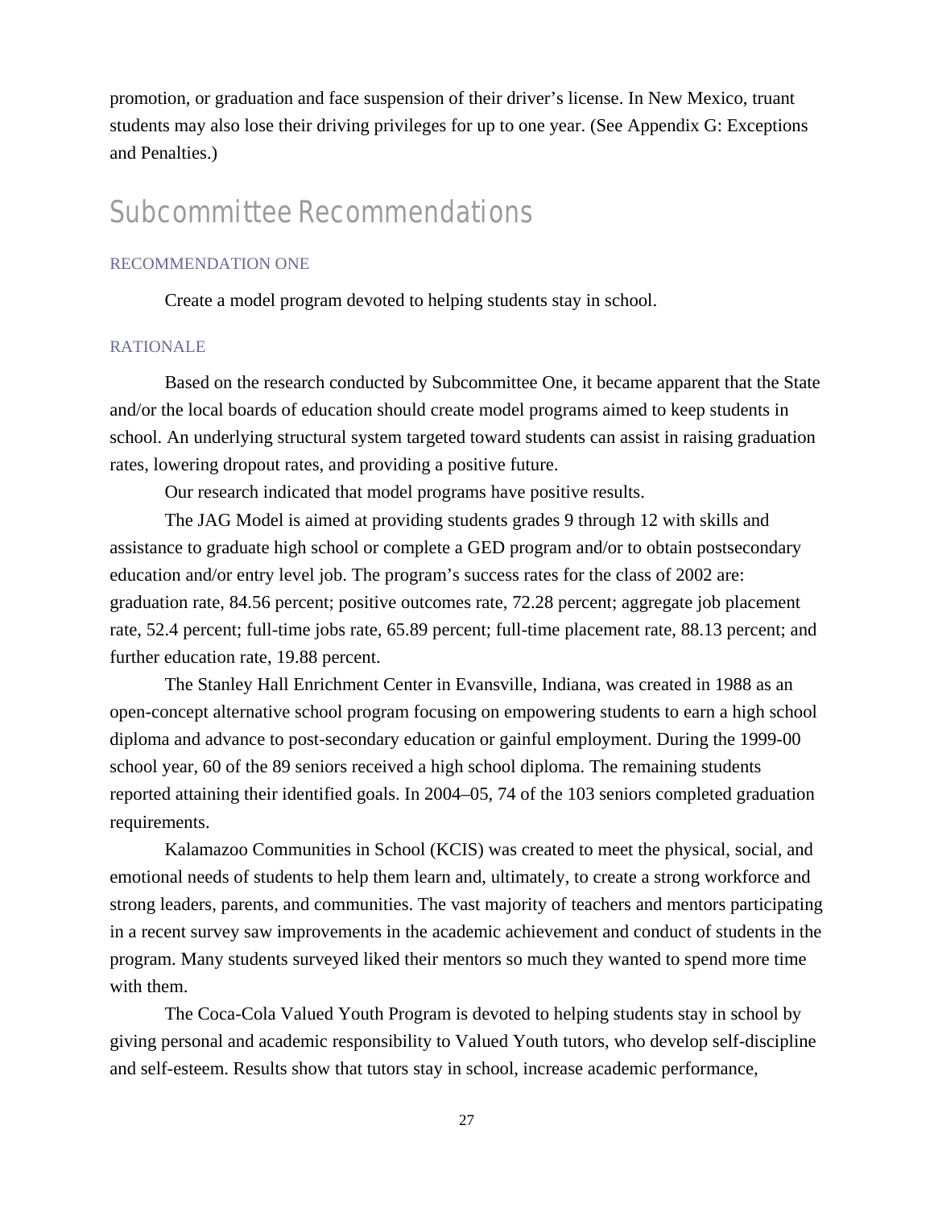promotion, or graduation and face suspension of their driver's license. In New Mexico, truant students may also lose their driving privileges for up to one year. (See Appendix G: Exceptions and Penalties.)

## Subcommittee Recommendations

### RECOMMENDATION ONE

Create a model program devoted to helping students stay in school.

### RATIONALE

Based on the research conducted by Subcommittee One, it became apparent that the State and/or the local boards of education should create model programs aimed to keep students in school. An underlying structural system targeted toward students can assist in raising graduation rates, lowering dropout rates, and providing a positive future.

Our research indicated that model programs have positive results.

The JAG Model is aimed at providing students grades 9 through 12 with skills and assistance to graduate high school or complete a GED program and/or to obtain postsecondary education and/or entry level job. The program's success rates for the class of 2002 are: graduation rate, 84.56 percent; positive outcomes rate, 72.28 percent; aggregate job placement rate, 52.4 percent; full-time jobs rate, 65.89 percent; full-time placement rate, 88.13 percent; and further education rate, 19.88 percent.

The Stanley Hall Enrichment Center in Evansville, Indiana, was created in 1988 as an open-concept alternative school program focusing on empowering students to earn a high school diploma and advance to post-secondary education or gainful employment. During the 1999-00 school year, 60 of the 89 seniors received a high school diploma. The remaining students reported attaining their identified goals. In 2004–05, 74 of the 103 seniors completed graduation requirements.

Kalamazoo Communities in School (KCIS) was created to meet the physical, social, and emotional needs of students to help them learn and, ultimately, to create a strong workforce and strong leaders, parents, and communities. The vast majority of teachers and mentors participating in a recent survey saw improvements in the academic achievement and conduct of students in the program. Many students surveyed liked their mentors so much they wanted to spend more time with them.

The Coca-Cola Valued Youth Program is devoted to helping students stay in school by giving personal and academic responsibility to Valued Youth tutors, who develop self-discipline and self-esteem. Results show that tutors stay in school, increase academic performance,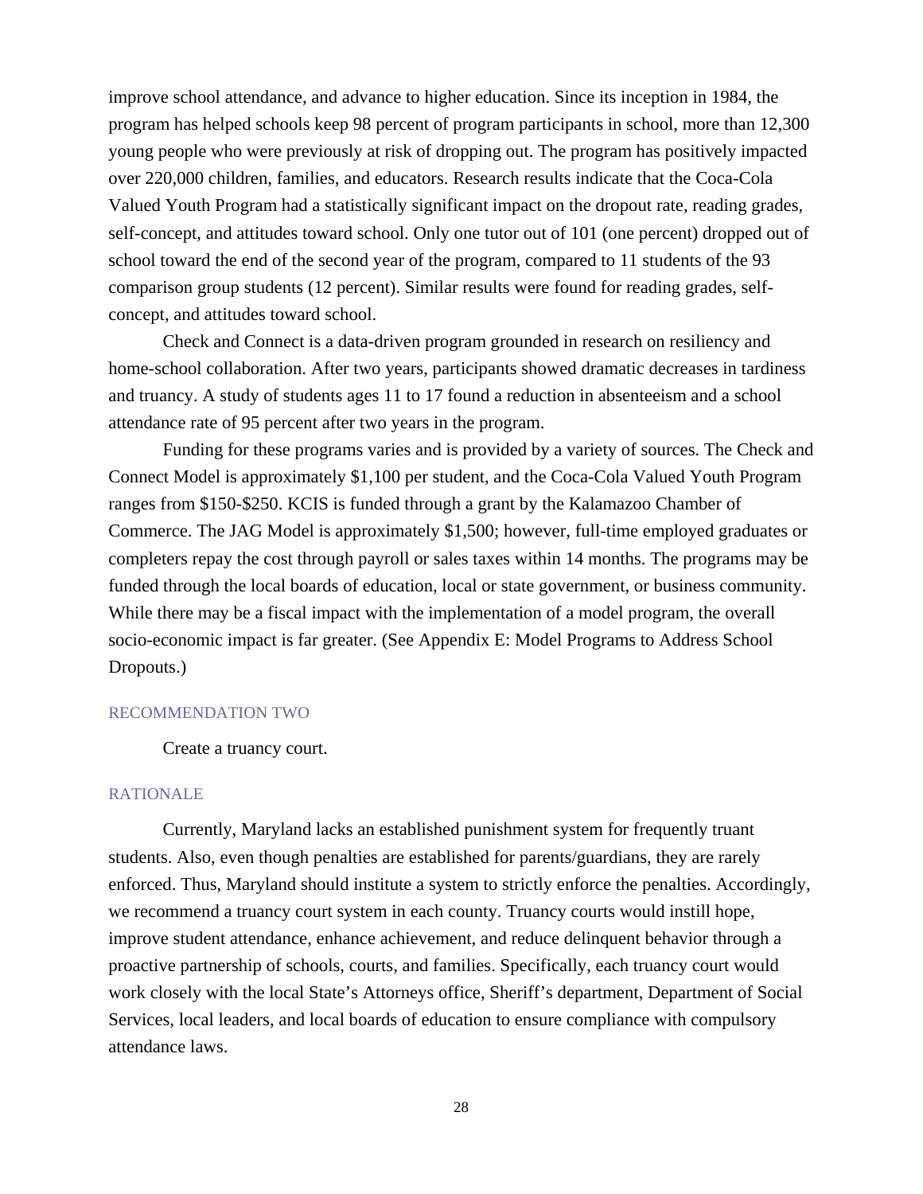improve school attendance, and advance to higher education. Since its inception in 1984, the program has helped schools keep 98 percent of program participants in school, more than 12,300 young people who were previously at risk of dropping out. The program has positively impacted over 220,000 children, families, and educators. Research results indicate that the Coca-Cola Valued Youth Program had a statistically significant impact on the dropout rate, reading grades, self-concept, and attitudes toward school. Only one tutor out of 101 (one percent) dropped out of school toward the end of the second year of the program, compared to 11 students of the 93 comparison group students (12 percent). Similar results were found for reading grades, self-concept, and attitudes toward school.

Check and Connect is a data-driven program grounded in research on resiliency and home-school collaboration. After two years, participants showed dramatic decreases in tardiness and truancy. A study of students ages 11 to 17 found a reduction in absenteeism and a school attendance rate of 95 percent after two years in the program.

Funding for these programs varies and is provided by a variety of sources. The Check and Connect Model is approximately $1,100 per student, and the Coca-Cola Valued Youth Program ranges from $150-$250. KCIS is funded through a grant by the Kalamazoo Chamber of Commerce. The JAG Model is approximately $1,500; however, full-time employed graduates or completers repay the cost through payroll or sales taxes within 14 months. The programs may be funded through the local boards of education, local or state government, or business community. While there may be a fiscal impact with the implementation of a model program, the overall socio-economic impact is far greater. (See Appendix E: Model Programs to Address School Dropouts.)

### RECOMMENDATION TWO

Create a truancy court.

### RATIONALE

Currently, Maryland lacks an established punishment system for frequently truant students. Also, even though penalties are established for parents/guardians, they are rarely enforced. Thus, Maryland should institute a system to strictly enforce the penalties. Accordingly, we recommend a truancy court system in each county. Truancy courts would instill hope, improve student attendance, enhance achievement, and reduce delinquent behavior through a proactive partnership of schools, courts, and families. Specifically, each truancy court would work closely with the local State's Attorneys office, Sheriff's department, Department of Social Services, local leaders, and local boards of education to ensure compliance with compulsory attendance laws.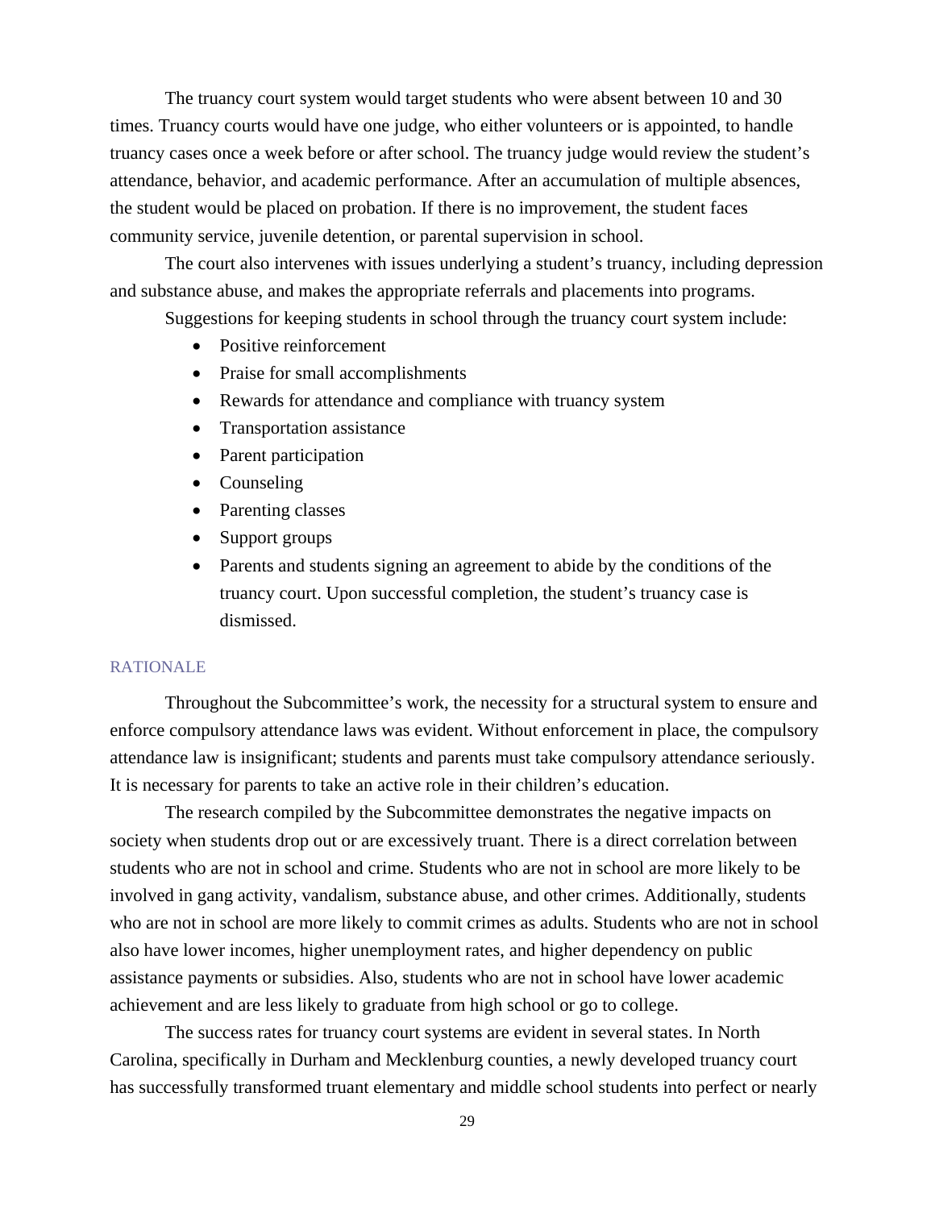The truancy court system would target students who were absent between 10 and 30 times. Truancy courts would have one judge, who either volunteers or is appointed, to handle truancy cases once a week before or after school. The truancy judge would review the student's attendance, behavior, and academic performance. After an accumulation of multiple absences, the student would be placed on probation. If there is no improvement, the student faces community service, juvenile detention, or parental supervision in school.

The court also intervenes with issues underlying a student's truancy, including depression and substance abuse, and makes the appropriate referrals and placements into programs.

Suggestions for keeping students in school through the truancy court system include:

- Positive reinforcement
- Praise for small accomplishments
- Rewards for attendance and compliance with truancy system
- Transportation assistance
- Parent participation
- Counseling
- Parenting classes
- Support groups
- Parents and students signing an agreement to abide by the conditions of the truancy court. Upon successful completion, the student's truancy case is dismissed.

### RATIONALE

Throughout the Subcommittee's work, the necessity for a structural system to ensure and enforce compulsory attendance laws was evident. Without enforcement in place, the compulsory attendance law is insignificant; students and parents must take compulsory attendance seriously. It is necessary for parents to take an active role in their children's education.

The research compiled by the Subcommittee demonstrates the negative impacts on society when students drop out or are excessively truant. There is a direct correlation between students who are not in school and crime. Students who are not in school are more likely to be involved in gang activity, vandalism, substance abuse, and other crimes. Additionally, students who are not in school are more likely to commit crimes as adults. Students who are not in school also have lower incomes, higher unemployment rates, and higher dependency on public assistance payments or subsidies. Also, students who are not in school have lower academic achievement and are less likely to graduate from high school or go to college.

The success rates for truancy court systems are evident in several states. In North Carolina, specifically in Durham and Mecklenburg counties, a newly developed truancy court has successfully transformed truant elementary and middle school students into perfect or nearly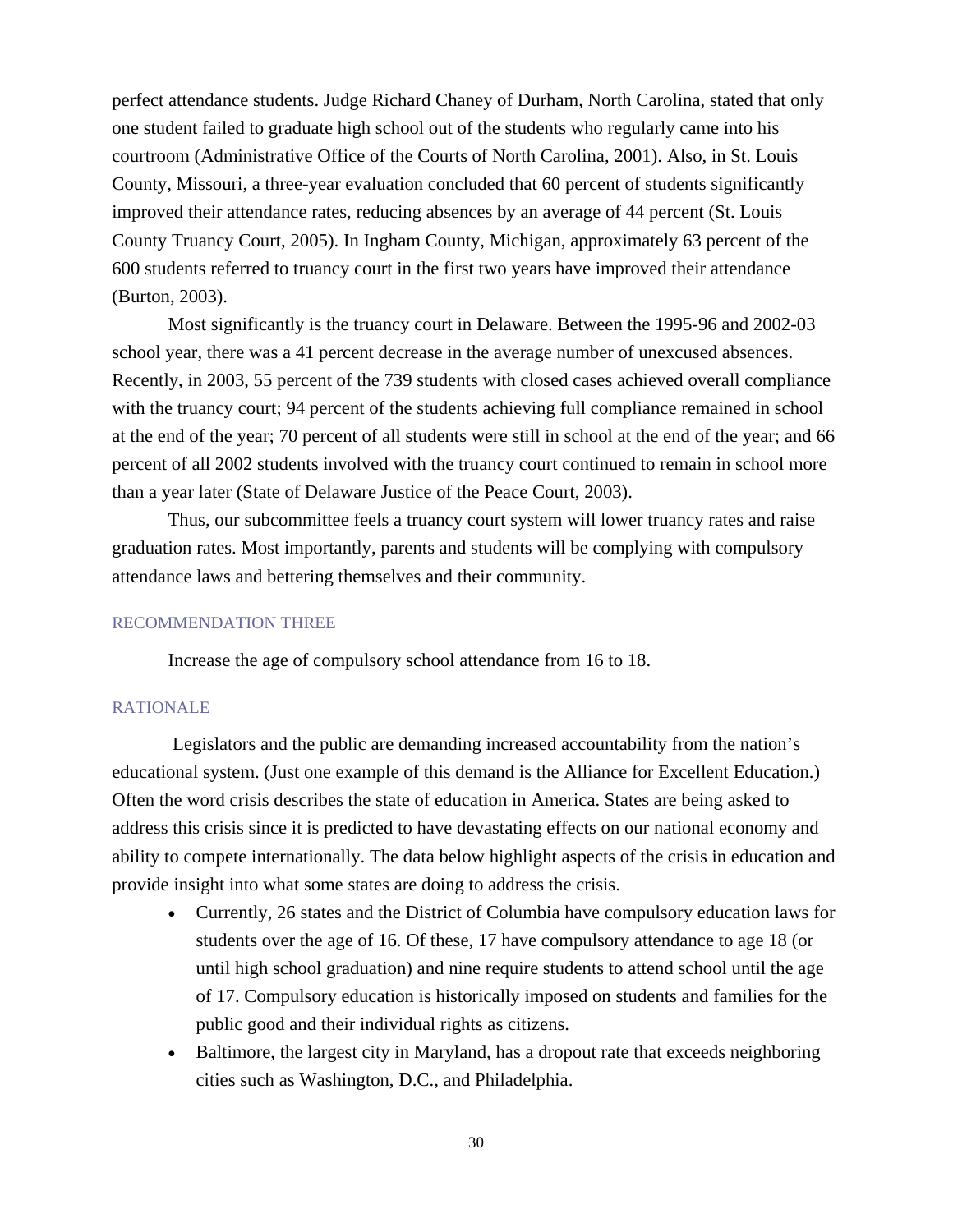perfect attendance students. Judge Richard Chaney of Durham, North Carolina, stated that only one student failed to graduate high school out of the students who regularly came into his courtroom (Administrative Office of the Courts of North Carolina, 2001). Also, in St. Louis County, Missouri, a three-year evaluation concluded that 60 percent of students significantly improved their attendance rates, reducing absences by an average of 44 percent (St. Louis County Truancy Court, 2005). In Ingham County, Michigan, approximately 63 percent of the 600 students referred to truancy court in the first two years have improved their attendance (Burton, 2003).

Most significantly is the truancy court in Delaware. Between the 1995-96 and 2002-03 school year, there was a 41 percent decrease in the average number of unexcused absences. Recently, in 2003, 55 percent of the 739 students with closed cases achieved overall compliance with the truancy court; 94 percent of the students achieving full compliance remained in school at the end of the year; 70 percent of all students were still in school at the end of the year; and 66 percent of all 2002 students involved with the truancy court continued to remain in school more than a year later (State of Delaware Justice of the Peace Court, 2003).

Thus, our subcommittee feels a truancy court system will lower truancy rates and raise graduation rates. Most importantly, parents and students will be complying with compulsory attendance laws and bettering themselves and their community.

### RECOMMENDATION THREE

Increase the age of compulsory school attendance from 16 to 18.

### RATIONALE

Legislators and the public are demanding increased accountability from the nation's educational system. (Just one example of this demand is the Alliance for Excellent Education.) Often the word crisis describes the state of education in America. States are being asked to address this crisis since it is predicted to have devastating effects on our national economy and ability to compete internationally. The data below highlight aspects of the crisis in education and provide insight into what some states are doing to address the crisis.

- Currently, 26 states and the District of Columbia have compulsory education laws for students over the age of 16. Of these, 17 have compulsory attendance to age 18 (or until high school graduation) and nine require students to attend school until the age of 17. Compulsory education is historically imposed on students and families for the public good and their individual rights as citizens.
- Baltimore, the largest city in Maryland, has a dropout rate that exceeds neighboring cities such as Washington, D.C., and Philadelphia.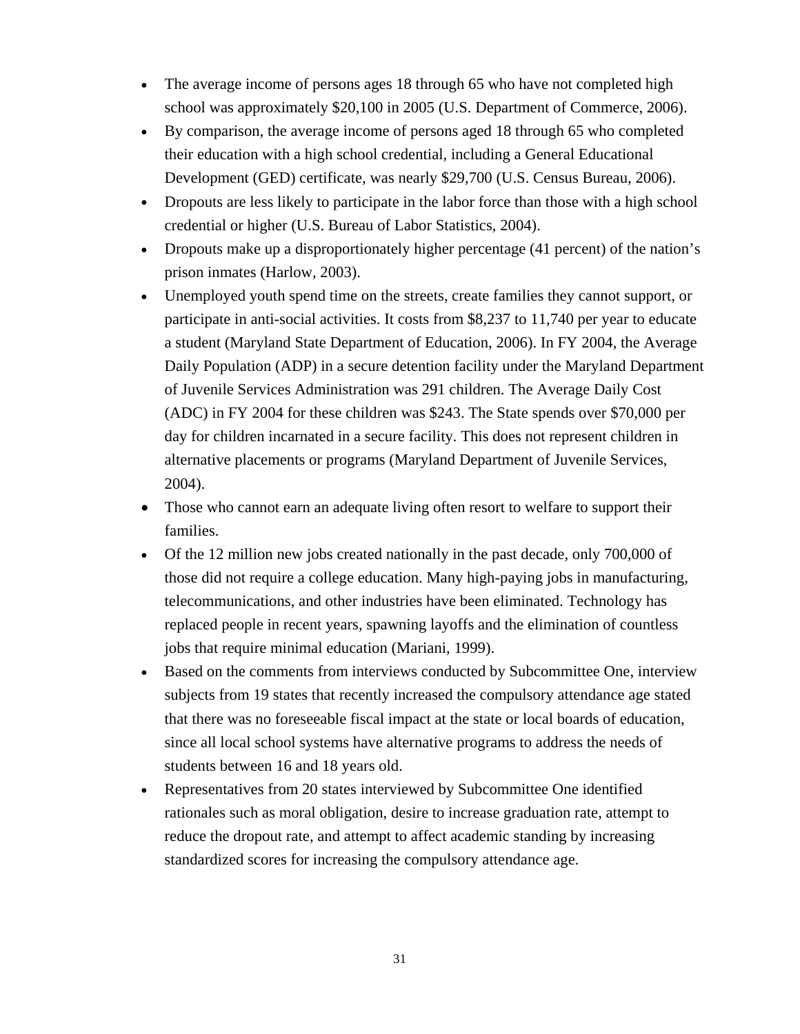- The average income of persons ages 18 through 65 who have not completed high school was approximately $20,100 in 2005 (U.S. Department of Commerce, 2006).
- By comparison, the average income of persons aged 18 through 65 who completed their education with a high school credential, including a General Educational Development (GED) certificate, was nearly $29,700 (U.S. Census Bureau, 2006).
- Dropouts are less likely to participate in the labor force than those with a high school credential or higher (U.S. Bureau of Labor Statistics, 2004).
- Dropouts make up a disproportionately higher percentage (41 percent) of the nation's prison inmates (Harlow, 2003).
- Unemployed youth spend time on the streets, create families they cannot support, or participate in anti-social activities. It costs from $8,237 to 11,740 per year to educate a student (Maryland State Department of Education, 2006). In FY 2004, the Average Daily Population (ADP) in a secure detention facility under the Maryland Department of Juvenile Services Administration was 291 children. The Average Daily Cost (ADC) in FY 2004 for these children was $243. The State spends over $70,000 per day for children incarnated in a secure facility. This does not represent children in alternative placements or programs (Maryland Department of Juvenile Services, 2004).
- Those who cannot earn an adequate living often resort to welfare to support their families.
- Of the 12 million new jobs created nationally in the past decade, only 700,000 of those did not require a college education. Many high-paying jobs in manufacturing, telecommunications, and other industries have been eliminated. Technology has replaced people in recent years, spawning layoffs and the elimination of countless jobs that require minimal education (Mariani, 1999).
- Based on the comments from interviews conducted by Subcommittee One, interview subjects from 19 states that recently increased the compulsory attendance age stated that there was no foreseeable fiscal impact at the state or local boards of education, since all local school systems have alternative programs to address the needs of students between 16 and 18 years old.
- Representatives from 20 states interviewed by Subcommittee One identified rationales such as moral obligation, desire to increase graduation rate, attempt to reduce the dropout rate, and attempt to affect academic standing by increasing standardized scores for increasing the compulsory attendance age.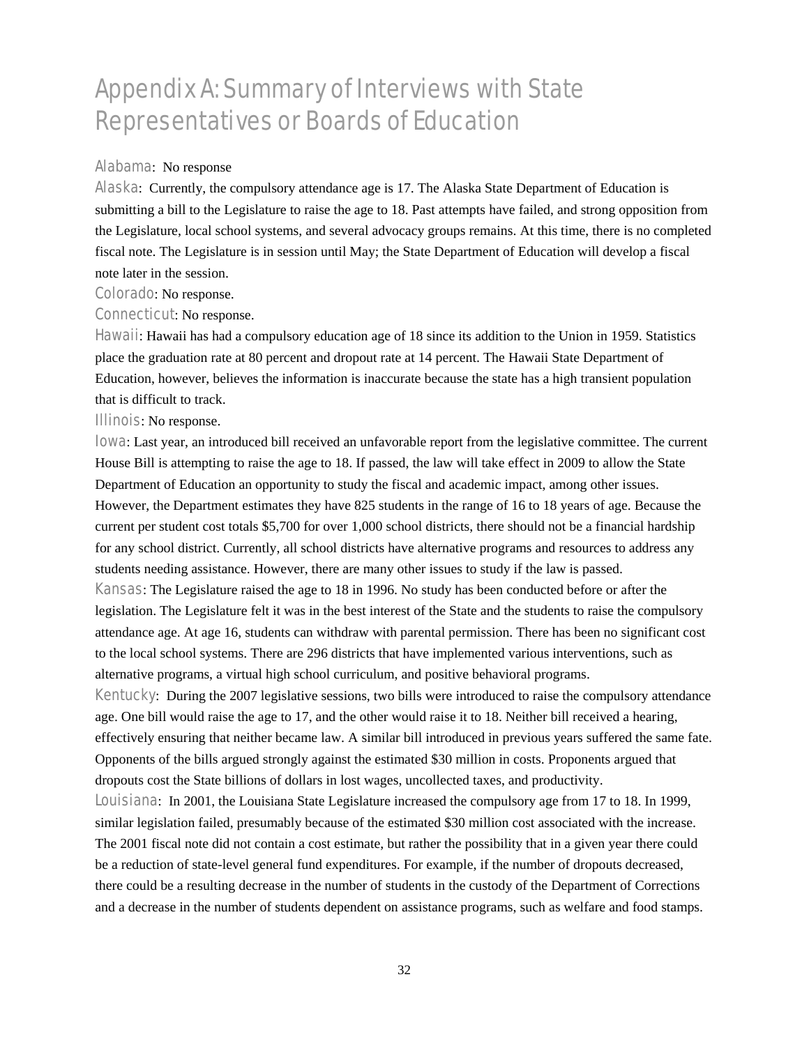# Appendix A: Summary of Interviews with State Representatives or Boards of Education

Alabama: No response

Alaska: Currently, the compulsory attendance age is 17. The Alaska State Department of Education is submitting a bill to the Legislature to raise the age to 18. Past attempts have failed, and strong opposition from the Legislature, local school systems, and several advocacy groups remains. At this time, there is no completed fiscal note. The Legislature is in session until May; the State Department of Education will develop a fiscal note later in the session.

Colorado: No response.

Connecticut: No response.

Hawaii: Hawaii has had a compulsory education age of 18 since its addition to the Union in 1959. Statistics place the graduation rate at 80 percent and dropout rate at 14 percent. The Hawaii State Department of Education, however, believes the information is inaccurate because the state has a high transient population that is difficult to track.

Illinois: No response.

Iowa: Last year, an introduced bill received an unfavorable report from the legislative committee. The current House Bill is attempting to raise the age to 18. If passed, the law will take effect in 2009 to allow the State Department of Education an opportunity to study the fiscal and academic impact, among other issues. However, the Department estimates they have 825 students in the range of 16 to 18 years of age. Because the current per student cost totals $5,700 for over 1,000 school districts, there should not be a financial hardship for any school district. Currently, all school districts have alternative programs and resources to address any students needing assistance. However, there are many other issues to study if the law is passed.

Kansas: The Legislature raised the age to 18 in 1996. No study has been conducted before or after the legislation. The Legislature felt it was in the best interest of the State and the students to raise the compulsory attendance age. At age 16, students can withdraw with parental permission. There has been no significant cost to the local school systems. There are 296 districts that have implemented various interventions, such as alternative programs, a virtual high school curriculum, and positive behavioral programs.

Kentucky: During the 2007 legislative sessions, two bills were introduced to raise the compulsory attendance age. One bill would raise the age to 17, and the other would raise it to 18. Neither bill received a hearing, effectively ensuring that neither became law. A similar bill introduced in previous years suffered the same fate. Opponents of the bills argued strongly against the estimated $30 million in costs. Proponents argued that dropouts cost the State billions of dollars in lost wages, uncollected taxes, and productivity.

Louisiana: In 2001, the Louisiana State Legislature increased the compulsory age from 17 to 18. In 1999, similar legislation failed, presumably because of the estimated $30 million cost associated with the increase. The 2001 fiscal note did not contain a cost estimate, but rather the possibility that in a given year there could be a reduction of state-level general fund expenditures. For example, if the number of dropouts decreased, there could be a resulting decrease in the number of students in the custody of the Department of Corrections and a decrease in the number of students dependent on assistance programs, such as welfare and food stamps.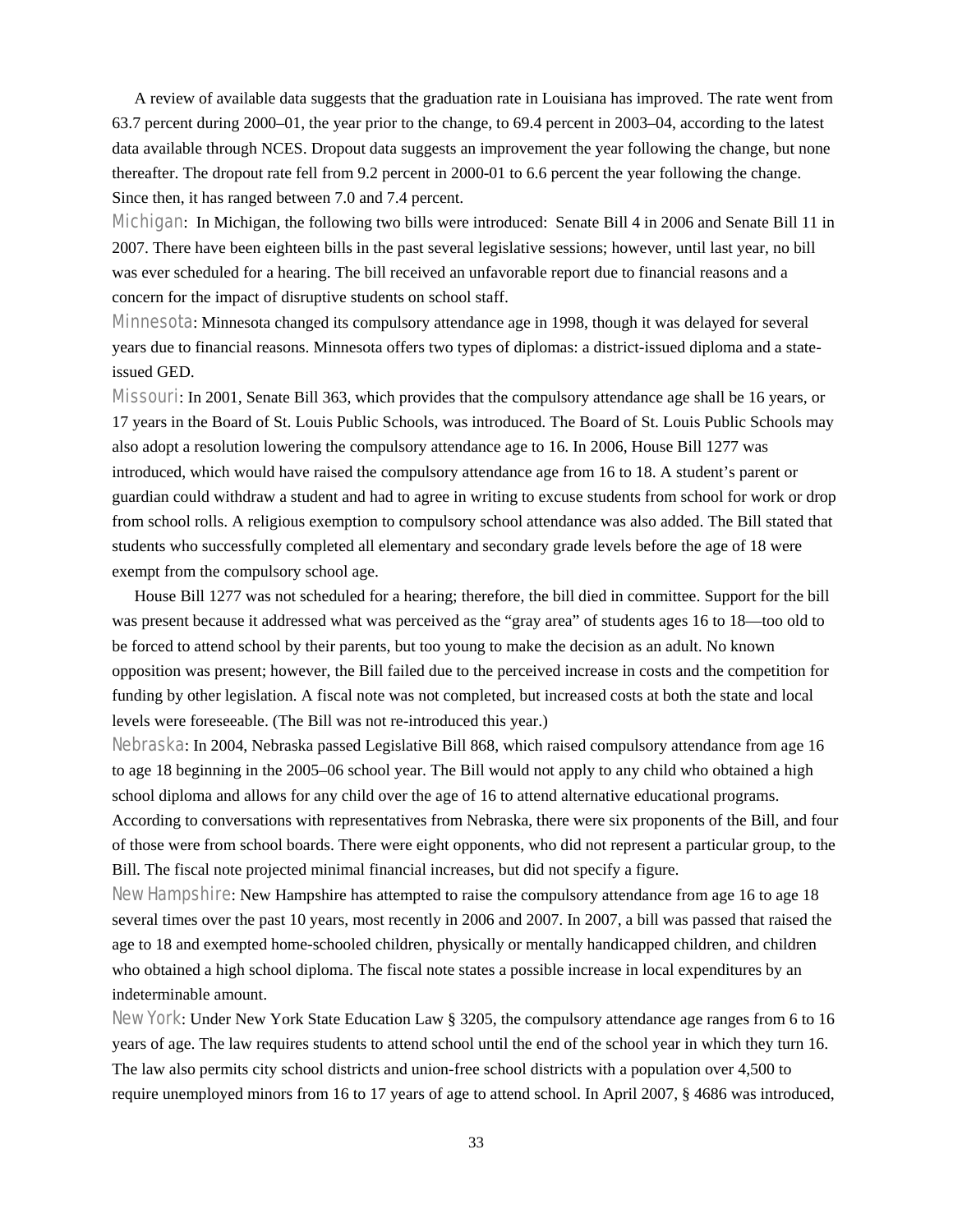A review of available data suggests that the graduation rate in Louisiana has improved. The rate went from 63.7 percent during 2000–01, the year prior to the change, to 69.4 percent in 2003–04, according to the latest data available through NCES. Dropout data suggests an improvement the year following the change, but none thereafter. The dropout rate fell from 9.2 percent in 2000-01 to 6.6 percent the year following the change. Since then, it has ranged between 7.0 and 7.4 percent.

Michigan: In Michigan, the following two bills were introduced: Senate Bill 4 in 2006 and Senate Bill 11 in 2007. There have been eighteen bills in the past several legislative sessions; however, until last year, no bill was ever scheduled for a hearing. The bill received an unfavorable report due to financial reasons and a concern for the impact of disruptive students on school staff.

Minnesota: Minnesota changed its compulsory attendance age in 1998, though it was delayed for several years due to financial reasons. Minnesota offers two types of diplomas: a district-issued diploma and a state-issued GED.

Missouri: In 2001, Senate Bill 363, which provides that the compulsory attendance age shall be 16 years, or 17 years in the Board of St. Louis Public Schools, was introduced. The Board of St. Louis Public Schools may also adopt a resolution lowering the compulsory attendance age to 16. In 2006, House Bill 1277 was introduced, which would have raised the compulsory attendance age from 16 to 18. A student's parent or guardian could withdraw a student and had to agree in writing to excuse students from school for work or drop from school rolls. A religious exemption to compulsory school attendance was also added. The Bill stated that students who successfully completed all elementary and secondary grade levels before the age of 18 were exempt from the compulsory school age.

House Bill 1277 was not scheduled for a hearing; therefore, the bill died in committee. Support for the bill was present because it addressed what was perceived as the "gray area" of students ages 16 to 18—too old to be forced to attend school by their parents, but too young to make the decision as an adult. No known opposition was present; however, the Bill failed due to the perceived increase in costs and the competition for funding by other legislation. A fiscal note was not completed, but increased costs at both the state and local levels were foreseeable. (The Bill was not re-introduced this year.)

Nebraska: In 2004, Nebraska passed Legislative Bill 868, which raised compulsory attendance from age 16 to age 18 beginning in the 2005–06 school year. The Bill would not apply to any child who obtained a high school diploma and allows for any child over the age of 16 to attend alternative educational programs. According to conversations with representatives from Nebraska, there were six proponents of the Bill, and four of those were from school boards. There were eight opponents, who did not represent a particular group, to the Bill. The fiscal note projected minimal financial increases, but did not specify a figure.

New Hampshire: New Hampshire has attempted to raise the compulsory attendance from age 16 to age 18 several times over the past 10 years, most recently in 2006 and 2007. In 2007, a bill was passed that raised the age to 18 and exempted home-schooled children, physically or mentally handicapped children, and children who obtained a high school diploma. The fiscal note states a possible increase in local expenditures by an indeterminable amount.

New York: Under New York State Education Law § 3205, the compulsory attendance age ranges from 6 to 16 years of age. The law requires students to attend school until the end of the school year in which they turn 16. The law also permits city school districts and union-free school districts with a population over 4,500 to require unemployed minors from 16 to 17 years of age to attend school. In April 2007, § 4686 was introduced,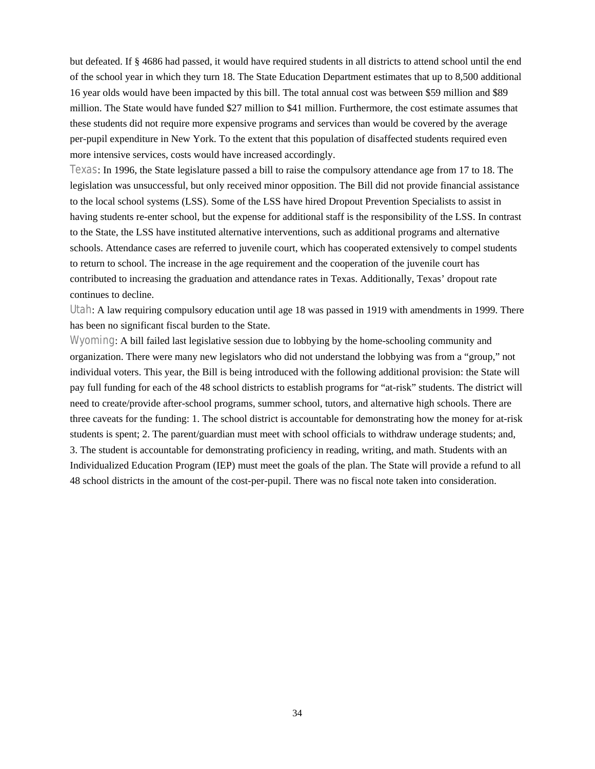but defeated. If § 4686 had passed, it would have required students in all districts to attend school until the end of the school year in which they turn 18. The State Education Department estimates that up to 8,500 additional 16 year olds would have been impacted by this bill. The total annual cost was between $59 million and $89 million. The State would have funded $27 million to $41 million. Furthermore, the cost estimate assumes that these students did not require more expensive programs and services than would be covered by the average per-pupil expenditure in New York. To the extent that this population of disaffected students required even more intensive services, costs would have increased accordingly.

Texas: In 1996, the State legislature passed a bill to raise the compulsory attendance age from 17 to 18. The legislation was unsuccessful, but only received minor opposition. The Bill did not provide financial assistance to the local school systems (LSS). Some of the LSS have hired Dropout Prevention Specialists to assist in having students re-enter school, but the expense for additional staff is the responsibility of the LSS. In contrast to the State, the LSS have instituted alternative interventions, such as additional programs and alternative schools. Attendance cases are referred to juvenile court, which has cooperated extensively to compel students to return to school. The increase in the age requirement and the cooperation of the juvenile court has contributed to increasing the graduation and attendance rates in Texas. Additionally, Texas' dropout rate continues to decline.

Utah: A law requiring compulsory education until age 18 was passed in 1919 with amendments in 1999. There has been no significant fiscal burden to the State.

Wyoming: A bill failed last legislative session due to lobbying by the home-schooling community and organization. There were many new legislators who did not understand the lobbying was from a "group," not individual voters. This year, the Bill is being introduced with the following additional provision: the State will pay full funding for each of the 48 school districts to establish programs for "at-risk" students. The district will need to create/provide after-school programs, summer school, tutors, and alternative high schools. There are three caveats for the funding: 1. The school district is accountable for demonstrating how the money for at-risk students is spent; 2. The parent/guardian must meet with school officials to withdraw underage students; and, 3. The student is accountable for demonstrating proficiency in reading, writing, and math. Students with an Individualized Education Program (IEP) must meet the goals of the plan. The State will provide a refund to all 48 school districts in the amount of the cost-per-pupil. There was no fiscal note taken into consideration.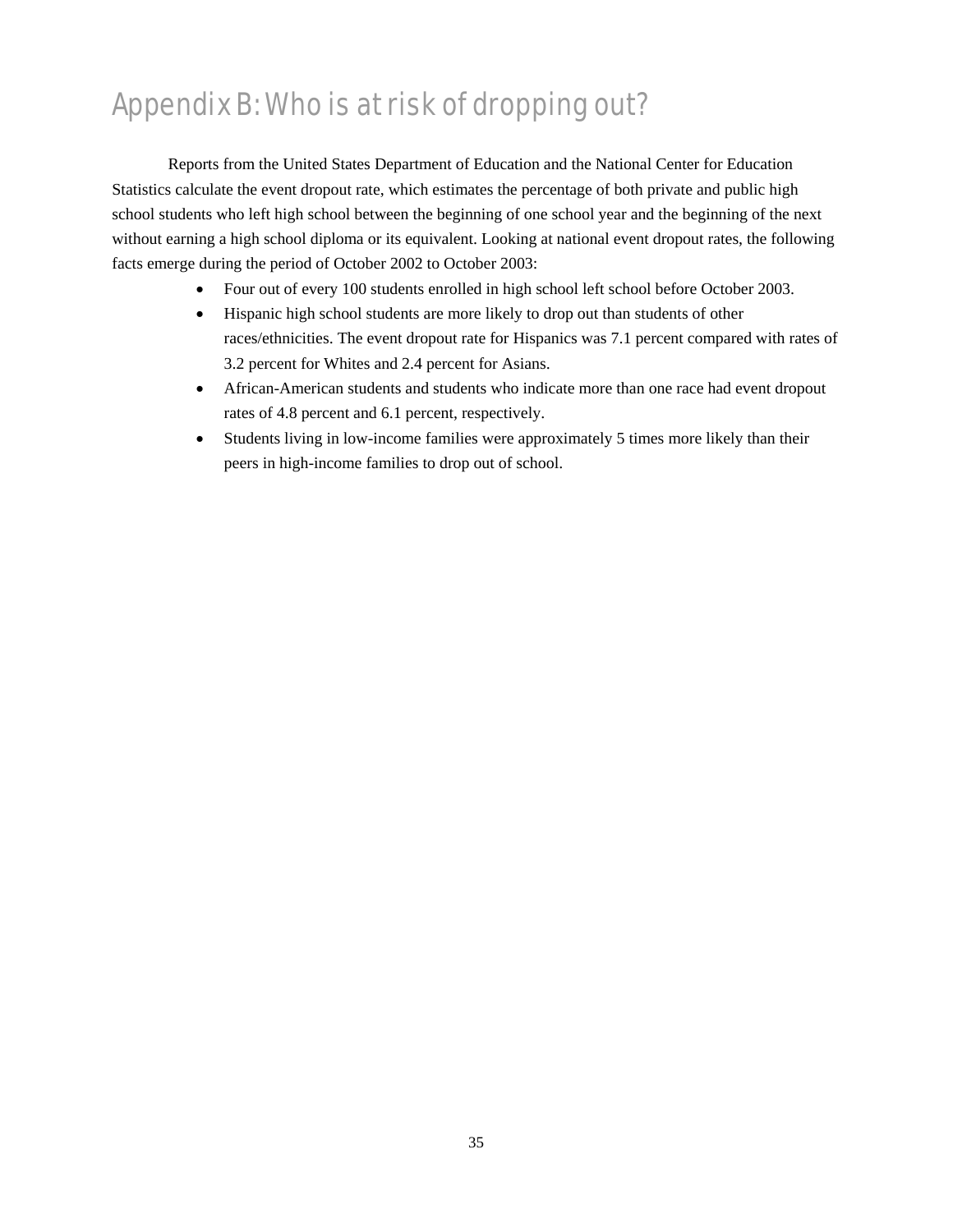# Appendix B: Who is at risk of dropping out?

Reports from the United States Department of Education and the National Center for Education Statistics calculate the event dropout rate, which estimates the percentage of both private and public high school students who left high school between the beginning of one school year and the beginning of the next without earning a high school diploma or its equivalent. Looking at national event dropout rates, the following facts emerge during the period of October 2002 to October 2003:

- Four out of every 100 students enrolled in high school left school before October 2003.
- Hispanic high school students are more likely to drop out than students of other races/ethnicities. The event dropout rate for Hispanics was 7.1 percent compared with rates of 3.2 percent for Whites and 2.4 percent for Asians.
- African-American students and students who indicate more than one race had event dropout rates of 4.8 percent and 6.1 percent, respectively.
- Students living in low-income families were approximately 5 times more likely than their peers in high-income families to drop out of school.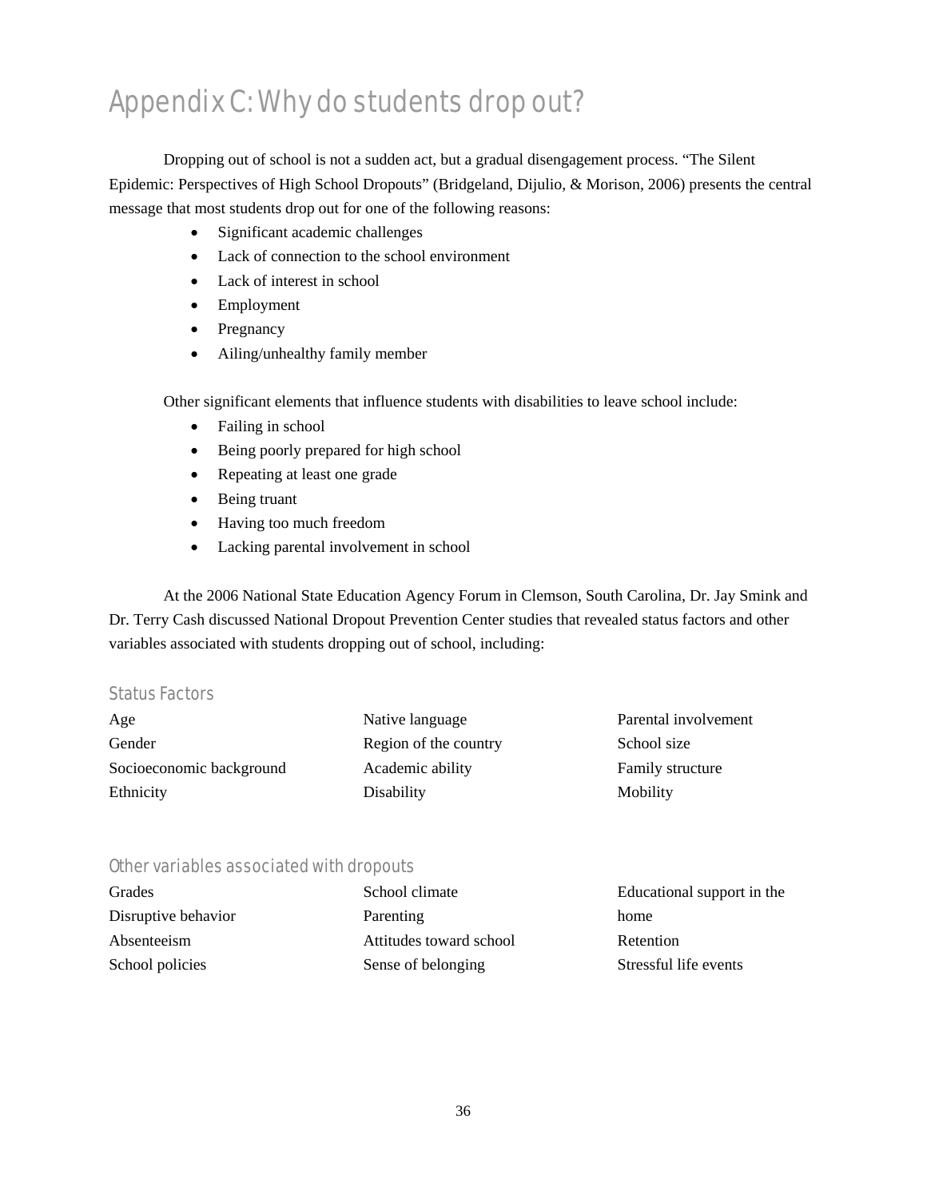# Appendix C: Why do students drop out?

Dropping out of school is not a sudden act, but a gradual disengagement process. "The Silent Epidemic: Perspectives of High School Dropouts" (Bridgeland, Dijulio, & Morison, 2006) presents the central message that most students drop out for one of the following reasons:

- Significant academic challenges
- Lack of connection to the school environment
- Lack of interest in school
- Employment
- Pregnancy
- Ailing/unhealthy family member

Other significant elements that influence students with disabilities to leave school include:

- Failing in school
- Being poorly prepared for high school
- Repeating at least one grade
- Being truant
- Having too much freedom
- Lacking parental involvement in school

At the 2006 National State Education Agency Forum in Clemson, South Carolina, Dr. Jay Smink and Dr. Terry Cash discussed National Dropout Prevention Center studies that revealed status factors and other variables associated with students dropping out of school, including:

## Status Factors

- Age
- Gender
- Socioeconomic background
- Ethnicity
- Native language
- Region of the country
- Academic ability
- Disability
- Parental involvement
- School size
- Family structure
- Mobility

## Other variables associated with dropouts

- Grades
- Disruptive behavior
- Absenteeism
- School policies
- School climate
- Parenting
- Attitudes toward school
- Sense of belonging
- Educational support in the home
- Retention
- Stressful life events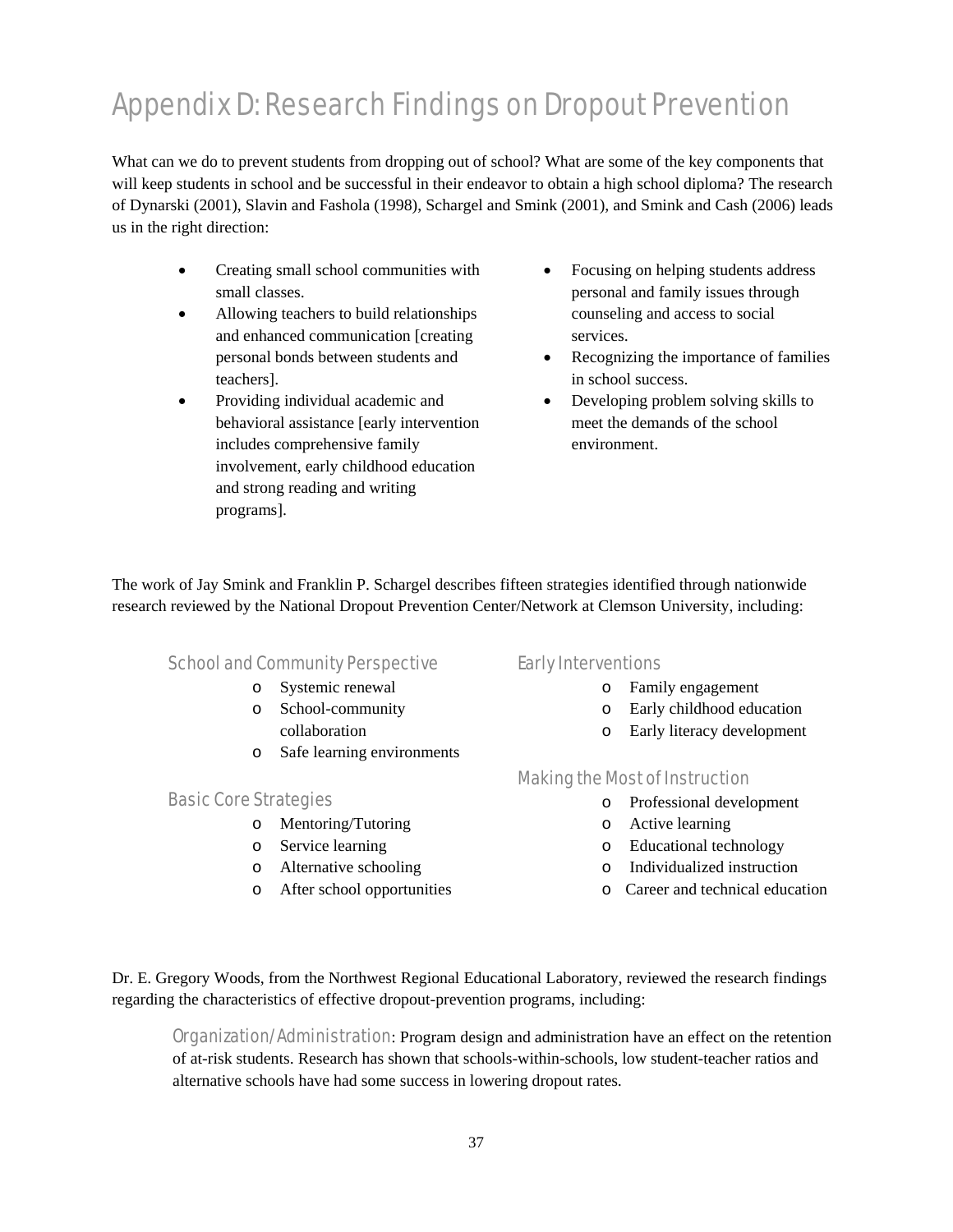# Appendix D: Research Findings on Dropout Prevention

What can we do to prevent students from dropping out of school? What are some of the key components that will keep students in school and be successful in their endeavor to obtain a high school diploma? The research of Dynarski (2001), Slavin and Fashola (1998), Schargel and Smink (2001), and Smink and Cash (2006) leads us in the right direction:

- Creating small school communities with small classes.
- Allowing teachers to build relationships and enhanced communication [creating personal bonds between students and teachers].
- Providing individual academic and behavioral assistance [early intervention includes comprehensive family involvement, early childhood education and strong reading and writing programs].
- Focusing on helping students address personal and family issues through counseling and access to social services.
- Recognizing the importance of families in school success.
- Developing problem solving skills to meet the demands of the school environment.

The work of Jay Smink and Franklin P. Schargel describes fifteen strategies identified through nationwide research reviewed by the National Dropout Prevention Center/Network at Clemson University, including:

### School and Community Perspective

- Systemic renewal
- School-community collaboration
- Safe learning environments

### Basic Core Strategies

- Mentoring/Tutoring
- Service learning
- Alternative schooling
- After school opportunities

### Early Interventions

- Family engagement
- Early childhood education
- Early literacy development

### Making the Most of Instruction

- Professional development
- Active learning
- Educational technology
- Individualized instruction
- Career and technical education

Dr. E. Gregory Woods, from the Northwest Regional Educational Laboratory, reviewed the research findings regarding the characteristics of effective dropout-prevention programs, including:

Organization/Administration: Program design and administration have an effect on the retention of at-risk students. Research has shown that schools-within-schools, low student-teacher ratios and alternative schools have had some success in lowering dropout rates.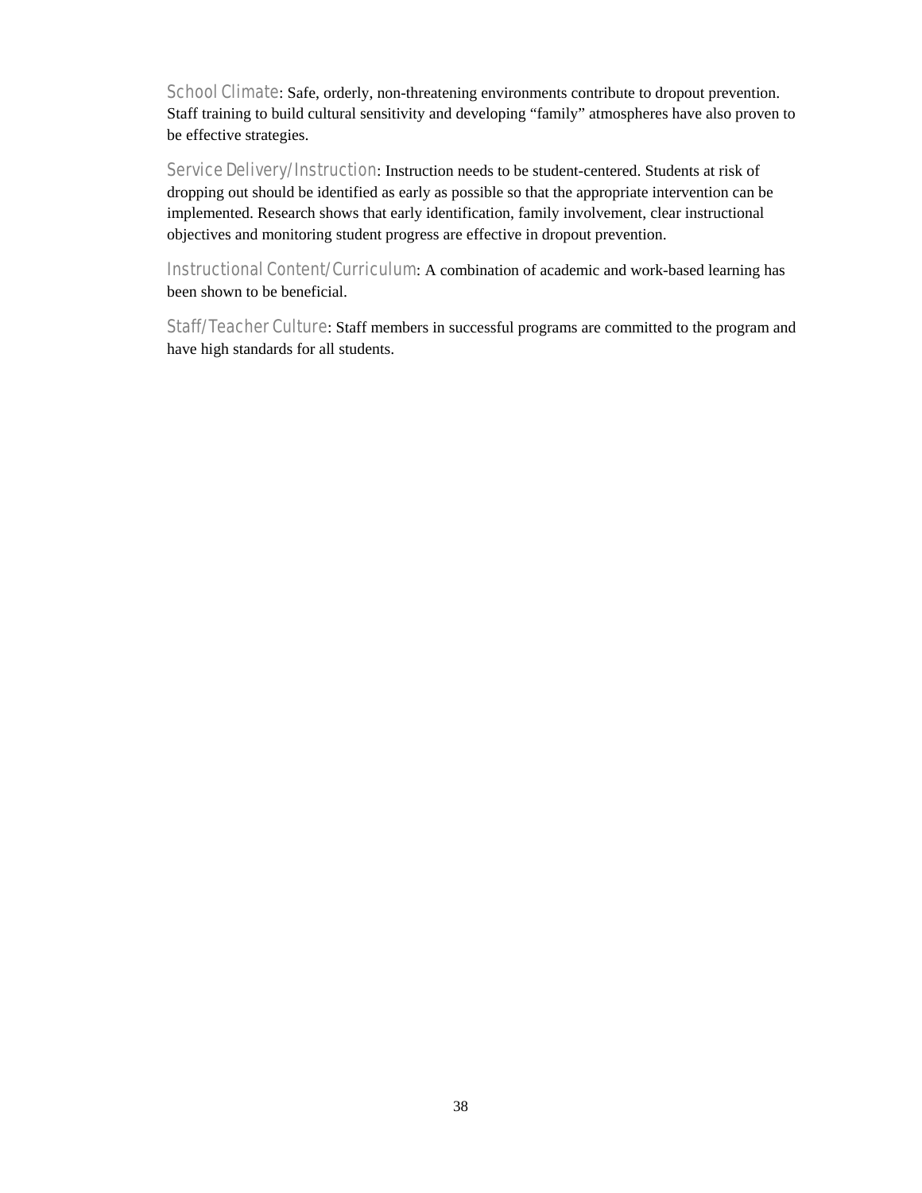School Climate: Safe, orderly, non-threatening environments contribute to dropout prevention. Staff training to build cultural sensitivity and developing “family” atmospheres have also proven to be effective strategies.

Service Delivery/Instruction: Instruction needs to be student-centered. Students at risk of dropping out should be identified as early as possible so that the appropriate intervention can be implemented. Research shows that early identification, family involvement, clear instructional objectives and monitoring student progress are effective in dropout prevention.

Instructional Content/Curriculum: A combination of academic and work-based learning has been shown to be beneficial.

Staff/Teacher Culture: Staff members in successful programs are committed to the program and have high standards for all students.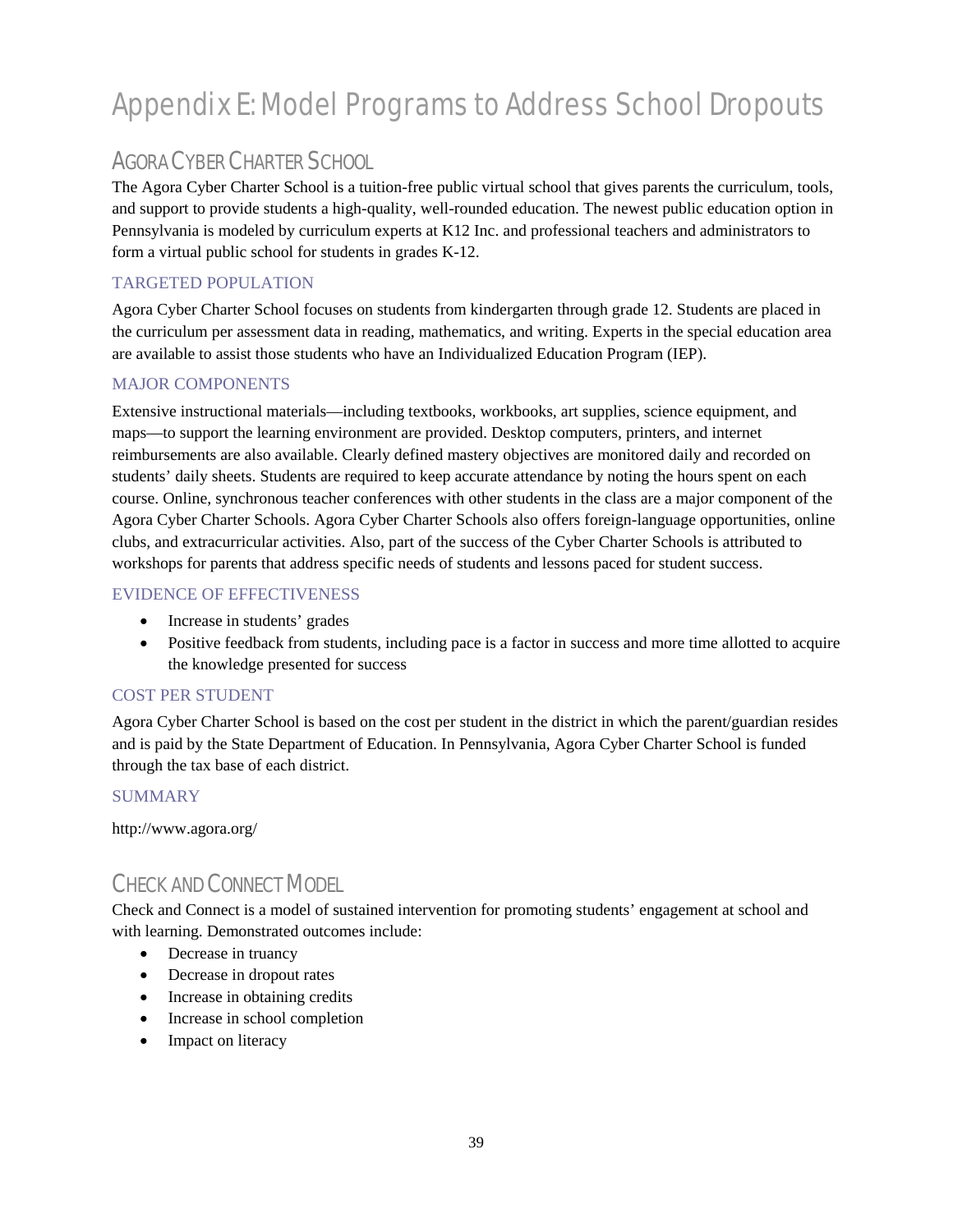# Appendix E: Model Programs to Address School Dropouts

## Agora Cyber Charter School

The Agora Cyber Charter School is a tuition-free public virtual school that gives parents the curriculum, tools, and support to provide students a high-quality, well-rounded education. The newest public education option in Pennsylvania is modeled by curriculum experts at K12 Inc. and professional teachers and administrators to form a virtual public school for students in grades K-12.

### TARGETED POPULATION

Agora Cyber Charter School focuses on students from kindergarten through grade 12. Students are placed in the curriculum per assessment data in reading, mathematics, and writing. Experts in the special education area are available to assist those students who have an Individualized Education Program (IEP).

### MAJOR COMPONENTS

Extensive instructional materials—including textbooks, workbooks, art supplies, science equipment, and maps—to support the learning environment are provided. Desktop computers, printers, and internet reimbursements are also available. Clearly defined mastery objectives are monitored daily and recorded on students' daily sheets. Students are required to keep accurate attendance by noting the hours spent on each course. Online, synchronous teacher conferences with other students in the class are a major component of the Agora Cyber Charter Schools. Agora Cyber Charter Schools also offers foreign-language opportunities, online clubs, and extracurricular activities. Also, part of the success of the Cyber Charter Schools is attributed to workshops for parents that address specific needs of students and lessons paced for student success.

### EVIDENCE OF EFFECTIVENESS

- Increase in students' grades
- Positive feedback from students, including pace is a factor in success and more time allotted to acquire the knowledge presented for success

### COST PER STUDENT

Agora Cyber Charter School is based on the cost per student in the district in which the parent/guardian resides and is paid by the State Department of Education. In Pennsylvania, Agora Cyber Charter School is funded through the tax base of each district.

### SUMMARY

http://www.agora.org/

## Check and Connect Model

Check and Connect is a model of sustained intervention for promoting students' engagement at school and with learning. Demonstrated outcomes include:

- Decrease in truancy
- Decrease in dropout rates
- Increase in obtaining credits
- Increase in school completion
- Impact on literacy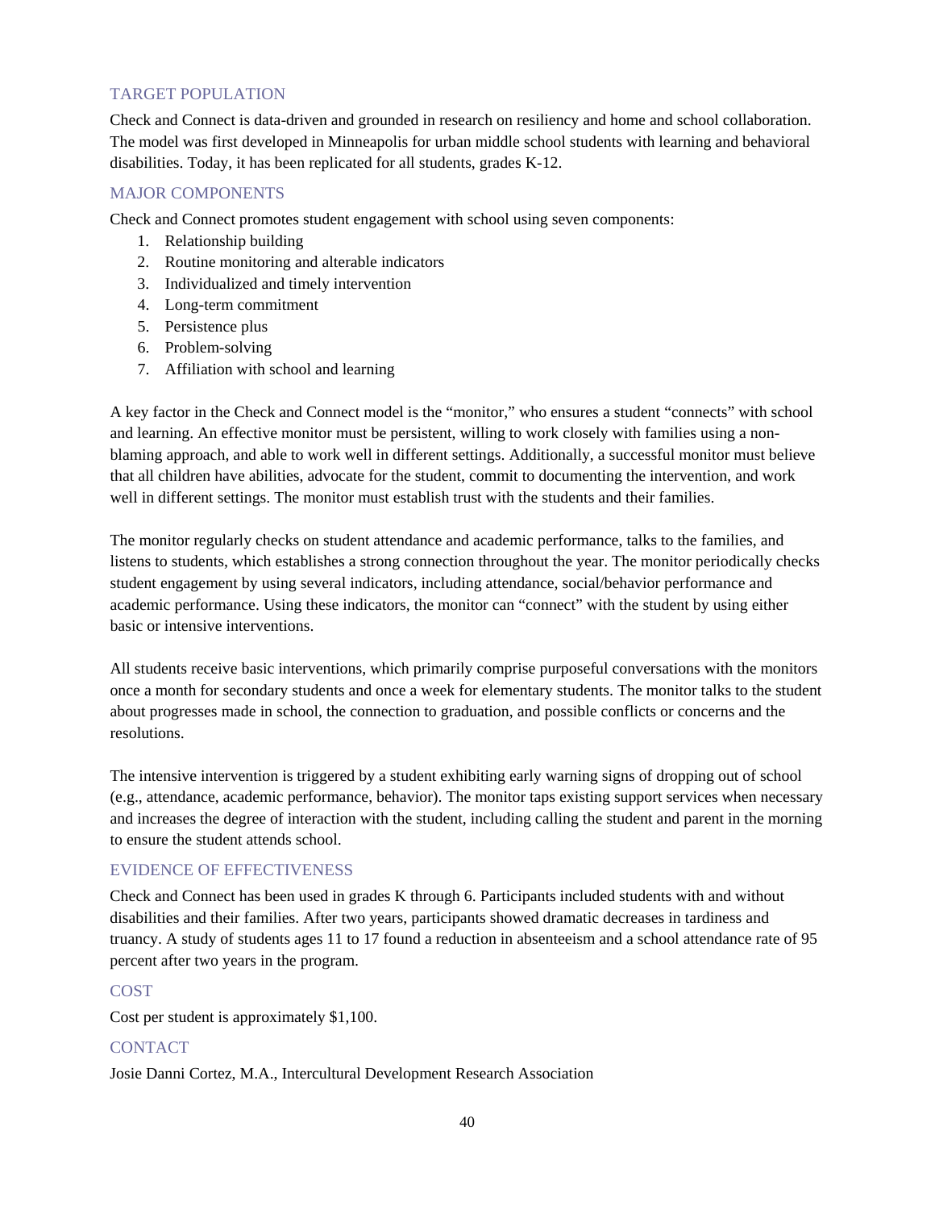### TARGET POPULATION

Check and Connect is data-driven and grounded in research on resiliency and home and school collaboration. The model was first developed in Minneapolis for urban middle school students with learning and behavioral disabilities. Today, it has been replicated for all students, grades K-12.

### MAJOR COMPONENTS

Check and Connect promotes student engagement with school using seven components:

1. Relationship building
2. Routine monitoring and alterable indicators
3. Individualized and timely intervention
4. Long-term commitment
5. Persistence plus
6. Problem-solving
7. Affiliation with school and learning

A key factor in the Check and Connect model is the "monitor," who ensures a student "connects" with school and learning. An effective monitor must be persistent, willing to work closely with families using a non-blaming approach, and able to work well in different settings. Additionally, a successful monitor must believe that all children have abilities, advocate for the student, commit to documenting the intervention, and work well in different settings. The monitor must establish trust with the students and their families.

The monitor regularly checks on student attendance and academic performance, talks to the families, and listens to students, which establishes a strong connection throughout the year. The monitor periodically checks student engagement by using several indicators, including attendance, social/behavior performance and academic performance. Using these indicators, the monitor can "connect" with the student by using either basic or intensive interventions.

All students receive basic interventions, which primarily comprise purposeful conversations with the monitors once a month for secondary students and once a week for elementary students. The monitor talks to the student about progresses made in school, the connection to graduation, and possible conflicts or concerns and the resolutions.

The intensive intervention is triggered by a student exhibiting early warning signs of dropping out of school (e.g., attendance, academic performance, behavior). The monitor taps existing support services when necessary and increases the degree of interaction with the student, including calling the student and parent in the morning to ensure the student attends school.

### EVIDENCE OF EFFECTIVENESS

Check and Connect has been used in grades K through 6. Participants included students with and without disabilities and their families. After two years, participants showed dramatic decreases in tardiness and truancy. A study of students ages 11 to 17 found a reduction in absenteeism and a school attendance rate of 95 percent after two years in the program.

### COST

Cost per student is approximately $1,100.

### CONTACT

Josie Danni Cortez, M.A., Intercultural Development Research Association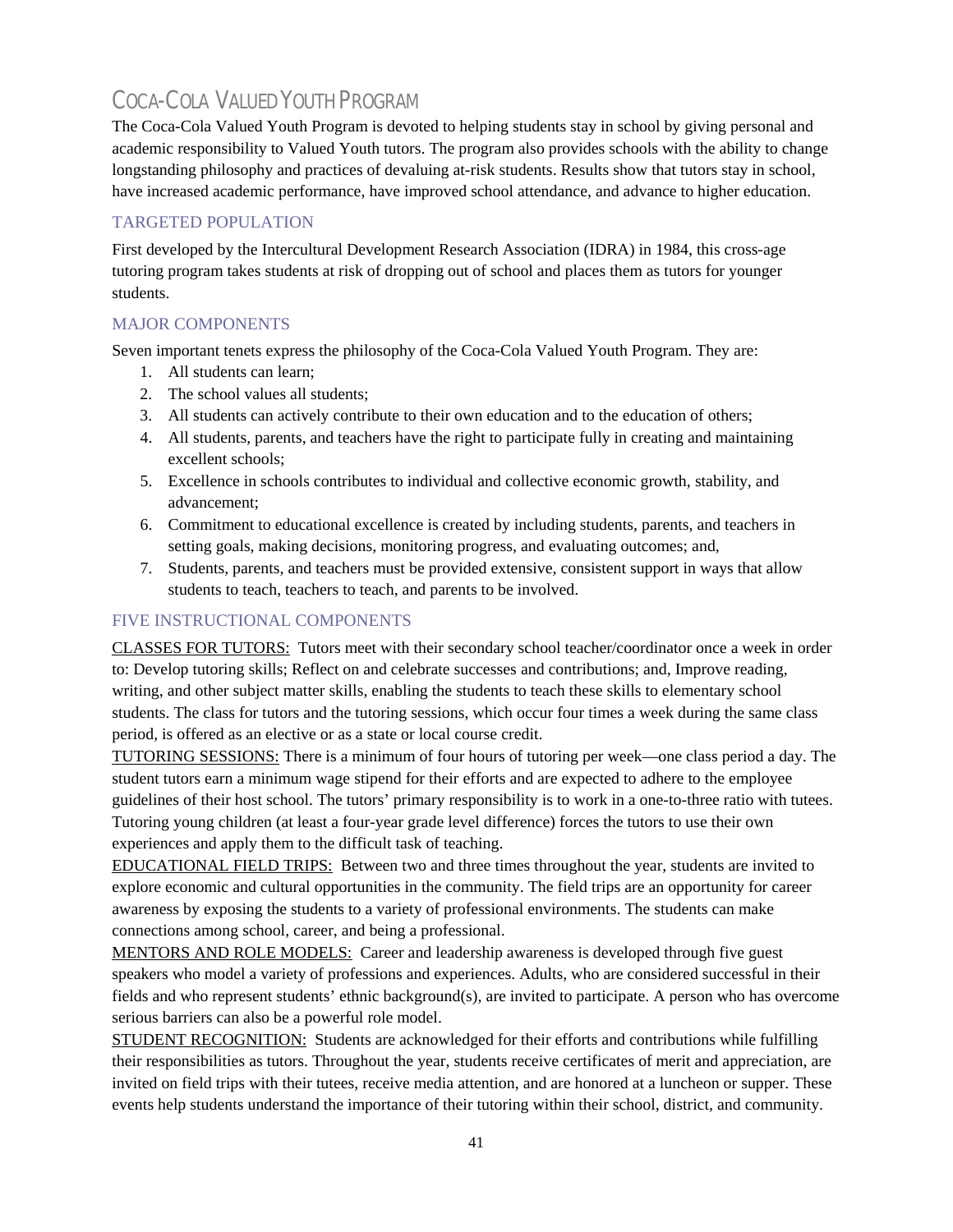## Coca-Cola Valued Youth Program

The Coca-Cola Valued Youth Program is devoted to helping students stay in school by giving personal and academic responsibility to Valued Youth tutors. The program also provides schools with the ability to change longstanding philosophy and practices of devaluing at-risk students. Results show that tutors stay in school, have increased academic performance, have improved school attendance, and advance to higher education.

### Targeted Population

First developed by the Intercultural Development Research Association (IDRA) in 1984, this cross-age tutoring program takes students at risk of dropping out of school and places them as tutors for younger students.

### Major Components

Seven important tenets express the philosophy of the Coca-Cola Valued Youth Program. They are:

1. All students can learn;
2. The school values all students;
3. All students can actively contribute to their own education and to the education of others;
4. All students, parents, and teachers have the right to participate fully in creating and maintaining excellent schools;
5. Excellence in schools contributes to individual and collective economic growth, stability, and advancement;
6. Commitment to educational excellence is created by including students, parents, and teachers in setting goals, making decisions, monitoring progress, and evaluating outcomes; and,
7. Students, parents, and teachers must be provided extensive, consistent support in ways that allow students to teach, teachers to teach, and parents to be involved.

### Five Instructional Components

<u>CLASSES FOR TUTORS:</u> Tutors meet with their secondary school teacher/coordinator once a week in order to: Develop tutoring skills; Reflect on and celebrate successes and contributions; and, Improve reading, writing, and other subject matter skills, enabling the students to teach these skills to elementary school students. The class for tutors and the tutoring sessions, which occur four times a week during the same class period, is offered as an elective or as a state or local course credit.

<u>TUTORING SESSIONS:</u> There is a minimum of four hours of tutoring per week—one class period a day. The student tutors earn a minimum wage stipend for their efforts and are expected to adhere to the employee guidelines of their host school. The tutors' primary responsibility is to work in a one-to-three ratio with tutees. Tutoring young children (at least a four-year grade level difference) forces the tutors to use their own experiences and apply them to the difficult task of teaching.

<u>EDUCATIONAL FIELD TRIPS:</u> Between two and three times throughout the year, students are invited to explore economic and cultural opportunities in the community. The field trips are an opportunity for career awareness by exposing the students to a variety of professional environments. The students can make connections among school, career, and being a professional.

<u>MENTORS AND ROLE MODELS:</u> Career and leadership awareness is developed through five guest speakers who model a variety of professions and experiences. Adults, who are considered successful in their fields and who represent students' ethnic background(s), are invited to participate. A person who has overcome serious barriers can also be a powerful role model.

<u>STUDENT RECOGNITION:</u> Students are acknowledged for their efforts and contributions while fulfilling their responsibilities as tutors. Throughout the year, students receive certificates of merit and appreciation, are invited on field trips with their tutees, receive media attention, and are honored at a luncheon or supper. These events help students understand the importance of their tutoring within their school, district, and community.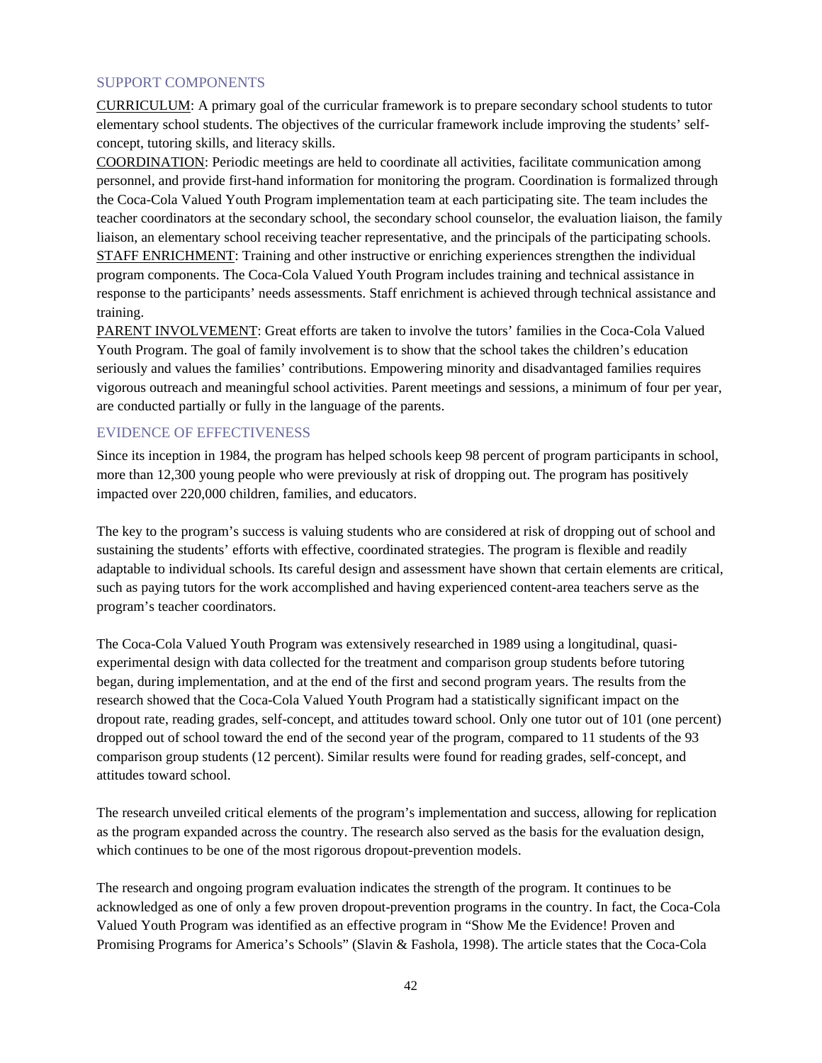## SUPPORT COMPONENTS

<u>CURRICULUM</u>: A primary goal of the curricular framework is to prepare secondary school students to tutor elementary school students. The objectives of the curricular framework include improving the students' self-concept, tutoring skills, and literacy skills.

<u>COORDINATION</u>: Periodic meetings are held to coordinate all activities, facilitate communication among personnel, and provide first-hand information for monitoring the program. Coordination is formalized through the Coca-Cola Valued Youth Program implementation team at each participating site. The team includes the teacher coordinators at the secondary school, the secondary school counselor, the evaluation liaison, the family liaison, an elementary school receiving teacher representative, and the principals of the participating schools.

<u>STAFF ENRICHMENT</u>: Training and other instructive or enriching experiences strengthen the individual program components. The Coca-Cola Valued Youth Program includes training and technical assistance in response to the participants' needs assessments. Staff enrichment is achieved through technical assistance and training.

<u>PARENT INVOLVEMENT</u>: Great efforts are taken to involve the tutors' families in the Coca-Cola Valued Youth Program. The goal of family involvement is to show that the school takes the children's education seriously and values the families' contributions. Empowering minority and disadvantaged families requires vigorous outreach and meaningful school activities. Parent meetings and sessions, a minimum of four per year, are conducted partially or fully in the language of the parents.

## EVIDENCE OF EFFECTIVENESS

Since its inception in 1984, the program has helped schools keep 98 percent of program participants in school, more than 12,300 young people who were previously at risk of dropping out. The program has positively impacted over 220,000 children, families, and educators.

The key to the program's success is valuing students who are considered at risk of dropping out of school and sustaining the students' efforts with effective, coordinated strategies. The program is flexible and readily adaptable to individual schools. Its careful design and assessment have shown that certain elements are critical, such as paying tutors for the work accomplished and having experienced content-area teachers serve as the program's teacher coordinators.

The Coca-Cola Valued Youth Program was extensively researched in 1989 using a longitudinal, quasi-experimental design with data collected for the treatment and comparison group students before tutoring began, during implementation, and at the end of the first and second program years. The results from the research showed that the Coca-Cola Valued Youth Program had a statistically significant impact on the dropout rate, reading grades, self-concept, and attitudes toward school. Only one tutor out of 101 (one percent) dropped out of school toward the end of the second year of the program, compared to 11 students of the 93 comparison group students (12 percent). Similar results were found for reading grades, self-concept, and attitudes toward school.

The research unveiled critical elements of the program's implementation and success, allowing for replication as the program expanded across the country. The research also served as the basis for the evaluation design, which continues to be one of the most rigorous dropout-prevention models.

The research and ongoing program evaluation indicates the strength of the program. It continues to be acknowledged as one of only a few proven dropout-prevention programs in the country. In fact, the Coca-Cola Valued Youth Program was identified as an effective program in "Show Me the Evidence! Proven and Promising Programs for America's Schools" (Slavin & Fashola, 1998). The article states that the Coca-Cola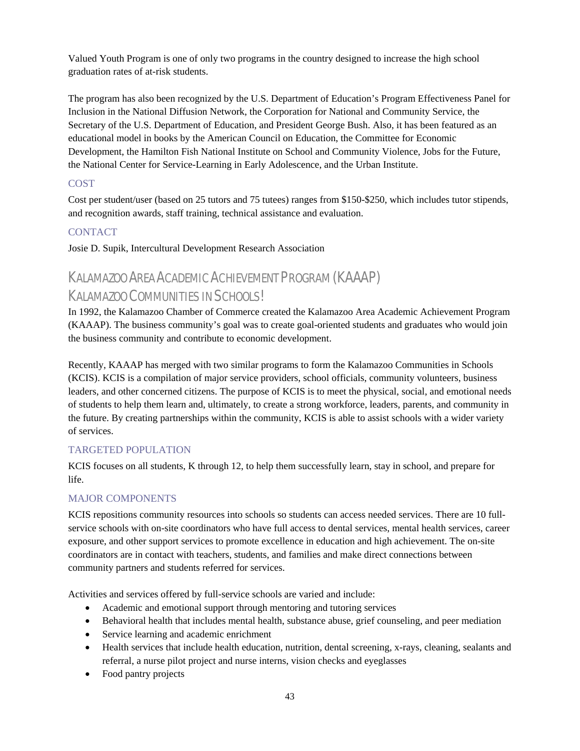Valued Youth Program is one of only two programs in the country designed to increase the high school graduation rates of at-risk students.

The program has also been recognized by the U.S. Department of Education's Program Effectiveness Panel for Inclusion in the National Diffusion Network, the Corporation for National and Community Service, the Secretary of the U.S. Department of Education, and President George Bush. Also, it has been featured as an educational model in books by the American Council on Education, the Committee for Economic Development, the Hamilton Fish National Institute on School and Community Violence, Jobs for the Future, the National Center for Service-Learning in Early Adolescence, and the Urban Institute.

### COST

Cost per student/user (based on 25 tutors and 75 tutees) ranges from $150-$250, which includes tutor stipends, and recognition awards, staff training, technical assistance and evaluation.

### CONTACT

Josie D. Supik, Intercultural Development Research Association

## KALAMAZOO AREA ACADEMIC ACHIEVEMENT PROGRAM (KAAAP) KALAMAZOO COMMUNITIES IN SCHOOLS!

In 1992, the Kalamazoo Chamber of Commerce created the Kalamazoo Area Academic Achievement Program (KAAAP). The business community's goal was to create goal-oriented students and graduates who would join the business community and contribute to economic development.

Recently, KAAAP has merged with two similar programs to form the Kalamazoo Communities in Schools (KCIS). KCIS is a compilation of major service providers, school officials, community volunteers, business leaders, and other concerned citizens. The purpose of KCIS is to meet the physical, social, and emotional needs of students to help them learn and, ultimately, to create a strong workforce, leaders, parents, and community in the future. By creating partnerships within the community, KCIS is able to assist schools with a wider variety of services.

### TARGETED POPULATION

KCIS focuses on all students, K through 12, to help them successfully learn, stay in school, and prepare for life.

### MAJOR COMPONENTS

KCIS repositions community resources into schools so students can access needed services. There are 10 full-service schools with on-site coordinators who have full access to dental services, mental health services, career exposure, and other support services to promote excellence in education and high achievement. The on-site coordinators are in contact with teachers, students, and families and make direct connections between community partners and students referred for services.

Activities and services offered by full-service schools are varied and include:

- Academic and emotional support through mentoring and tutoring services
- Behavioral health that includes mental health, substance abuse, grief counseling, and peer mediation
- Service learning and academic enrichment
- Health services that include health education, nutrition, dental screening, x-rays, cleaning, sealants and referral, a nurse pilot project and nurse interns, vision checks and eyeglasses
- Food pantry projects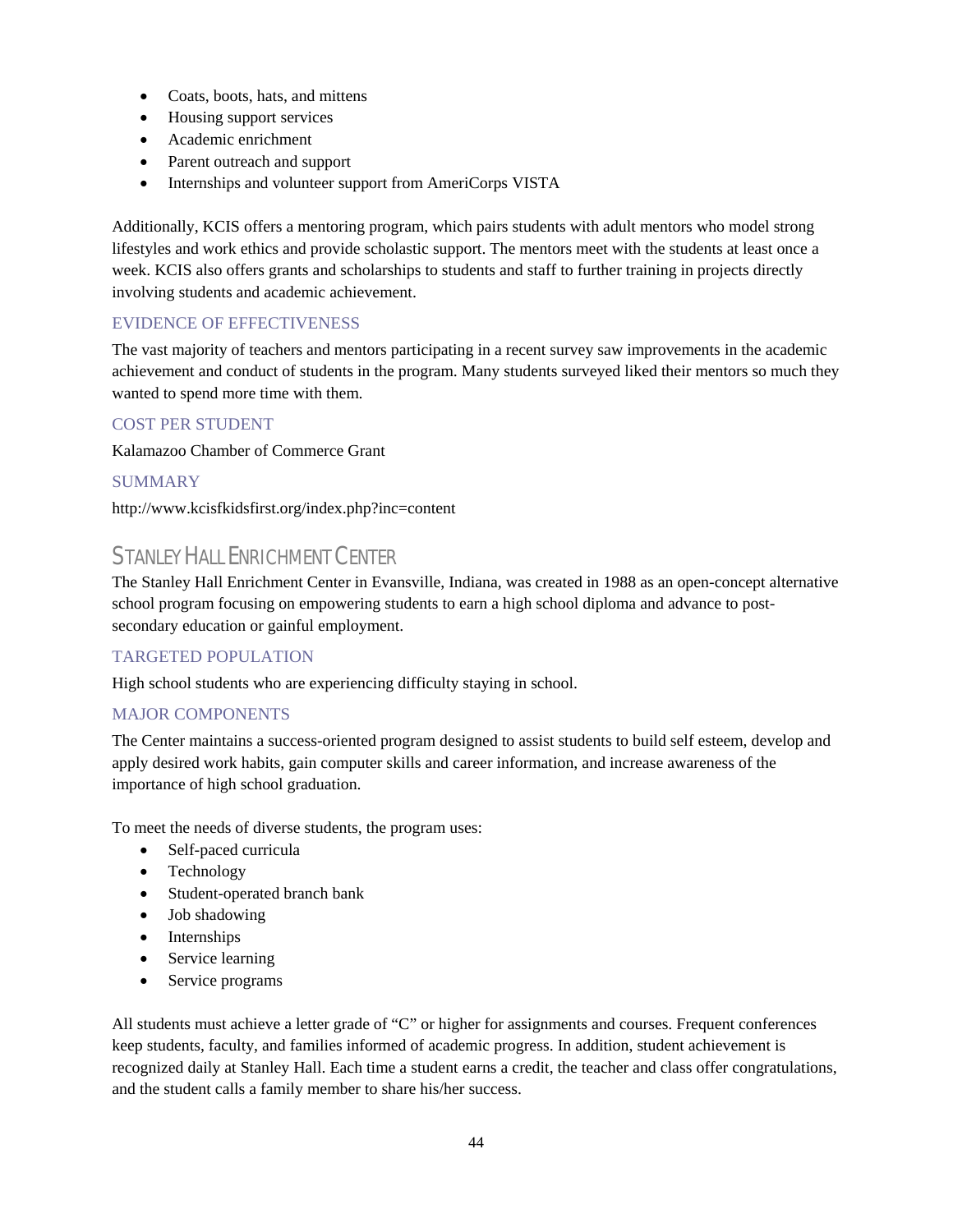- Coats, boots, hats, and mittens
- Housing support services
- Academic enrichment
- Parent outreach and support
- Internships and volunteer support from AmeriCorps VISTA

Additionally, KCIS offers a mentoring program, which pairs students with adult mentors who model strong lifestyles and work ethics and provide scholastic support. The mentors meet with the students at least once a week. KCIS also offers grants and scholarships to students and staff to further training in projects directly involving students and academic achievement.

### EVIDENCE OF EFFECTIVENESS

The vast majority of teachers and mentors participating in a recent survey saw improvements in the academic achievement and conduct of students in the program. Many students surveyed liked their mentors so much they wanted to spend more time with them.

### COST PER STUDENT

Kalamazoo Chamber of Commerce Grant

### SUMMARY

http://www.kcisfkidsfirst.org/index.php?inc=content

## STANLEY HALL ENRICHMENT CENTER

The Stanley Hall Enrichment Center in Evansville, Indiana, was created in 1988 as an open-concept alternative school program focusing on empowering students to earn a high school diploma and advance to post-secondary education or gainful employment.

### TARGETED POPULATION

High school students who are experiencing difficulty staying in school.

### MAJOR COMPONENTS

The Center maintains a success-oriented program designed to assist students to build self esteem, develop and apply desired work habits, gain computer skills and career information, and increase awareness of the importance of high school graduation.

To meet the needs of diverse students, the program uses:

- Self-paced curricula
- Technology
- Student-operated branch bank
- Job shadowing
- Internships
- Service learning
- Service programs

All students must achieve a letter grade of "C" or higher for assignments and courses. Frequent conferences keep students, faculty, and families informed of academic progress. In addition, student achievement is recognized daily at Stanley Hall. Each time a student earns a credit, the teacher and class offer congratulations, and the student calls a family member to share his/her success.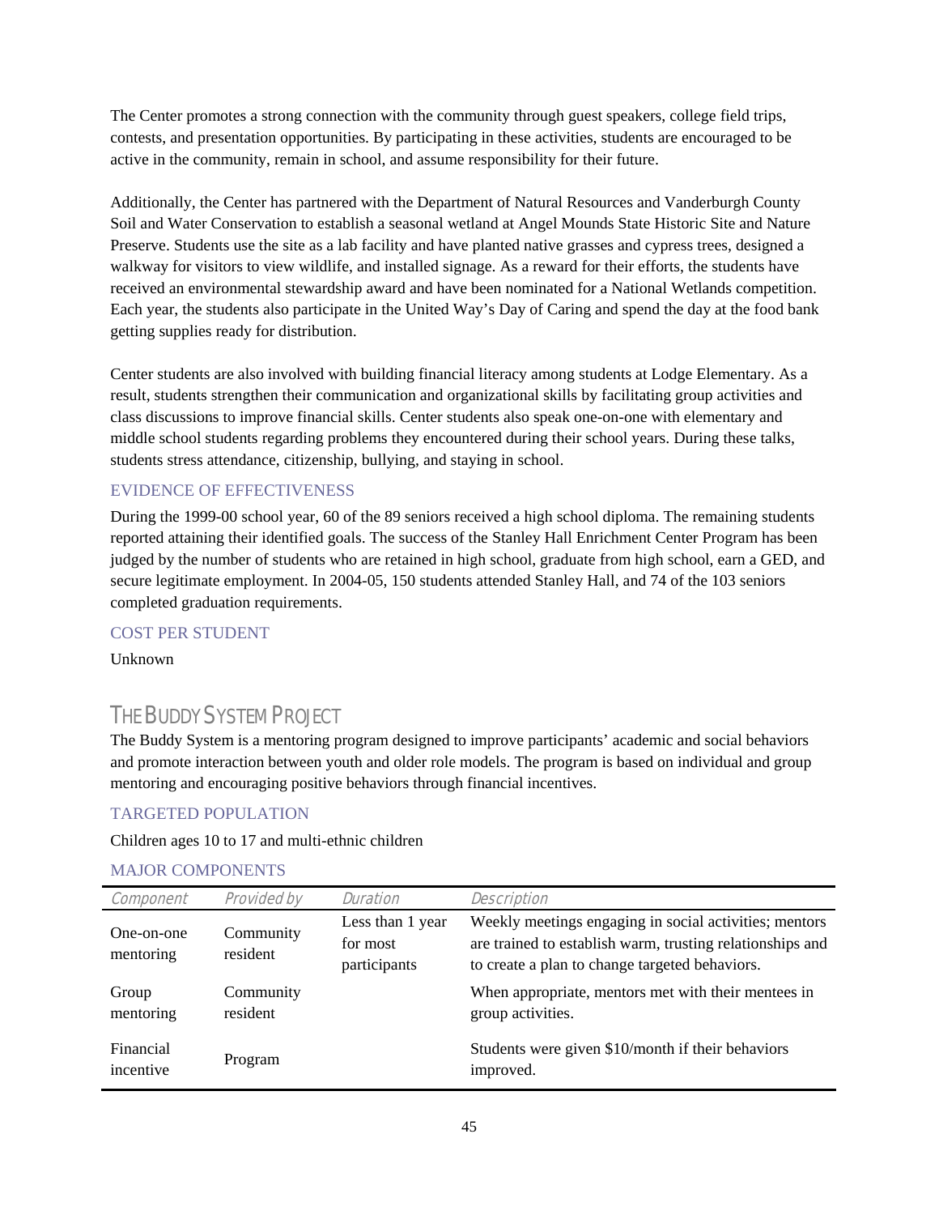The Center promotes a strong connection with the community through guest speakers, college field trips, contests, and presentation opportunities. By participating in these activities, students are encouraged to be active in the community, remain in school, and assume responsibility for their future.

Additionally, the Center has partnered with the Department of Natural Resources and Vanderburgh County Soil and Water Conservation to establish a seasonal wetland at Angel Mounds State Historic Site and Nature Preserve. Students use the site as a lab facility and have planted native grasses and cypress trees, designed a walkway for visitors to view wildlife, and installed signage. As a reward for their efforts, the students have received an environmental stewardship award and have been nominated for a National Wetlands competition. Each year, the students also participate in the United Way's Day of Caring and spend the day at the food bank getting supplies ready for distribution.

Center students are also involved with building financial literacy among students at Lodge Elementary. As a result, students strengthen their communication and organizational skills by facilitating group activities and class discussions to improve financial skills. Center students also speak one-on-one with elementary and middle school students regarding problems they encountered during their school years. During these talks, students stress attendance, citizenship, bullying, and staying in school.

### EVIDENCE OF EFFECTIVENESS

During the 1999-00 school year, 60 of the 89 seniors received a high school diploma. The remaining students reported attaining their identified goals. The success of the Stanley Hall Enrichment Center Program has been judged by the number of students who are retained in high school, graduate from high school, earn a GED, and secure legitimate employment. In 2004-05, 150 students attended Stanley Hall, and 74 of the 103 seniors completed graduation requirements.

### COST PER STUDENT

Unknown

## THE BUDDY SYSTEM PROJECT

The Buddy System is a mentoring program designed to improve participants' academic and social behaviors and promote interaction between youth and older role models. The program is based on individual and group mentoring and encouraging positive behaviors through financial incentives.

### TARGETED POPULATION

Children ages 10 to 17 and multi-ethnic children

### MAJOR COMPONENTS

| *Component* | *Provided by* | *Duration* | *Description* |
|---|---|---|---|
| One-on-one mentoring | Community resident | Less than 1 year for most participants | Weekly meetings engaging in social activities; mentors are trained to establish warm, trusting relationships and to create a plan to change targeted behaviors. |
| Group mentoring | Community resident | | When appropriate, mentors met with their mentees in group activities. |
| Financial incentive | Program | | Students were given $10/month if their behaviors improved. |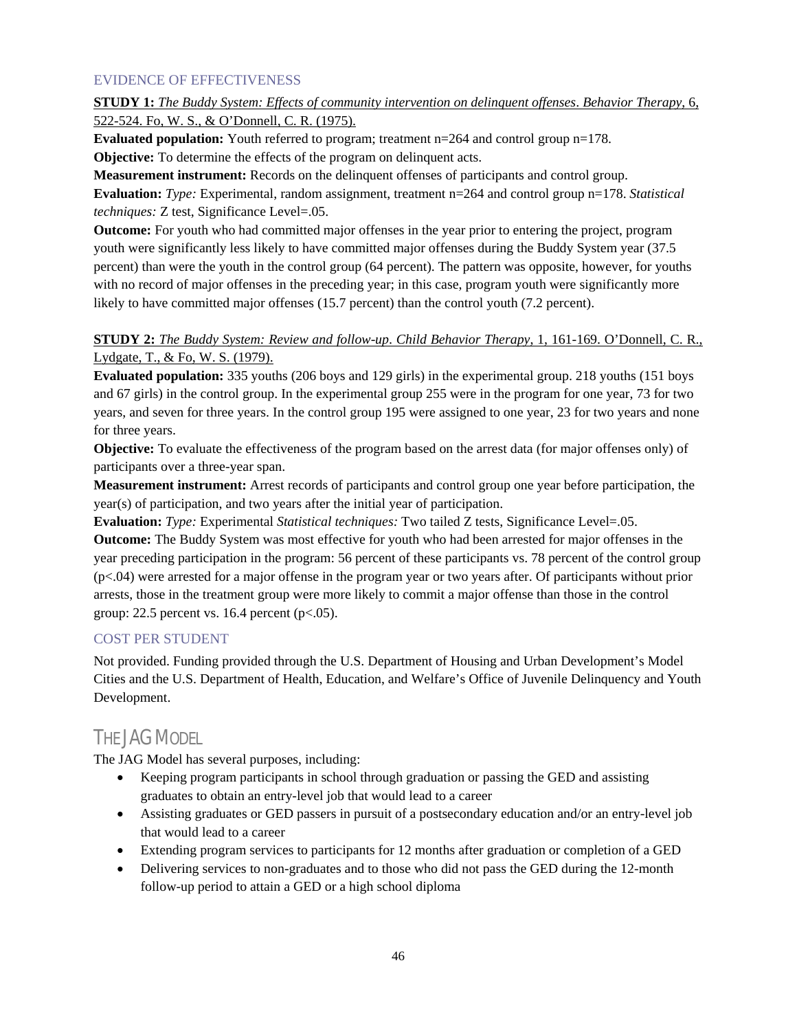### EVIDENCE OF EFFECTIVENESS

**STUDY 1:** *The Buddy System: Effects of community intervention on delinquent offenses*. *Behavior Therapy*, 6, 522-524. Fo, W. S., & O'Donnell, C. R. (1975).

**Evaluated population:** Youth referred to program; treatment n=264 and control group n=178.

**Objective:** To determine the effects of the program on delinquent acts.

**Measurement instrument:** Records on the delinquent offenses of participants and control group.

**Evaluation:** *Type:* Experimental, random assignment, treatment n=264 and control group n=178. *Statistical techniques:* Z test, Significance Level=.05.

**Outcome:** For youth who had committed major offenses in the year prior to entering the project, program youth were significantly less likely to have committed major offenses during the Buddy System year (37.5 percent) than were the youth in the control group (64 percent). The pattern was opposite, however, for youths with no record of major offenses in the preceding year; in this case, program youth were significantly more likely to have committed major offenses (15.7 percent) than the control youth (7.2 percent).

**STUDY 2:** *The Buddy System: Review and follow-up*. *Child Behavior Therapy*, 1, 161-169. O'Donnell, C. R., Lydgate, T., & Fo, W. S. (1979).

**Evaluated population:** 335 youths (206 boys and 129 girls) in the experimental group. 218 youths (151 boys and 67 girls) in the control group. In the experimental group 255 were in the program for one year, 73 for two years, and seven for three years. In the control group 195 were assigned to one year, 23 for two years and none for three years.

**Objective:** To evaluate the effectiveness of the program based on the arrest data (for major offenses only) of participants over a three-year span.

**Measurement instrument:** Arrest records of participants and control group one year before participation, the year(s) of participation, and two years after the initial year of participation.

**Evaluation:** *Type:* Experimental *Statistical techniques:* Two tailed Z tests, Significance Level=.05.

**Outcome:** The Buddy System was most effective for youth who had been arrested for major offenses in the year preceding participation in the program: 56 percent of these participants vs. 78 percent of the control group ($p<.04$) were arrested for a major offense in the program year or two years after. Of participants without prior arrests, those in the treatment group were more likely to commit a major offense than those in the control group: 22.5 percent vs. 16.4 percent ($p<.05$).

### COST PER STUDENT

Not provided. Funding provided through the U.S. Department of Housing and Urban Development's Model Cities and the U.S. Department of Health, Education, and Welfare's Office of Juvenile Delinquency and Youth Development.

## THE JAG MODEL

The JAG Model has several purposes, including:

- Keeping program participants in school through graduation or passing the GED and assisting graduates to obtain an entry-level job that would lead to a career
- Assisting graduates or GED passers in pursuit of a postsecondary education and/or an entry-level job that would lead to a career
- Extending program services to participants for 12 months after graduation or completion of a GED
- Delivering services to non-graduates and to those who did not pass the GED during the 12-month follow-up period to attain a GED or a high school diploma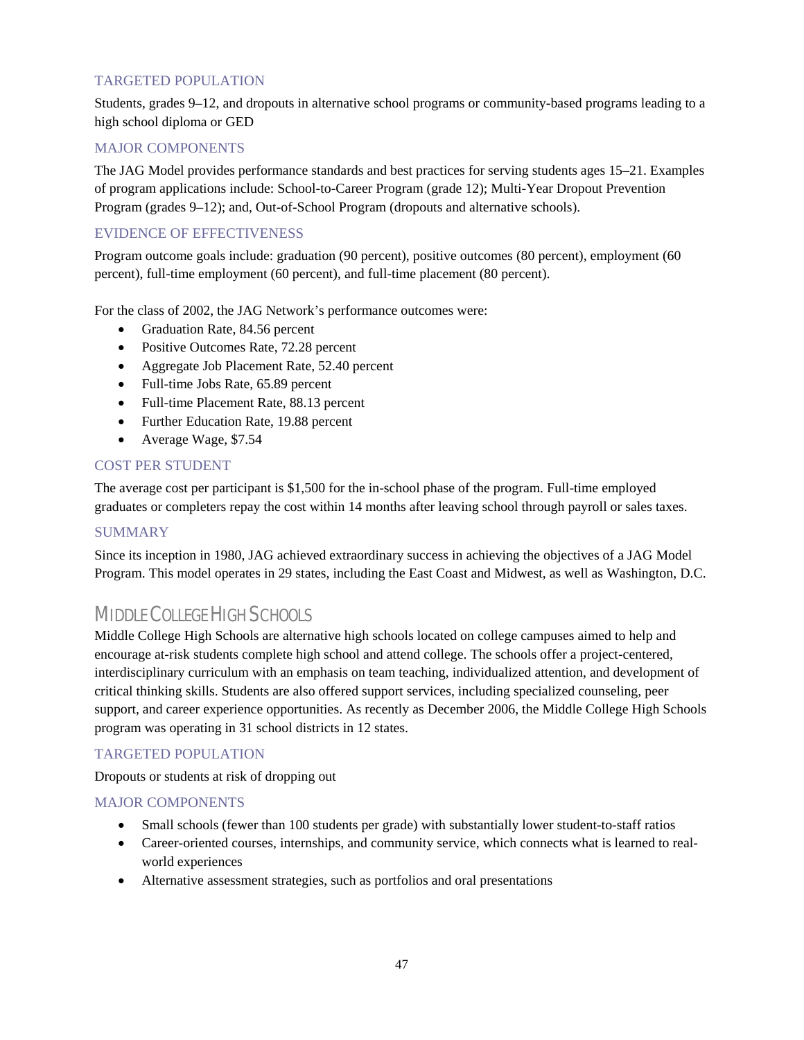### TARGETED POPULATION

Students, grades 9–12, and dropouts in alternative school programs or community-based programs leading to a high school diploma or GED

### MAJOR COMPONENTS

The JAG Model provides performance standards and best practices for serving students ages 15–21. Examples of program applications include: School-to-Career Program (grade 12); Multi-Year Dropout Prevention Program (grades 9–12); and, Out-of-School Program (dropouts and alternative schools).

### EVIDENCE OF EFFECTIVENESS

Program outcome goals include: graduation (90 percent), positive outcomes (80 percent), employment (60 percent), full-time employment (60 percent), and full-time placement (80 percent).

For the class of 2002, the JAG Network's performance outcomes were:

- Graduation Rate, 84.56 percent
- Positive Outcomes Rate, 72.28 percent
- Aggregate Job Placement Rate, 52.40 percent
- Full-time Jobs Rate, 65.89 percent
- Full-time Placement Rate, 88.13 percent
- Further Education Rate, 19.88 percent
- Average Wage, $7.54

### COST PER STUDENT

The average cost per participant is $1,500 for the in-school phase of the program. Full-time employed graduates or completers repay the cost within 14 months after leaving school through payroll or sales taxes.

### SUMMARY

Since its inception in 1980, JAG achieved extraordinary success in achieving the objectives of a JAG Model Program. This model operates in 29 states, including the East Coast and Midwest, as well as Washington, D.C.

## Middle College High Schools

Middle College High Schools are alternative high schools located on college campuses aimed to help and encourage at-risk students complete high school and attend college. The schools offer a project-centered, interdisciplinary curriculum with an emphasis on team teaching, individualized attention, and development of critical thinking skills. Students are also offered support services, including specialized counseling, peer support, and career experience opportunities. As recently as December 2006, the Middle College High Schools program was operating in 31 school districts in 12 states.

### TARGETED POPULATION

Dropouts or students at risk of dropping out

### MAJOR COMPONENTS

- Small schools (fewer than 100 students per grade) with substantially lower student-to-staff ratios
- Career-oriented courses, internships, and community service, which connects what is learned to real-world experiences
- Alternative assessment strategies, such as portfolios and oral presentations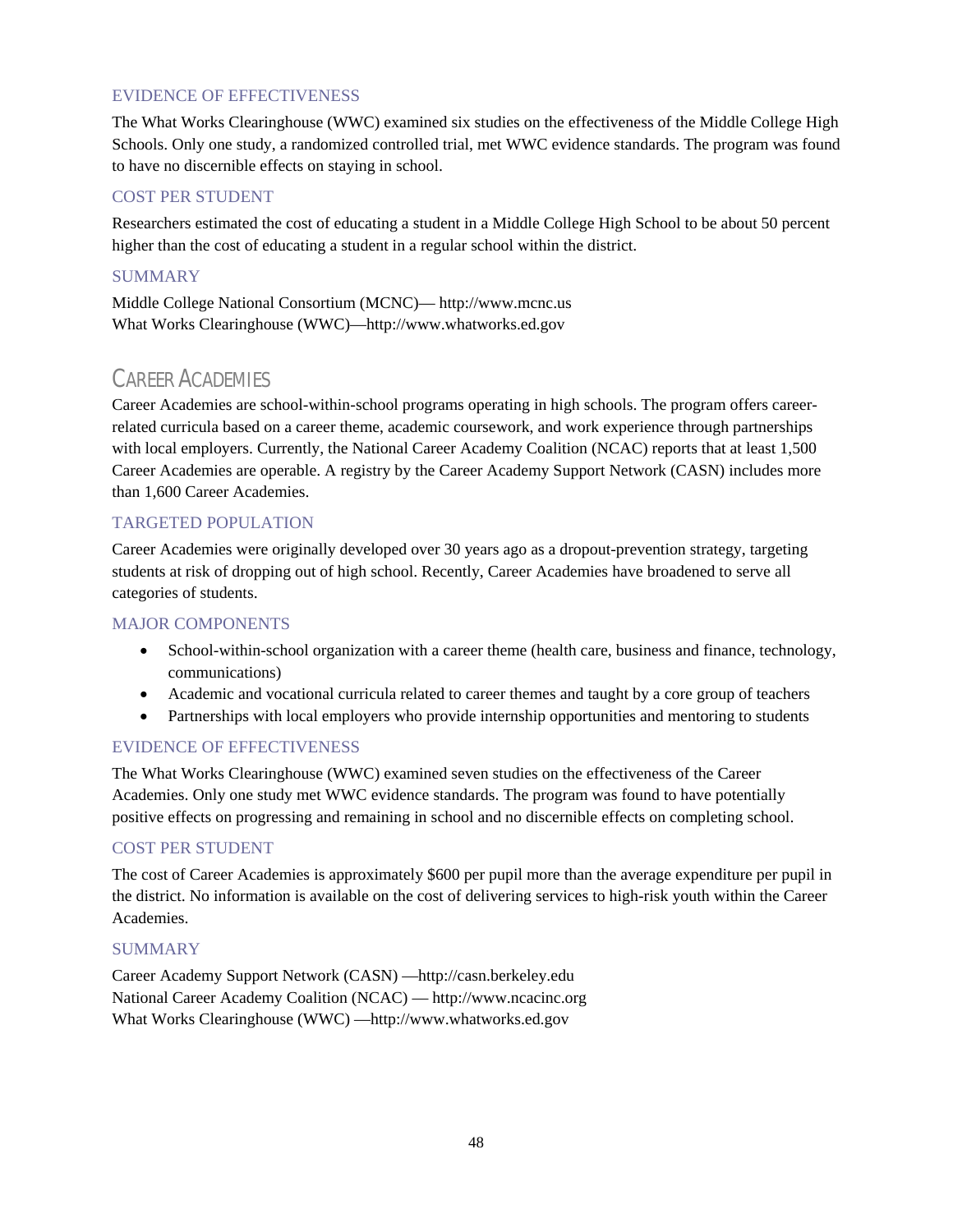### EVIDENCE OF EFFECTIVENESS

The What Works Clearinghouse (WWC) examined six studies on the effectiveness of the Middle College High Schools. Only one study, a randomized controlled trial, met WWC evidence standards. The program was found to have no discernible effects on staying in school.

### COST PER STUDENT

Researchers estimated the cost of educating a student in a Middle College High School to be about 50 percent higher than the cost of educating a student in a regular school within the district.

### SUMMARY

Middle College National Consortium (MCNC)— http://www.mcnc.us
What Works Clearinghouse (WWC)—http://www.whatworks.ed.gov

## CAREER ACADEMIES

Career Academies are school-within-school programs operating in high schools. The program offers career-related curricula based on a career theme, academic coursework, and work experience through partnerships with local employers. Currently, the National Career Academy Coalition (NCAC) reports that at least 1,500 Career Academies are operable. A registry by the Career Academy Support Network (CASN) includes more than 1,600 Career Academies.

### TARGETED POPULATION

Career Academies were originally developed over 30 years ago as a dropout-prevention strategy, targeting students at risk of dropping out of high school. Recently, Career Academies have broadened to serve all categories of students.

### MAJOR COMPONENTS

- School-within-school organization with a career theme (health care, business and finance, technology, communications)
- Academic and vocational curricula related to career themes and taught by a core group of teachers
- Partnerships with local employers who provide internship opportunities and mentoring to students

### EVIDENCE OF EFFECTIVENESS

The What Works Clearinghouse (WWC) examined seven studies on the effectiveness of the Career Academies. Only one study met WWC evidence standards. The program was found to have potentially positive effects on progressing and remaining in school and no discernible effects on completing school.

### COST PER STUDENT

The cost of Career Academies is approximately $600 per pupil more than the average expenditure per pupil in the district. No information is available on the cost of delivering services to high-risk youth within the Career Academies.

### SUMMARY

Career Academy Support Network (CASN) —http://casn.berkeley.edu
National Career Academy Coalition (NCAC) — http://www.ncacinc.org
What Works Clearinghouse (WWC) —http://www.whatworks.ed.gov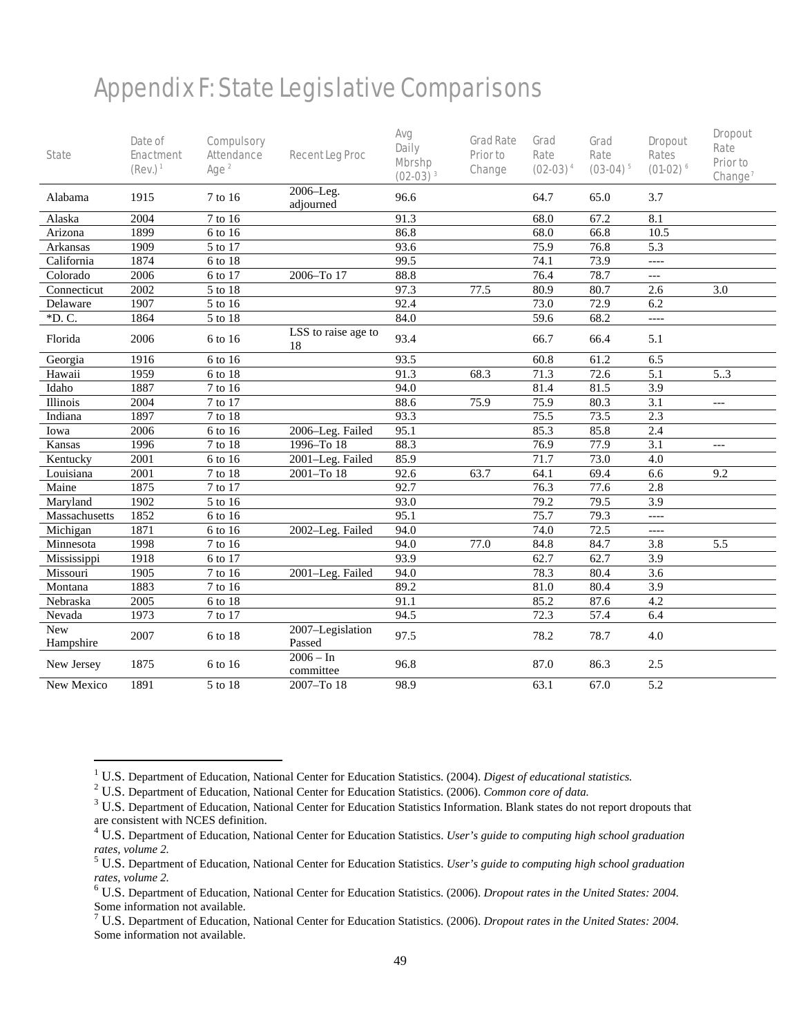# Appendix F: State Legislative Comparisons

| State | Date of Enactment (Rev.) [1] | Compulsory Attendance Age [2] | Recent Leg Proc | Avg Daily Mbrshp (02-03) [3] | Grad Rate Prior to Change | Grad Rate (02-03) [4] | Grad Rate (03-04) [5] | Dropout Rates (01-02) [6] | Dropout Rate Prior to Change [7] |
|---|---|---|---|---|---|---|---|---|---|
| Alabama | 1915 | 7 to 16 | 2006–Leg. adjourned | 96.6 | | 64.7 | 65.0 | 3.7 | |
| Alaska | 2004 | 7 to 16 | | 91.3 | | 68.0 | 67.2 | 8.1 | |
| Arizona | 1899 | 6 to 16 | | 86.8 | | 68.0 | 66.8 | 10.5 | |
| Arkansas | 1909 | 5 to 17 | | 93.6 | | 75.9 | 76.8 | 5.3 | |
| California | 1874 | 6 to 18 | | 99.5 | | 74.1 | 73.9 | ---- | |
| Colorado | 2006 | 6 to 17 | 2006–To 17 | 88.8 | | 76.4 | 78.7 | --- | |
| Connecticut | 2002 | 5 to 18 | | 97.3 | 77.5 | 80.9 | 80.7 | 2.6 | 3.0 |
| Delaware | 1907 | 5 to 16 | | 92.4 | | 73.0 | 72.9 | 6.2 | |
| *D. C. | 1864 | 5 to 18 | | 84.0 | | 59.6 | 68.2 | ---- | |
| Florida | 2006 | 6 to 16 | LSS to raise age to 18 | 93.4 | | 66.7 | 66.4 | 5.1 | |
| Georgia | 1916 | 6 to 16 | | 93.5 | | 60.8 | 61.2 | 6.5 | |
| Hawaii | 1959 | 6 to 18 | | 91.3 | 68.3 | 71.3 | 72.6 | 5.1 | 5..3 |
| Idaho | 1887 | 7 to 16 | | 94.0 | | 81.4 | 81.5 | 3.9 | |
| Illinois | 2004 | 7 to 17 | | 88.6 | 75.9 | 75.9 | 80.3 | 3.1 | --- |
| Indiana | 1897 | 7 to 18 | | 93.3 | | 75.5 | 73.5 | 2.3 | |
| Iowa | 2006 | 6 to 16 | 2006–Leg. Failed | 95.1 | | 85.3 | 85.8 | 2.4 | |
| Kansas | 1996 | 7 to 18 | 1996–To 18 | 88.3 | | 76.9 | 77.9 | 3.1 | --- |
| Kentucky | 2001 | 6 to 16 | 2001–Leg. Failed | 85.9 | | 71.7 | 73.0 | 4.0 | |
| Louisiana | 2001 | 7 to 18 | 2001–To 18 | 92.6 | 63.7 | 64.1 | 69.4 | 6.6 | 9.2 |
| Maine | 1875 | 7 to 17 | | 92.7 | | 76.3 | 77.6 | 2.8 | |
| Maryland | 1902 | 5 to 16 | | 93.0 | | 79.2 | 79.5 | 3.9 | |
| Massachusetts | 1852 | 6 to 16 | | 95.1 | | 75.7 | 79.3 | ---- | |
| Michigan | 1871 | 6 to 16 | 2002–Leg. Failed | 94.0 | | 74.0 | 72.5 | ---- | |
| Minnesota | 1998 | 7 to 16 | | 94.0 | 77.0 | 84.8 | 84.7 | 3.8 | 5.5 |
| Mississippi | 1918 | 6 to 17 | | 93.9 | | 62.7 | 62.7 | 3.9 | |
| Missouri | 1905 | 7 to 16 | 2001–Leg. Failed | 94.0 | | 78.3 | 80.4 | 3.6 | |
| Montana | 1883 | 7 to 16 | | 89.2 | | 81.0 | 80.4 | 3.9 | |
| Nebraska | 2005 | 6 to 18 | | 91.1 | | 85.2 | 87.6 | 4.2 | |
| Nevada | 1973 | 7 to 17 | | 94.5 | | 72.3 | 57.4 | 6.4 | |
| New Hampshire | 2007 | 6 to 18 | 2007–Legislation Passed | 97.5 | | 78.2 | 78.7 | 4.0 | |
| New Jersey | 1875 | 6 to 16 | 2006 – In committee | 96.8 | | 87.0 | 86.3 | 2.5 | |
| New Mexico | 1891 | 5 to 18 | 2007–To 18 | 98.9 | | 63.1 | 67.0 | 5.2 | |

[1] U.S. Department of Education, National Center for Education Statistics. (2004). *Digest of educational statistics.*

[2] U.S. Department of Education, National Center for Education Statistics. (2006). *Common core of data.*

[3] U.S. Department of Education, National Center for Education Statistics Information. Blank states do not report dropouts that are consistent with NCES definition.

[4] U.S. Department of Education, National Center for Education Statistics. *User's guide to computing high school graduation rates, volume 2.*

[5] U.S. Department of Education, National Center for Education Statistics. *User's guide to computing high school graduation rates, volume 2.*

[6] U.S. Department of Education, National Center for Education Statistics. (2006). *Dropout rates in the United States: 2004.* Some information not available.

[7] U.S. Department of Education, National Center for Education Statistics. (2006). *Dropout rates in the United States: 2004.* Some information not available.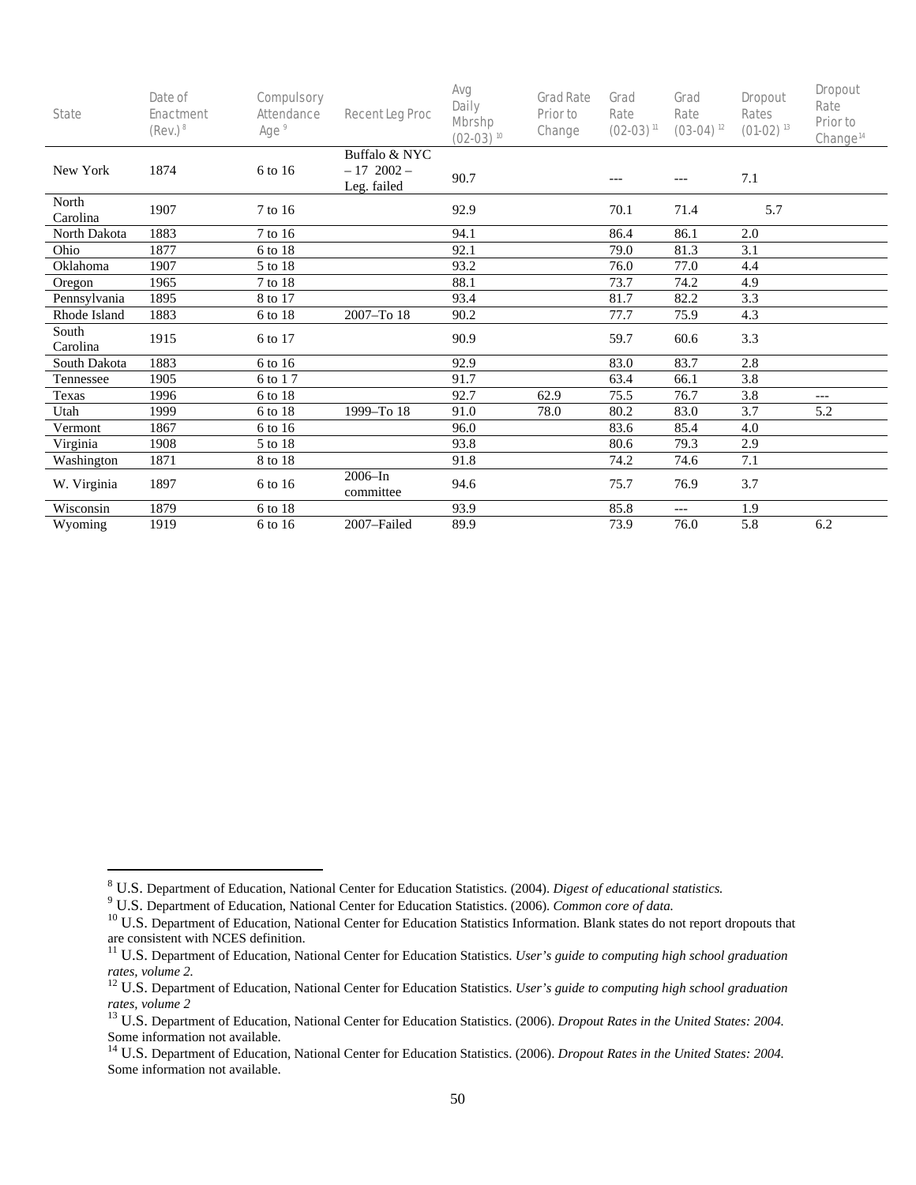| State | Date of Enactment (Rev.)[8] | Compulsory Attendance Age[9] | Recent Leg Proc | Avg Daily Mbrshp (02-03)[10] | Grad Rate Prior to Change | Grad Rate (02-03)[11] | Grad Rate (03-04)[12] | Dropout Rates (01-02)[13] | Dropout Rate Prior to Change[14] |
|---|---|---|---|---|---|---|---|---|---|
| New York | 1874 | 6 to 16 | Buffalo & NYC – 17 2002 – Leg. failed | 90.7 | | --- | --- | 7.1 | |
| North Carolina | 1907 | 7 to 16 | | 92.9 | | 70.1 | 71.4 | 5.7 | |
| North Dakota | 1883 | 7 to 16 | | 94.1 | | 86.4 | 86.1 | 2.0 | |
| Ohio | 1877 | 6 to 18 | | 92.1 | | 79.0 | 81.3 | 3.1 | |
| Oklahoma | 1907 | 5 to 18 | | 93.2 | | 76.0 | 77.0 | 4.4 | |
| Oregon | 1965 | 7 to 18 | | 88.1 | | 73.7 | 74.2 | 4.9 | |
| Pennsylvania | 1895 | 8 to 17 | | 93.4 | | 81.7 | 82.2 | 3.3 | |
| Rhode Island | 1883 | 6 to 18 | 2007–To 18 | 90.2 | | 77.7 | 75.9 | 4.3 | |
| South Carolina | 1915 | 6 to 17 | | 90.9 | | 59.7 | 60.6 | 3.3 | |
| South Dakota | 1883 | 6 to 16 | | 92.9 | | 83.0 | 83.7 | 2.8 | |
| Tennessee | 1905 | 6 to 1 7 | | 91.7 | | 63.4 | 66.1 | 3.8 | |
| Texas | 1996 | 6 to 18 | | 92.7 | 62.9 | 75.5 | 76.7 | 3.8 | --- |
| Utah | 1999 | 6 to 18 | 1999–To 18 | 91.0 | 78.0 | 80.2 | 83.0 | 3.7 | 5.2 |
| Vermont | 1867 | 6 to 16 | | 96.0 | | 83.6 | 85.4 | 4.0 | |
| Virginia | 1908 | 5 to 18 | | 93.8 | | 80.6 | 79.3 | 2.9 | |
| Washington | 1871 | 8 to 18 | | 91.8 | | 74.2 | 74.6 | 7.1 | |
| W. Virginia | 1897 | 6 to 16 | 2006–In committee | 94.6 | | 75.7 | 76.9 | 3.7 | |
| Wisconsin | 1879 | 6 to 18 | | 93.9 | | 85.8 | --- | 1.9 | |
| Wyoming | 1919 | 6 to 16 | 2007–Failed | 89.9 | | 73.9 | 76.0 | 5.8 | 6.2 |

---

[8] U.S. Department of Education, National Center for Education Statistics. (2004). *Digest of educational statistics.*

[9] U.S. Department of Education, National Center for Education Statistics. (2006). *Common core of data.*

[10] U.S. Department of Education, National Center for Education Statistics Information. Blank states do not report dropouts that are consistent with NCES definition.

[11] U.S. Department of Education, National Center for Education Statistics. *User's guide to computing high school graduation rates, volume 2.*

[12] U.S. Department of Education, National Center for Education Statistics. *User's guide to computing high school graduation rates, volume 2*

[13] U.S. Department of Education, National Center for Education Statistics. (2006). *Dropout Rates in the United States: 2004.* Some information not available.

[14] U.S. Department of Education, National Center for Education Statistics. (2006). *Dropout Rates in the United States: 2004.* Some information not available.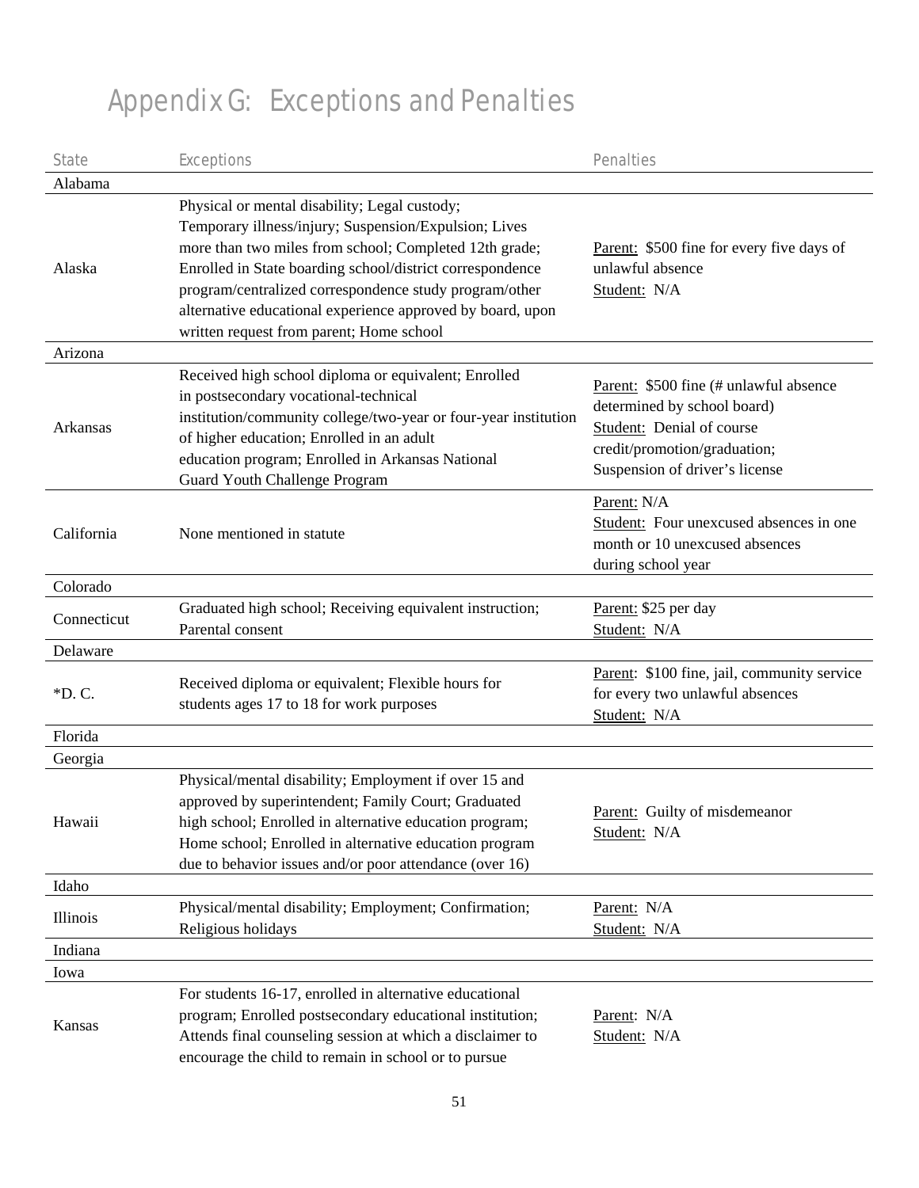# Appendix G: Exceptions and Penalties

| State | Exceptions | Penalties |
| --- | --- | --- |
| Alabama | | |
| Alaska | Physical or mental disability; Legal custody; Temporary illness/injury; Suspension/Expulsion; Lives more than two miles from school; Completed 12th grade; Enrolled in State boarding school/district correspondence program/centralized correspondence study program/other alternative educational experience approved by board, upon written request from parent; Home school | Parent: \$500 fine for every five days of unlawful absence<br>Student: N/A |
| Arizona | | |
| Arkansas | Received high school diploma or equivalent; Enrolled in postsecondary vocational-technical institution/community college/two-year or four-year institution of higher education; Enrolled in an adult education program; Enrolled in Arkansas National Guard Youth Challenge Program | Parent: \$500 fine (# unlawful absence determined by school board)<br>Student: Denial of course credit/promotion/graduation; Suspension of driver's license |
| California | None mentioned in statute | Parent: N/A<br>Student: Four unexcused absences in one month or 10 unexcused absences during school year |
| Colorado | | |
| Connecticut | Graduated high school; Receiving equivalent instruction; Parental consent | Parent: \$25 per day<br>Student: N/A |
| Delaware | | |
| *D. C. | Received diploma or equivalent; Flexible hours for students ages 17 to 18 for work purposes | Parent: \$100 fine, jail, community service for every two unlawful absences<br>Student: N/A |
| Florida | | |
| Georgia | | |
| Hawaii | Physical/mental disability; Employment if over 15 and approved by superintendent; Family Court; Graduated high school; Enrolled in alternative education program; Home school; Enrolled in alternative education program due to behavior issues and/or poor attendance (over 16) | Parent: Guilty of misdemeanor<br>Student: N/A |
| Idaho | | |
| Illinois | Physical/mental disability; Employment; Confirmation; Religious holidays | Parent: N/A<br>Student: N/A |
| Indiana | | |
| Iowa | | |
| Kansas | For students 16-17, enrolled in alternative educational program; Enrolled postsecondary educational institution; Attends final counseling session at which a disclaimer to encourage the child to remain in school or to pursue | Parent: N/A<br>Student: N/A |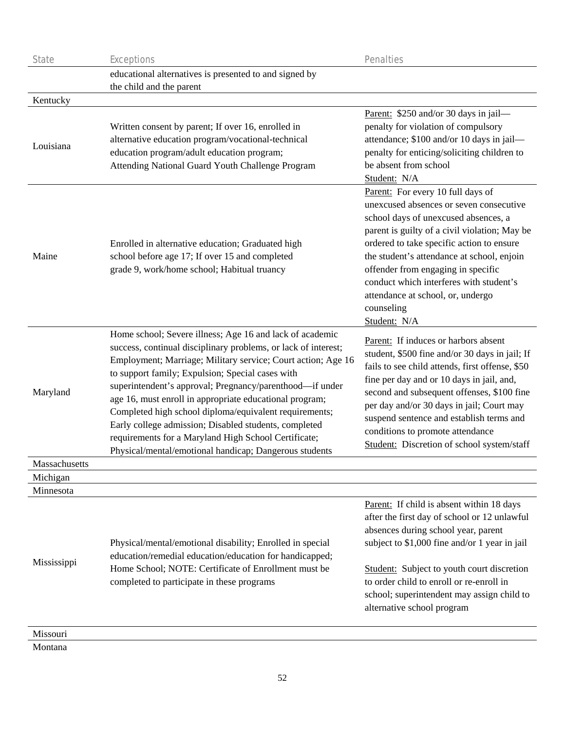| State | Exceptions | Penalties |
|---|---|---|
| | educational alternatives is presented to and signed by the child and the parent | |
| Kentucky | | |
| Louisiana | Written consent by parent; If over 16, enrolled in alternative education program/vocational-technical education program/adult education program; Attending National Guard Youth Challenge Program | Parent: $250 and/or 30 days in jail—penalty for violation of compulsory attendance; $100 and/or 10 days in jail—penalty for enticing/soliciting children to be absent from school<br>Student: N/A |
| Maine | Enrolled in alternative education; Graduated high school before age 17; If over 15 and completed grade 9, work/home school; Habitual truancy | Parent: For every 10 full days of unexcused absences or seven consecutive school days of unexcused absences, a parent is guilty of a civil violation; May be ordered to take specific action to ensure the student's attendance at school, enjoin offender from engaging in specific conduct which interferes with student's attendance at school, or, undergo counseling<br>Student: N/A |
| Maryland | Home school; Severe illness; Age 16 and lack of academic success, continual disciplinary problems, or lack of interest; Employment; Marriage; Military service; Court action; Age 16 to support family; Expulsion; Special cases with superintendent's approval; Pregnancy/parenthood—if under age 16, must enroll in appropriate educational program; Completed high school diploma/equivalent requirements; Early college admission; Disabled students, completed requirements for a Maryland High School Certificate; Physical/mental/emotional handicap; Dangerous students | Parent: If induces or harbors absent student, $500 fine and/or 30 days in jail; If fails to see child attends, first offense, $50 fine per day and or 10 days in jail, and, second and subsequent offenses, $100 fine per day and/or 30 days in jail; Court may suspend sentence and establish terms and conditions to promote attendance<br>Student: Discretion of school system/staff |
| Massachusetts | | |
| Michigan | | |
| Minnesota | | |
| Mississippi | Physical/mental/emotional disability; Enrolled in special education/remedial education/education for handicapped; Home School; NOTE: Certificate of Enrollment must be completed to participate in these programs | Parent: If child is absent within 18 days after the first day of school or 12 unlawful absences during school year, parent subject to $1,000 fine and/or 1 year in jail<br><br>Student: Subject to youth court discretion to order child to enroll or re-enroll in school; superintendent may assign child to alternative school program |
| Missouri | | |
| Montana | | |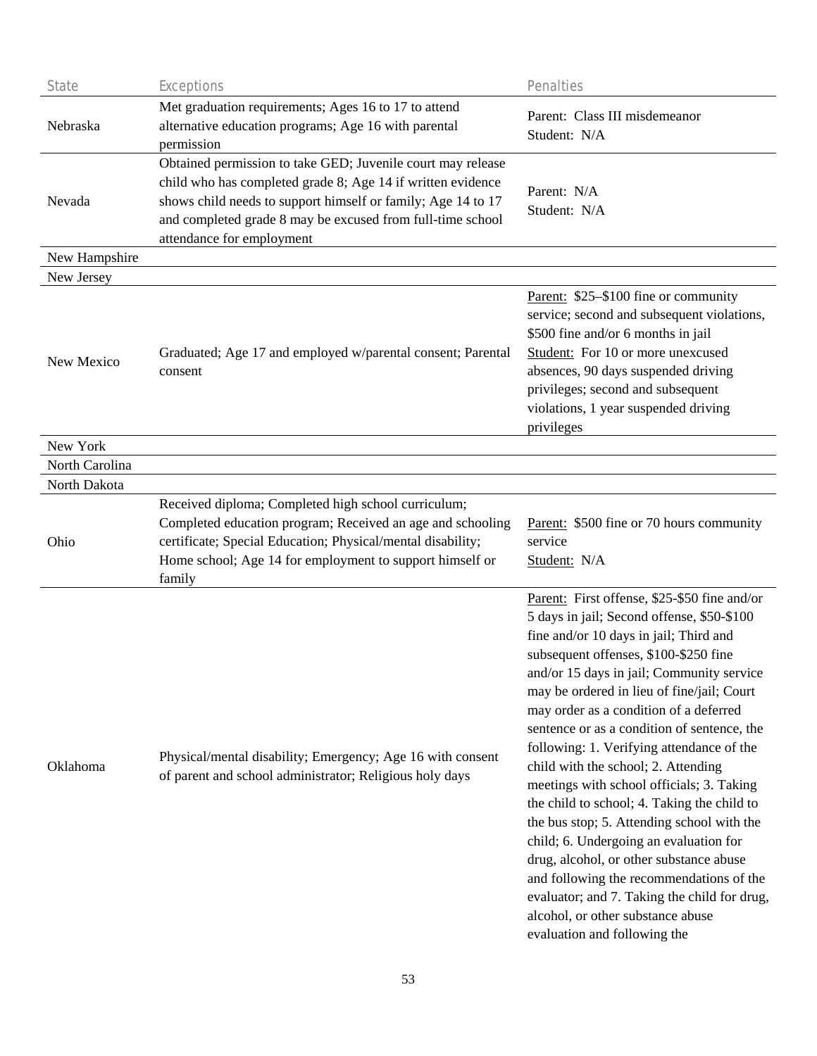| State | Exceptions | Penalties |
|---|---|---|
| Nebraska | Met graduation requirements; Ages 16 to 17 to attend alternative education programs; Age 16 with parental permission | Parent: Class III misdemeanor<br>Student: N/A |
| Nevada | Obtained permission to take GED; Juvenile court may release child who has completed grade 8; Age 14 if written evidence shows child needs to support himself or family; Age 14 to 17 and completed grade 8 may be excused from full-time school attendance for employment | Parent: N/A<br>Student: N/A |
| New Hampshire | | |
| New Jersey | | |
| New Mexico | Graduated; Age 17 and employed w/parental consent; Parental consent | Parent: $25–$100 fine or community service; second and subsequent violations, $500 fine and/or 6 months in jail<br>Student: For 10 or more unexcused absences, 90 days suspended driving privileges; second and subsequent violations, 1 year suspended driving privileges |
| New York | | |
| North Carolina | | |
| North Dakota | | |
| Ohio | Received diploma; Completed high school curriculum; Completed education program; Received an age and schooling certificate; Special Education; Physical/mental disability; Home school; Age 14 for employment to support himself or family | Parent: $500 fine or 70 hours community service<br>Student: N/A |
| Oklahoma | Physical/mental disability; Emergency; Age 16 with consent of parent and school administrator; Religious holy days | Parent: First offense, $25-$50 fine and/or 5 days in jail; Second offense, $50-$100 fine and/or 10 days in jail; Third and subsequent offenses, $100-$250 fine and/or 15 days in jail; Community service may be ordered in lieu of fine/jail; Court may order as a condition of a deferred sentence or as a condition of sentence, the following: 1. Verifying attendance of the child with the school; 2. Attending meetings with school officials; 3. Taking the child to school; 4. Taking the child to the bus stop; 5. Attending school with the child; 6. Undergoing an evaluation for drug, alcohol, or other substance abuse and following the recommendations of the evaluator; and 7. Taking the child for drug, alcohol, or other substance abuse evaluation and following the |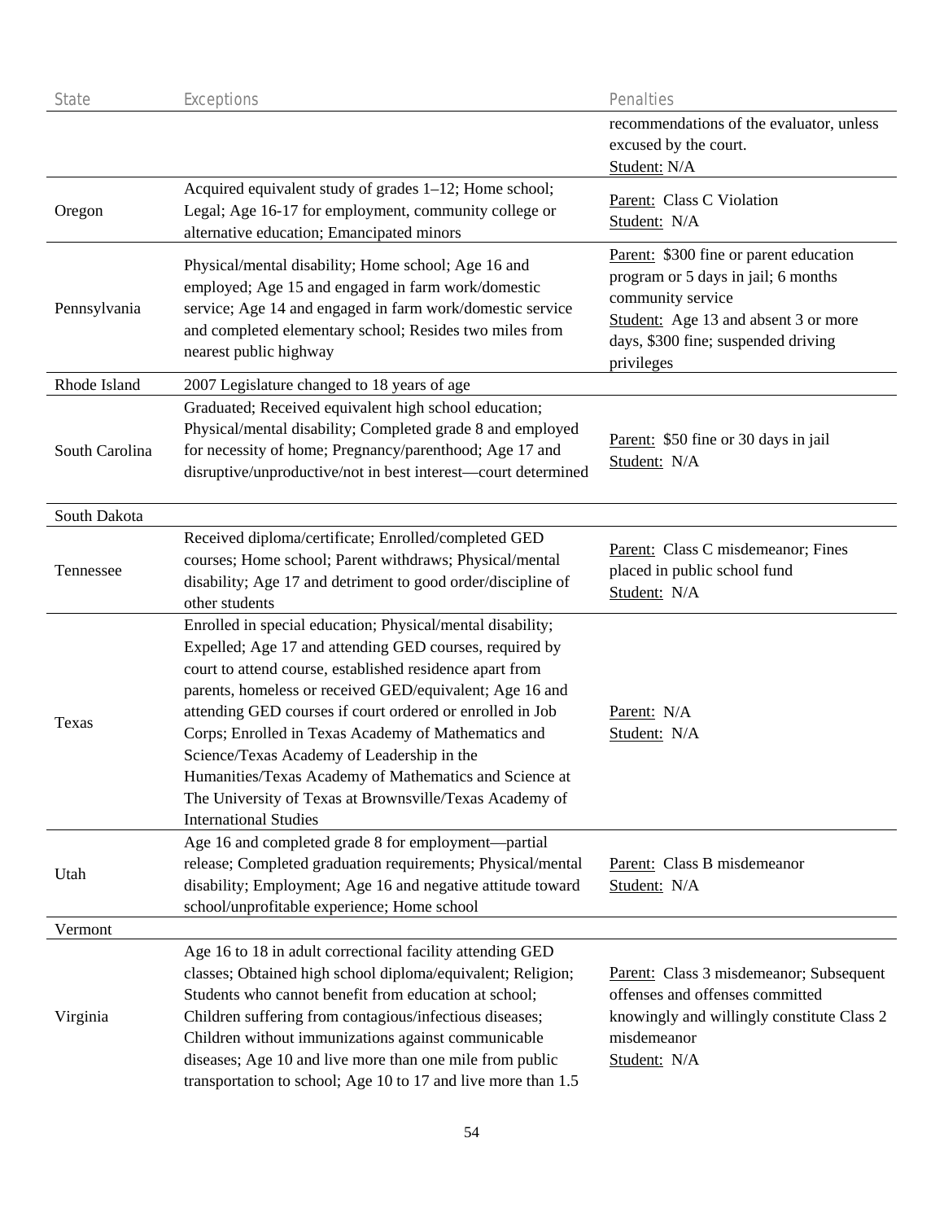| State | Exceptions | Penalties |
|---|---|---|
| | | recommendations of the evaluator, unless excused by the court.<br>Student: N/A |
| Oregon | Acquired equivalent study of grades 1–12; Home school; Legal; Age 16-17 for employment, community college or alternative education; Emancipated minors | Parent: Class C Violation<br>Student: N/A |
| Pennsylvania | Physical/mental disability; Home school; Age 16 and employed; Age 15 and engaged in farm work/domestic service; Age 14 and engaged in farm work/domestic service and completed elementary school; Resides two miles from nearest public highway | Parent: $300 fine or parent education program or 5 days in jail; 6 months community service<br>Student: Age 13 and absent 3 or more days, $300 fine; suspended driving privileges |
| Rhode Island | 2007 Legislature changed to 18 years of age | |
| South Carolina | Graduated; Received equivalent high school education; Physical/mental disability; Completed grade 8 and employed for necessity of home; Pregnancy/parenthood; Age 17 and disruptive/unproductive/not in best interest—court determined | Parent: $50 fine or 30 days in jail<br>Student: N/A |
| South Dakota | | |
| Tennessee | Received diploma/certificate; Enrolled/completed GED courses; Home school; Parent withdraws; Physical/mental disability; Age 17 and detriment to good order/discipline of other students | Parent: Class C misdemeanor; Fines placed in public school fund<br>Student: N/A |
| Texas | Enrolled in special education; Physical/mental disability; Expelled; Age 17 and attending GED courses, required by court to attend course, established residence apart from parents, homeless or received GED/equivalent; Age 16 and attending GED courses if court ordered or enrolled in Job Corps; Enrolled in Texas Academy of Mathematics and Science/Texas Academy of Leadership in the Humanities/Texas Academy of Mathematics and Science at The University of Texas at Brownsville/Texas Academy of International Studies | Parent: N/A<br>Student: N/A |
| Utah | Age 16 and completed grade 8 for employment—partial release; Completed graduation requirements; Physical/mental disability; Employment; Age 16 and negative attitude toward school/unprofitable experience; Home school | Parent: Class B misdemeanor<br>Student: N/A |
| Vermont | | |
| Virginia | Age 16 to 18 in adult correctional facility attending GED classes; Obtained high school diploma/equivalent; Religion; Students who cannot benefit from education at school; Children suffering from contagious/infectious diseases; Children without immunizations against communicable diseases; Age 10 and live more than one mile from public transportation to school; Age 10 to 17 and live more than 1.5 | Parent: Class 3 misdemeanor; Subsequent offenses and offenses committed knowingly and willingly constitute Class 2 misdemeanor<br>Student: N/A |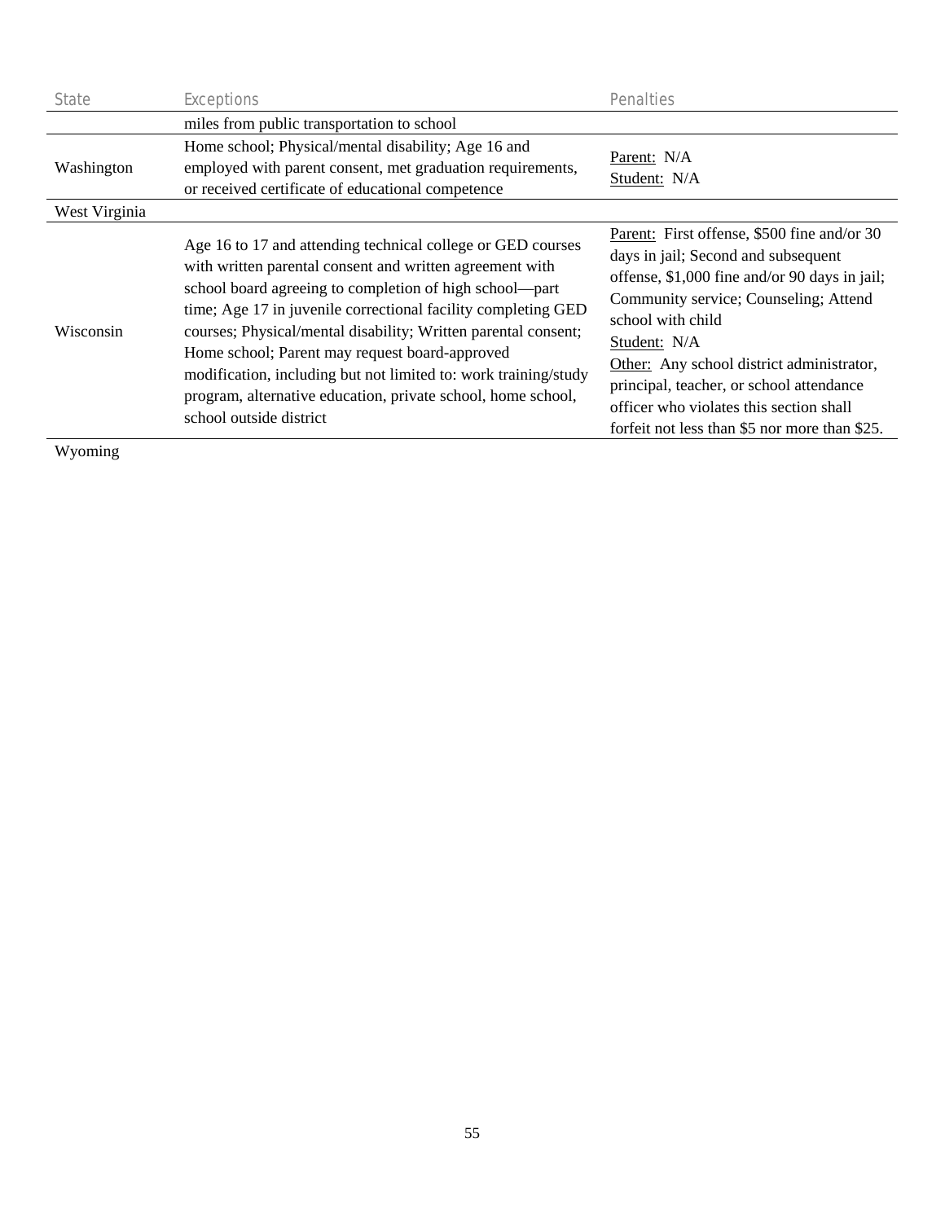| State | Exceptions | Penalties |
|---|---|---|
| | miles from public transportation to school | |
| Washington | Home school; Physical/mental disability; Age 16 and employed with parent consent, met graduation requirements, or received certificate of educational competence | Parent: N/A<br>Student: N/A |
| West Virginia | | |
| Wisconsin | Age 16 to 17 and attending technical college or GED courses with written parental consent and written agreement with school board agreeing to completion of high school—part time; Age 17 in juvenile correctional facility completing GED courses; Physical/mental disability; Written parental consent; Home school; Parent may request board-approved modification, including but not limited to: work training/study program, alternative education, private school, home school, school outside district | Parent: First offense, $500 fine and/or 30 days in jail; Second and subsequent offense, $1,000 fine and/or 90 days in jail; Community service; Counseling; Attend school with child<br>Student: N/A<br>Other: Any school district administrator, principal, teacher, or school attendance officer who violates this section shall forfeit not less than $5 nor more than $25. |
| Wyoming | | |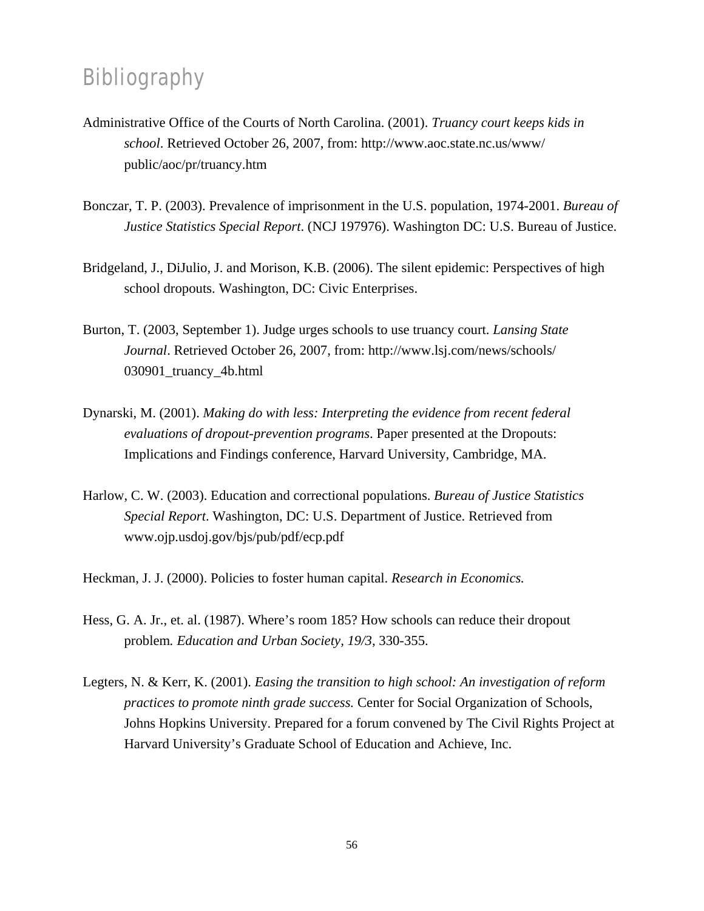# Bibliography

Administrative Office of the Courts of North Carolina. (2001). *Truancy court keeps kids in school*. Retrieved October 26, 2007, from: http://www.aoc.state.nc.us/www/public/aoc/pr/truancy.htm

Bonczar, T. P. (2003). Prevalence of imprisonment in the U.S. population, 1974-2001. *Bureau of Justice Statistics Special Report*. (NCJ 197976). Washington DC: U.S. Bureau of Justice.

Bridgeland, J., DiJulio, J. and Morison, K.B. (2006). The silent epidemic: Perspectives of high school dropouts. Washington, DC: Civic Enterprises.

Burton, T. (2003, September 1). Judge urges schools to use truancy court. *Lansing State Journal*. Retrieved October 26, 2007, from: http://www.lsj.com/news/schools/030901_truancy_4b.html

Dynarski, M. (2001). *Making do with less: Interpreting the evidence from recent federal evaluations of dropout-prevention programs*. Paper presented at the Dropouts: Implications and Findings conference, Harvard University, Cambridge, MA.

Harlow, C. W. (2003). Education and correctional populations. *Bureau of Justice Statistics Special Report*. Washington, DC: U.S. Department of Justice. Retrieved from www.ojp.usdoj.gov/bjs/pub/pdf/ecp.pdf

Heckman, J. J. (2000). Policies to foster human capital. *Research in Economics.*

Hess, G. A. Jr., et. al. (1987). Where's room 185? How schools can reduce their dropout problem*. Education and Urban Society, 19/3*, 330-355.

Legters, N. & Kerr, K. (2001). *Easing the transition to high school: An investigation of reform practices to promote ninth grade success.* Center for Social Organization of Schools, Johns Hopkins University. Prepared for a forum convened by The Civil Rights Project at Harvard University's Graduate School of Education and Achieve, Inc.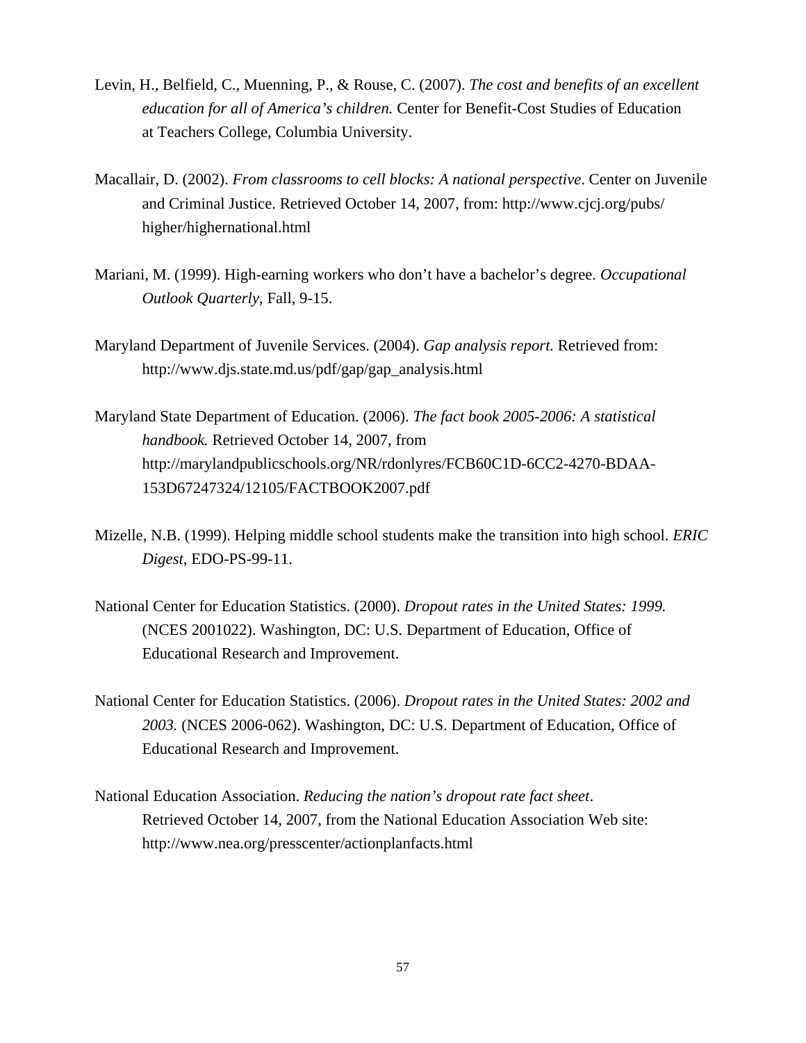Levin, H., Belfield, C., Muenning, P., & Rouse, C. (2007). *The cost and benefits of an excellent education for all of America's children.* Center for Benefit-Cost Studies of Education at Teachers College, Columbia University.

Macallair, D. (2002). *From classrooms to cell blocks: A national perspective*. Center on Juvenile and Criminal Justice. Retrieved October 14, 2007, from: http://www.cjcj.org/pubs/higher/highernational.html

Mariani, M. (1999). High-earning workers who don't have a bachelor's degree. *Occupational Outlook Quarterly*, Fall, 9-15.

Maryland Department of Juvenile Services. (2004). *Gap analysis report.* Retrieved from: http://www.djs.state.md.us/pdf/gap/gap_analysis.html

Maryland State Department of Education. (2006). *The fact book 2005-2006: A statistical handbook.* Retrieved October 14, 2007, from http://marylandpublicschools.org/NR/rdonlyres/FCB60C1D-6CC2-4270-BDAA-153D67247324/12105/FACTBOOK2007.pdf

Mizelle, N.B. (1999). Helping middle school students make the transition into high school. *ERIC Digest*, EDO-PS-99-11.

National Center for Education Statistics. (2000). *Dropout rates in the United States: 1999.* (NCES 2001022). Washington, DC: U.S. Department of Education, Office of Educational Research and Improvement.

National Center for Education Statistics. (2006). *Dropout rates in the United States: 2002 and 2003.* (NCES 2006-062). Washington, DC: U.S. Department of Education, Office of Educational Research and Improvement.

National Education Association. *Reducing the nation's dropout rate fact sheet*. Retrieved October 14, 2007, from the National Education Association Web site: http://www.nea.org/presscenter/actionplanfacts.html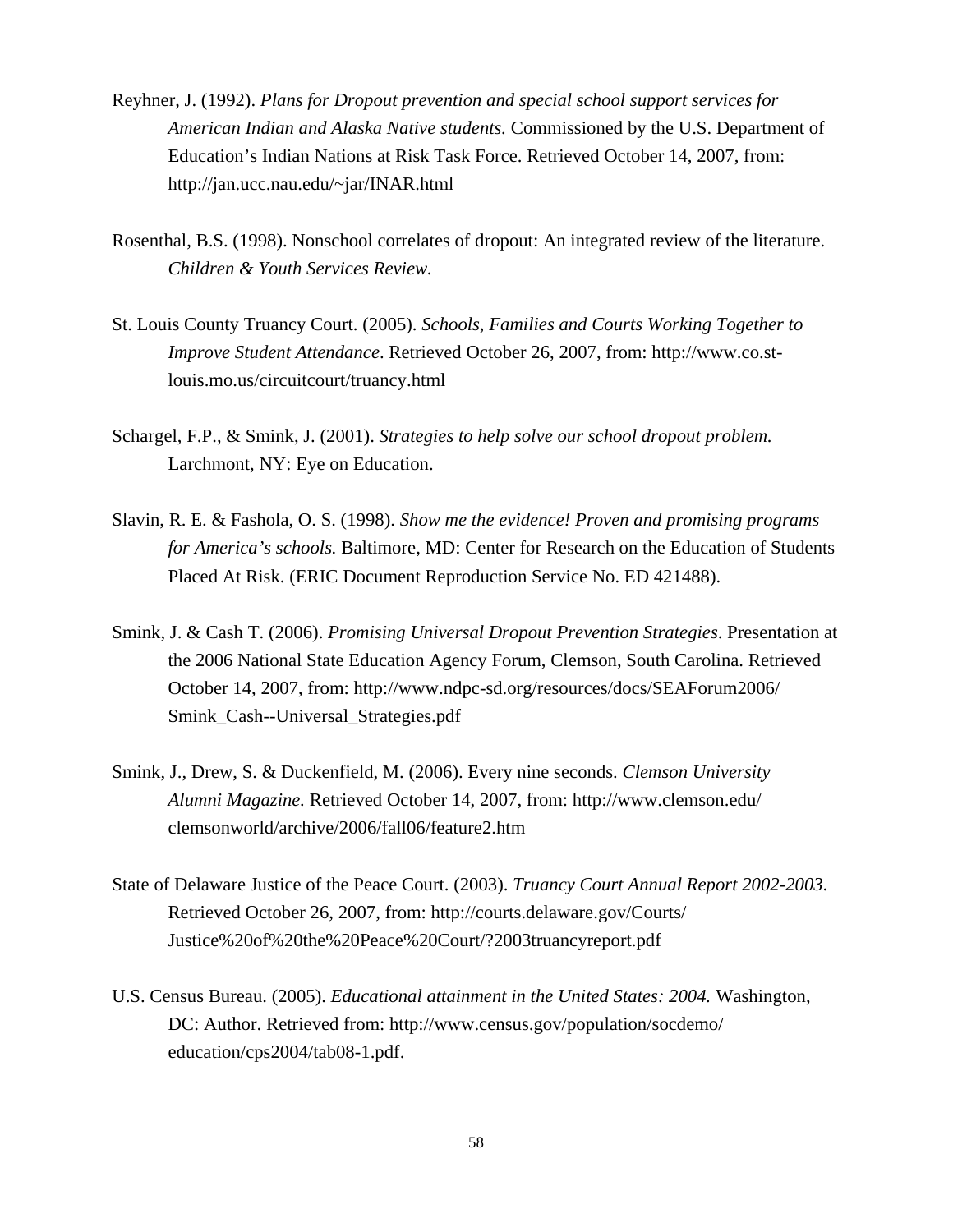Reyhner, J. (1992). *Plans for Dropout prevention and special school support services for American Indian and Alaska Native students.* Commissioned by the U.S. Department of Education's Indian Nations at Risk Task Force. Retrieved October 14, 2007, from: http://jan.ucc.nau.edu/~jar/INAR.html

Rosenthal, B.S. (1998). Nonschool correlates of dropout: An integrated review of the literature. *Children & Youth Services Review.*

St. Louis County Truancy Court. (2005). *Schools, Families and Courts Working Together to Improve Student Attendance*. Retrieved October 26, 2007, from: http://www.co.st-louis.mo.us/circuitcourt/truancy.html

Schargel, F.P., & Smink, J. (2001). *Strategies to help solve our school dropout problem.* Larchmont, NY: Eye on Education.

Slavin, R. E. & Fashola, O. S. (1998). *Show me the evidence! Proven and promising programs for America's schools.* Baltimore, MD: Center for Research on the Education of Students Placed At Risk. (ERIC Document Reproduction Service No. ED 421488).

Smink, J. & Cash T. (2006). *Promising Universal Dropout Prevention Strategies*. Presentation at the 2006 National State Education Agency Forum, Clemson, South Carolina. Retrieved October 14, 2007, from: http://www.ndpc-sd.org/resources/docs/SEAForum2006/Smink_Cash--Universal_Strategies.pdf

Smink, J., Drew, S. & Duckenfield, M. (2006). Every nine seconds. *Clemson University Alumni Magazine.* Retrieved October 14, 2007, from: http://www.clemson.edu/clemsonworld/archive/2006/fall06/feature2.htm

State of Delaware Justice of the Peace Court. (2003). *Truancy Court Annual Report 2002-2003*. Retrieved October 26, 2007, from: http://courts.delaware.gov/Courts/Justice%20of%20the%20Peace%20Court/?2003truancyreport.pdf

U.S. Census Bureau. (2005). *Educational attainment in the United States: 2004.* Washington, DC: Author. Retrieved from: http://www.census.gov/population/socdemo/education/cps2004/tab08-1.pdf.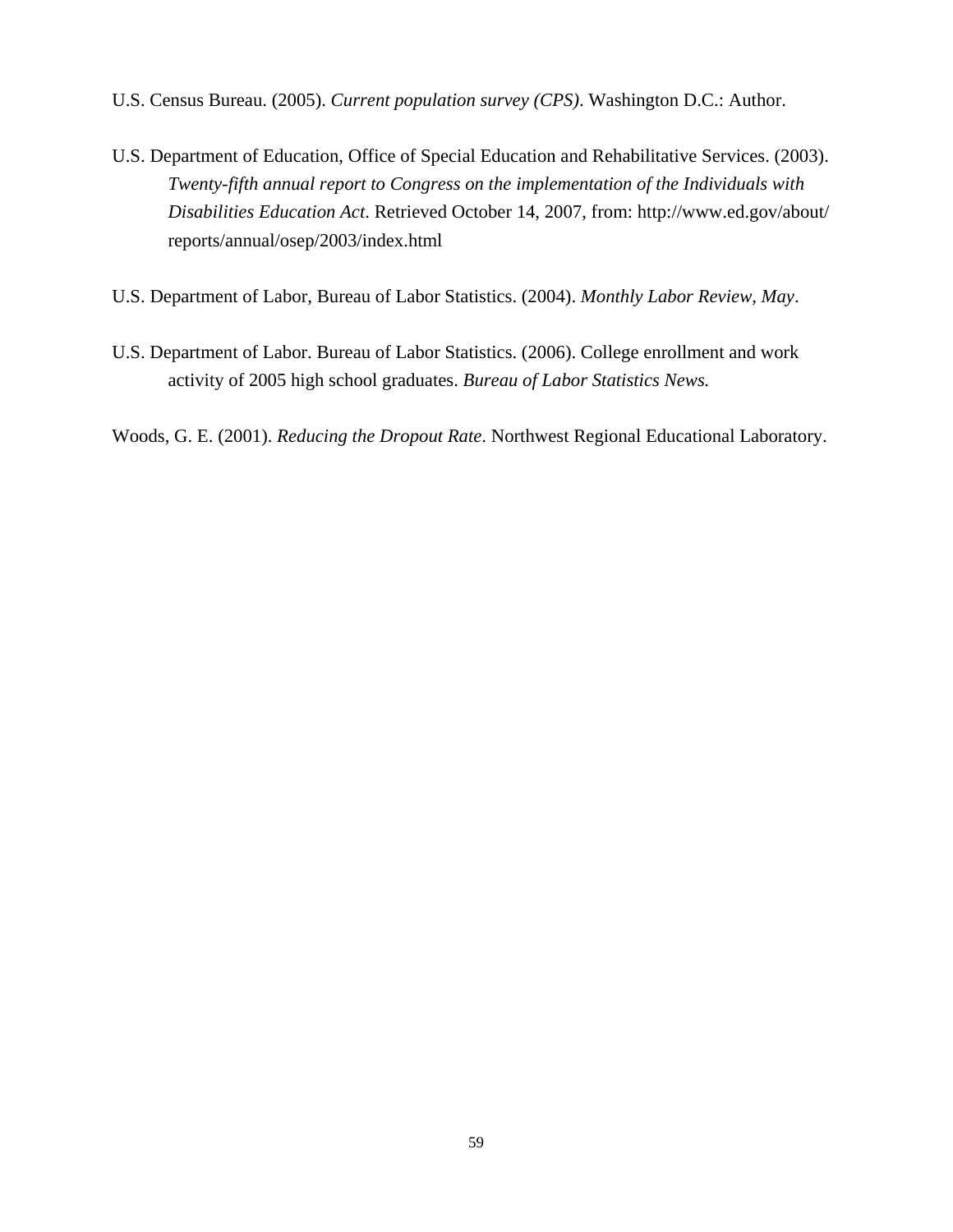U.S. Census Bureau. (2005). *Current population survey (CPS)*. Washington D.C.: Author.

U.S. Department of Education, Office of Special Education and Rehabilitative Services. (2003). *Twenty-fifth annual report to Congress on the implementation of the Individuals with Disabilities Education Act*. Retrieved October 14, 2007, from: http://www.ed.gov/about/reports/annual/osep/2003/index.html

U.S. Department of Labor, Bureau of Labor Statistics. (2004). *Monthly Labor Review, May*.

U.S. Department of Labor. Bureau of Labor Statistics. (2006). College enrollment and work activity of 2005 high school graduates. *Bureau of Labor Statistics News.*

Woods, G. E. (2001). *Reducing the Dropout Rate*. Northwest Regional Educational Laboratory.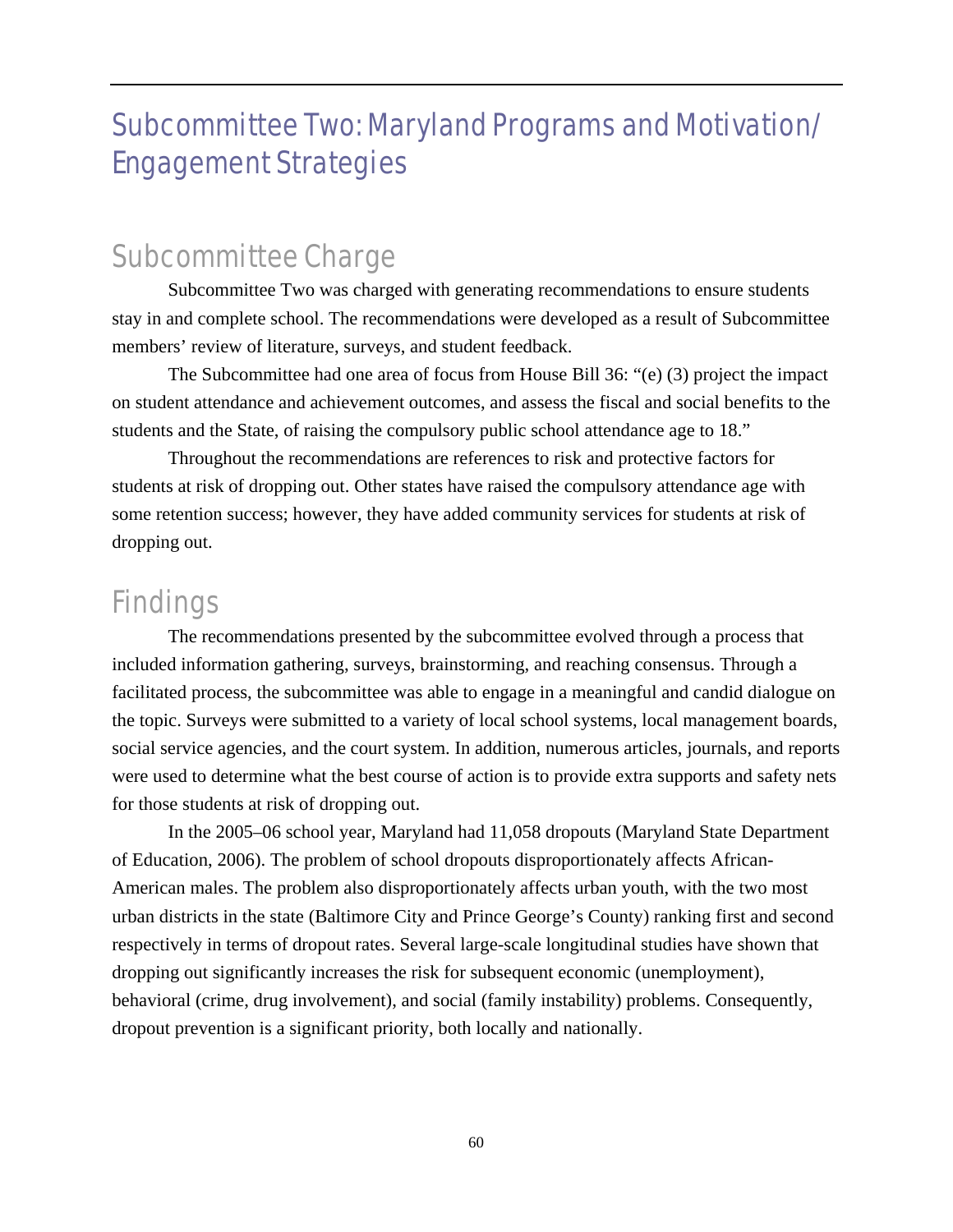# Subcommittee Two: Maryland Programs and Motivation/ Engagement Strategies

## Subcommittee Charge

Subcommittee Two was charged with generating recommendations to ensure students stay in and complete school. The recommendations were developed as a result of Subcommittee members' review of literature, surveys, and student feedback.

The Subcommittee had one area of focus from House Bill 36: "(e) (3) project the impact on student attendance and achievement outcomes, and assess the fiscal and social benefits to the students and the State, of raising the compulsory public school attendance age to 18."

Throughout the recommendations are references to risk and protective factors for students at risk of dropping out. Other states have raised the compulsory attendance age with some retention success; however, they have added community services for students at risk of dropping out.

## Findings

The recommendations presented by the subcommittee evolved through a process that included information gathering, surveys, brainstorming, and reaching consensus. Through a facilitated process, the subcommittee was able to engage in a meaningful and candid dialogue on the topic. Surveys were submitted to a variety of local school systems, local management boards, social service agencies, and the court system. In addition, numerous articles, journals, and reports were used to determine what the best course of action is to provide extra supports and safety nets for those students at risk of dropping out.

In the 2005–06 school year, Maryland had 11,058 dropouts (Maryland State Department of Education, 2006). The problem of school dropouts disproportionately affects African-American males. The problem also disproportionately affects urban youth, with the two most urban districts in the state (Baltimore City and Prince George's County) ranking first and second respectively in terms of dropout rates. Several large-scale longitudinal studies have shown that dropping out significantly increases the risk for subsequent economic (unemployment), behavioral (crime, drug involvement), and social (family instability) problems. Consequently, dropout prevention is a significant priority, both locally and nationally.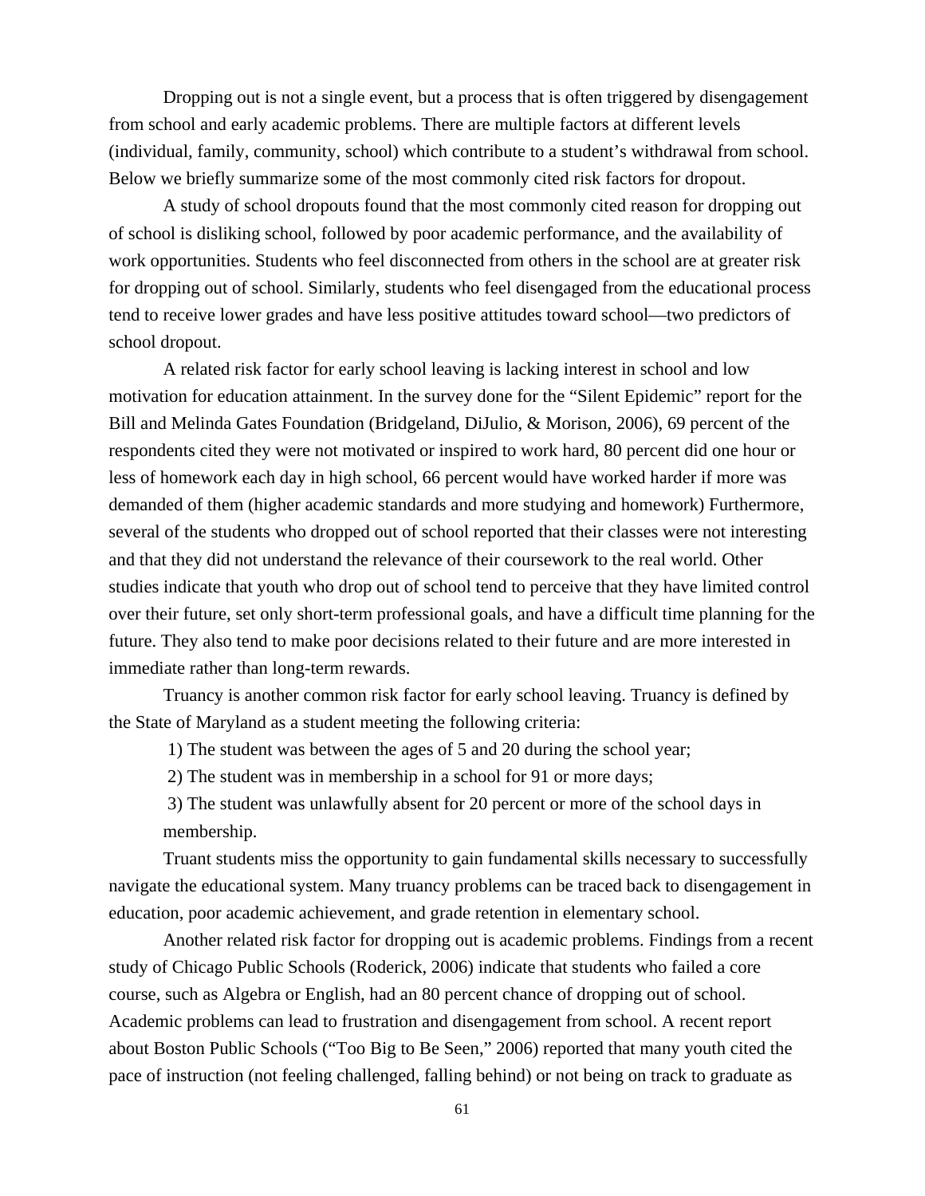Dropping out is not a single event, but a process that is often triggered by disengagement from school and early academic problems. There are multiple factors at different levels (individual, family, community, school) which contribute to a student's withdrawal from school. Below we briefly summarize some of the most commonly cited risk factors for dropout.

A study of school dropouts found that the most commonly cited reason for dropping out of school is disliking school, followed by poor academic performance, and the availability of work opportunities. Students who feel disconnected from others in the school are at greater risk for dropping out of school. Similarly, students who feel disengaged from the educational process tend to receive lower grades and have less positive attitudes toward school—two predictors of school dropout.

A related risk factor for early school leaving is lacking interest in school and low motivation for education attainment. In the survey done for the "Silent Epidemic" report for the Bill and Melinda Gates Foundation (Bridgeland, DiJulio, & Morison, 2006), 69 percent of the respondents cited they were not motivated or inspired to work hard, 80 percent did one hour or less of homework each day in high school, 66 percent would have worked harder if more was demanded of them (higher academic standards and more studying and homework) Furthermore, several of the students who dropped out of school reported that their classes were not interesting and that they did not understand the relevance of their coursework to the real world. Other studies indicate that youth who drop out of school tend to perceive that they have limited control over their future, set only short-term professional goals, and have a difficult time planning for the future. They also tend to make poor decisions related to their future and are more interested in immediate rather than long-term rewards.

Truancy is another common risk factor for early school leaving. Truancy is defined by the State of Maryland as a student meeting the following criteria:

1) The student was between the ages of 5 and 20 during the school year;

2) The student was in membership in a school for 91 or more days;

3) The student was unlawfully absent for 20 percent or more of the school days in membership.

Truant students miss the opportunity to gain fundamental skills necessary to successfully navigate the educational system. Many truancy problems can be traced back to disengagement in education, poor academic achievement, and grade retention in elementary school.

Another related risk factor for dropping out is academic problems. Findings from a recent study of Chicago Public Schools (Roderick, 2006) indicate that students who failed a core course, such as Algebra or English, had an 80 percent chance of dropping out of school. Academic problems can lead to frustration and disengagement from school. A recent report about Boston Public Schools ("Too Big to Be Seen," 2006) reported that many youth cited the pace of instruction (not feeling challenged, falling behind) or not being on track to graduate as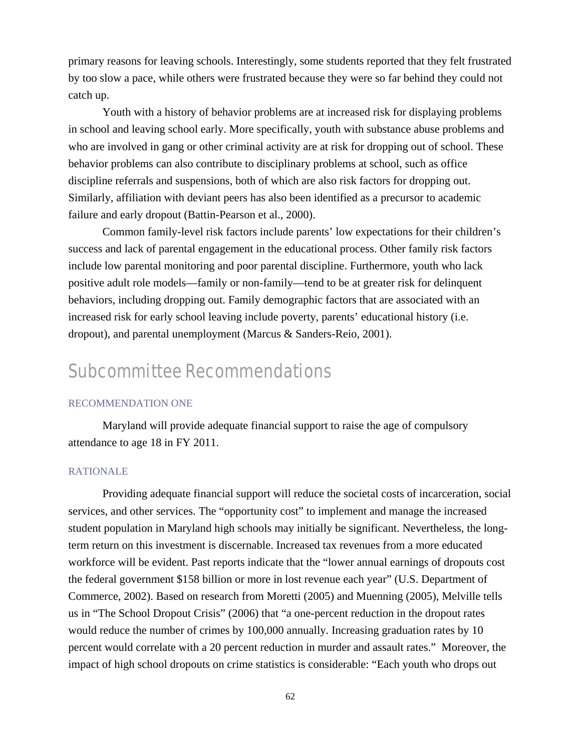primary reasons for leaving schools. Interestingly, some students reported that they felt frustrated by too slow a pace, while others were frustrated because they were so far behind they could not catch up.

Youth with a history of behavior problems are at increased risk for displaying problems in school and leaving school early. More specifically, youth with substance abuse problems and who are involved in gang or other criminal activity are at risk for dropping out of school. These behavior problems can also contribute to disciplinary problems at school, such as office discipline referrals and suspensions, both of which are also risk factors for dropping out. Similarly, affiliation with deviant peers has also been identified as a precursor to academic failure and early dropout (Battin-Pearson et al., 2000).

Common family-level risk factors include parents' low expectations for their children's success and lack of parental engagement in the educational process. Other family risk factors include low parental monitoring and poor parental discipline. Furthermore, youth who lack positive adult role models—family or non-family—tend to be at greater risk for delinquent behaviors, including dropping out. Family demographic factors that are associated with an increased risk for early school leaving include poverty, parents' educational history (i.e. dropout), and parental unemployment (Marcus & Sanders-Reio, 2001).

## Subcommittee Recommendations

### RECOMMENDATION ONE

Maryland will provide adequate financial support to raise the age of compulsory attendance to age 18 in FY 2011.

### RATIONALE

Providing adequate financial support will reduce the societal costs of incarceration, social services, and other services. The "opportunity cost" to implement and manage the increased student population in Maryland high schools may initially be significant. Nevertheless, the long-term return on this investment is discernable. Increased tax revenues from a more educated workforce will be evident. Past reports indicate that the "lower annual earnings of dropouts cost the federal government $158 billion or more in lost revenue each year" (U.S. Department of Commerce, 2002). Based on research from Moretti (2005) and Muenning (2005), Melville tells us in "The School Dropout Crisis" (2006) that "a one-percent reduction in the dropout rates would reduce the number of crimes by 100,000 annually. Increasing graduation rates by 10 percent would correlate with a 20 percent reduction in murder and assault rates." Moreover, the impact of high school dropouts on crime statistics is considerable: "Each youth who drops out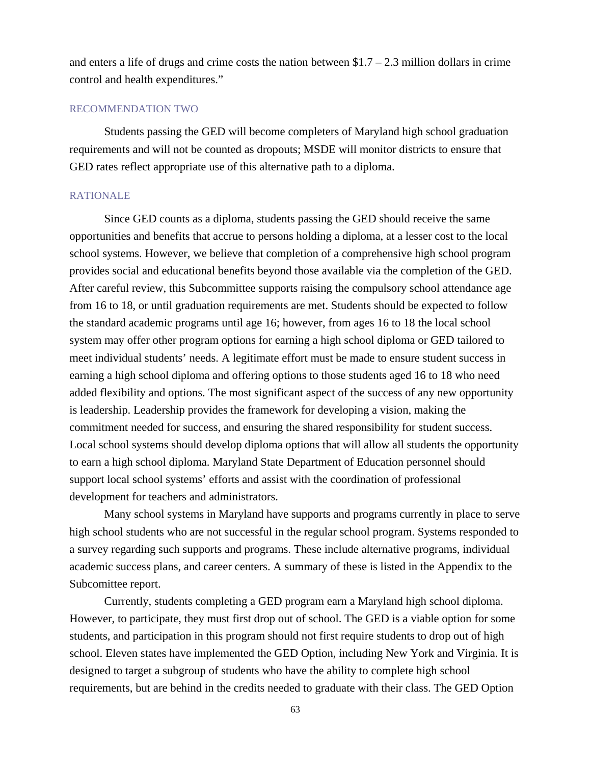and enters a life of drugs and crime costs the nation between $1.7 – 2.3 million dollars in crime control and health expenditures."

### RECOMMENDATION TWO

Students passing the GED will become completers of Maryland high school graduation requirements and will not be counted as dropouts; MSDE will monitor districts to ensure that GED rates reflect appropriate use of this alternative path to a diploma.

### RATIONALE

Since GED counts as a diploma, students passing the GED should receive the same opportunities and benefits that accrue to persons holding a diploma, at a lesser cost to the local school systems. However, we believe that completion of a comprehensive high school program provides social and educational benefits beyond those available via the completion of the GED. After careful review, this Subcommittee supports raising the compulsory school attendance age from 16 to 18, or until graduation requirements are met. Students should be expected to follow the standard academic programs until age 16; however, from ages 16 to 18 the local school system may offer other program options for earning a high school diploma or GED tailored to meet individual students' needs. A legitimate effort must be made to ensure student success in earning a high school diploma and offering options to those students aged 16 to 18 who need added flexibility and options. The most significant aspect of the success of any new opportunity is leadership. Leadership provides the framework for developing a vision, making the commitment needed for success, and ensuring the shared responsibility for student success. Local school systems should develop diploma options that will allow all students the opportunity to earn a high school diploma. Maryland State Department of Education personnel should support local school systems' efforts and assist with the coordination of professional development for teachers and administrators.

Many school systems in Maryland have supports and programs currently in place to serve high school students who are not successful in the regular school program. Systems responded to a survey regarding such supports and programs. These include alternative programs, individual academic success plans, and career centers. A summary of these is listed in the Appendix to the Subcomittee report.

Currently, students completing a GED program earn a Maryland high school diploma. However, to participate, they must first drop out of school. The GED is a viable option for some students, and participation in this program should not first require students to drop out of high school. Eleven states have implemented the GED Option, including New York and Virginia. It is designed to target a subgroup of students who have the ability to complete high school requirements, but are behind in the credits needed to graduate with their class. The GED Option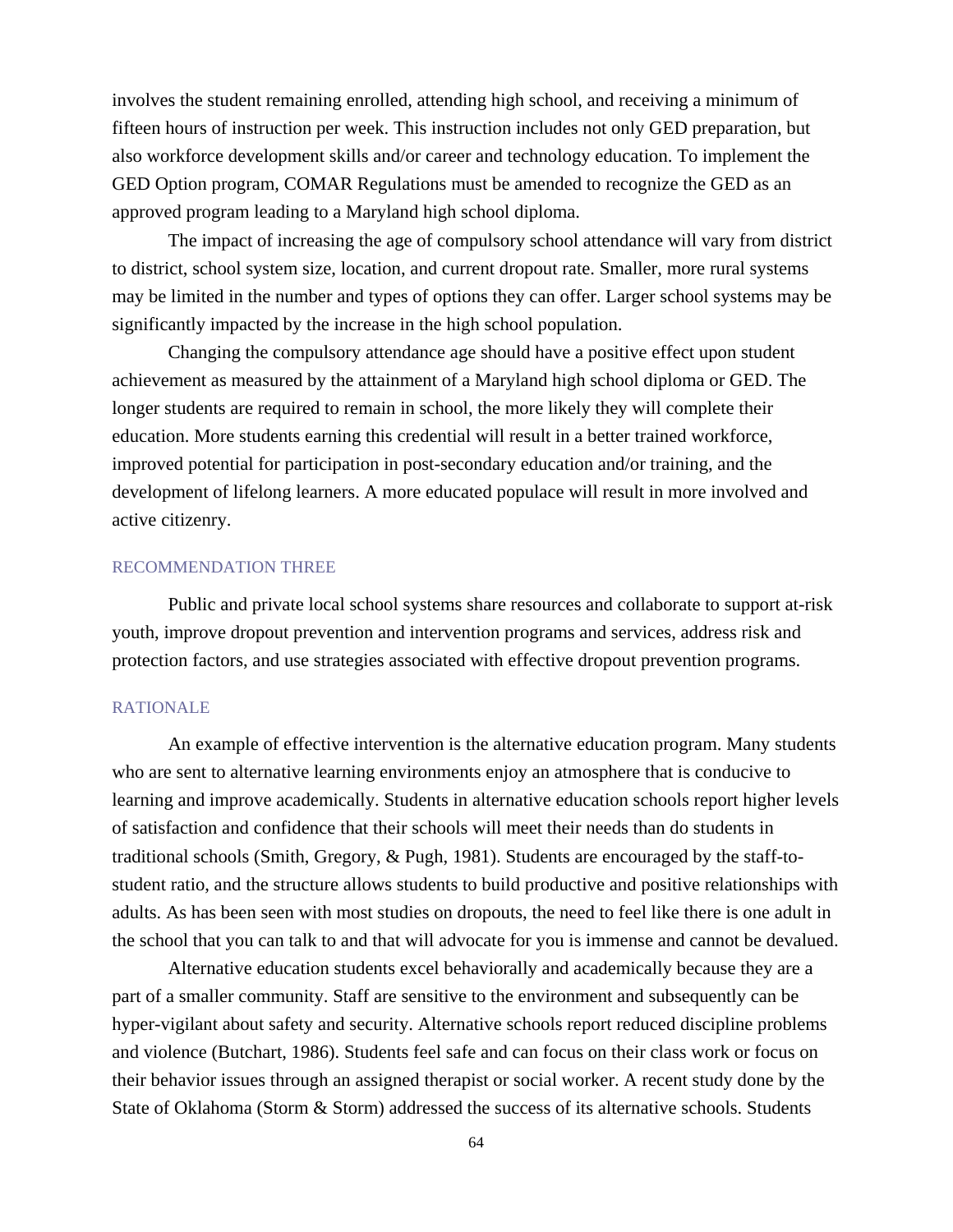involves the student remaining enrolled, attending high school, and receiving a minimum of fifteen hours of instruction per week. This instruction includes not only GED preparation, but also workforce development skills and/or career and technology education. To implement the GED Option program, COMAR Regulations must be amended to recognize the GED as an approved program leading to a Maryland high school diploma.

The impact of increasing the age of compulsory school attendance will vary from district to district, school system size, location, and current dropout rate. Smaller, more rural systems may be limited in the number and types of options they can offer. Larger school systems may be significantly impacted by the increase in the high school population.

Changing the compulsory attendance age should have a positive effect upon student achievement as measured by the attainment of a Maryland high school diploma or GED. The longer students are required to remain in school, the more likely they will complete their education. More students earning this credential will result in a better trained workforce, improved potential for participation in post-secondary education and/or training, and the development of lifelong learners. A more educated populace will result in more involved and active citizenry.

### RECOMMENDATION THREE

Public and private local school systems share resources and collaborate to support at-risk youth, improve dropout prevention and intervention programs and services, address risk and protection factors, and use strategies associated with effective dropout prevention programs.

### RATIONALE

An example of effective intervention is the alternative education program. Many students who are sent to alternative learning environments enjoy an atmosphere that is conducive to learning and improve academically. Students in alternative education schools report higher levels of satisfaction and confidence that their schools will meet their needs than do students in traditional schools (Smith, Gregory, & Pugh, 1981). Students are encouraged by the staff-to-student ratio, and the structure allows students to build productive and positive relationships with adults. As has been seen with most studies on dropouts, the need to feel like there is one adult in the school that you can talk to and that will advocate for you is immense and cannot be devalued.

Alternative education students excel behaviorally and academically because they are a part of a smaller community. Staff are sensitive to the environment and subsequently can be hyper-vigilant about safety and security. Alternative schools report reduced discipline problems and violence (Butchart, 1986). Students feel safe and can focus on their class work or focus on their behavior issues through an assigned therapist or social worker. A recent study done by the State of Oklahoma (Storm & Storm) addressed the success of its alternative schools. Students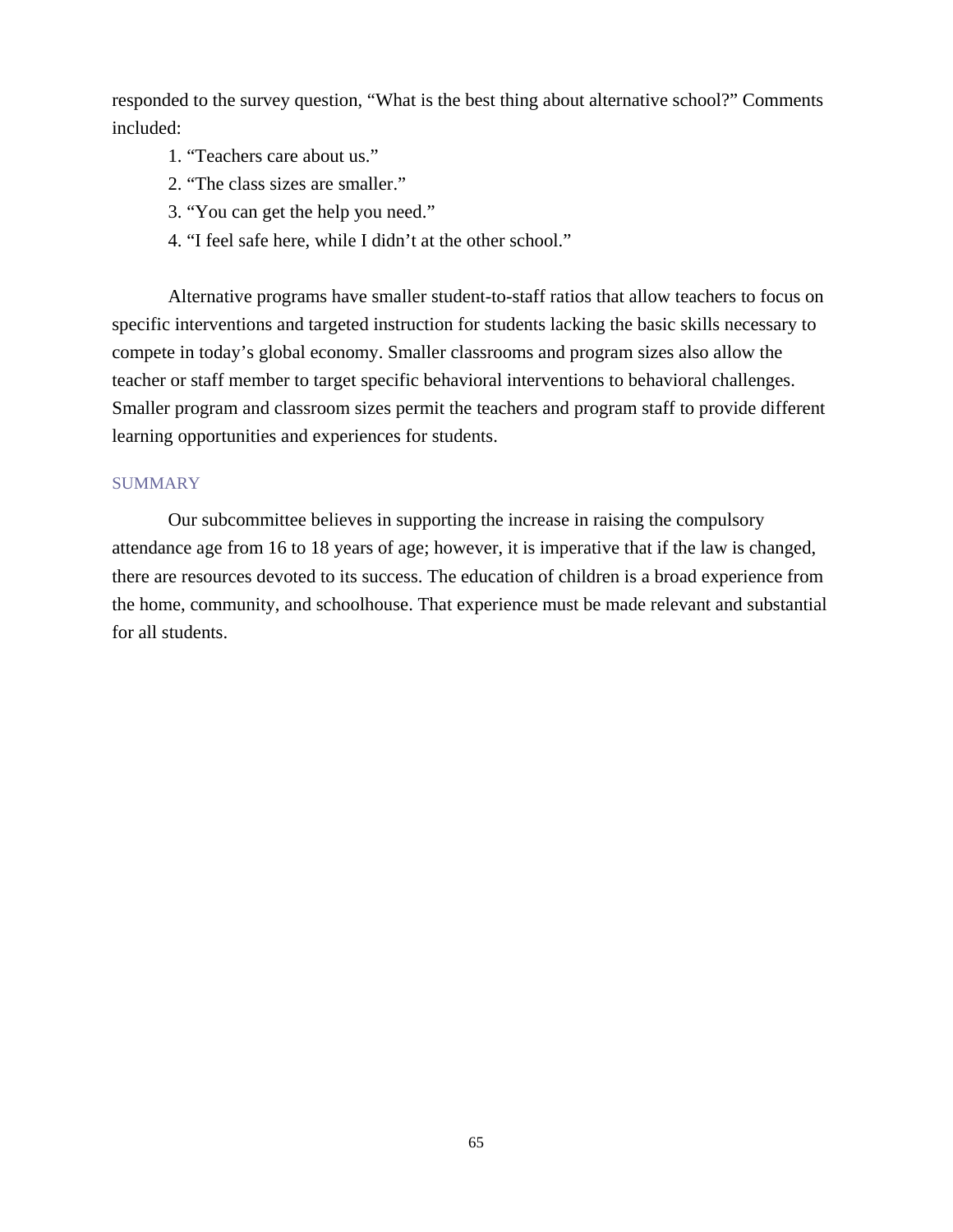responded to the survey question, “What is the best thing about alternative school?” Comments included:

1. “Teachers care about us.”
2. “The class sizes are smaller.”
3. “You can get the help you need.”
4. “I feel safe here, while I didn’t at the other school.”

Alternative programs have smaller student-to-staff ratios that allow teachers to focus on specific interventions and targeted instruction for students lacking the basic skills necessary to compete in today’s global economy. Smaller classrooms and program sizes also allow the teacher or staff member to target specific behavioral interventions to behavioral challenges. Smaller program and classroom sizes permit the teachers and program staff to provide different learning opportunities and experiences for students.

## SUMMARY

Our subcommittee believes in supporting the increase in raising the compulsory attendance age from 16 to 18 years of age; however, it is imperative that if the law is changed, there are resources devoted to its success. The education of children is a broad experience from the home, community, and schoolhouse. That experience must be made relevant and substantial for all students.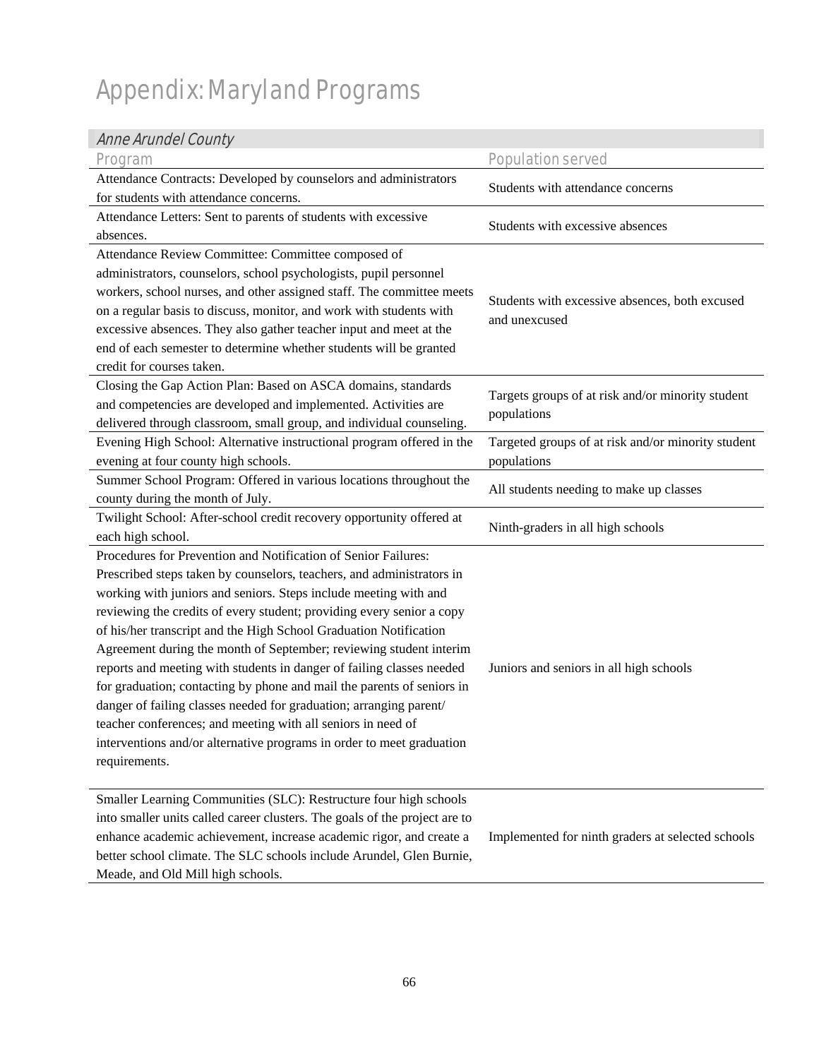# Appendix: Maryland Programs

## *Anne Arundel County*

| Program | Population served |
|---|---|
| Attendance Contracts: Developed by counselors and administrators for students with attendance concerns. | Students with attendance concerns |
| Attendance Letters: Sent to parents of students with excessive absences. | Students with excessive absences |
| Attendance Review Committee: Committee composed of administrators, counselors, school psychologists, pupil personnel workers, school nurses, and other assigned staff. The committee meets on a regular basis to discuss, monitor, and work with students with excessive absences. They also gather teacher input and meet at the end of each semester to determine whether students will be granted credit for courses taken. | Students with excessive absences, both excused and unexcused |
| Closing the Gap Action Plan: Based on ASCA domains, standards and competencies are developed and implemented. Activities are delivered through classroom, small group, and individual counseling. | Targets groups of at risk and/or minority student populations |
| Evening High School: Alternative instructional program offered in the evening at four county high schools. | Targeted groups of at risk and/or minority student populations |
| Summer School Program: Offered in various locations throughout the county during the month of July. | All students needing to make up classes |
| Twilight School: After-school credit recovery opportunity offered at each high school. | Ninth-graders in all high schools |
| Procedures for Prevention and Notification of Senior Failures: Prescribed steps taken by counselors, teachers, and administrators in working with juniors and seniors. Steps include meeting with and reviewing the credits of every student; providing every senior a copy of his/her transcript and the High School Graduation Notification Agreement during the month of September; reviewing student interim reports and meeting with students in danger of failing classes needed for graduation; contacting by phone and mail the parents of seniors in danger of failing classes needed for graduation; arranging parent/teacher conferences; and meeting with all seniors in need of interventions and/or alternative programs in order to meet graduation requirements. | Juniors and seniors in all high schools |
| Smaller Learning Communities (SLC): Restructure four high schools into smaller units called career clusters. The goals of the project are to enhance academic achievement, increase academic rigor, and create a better school climate. The SLC schools include Arundel, Glen Burnie, Meade, and Old Mill high schools. | Implemented for ninth graders at selected schools |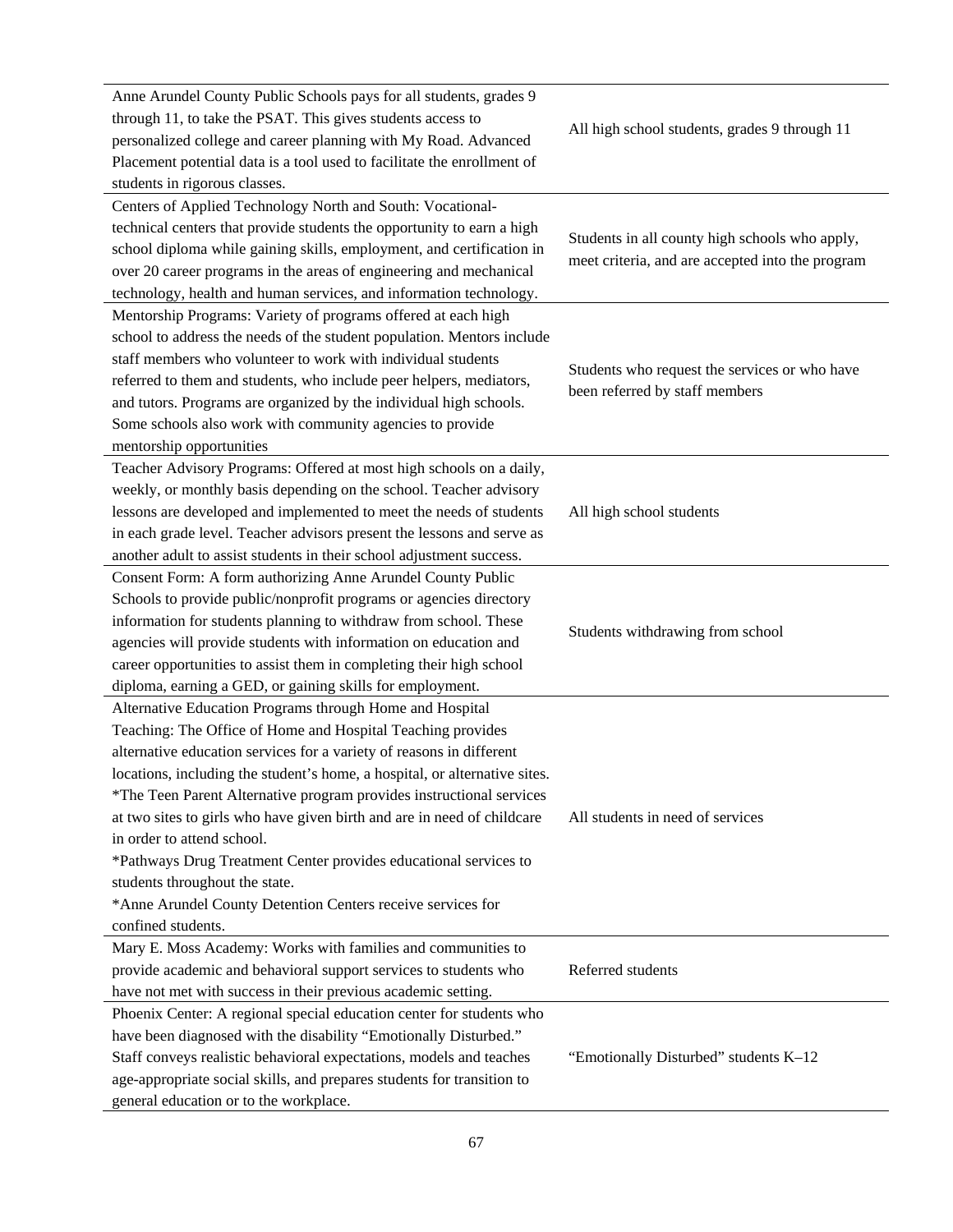| | |
|---|---|
| Anne Arundel County Public Schools pays for all students, grades 9 through 11, to take the PSAT. This gives students access to personalized college and career planning with My Road. Advanced Placement potential data is a tool used to facilitate the enrollment of students in rigorous classes. | All high school students, grades 9 through 11 |
| Centers of Applied Technology North and South: Vocational-technical centers that provide students the opportunity to earn a high school diploma while gaining skills, employment, and certification in over 20 career programs in the areas of engineering and mechanical technology, health and human services, and information technology. | Students in all county high schools who apply, meet criteria, and are accepted into the program |
| Mentorship Programs: Variety of programs offered at each high school to address the needs of the student population. Mentors include staff members who volunteer to work with individual students referred to them and students, who include peer helpers, mediators, and tutors. Programs are organized by the individual high schools. Some schools also work with community agencies to provide mentorship opportunities | Students who request the services or who have been referred by staff members |
| Teacher Advisory Programs: Offered at most high schools on a daily, weekly, or monthly basis depending on the school. Teacher advisory lessons are developed and implemented to meet the needs of students in each grade level. Teacher advisors present the lessons and serve as another adult to assist students in their school adjustment success. | All high school students |
| Consent Form: A form authorizing Anne Arundel County Public Schools to provide public/nonprofit programs or agencies directory information for students planning to withdraw from school. These agencies will provide students with information on education and career opportunities to assist them in completing their high school diploma, earning a GED, or gaining skills for employment. | Students withdrawing from school |
| Alternative Education Programs through Home and Hospital Teaching: The Office of Home and Hospital Teaching provides alternative education services for a variety of reasons in different locations, including the student's home, a hospital, or alternative sites.<br>*The Teen Parent Alternative program provides instructional services at two sites to girls who have given birth and are in need of childcare in order to attend school.<br>*Pathways Drug Treatment Center provides educational services to students throughout the state.<br>*Anne Arundel County Detention Centers receive services for confined students. | All students in need of services |
| Mary E. Moss Academy: Works with families and communities to provide academic and behavioral support services to students who have not met with success in their previous academic setting. | Referred students |
| Phoenix Center: A regional special education center for students who have been diagnosed with the disability "Emotionally Disturbed." Staff conveys realistic behavioral expectations, models and teaches age-appropriate social skills, and prepares students for transition to general education or to the workplace. | "Emotionally Disturbed" students K–12 |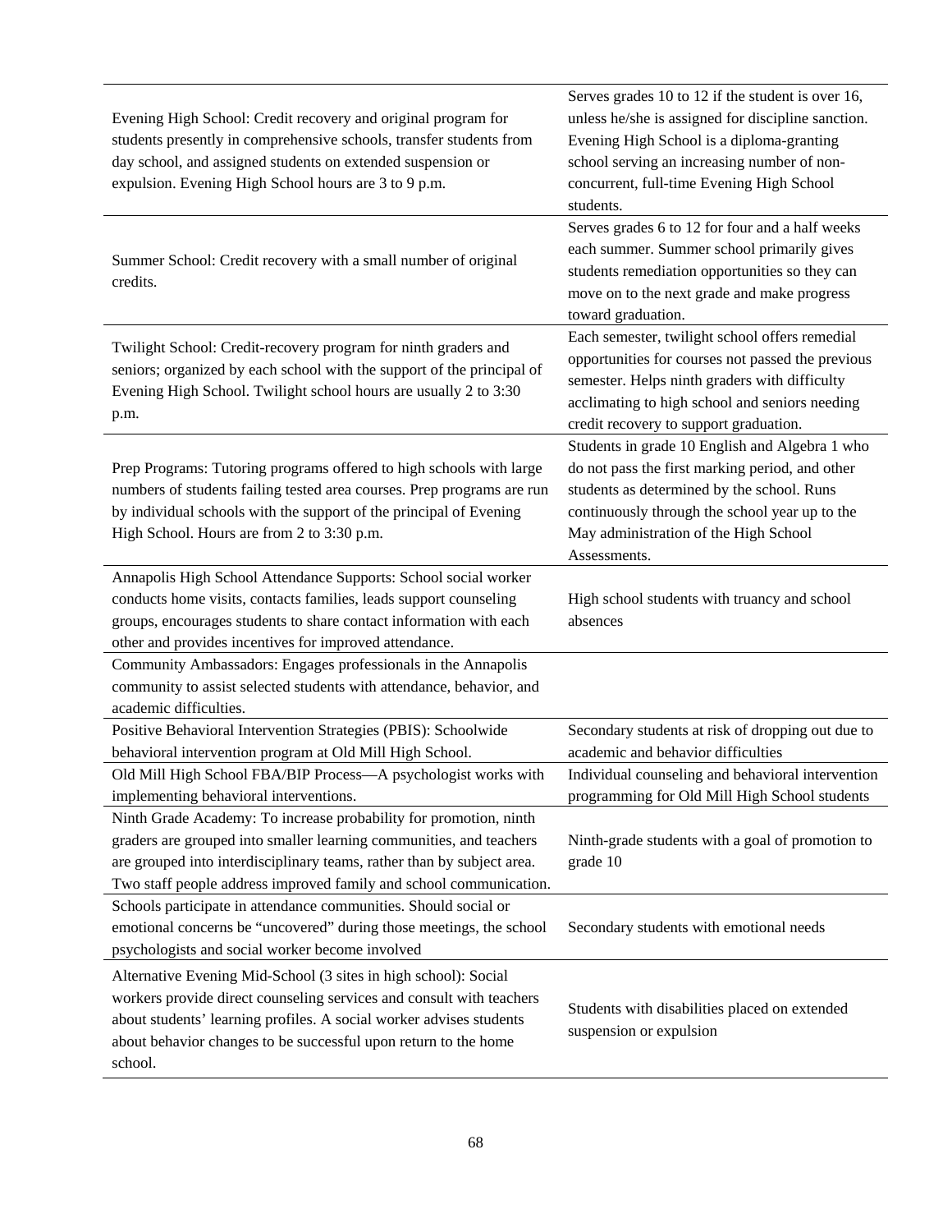| | |
|---|---|
| Evening High School: Credit recovery and original program for students presently in comprehensive schools, transfer students from day school, and assigned students on extended suspension or expulsion. Evening High School hours are 3 to 9 p.m. | Serves grades 10 to 12 if the student is over 16, unless he/she is assigned for discipline sanction. Evening High School is a diploma-granting school serving an increasing number of non-concurrent, full-time Evening High School students. |
| Summer School: Credit recovery with a small number of original credits. | Serves grades 6 to 12 for four and a half weeks each summer. Summer school primarily gives students remediation opportunities so they can move on to the next grade and make progress toward graduation. |
| Twilight School: Credit-recovery program for ninth graders and seniors; organized by each school with the support of the principal of Evening High School. Twilight school hours are usually 2 to 3:30 p.m. | Each semester, twilight school offers remedial opportunities for courses not passed the previous semester. Helps ninth graders with difficulty acclimating to high school and seniors needing credit recovery to support graduation. |
| Prep Programs: Tutoring programs offered to high schools with large numbers of students failing tested area courses. Prep programs are run by individual schools with the support of the principal of Evening High School. Hours are from 2 to 3:30 p.m. | Students in grade 10 English and Algebra 1 who do not pass the first marking period, and other students as determined by the school. Runs continuously through the school year up to the May administration of the High School Assessments. |
| Annapolis High School Attendance Supports: School social worker conducts home visits, contacts families, leads support counseling groups, encourages students to share contact information with each other and provides incentives for improved attendance. | High school students with truancy and school absences |
| Community Ambassadors: Engages professionals in the Annapolis community to assist selected students with attendance, behavior, and academic difficulties. | |
| Positive Behavioral Intervention Strategies (PBIS): Schoolwide behavioral intervention program at Old Mill High School. | Secondary students at risk of dropping out due to academic and behavior difficulties |
| Old Mill High School FBA/BIP Process—A psychologist works with implementing behavioral interventions. | Individual counseling and behavioral intervention programming for Old Mill High School students |
| Ninth Grade Academy: To increase probability for promotion, ninth graders are grouped into smaller learning communities, and teachers are grouped into interdisciplinary teams, rather than by subject area. Two staff people address improved family and school communication. | Ninth-grade students with a goal of promotion to grade 10 |
| Schools participate in attendance communities. Should social or emotional concerns be "uncovered" during those meetings, the school psychologists and social worker become involved | Secondary students with emotional needs |
| Alternative Evening Mid-School (3 sites in high school): Social workers provide direct counseling services and consult with teachers about students' learning profiles. A social worker advises students about behavior changes to be successful upon return to the home school. | Students with disabilities placed on extended suspension or expulsion |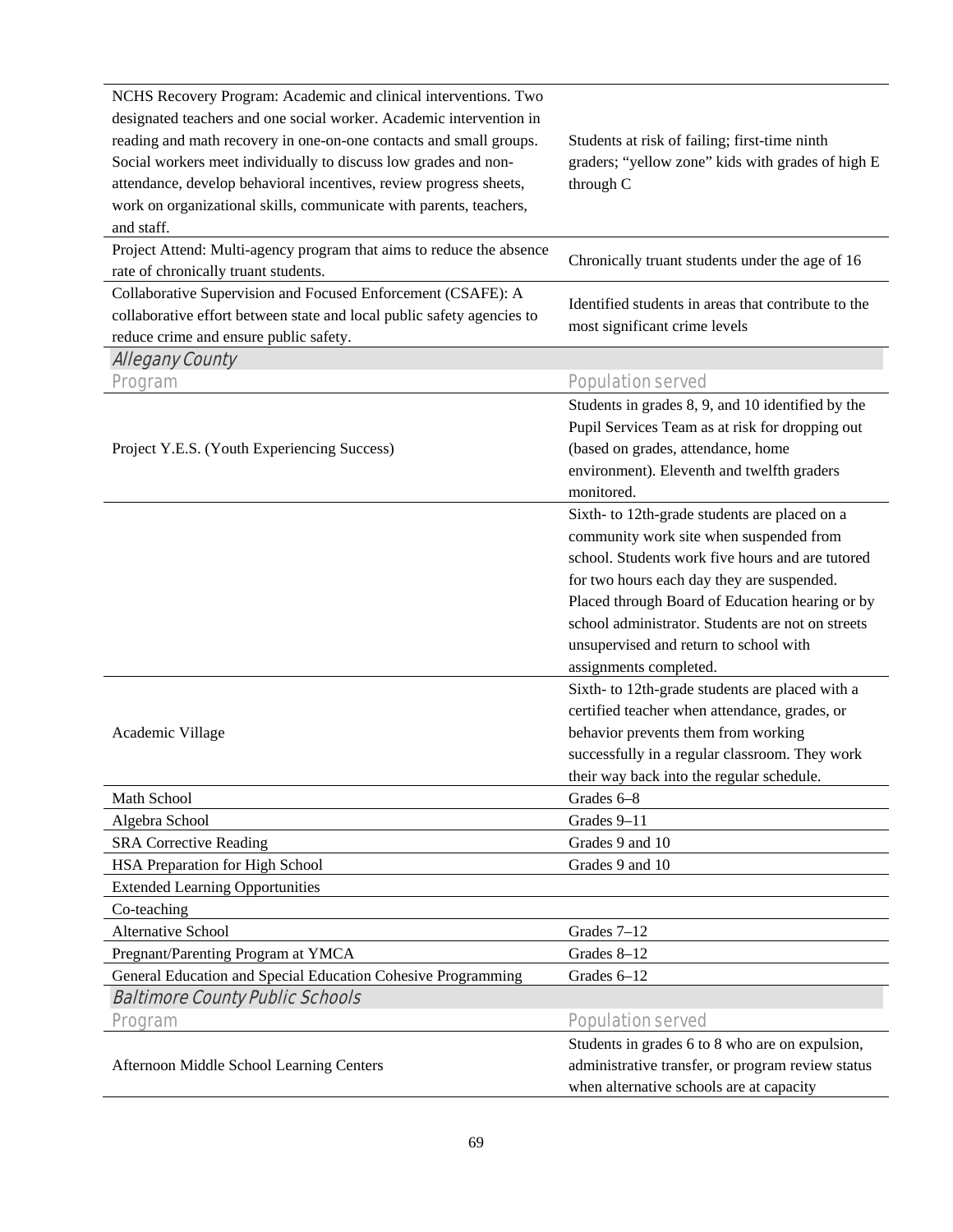| | |
|---|---|
| NCHS Recovery Program: Academic and clinical interventions. Two designated teachers and one social worker. Academic intervention in reading and math recovery in one-on-one contacts and small groups. Social workers meet individually to discuss low grades and non-attendance, develop behavioral incentives, review progress sheets, work on organizational skills, communicate with parents, teachers, and staff. | Students at risk of failing; first-time ninth graders; "yellow zone" kids with grades of high E through C |
| Project Attend: Multi-agency program that aims to reduce the absence rate of chronically truant students. | Chronically truant students under the age of 16 |
| Collaborative Supervision and Focused Enforcement (CSAFE): A collaborative effort between state and local public safety agencies to reduce crime and ensure public safety. | Identified students in areas that contribute to the most significant crime levels |

*Allegany County*

| Program | Population served |
|---|---|
| Project Y.E.S. (Youth Experiencing Success) | Students in grades 8, 9, and 10 identified by the Pupil Services Team as at risk for dropping out (based on grades, attendance, home environment). Eleventh and twelfth graders monitored. |
| | Sixth- to 12th-grade students are placed on a community work site when suspended from school. Students work five hours and are tutored for two hours each day they are suspended. Placed through Board of Education hearing or by school administrator. Students are not on streets unsupervised and return to school with assignments completed. |
| Academic Village | Sixth- to 12th-grade students are placed with a certified teacher when attendance, grades, or behavior prevents them from working successfully in a regular classroom. They work their way back into the regular schedule. |
| Math School | Grades 6–8 |
| Algebra School | Grades 9–11 |
| SRA Corrective Reading | Grades 9 and 10 |
| HSA Preparation for High School | Grades 9 and 10 |
| Extended Learning Opportunities | |
| Co-teaching | |
| Alternative School | Grades 7–12 |
| Pregnant/Parenting Program at YMCA | Grades 8–12 |
| General Education and Special Education Cohesive Programming | Grades 6–12 |

*Baltimore County Public Schools*

| Program | Population served |
|---|---|
| Afternoon Middle School Learning Centers | Students in grades 6 to 8 who are on expulsion, administrative transfer, or program review status when alternative schools are at capacity |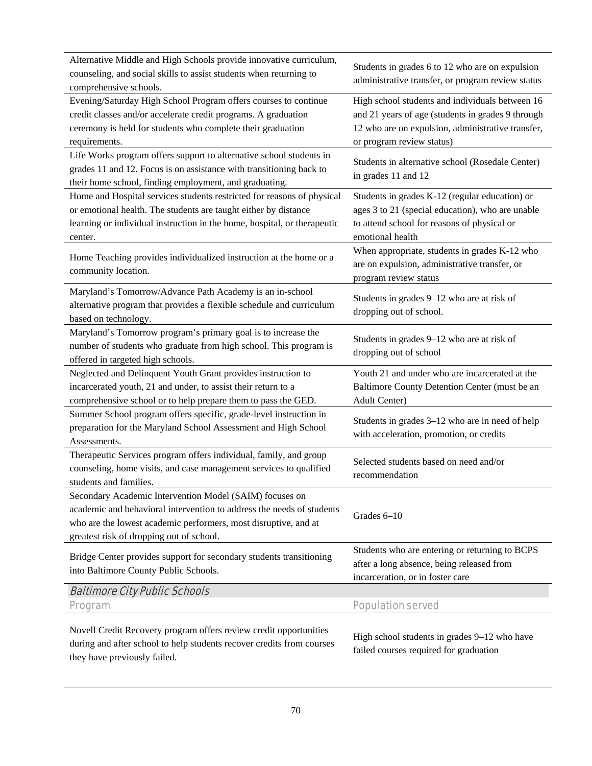| Program | Population served |
|---|---|
| Alternative Middle and High Schools provide innovative curriculum, counseling, and social skills to assist students when returning to comprehensive schools. | Students in grades 6 to 12 who are on expulsion administrative transfer, or program review status |
| Evening/Saturday High School Program offers courses to continue credit classes and/or accelerate credit programs. A graduation ceremony is held for students who complete their graduation requirements. | High school students and individuals between 16 and 21 years of age (students in grades 9 through 12 who are on expulsion, administrative transfer, or program review status) |
| Life Works program offers support to alternative school students in grades 11 and 12. Focus is on assistance with transitioning back to their home school, finding employment, and graduating. | Students in alternative school (Rosedale Center) in grades 11 and 12 |
| Home and Hospital services students restricted for reasons of physical or emotional health. The students are taught either by distance learning or individual instruction in the home, hospital, or therapeutic center. | Students in grades K-12 (regular education) or ages 3 to 21 (special education), who are unable to attend school for reasons of physical or emotional health |
| Home Teaching provides individualized instruction at the home or a community location. | When appropriate, students in grades K-12 who are on expulsion, administrative transfer, or program review status |
| Maryland's Tomorrow/Advance Path Academy is an in-school alternative program that provides a flexible schedule and curriculum based on technology. | Students in grades 9–12 who are at risk of dropping out of school. |
| Maryland's Tomorrow program's primary goal is to increase the number of students who graduate from high school. This program is offered in targeted high schools. | Students in grades 9–12 who are at risk of dropping out of school |
| Neglected and Delinquent Youth Grant provides instruction to incarcerated youth, 21 and under, to assist their return to a comprehensive school or to help prepare them to pass the GED. | Youth 21 and under who are incarcerated at the Baltimore County Detention Center (must be an Adult Center) |
| Summer School program offers specific, grade-level instruction in preparation for the Maryland School Assessment and High School Assessments. | Students in grades 3–12 who are in need of help with acceleration, promotion, or credits |
| Therapeutic Services program offers individual, family, and group counseling, home visits, and case management services to qualified students and families. | Selected students based on need and/or recommendation |
| Secondary Academic Intervention Model (SAIM) focuses on academic and behavioral intervention to address the needs of students who are the lowest academic performers, most disruptive, and at greatest risk of dropping out of school. | Grades 6–10 |
| Bridge Center provides support for secondary students transitioning into Baltimore County Public Schools. | Students who are entering or returning to BCPS after a long absence, being released from incarceration, or in foster care |

*Baltimore City Public Schools*

| Program | Population served |
|---|---|
| Novell Credit Recovery program offers review credit opportunities during and after school to help students recover credits from courses they have previously failed. | High school students in grades 9–12 who have failed courses required for graduation |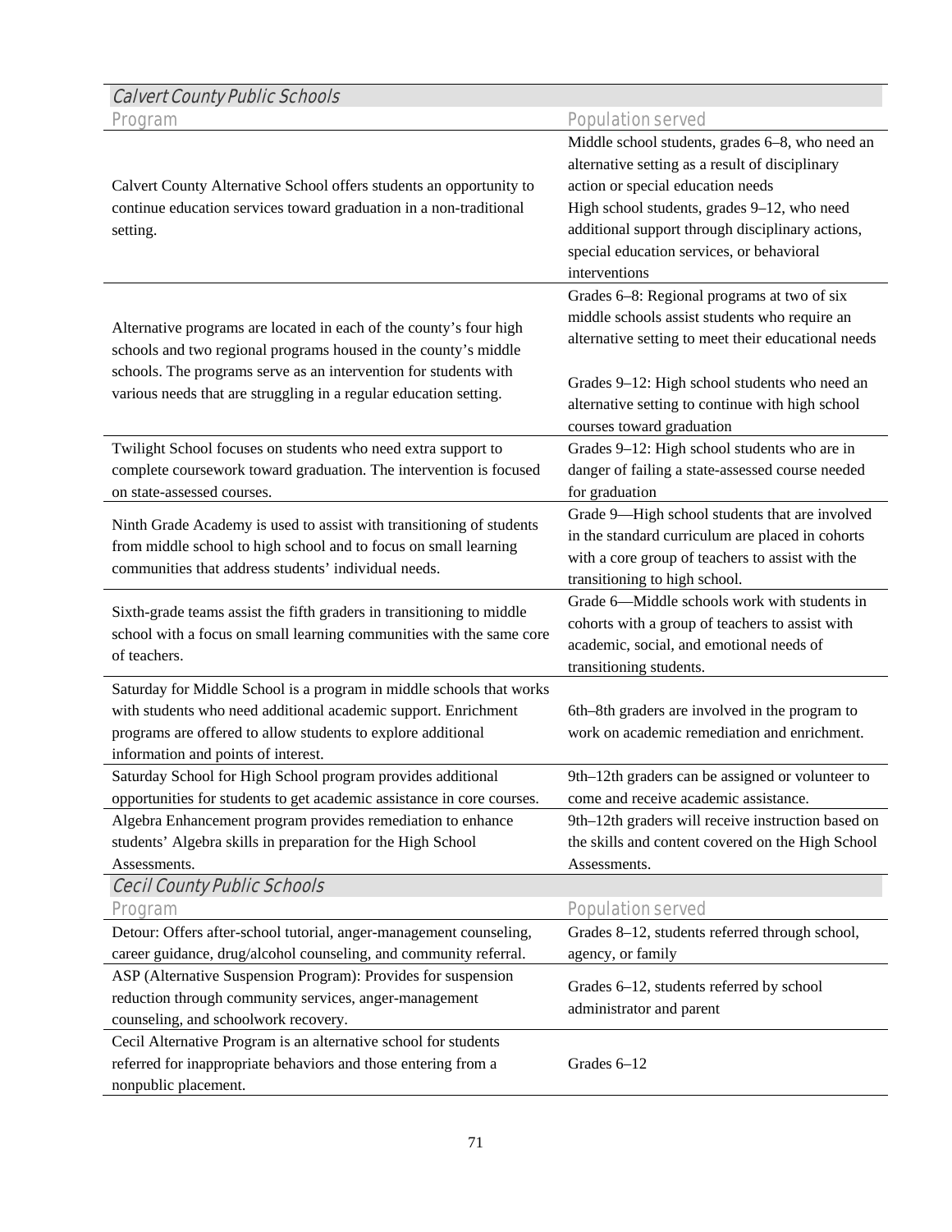### Calvert County Public Schools

| Program | Population served |
|---|---|
| Calvert County Alternative School offers students an opportunity to continue education services toward graduation in a non-traditional setting. | Middle school students, grades 6–8, who need an alternative setting as a result of disciplinary action or special education needs<br>High school students, grades 9–12, who need additional support through disciplinary actions, special education services, or behavioral interventions |
| Alternative programs are located in each of the county's four high schools and two regional programs housed in the county's middle schools. The programs serve as an intervention for students with various needs that are struggling in a regular education setting. | Grades 6–8: Regional programs at two of six middle schools assist students who require an alternative setting to meet their educational needs<br><br>Grades 9–12: High school students who need an alternative setting to continue with high school courses toward graduation |
| Twilight School focuses on students who need extra support to complete coursework toward graduation. The intervention is focused on state-assessed courses. | Grades 9–12: High school students who are in danger of failing a state-assessed course needed for graduation |
| Ninth Grade Academy is used to assist with transitioning of students from middle school to high school and to focus on small learning communities that address students' individual needs. | Grade 9—High school students that are involved in the standard curriculum are placed in cohorts with a core group of teachers to assist with the transitioning to high school. |
| Sixth-grade teams assist the fifth graders in transitioning to middle school with a focus on small learning communities with the same core of teachers. | Grade 6—Middle schools work with students in cohorts with a group of teachers to assist with academic, social, and emotional needs of transitioning students. |
| Saturday for Middle School is a program in middle schools that works with students who need additional academic support. Enrichment programs are offered to allow students to explore additional information and points of interest. | 6th–8th graders are involved in the program to work on academic remediation and enrichment. |
| Saturday School for High School program provides additional opportunities for students to get academic assistance in core courses. | 9th–12th graders can be assigned or volunteer to come and receive academic assistance. |
| Algebra Enhancement program provides remediation to enhance students' Algebra skills in preparation for the High School Assessments. | 9th–12th graders will receive instruction based on the skills and content covered on the High School Assessments. |

### Cecil County Public Schools

| Program | Population served |
|---|---|
| Detour: Offers after-school tutorial, anger-management counseling, career guidance, drug/alcohol counseling, and community referral. | Grades 8–12, students referred through school, agency, or family |
| ASP (Alternative Suspension Program): Provides for suspension reduction through community services, anger-management counseling, and schoolwork recovery. | Grades 6–12, students referred by school administrator and parent |
| Cecil Alternative Program is an alternative school for students referred for inappropriate behaviors and those entering from a nonpublic placement. | Grades 6–12 |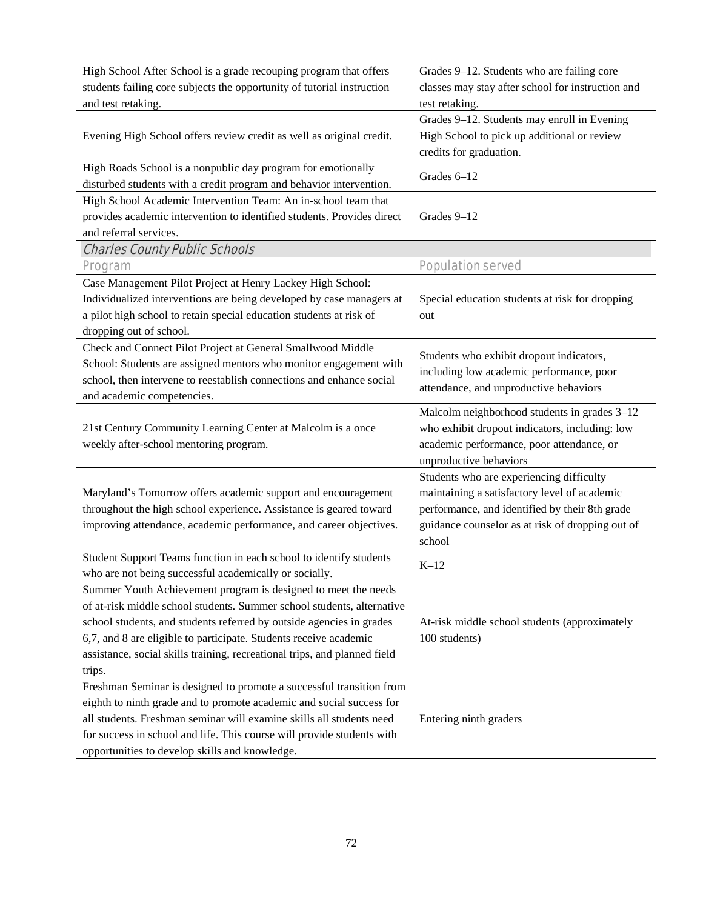| | |
|---|---|
| High School After School is a grade recouping program that offers students failing core subjects the opportunity of tutorial instruction and test retaking. | Grades 9–12. Students who are failing core classes may stay after school for instruction and test retaking. |
| Evening High School offers review credit as well as original credit. | Grades 9–12. Students may enroll in Evening High School to pick up additional or review credits for graduation. |
| High Roads School is a nonpublic day program for emotionally disturbed students with a credit program and behavior intervention. | Grades 6–12 |
| High School Academic Intervention Team: An in-school team that provides academic intervention to identified students. Provides direct and referral services. | Grades 9–12 |

*Charles County Public Schools*

| Program | Population served |
|---|---|
| Case Management Pilot Project at Henry Lackey High School: Individualized interventions are being developed by case managers at a pilot high school to retain special education students at risk of dropping out of school. | Special education students at risk for dropping out |
| Check and Connect Pilot Project at General Smallwood Middle School: Students are assigned mentors who monitor engagement with school, then intervene to reestablish connections and enhance social and academic competencies. | Students who exhibit dropout indicators, including low academic performance, poor attendance, and unproductive behaviors |
| 21st Century Community Learning Center at Malcolm is a once weekly after-school mentoring program. | Malcolm neighborhood students in grades 3–12 who exhibit dropout indicators, including: low academic performance, poor attendance, or unproductive behaviors |
| Maryland's Tomorrow offers academic support and encouragement throughout the high school experience. Assistance is geared toward improving attendance, academic performance, and career objectives. | Students who are experiencing difficulty maintaining a satisfactory level of academic performance, and identified by their 8th grade guidance counselor as at risk of dropping out of school |
| Student Support Teams function in each school to identify students who are not being successful academically or socially. | K–12 |
| Summer Youth Achievement program is designed to meet the needs of at-risk middle school students. Summer school students, alternative school students, and students referred by outside agencies in grades 6,7, and 8 are eligible to participate. Students receive academic assistance, social skills training, recreational trips, and planned field trips. | At-risk middle school students (approximately 100 students) |
| Freshman Seminar is designed to promote a successful transition from eighth to ninth grade and to promote academic and social success for all students. Freshman seminar will examine skills all students need for success in school and life. This course will provide students with opportunities to develop skills and knowledge. | Entering ninth graders |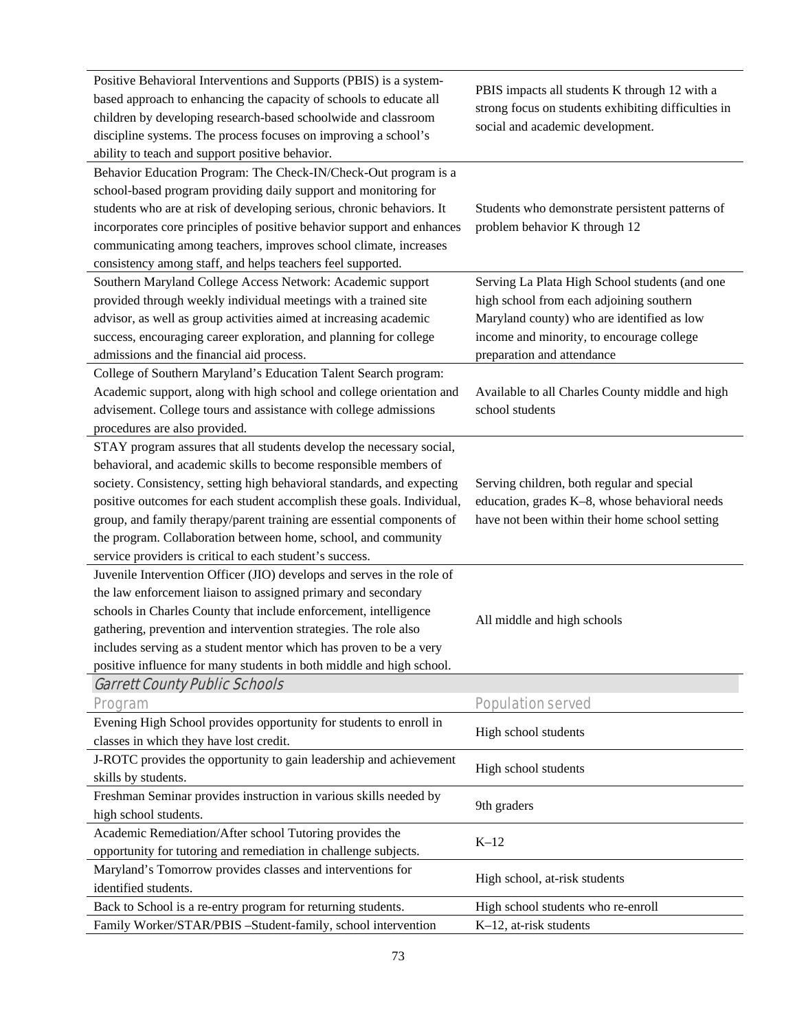| Program | Population served |
|---|---|
| Positive Behavioral Interventions and Supports (PBIS) is a system-based approach to enhancing the capacity of schools to educate all children by developing research-based schoolwide and classroom discipline systems. The process focuses on improving a school's ability to teach and support positive behavior. | PBIS impacts all students K through 12 with a strong focus on students exhibiting difficulties in social and academic development. |
| Behavior Education Program: The Check-IN/Check-Out program is a school-based program providing daily support and monitoring for students who are at risk of developing serious, chronic behaviors. It incorporates core principles of positive behavior support and enhances communicating among teachers, improves school climate, increases consistency among staff, and helps teachers feel supported. | Students who demonstrate persistent patterns of problem behavior K through 12 |
| Southern Maryland College Access Network: Academic support provided through weekly individual meetings with a trained site advisor, as well as group activities aimed at increasing academic success, encouraging career exploration, and planning for college admissions and the financial aid process. | Serving La Plata High School students (and one high school from each adjoining southern Maryland county) who are identified as low income and minority, to encourage college preparation and attendance |
| College of Southern Maryland's Education Talent Search program: Academic support, along with high school and college orientation and advisement. College tours and assistance with college admissions procedures are also provided. | Available to all Charles County middle and high school students |
| STAY program assures that all students develop the necessary social, behavioral, and academic skills to become responsible members of society. Consistency, setting high behavioral standards, and expecting positive outcomes for each student accomplish these goals. Individual, group, and family therapy/parent training are essential components of the program. Collaboration between home, school, and community service providers is critical to each student's success. | Serving children, both regular and special education, grades K–8, whose behavioral needs have not been within their home school setting |
| Juvenile Intervention Officer (JIO) develops and serves in the role of the law enforcement liaison to assigned primary and secondary schools in Charles County that include enforcement, intelligence gathering, prevention and intervention strategies. The role also includes serving as a student mentor which has proven to be a very positive influence for many students in both middle and high school. | All middle and high schools |

### *Garrett County Public Schools*

| Program | Population served |
|---|---|
| Evening High School provides opportunity for students to enroll in classes in which they have lost credit. | High school students |
| J-ROTC provides the opportunity to gain leadership and achievement skills by students. | High school students |
| Freshman Seminar provides instruction in various skills needed by high school students. | 9th graders |
| Academic Remediation/After school Tutoring provides the opportunity for tutoring and remediation in challenge subjects. | K–12 |
| Maryland's Tomorrow provides classes and interventions for identified students. | High school, at-risk students |
| Back to School is a re-entry program for returning students. | High school students who re-enroll |
| Family Worker/STAR/PBIS –Student-family, school intervention | K–12, at-risk students |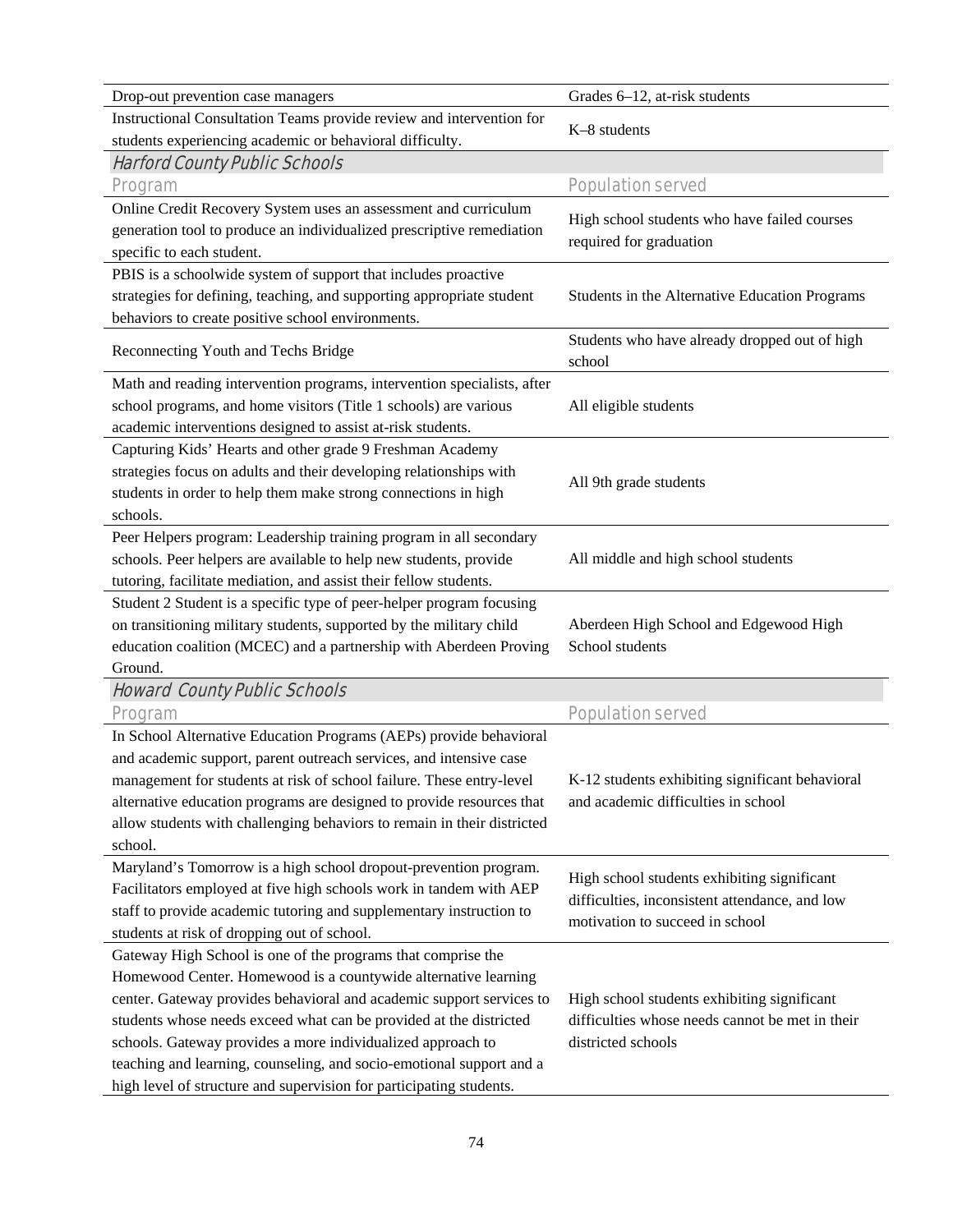| Program | Population served |
|---|---|
| Drop-out prevention case managers | Grades 6–12, at-risk students |
| Instructional Consultation Teams provide review and intervention for students experiencing academic or behavioral difficulty. | K–8 students |

**Harford County Public Schools**

| Program | Population served |
|---|---|
| Online Credit Recovery System uses an assessment and curriculum generation tool to produce an individualized prescriptive remediation specific to each student. | High school students who have failed courses required for graduation |
| PBIS is a schoolwide system of support that includes proactive strategies for defining, teaching, and supporting appropriate student behaviors to create positive school environments. | Students in the Alternative Education Programs |
| Reconnecting Youth and Techs Bridge | Students who have already dropped out of high school |
| Math and reading intervention programs, intervention specialists, after school programs, and home visitors (Title 1 schools) are various academic interventions designed to assist at-risk students. | All eligible students |
| Capturing Kids' Hearts and other grade 9 Freshman Academy strategies focus on adults and their developing relationships with students in order to help them make strong connections in high schools. | All 9th grade students |
| Peer Helpers program: Leadership training program in all secondary schools. Peer helpers are available to help new students, provide tutoring, facilitate mediation, and assist their fellow students. | All middle and high school students |
| Student 2 Student is a specific type of peer-helper program focusing on transitioning military students, supported by the military child education coalition (MCEC) and a partnership with Aberdeen Proving Ground. | Aberdeen High School and Edgewood High School students |

**Howard County Public Schools**

| Program | Population served |
|---|---|
| In School Alternative Education Programs (AEPs) provide behavioral and academic support, parent outreach services, and intensive case management for students at risk of school failure. These entry-level alternative education programs are designed to provide resources that allow students with challenging behaviors to remain in their districted school. | K-12 students exhibiting significant behavioral and academic difficulties in school |
| Maryland's Tomorrow is a high school dropout-prevention program. Facilitators employed at five high schools work in tandem with AEP staff to provide academic tutoring and supplementary instruction to students at risk of dropping out of school. | High school students exhibiting significant difficulties, inconsistent attendance, and low motivation to succeed in school |
| Gateway High School is one of the programs that comprise the Homewood Center. Homewood is a countywide alternative learning center. Gateway provides behavioral and academic support services to students whose needs exceed what can be provided at the districted schools. Gateway provides a more individualized approach to teaching and learning, counseling, and socio-emotional support and a high level of structure and supervision for participating students. | High school students exhibiting significant difficulties whose needs cannot be met in their districted schools |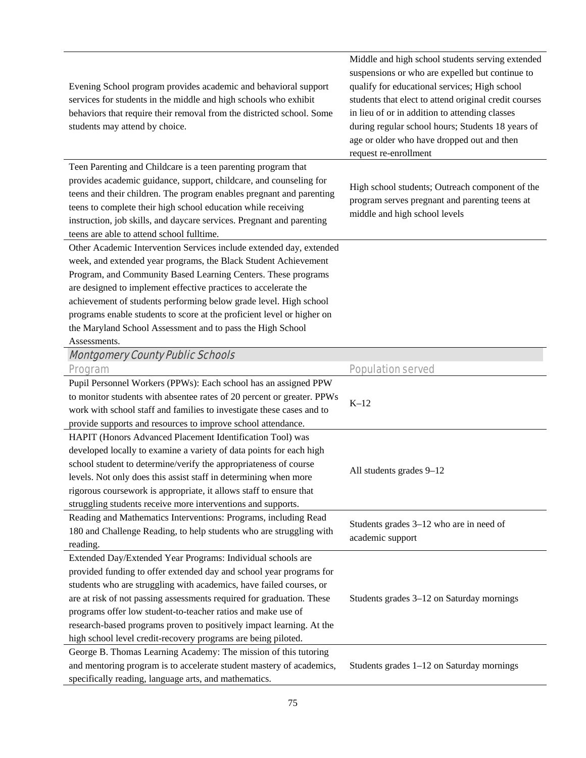| | |
|---|---|
| Evening School program provides academic and behavioral support services for students in the middle and high schools who exhibit behaviors that require their removal from the districted school. Some students may attend by choice. | Middle and high school students serving extended suspensions or who are expelled but continue to qualify for educational services; High school students that elect to attend original credit courses in lieu of or in addition to attending classes during regular school hours; Students 18 years of age or older who have dropped out and then request re-enrollment |
| Teen Parenting and Childcare is a teen parenting program that provides academic guidance, support, childcare, and counseling for teens and their children. The program enables pregnant and parenting teens to complete their high school education while receiving instruction, job skills, and daycare services. Pregnant and parenting teens are able to attend school fulltime. | High school students; Outreach component of the program serves pregnant and parenting teens at middle and high school levels |
| Other Academic Intervention Services include extended day, extended week, and extended year programs, the Black Student Achievement Program, and Community Based Learning Centers. These programs are designed to implement effective practices to accelerate the achievement of students performing below grade level. High school programs enable students to score at the proficient level or higher on the Maryland School Assessment and to pass the High School Assessments. | |

*Montgomery County Public Schools*

| Program | Population served |
|---|---|
| Pupil Personnel Workers (PPWs): Each school has an assigned PPW to monitor students with absentee rates of 20 percent or greater. PPWs work with school staff and families to investigate these cases and to provide supports and resources to improve school attendance. | K–12 |
| HAPIT (Honors Advanced Placement Identification Tool) was developed locally to examine a variety of data points for each high school student to determine/verify the appropriateness of course levels. Not only does this assist staff in determining when more rigorous coursework is appropriate, it allows staff to ensure that struggling students receive more interventions and supports. | All students grades 9–12 |
| Reading and Mathematics Interventions: Programs, including Read 180 and Challenge Reading, to help students who are struggling with reading. | Students grades 3–12 who are in need of academic support |
| Extended Day/Extended Year Programs: Individual schools are provided funding to offer extended day and school year programs for students who are struggling with academics, have failed courses, or are at risk of not passing assessments required for graduation. These programs offer low student-to-teacher ratios and make use of research-based programs proven to positively impact learning. At the high school level credit-recovery programs are being piloted. | Students grades 3–12 on Saturday mornings |
| George B. Thomas Learning Academy: The mission of this tutoring and mentoring program is to accelerate student mastery of academics, specifically reading, language arts, and mathematics. | Students grades 1–12 on Saturday mornings |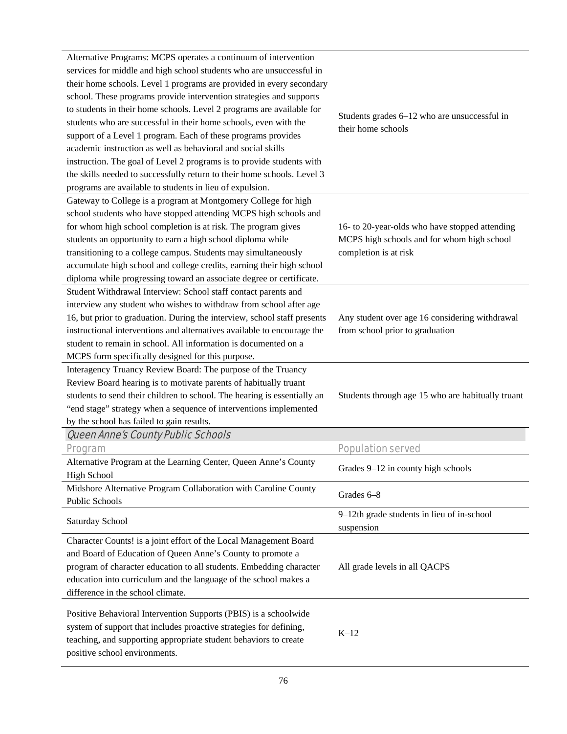| | |
|---|---|
| Alternative Programs: MCPS operates a continuum of intervention services for middle and high school students who are unsuccessful in their home schools. Level 1 programs are provided in every secondary school. These programs provide intervention strategies and supports to students in their home schools. Level 2 programs are available for students who are successful in their home schools, even with the support of a Level 1 program. Each of these programs provides academic instruction as well as behavioral and social skills instruction. The goal of Level 2 programs is to provide students with the skills needed to successfully return to their home schools. Level 3 programs are available to students in lieu of expulsion. | Students grades 6–12 who are unsuccessful in their home schools |
| Gateway to College is a program at Montgomery College for high school students who have stopped attending MCPS high schools and for whom high school completion is at risk. The program gives students an opportunity to earn a high school diploma while transitioning to a college campus. Students may simultaneously accumulate high school and college credits, earning their high school diploma while progressing toward an associate degree or certificate. | 16- to 20-year-olds who have stopped attending MCPS high schools and for whom high school completion is at risk |
| Student Withdrawal Interview: School staff contact parents and interview any student who wishes to withdraw from school after age 16, but prior to graduation. During the interview, school staff presents instructional interventions and alternatives available to encourage the student to remain in school. All information is documented on a MCPS form specifically designed for this purpose. | Any student over age 16 considering withdrawal from school prior to graduation |
| Interagency Truancy Review Board: The purpose of the Truancy Review Board hearing is to motivate parents of habitually truant students to send their children to school. The hearing is essentially an "end stage" strategy when a sequence of interventions implemented by the school has failed to gain results. | Students through age 15 who are habitually truant |
| ***Queen Anne's County Public Schools*** | |
| **Program** | **Population served** |
| Alternative Program at the Learning Center, Queen Anne's County High School | Grades 9–12 in county high schools |
| Midshore Alternative Program Collaboration with Caroline County Public Schools | Grades 6–8 |
| Saturday School | 9–12th grade students in lieu of in-school suspension |
| Character Counts! is a joint effort of the Local Management Board and Board of Education of Queen Anne's County to promote a program of character education to all students. Embedding character education into curriculum and the language of the school makes a difference in the school climate. | All grade levels in all QACPS |
| Positive Behavioral Intervention Supports (PBIS) is a schoolwide system of support that includes proactive strategies for defining, teaching, and supporting appropriate student behaviors to create positive school environments. | K–12 |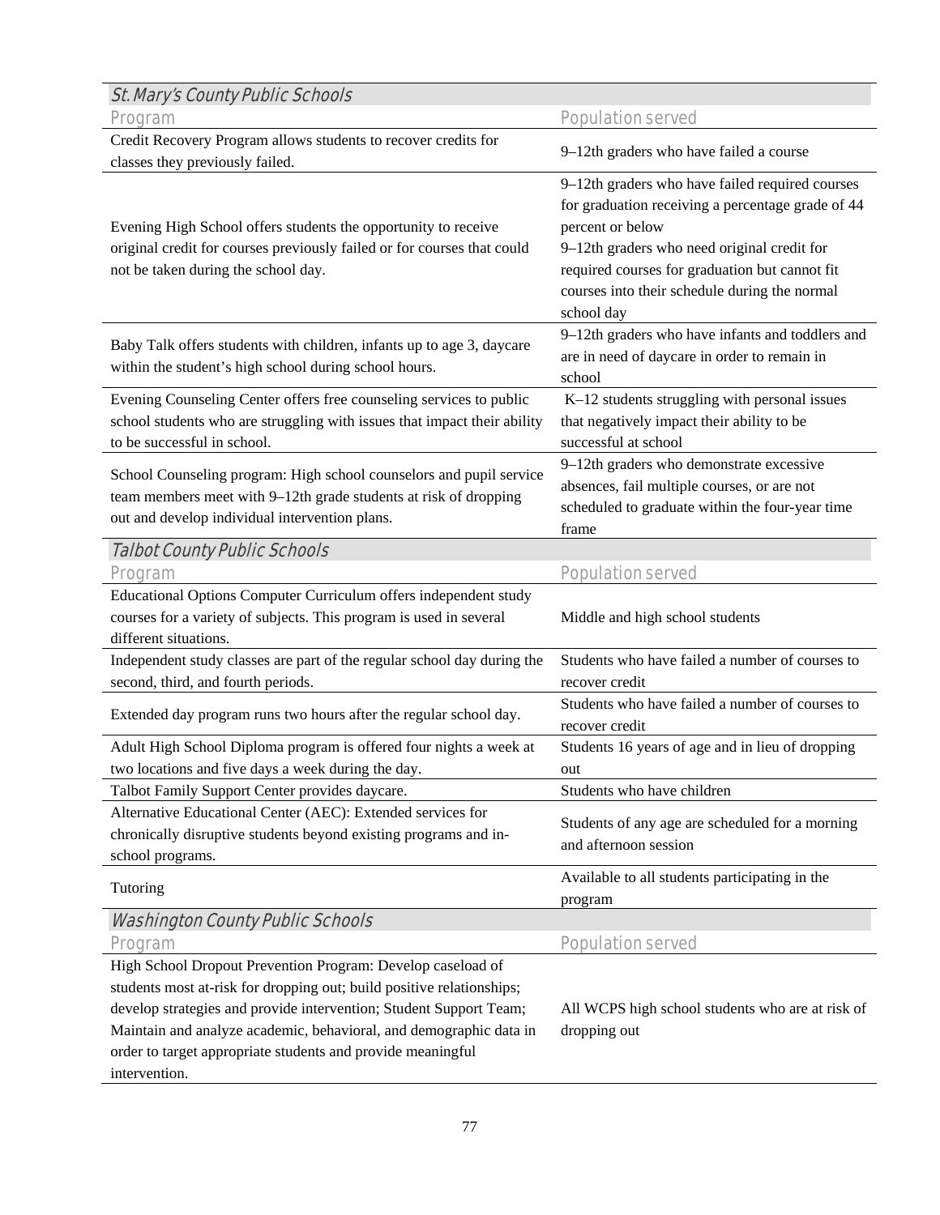| St. Mary's County Public Schools | |
|---|---|
| Program | Population served |
| Credit Recovery Program allows students to recover credits for classes they previously failed. | 9–12th graders who have failed a course |
| Evening High School offers students the opportunity to receive original credit for courses previously failed or for courses that could not be taken during the school day. | 9–12th graders who have failed required courses for graduation receiving a percentage grade of 44 percent or below<br>9–12th graders who need original credit for required courses for graduation but cannot fit courses into their schedule during the normal school day |
| Baby Talk offers students with children, infants up to age 3, daycare within the student's high school during school hours. | 9–12th graders who have infants and toddlers and are in need of daycare in order to remain in school |
| Evening Counseling Center offers free counseling services to public school students who are struggling with issues that impact their ability to be successful in school. | K–12 students struggling with personal issues that negatively impact their ability to be successful at school |
| School Counseling program: High school counselors and pupil service team members meet with 9–12th grade students at risk of dropping out and develop individual intervention plans. | 9–12th graders who demonstrate excessive absences, fail multiple courses, or are not scheduled to graduate within the four-year time frame |

| Talbot County Public Schools | |
|---|---|
| Program | Population served |
| Educational Options Computer Curriculum offers independent study courses for a variety of subjects. This program is used in several different situations. | Middle and high school students |
| Independent study classes are part of the regular school day during the second, third, and fourth periods. | Students who have failed a number of courses to recover credit |
| Extended day program runs two hours after the regular school day. | Students who have failed a number of courses to recover credit |
| Adult High School Diploma program is offered four nights a week at two locations and five days a week during the day. | Students 16 years of age and in lieu of dropping out |
| Talbot Family Support Center provides daycare. | Students who have children |
| Alternative Educational Center (AEC): Extended services for chronically disruptive students beyond existing programs and in-school programs. | Students of any age are scheduled for a morning and afternoon session |
| Tutoring | Available to all students participating in the program |

| Washington County Public Schools | |
|---|---|
| Program | Population served |
| High School Dropout Prevention Program: Develop caseload of students most at-risk for dropping out; build positive relationships; develop strategies and provide intervention; Student Support Team; Maintain and analyze academic, behavioral, and demographic data in order to target appropriate students and provide meaningful intervention. | All WCPS high school students who are at risk of dropping out |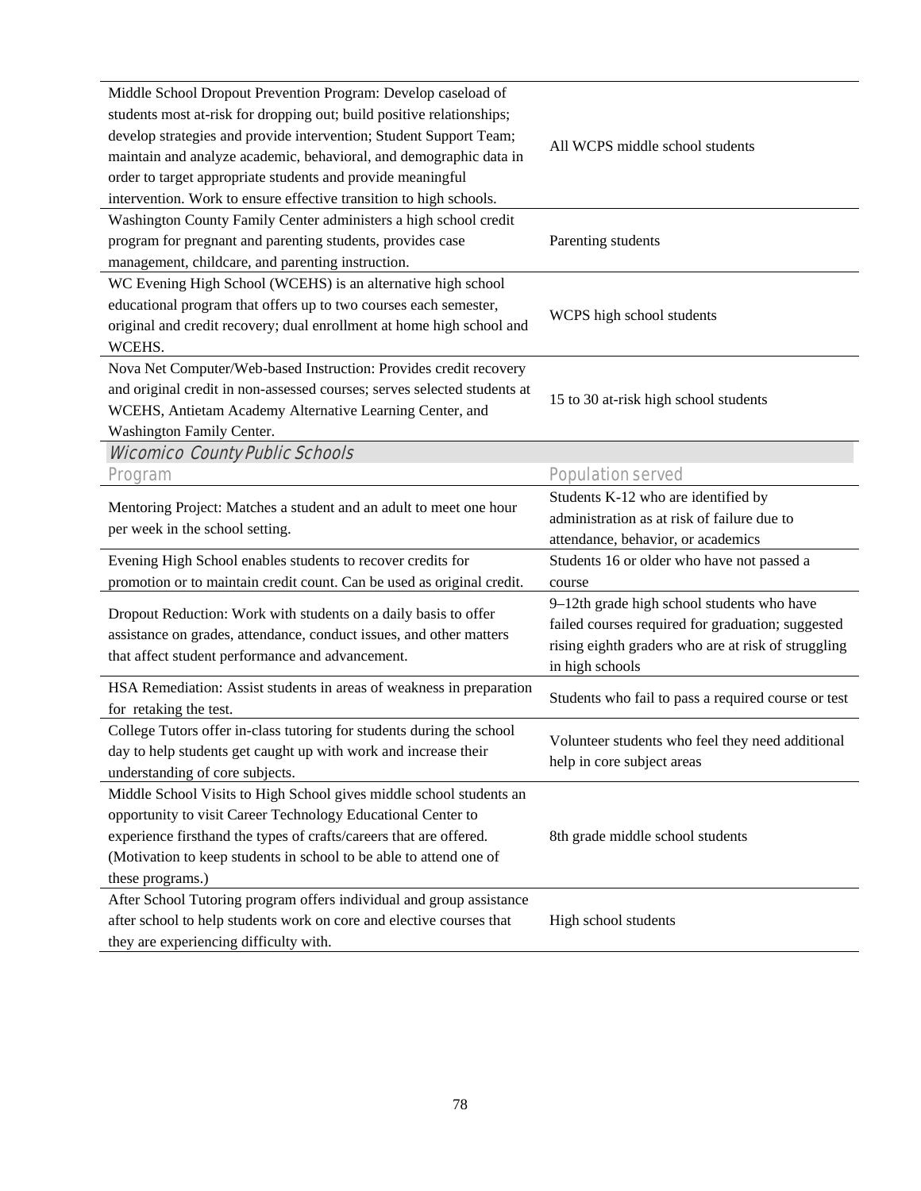| Program | Population served |
|---|---|
| Middle School Dropout Prevention Program: Develop caseload of students most at-risk for dropping out; build positive relationships; develop strategies and provide intervention; Student Support Team; maintain and analyze academic, behavioral, and demographic data in order to target appropriate students and provide meaningful intervention. Work to ensure effective transition to high schools. | All WCPS middle school students |
| Washington County Family Center administers a high school credit program for pregnant and parenting students, provides case management, childcare, and parenting instruction. | Parenting students |
| WC Evening High School (WCEHS) is an alternative high school educational program that offers up to two courses each semester, original and credit recovery; dual enrollment at home high school and WCEHS. | WCPS high school students |
| Nova Net Computer/Web-based Instruction: Provides credit recovery and original credit in non-assessed courses; serves selected students at WCEHS, Antietam Academy Alternative Learning Center, and Washington Family Center. | 15 to 30 at-risk high school students |

*Wicomico County Public Schools*

| Program | Population served |
|---|---|
| Mentoring Project: Matches a student and an adult to meet one hour per week in the school setting. | Students K-12 who are identified by administration as at risk of failure due to attendance, behavior, or academics |
| Evening High School enables students to recover credits for promotion or to maintain credit count. Can be used as original credit. | Students 16 or older who have not passed a course |
| Dropout Reduction: Work with students on a daily basis to offer assistance on grades, attendance, conduct issues, and other matters that affect student performance and advancement. | 9–12th grade high school students who have failed courses required for graduation; suggested rising eighth graders who are at risk of struggling in high schools |
| HSA Remediation: Assist students in areas of weakness in preparation for retaking the test. | Students who fail to pass a required course or test |
| College Tutors offer in-class tutoring for students during the school day to help students get caught up with work and increase their understanding of core subjects. | Volunteer students who feel they need additional help in core subject areas |
| Middle School Visits to High School gives middle school students an opportunity to visit Career Technology Educational Center to experience firsthand the types of crafts/careers that are offered. (Motivation to keep students in school to be able to attend one of these programs.) | 8th grade middle school students |
| After School Tutoring program offers individual and group assistance after school to help students work on core and elective courses that they are experiencing difficulty with. | High school students |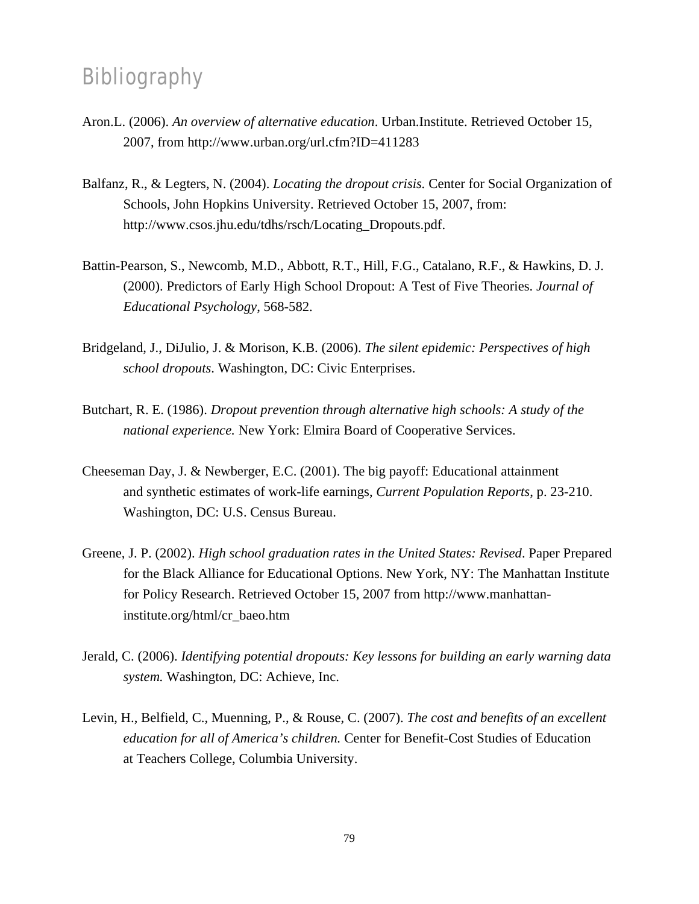# Bibliography

Aron.L. (2006). *An overview of alternative education*. Urban.Institute. Retrieved October 15, 2007, from http://www.urban.org/url.cfm?ID=411283

Balfanz, R., & Legters, N. (2004). *Locating the dropout crisis.* Center for Social Organization of Schools, John Hopkins University. Retrieved October 15, 2007, from: http://www.csos.jhu.edu/tdhs/rsch/Locating_Dropouts.pdf.

Battin-Pearson, S., Newcomb, M.D., Abbott, R.T., Hill, F.G., Catalano, R.F., & Hawkins, D. J. (2000). Predictors of Early High School Dropout: A Test of Five Theories. *Journal of Educational Psychology*, 568-582.

Bridgeland, J., DiJulio, J. & Morison, K.B. (2006). *The silent epidemic: Perspectives of high school dropouts*. Washington, DC: Civic Enterprises.

Butchart, R. E. (1986). *Dropout prevention through alternative high schools: A study of the national experience.* New York: Elmira Board of Cooperative Services.

Cheeseman Day, J. & Newberger, E.C. (2001). The big payoff: Educational attainment and synthetic estimates of work-life earnings, *Current Population Reports*, p. 23-210. Washington, DC: U.S. Census Bureau.

Greene, J. P. (2002). *High school graduation rates in the United States: Revised*. Paper Prepared for the Black Alliance for Educational Options. New York, NY: The Manhattan Institute for Policy Research. Retrieved October 15, 2007 from http://www.manhattan-institute.org/html/cr_baeo.htm

Jerald, C. (2006). *Identifying potential dropouts: Key lessons for building an early warning data system.* Washington, DC: Achieve, Inc.

Levin, H., Belfield, C., Muenning, P., & Rouse, C. (2007). *The cost and benefits of an excellent education for all of America's children.* Center for Benefit-Cost Studies of Education at Teachers College, Columbia University.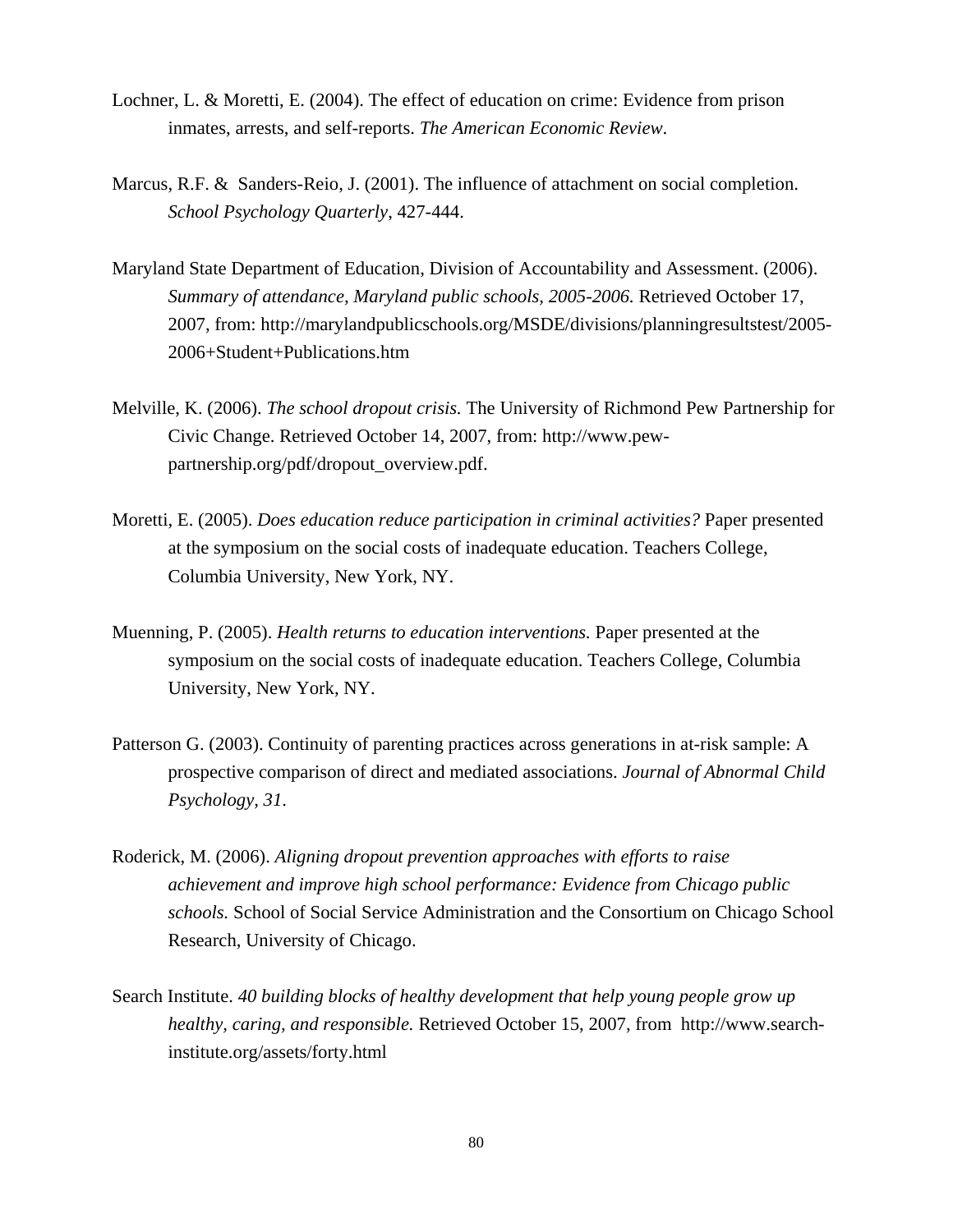Lochner, L. & Moretti, E. (2004). The effect of education on crime: Evidence from prison inmates, arrests, and self-reports. *The American Economic Review*.

Marcus, R.F. & Sanders-Reio, J. (2001). The influence of attachment on social completion. *School Psychology Quarterly*, 427-444.

Maryland State Department of Education, Division of Accountability and Assessment. (2006). *Summary of attendance, Maryland public schools, 2005-2006.* Retrieved October 17, 2007, from: http://marylandpublicschools.org/MSDE/divisions/planningresultstest/2005-2006+Student+Publications.htm

Melville, K. (2006). *The school dropout crisis.* The University of Richmond Pew Partnership for Civic Change. Retrieved October 14, 2007, from: http://www.pew-partnership.org/pdf/dropout_overview.pdf.

Moretti, E. (2005). *Does education reduce participation in criminal activities?* Paper presented at the symposium on the social costs of inadequate education. Teachers College, Columbia University, New York, NY.

Muenning, P. (2005). *Health returns to education interventions.* Paper presented at the symposium on the social costs of inadequate education. Teachers College, Columbia University, New York, NY.

Patterson G. (2003). Continuity of parenting practices across generations in at-risk sample: A prospective comparison of direct and mediated associations. *Journal of Abnormal Child Psychology, 31*.

Roderick, M. (2006). *Aligning dropout prevention approaches with efforts to raise achievement and improve high school performance: Evidence from Chicago public schools.* School of Social Service Administration and the Consortium on Chicago School Research, University of Chicago.

Search Institute. *40 building blocks of healthy development that help young people grow up healthy, caring, and responsible.* Retrieved October 15, 2007, from http://www.search-institute.org/assets/forty.html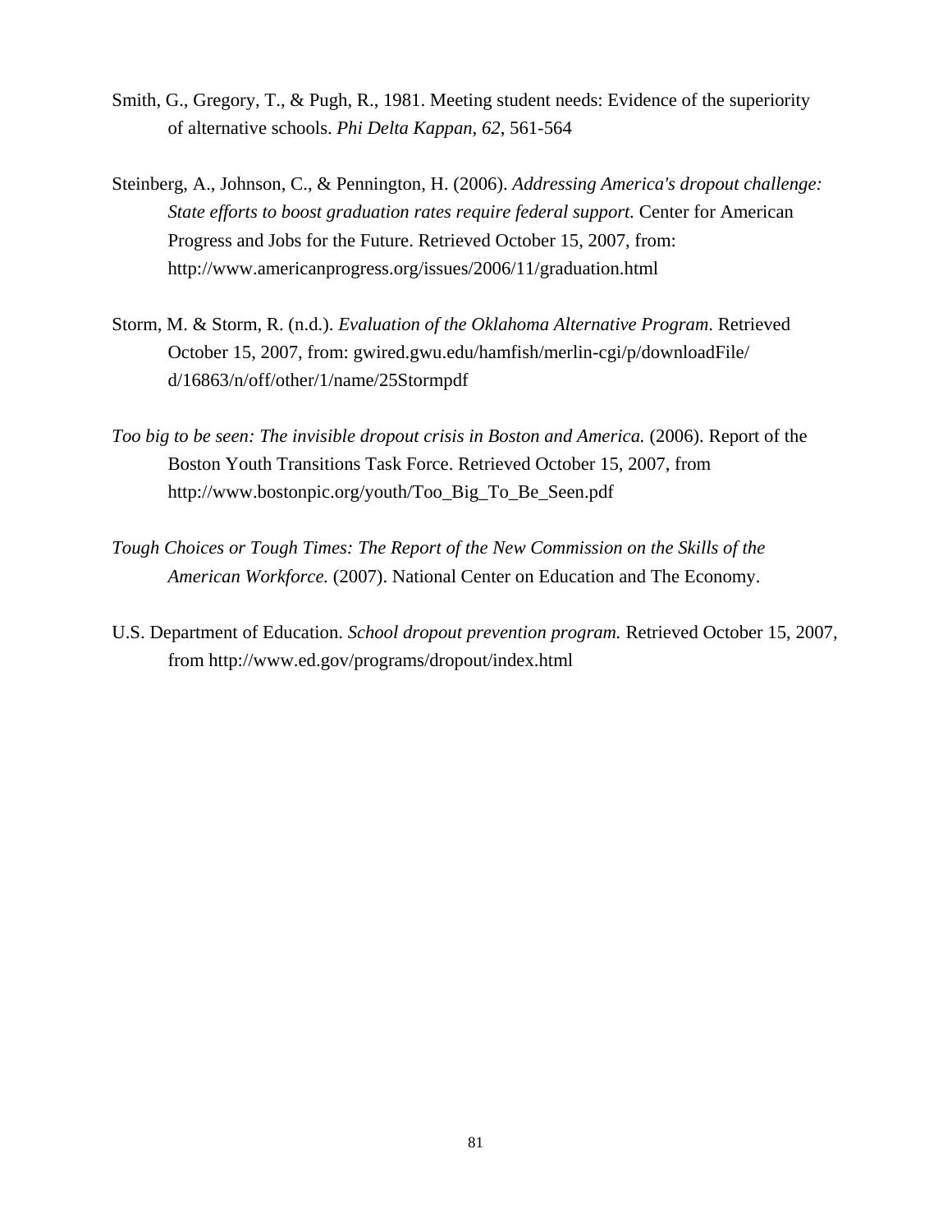Smith, G., Gregory, T., & Pugh, R., 1981. Meeting student needs: Evidence of the superiority of alternative schools. *Phi Delta Kappan, 62*, 561-564

Steinberg, A., Johnson, C., & Pennington, H. (2006). *Addressing America's dropout challenge: State efforts to boost graduation rates require federal support.* Center for American Progress and Jobs for the Future. Retrieved October 15, 2007, from: http://www.americanprogress.org/issues/2006/11/graduation.html

Storm, M. & Storm, R. (n.d.). *Evaluation of the Oklahoma Alternative Program*. Retrieved October 15, 2007, from: gwired.gwu.edu/hamfish/merlin-cgi/p/downloadFile/d/16863/n/off/other/1/name/25Stormpdf

*Too big to be seen: The invisible dropout crisis in Boston and America.* (2006). Report of the Boston Youth Transitions Task Force. Retrieved October 15, 2007, from http://www.bostonpic.org/youth/Too_Big_To_Be_Seen.pdf

*Tough Choices or Tough Times: The Report of the New Commission on the Skills of the American Workforce.* (2007). National Center on Education and The Economy.

U.S. Department of Education. *School dropout prevention program.* Retrieved October 15, 2007, from http://www.ed.gov/programs/dropout/index.html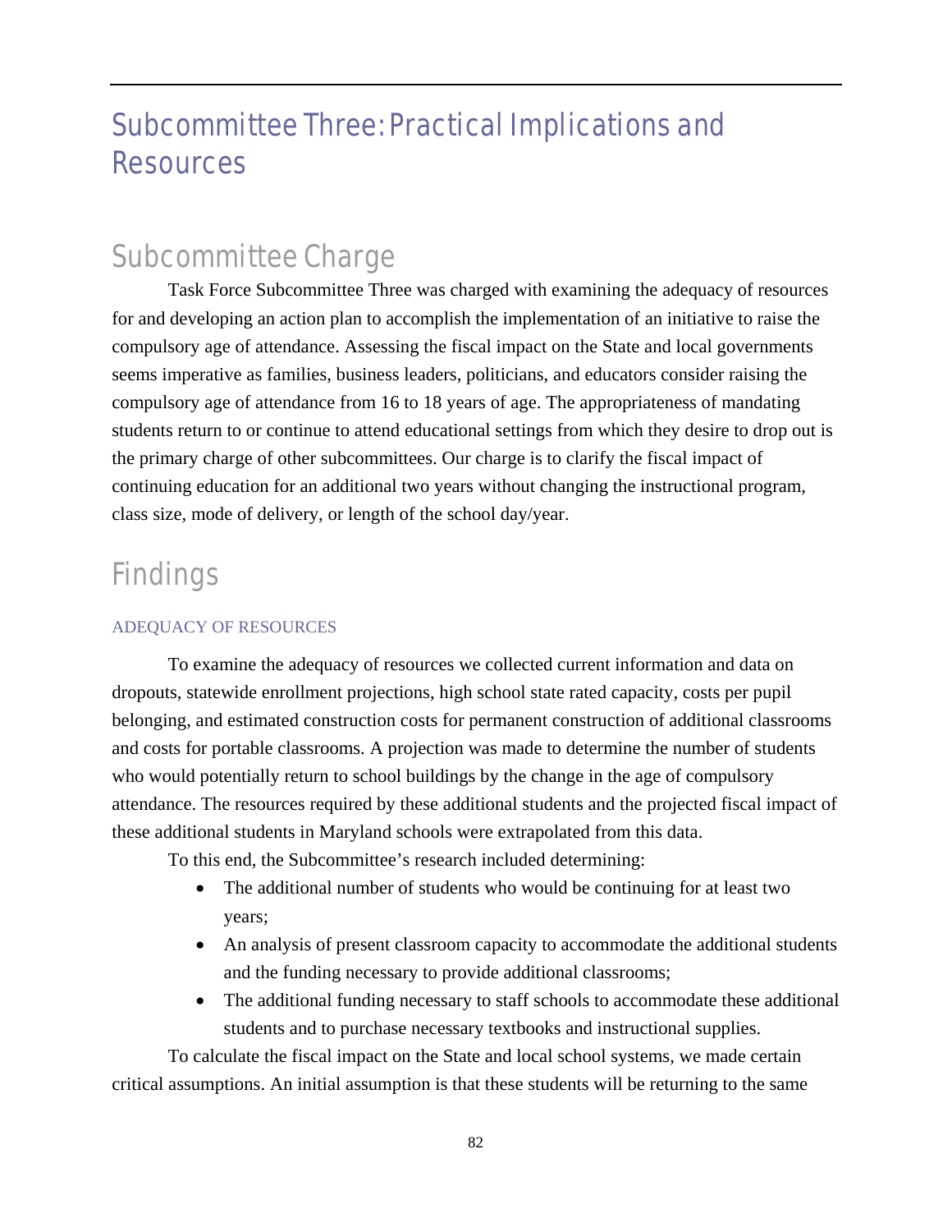# Subcommittee Three: Practical Implications and Resources

## Subcommittee Charge

Task Force Subcommittee Three was charged with examining the adequacy of resources for and developing an action plan to accomplish the implementation of an initiative to raise the compulsory age of attendance. Assessing the fiscal impact on the State and local governments seems imperative as families, business leaders, politicians, and educators consider raising the compulsory age of attendance from 16 to 18 years of age. The appropriateness of mandating students return to or continue to attend educational settings from which they desire to drop out is the primary charge of other subcommittees. Our charge is to clarify the fiscal impact of continuing education for an additional two years without changing the instructional program, class size, mode of delivery, or length of the school day/year.

## Findings

### ADEQUACY OF RESOURCES

To examine the adequacy of resources we collected current information and data on dropouts, statewide enrollment projections, high school state rated capacity, costs per pupil belonging, and estimated construction costs for permanent construction of additional classrooms and costs for portable classrooms. A projection was made to determine the number of students who would potentially return to school buildings by the change in the age of compulsory attendance. The resources required by these additional students and the projected fiscal impact of these additional students in Maryland schools were extrapolated from this data.

To this end, the Subcommittee's research included determining:

- The additional number of students who would be continuing for at least two years;
- An analysis of present classroom capacity to accommodate the additional students and the funding necessary to provide additional classrooms;
- The additional funding necessary to staff schools to accommodate these additional students and to purchase necessary textbooks and instructional supplies.

To calculate the fiscal impact on the State and local school systems, we made certain critical assumptions. An initial assumption is that these students will be returning to the same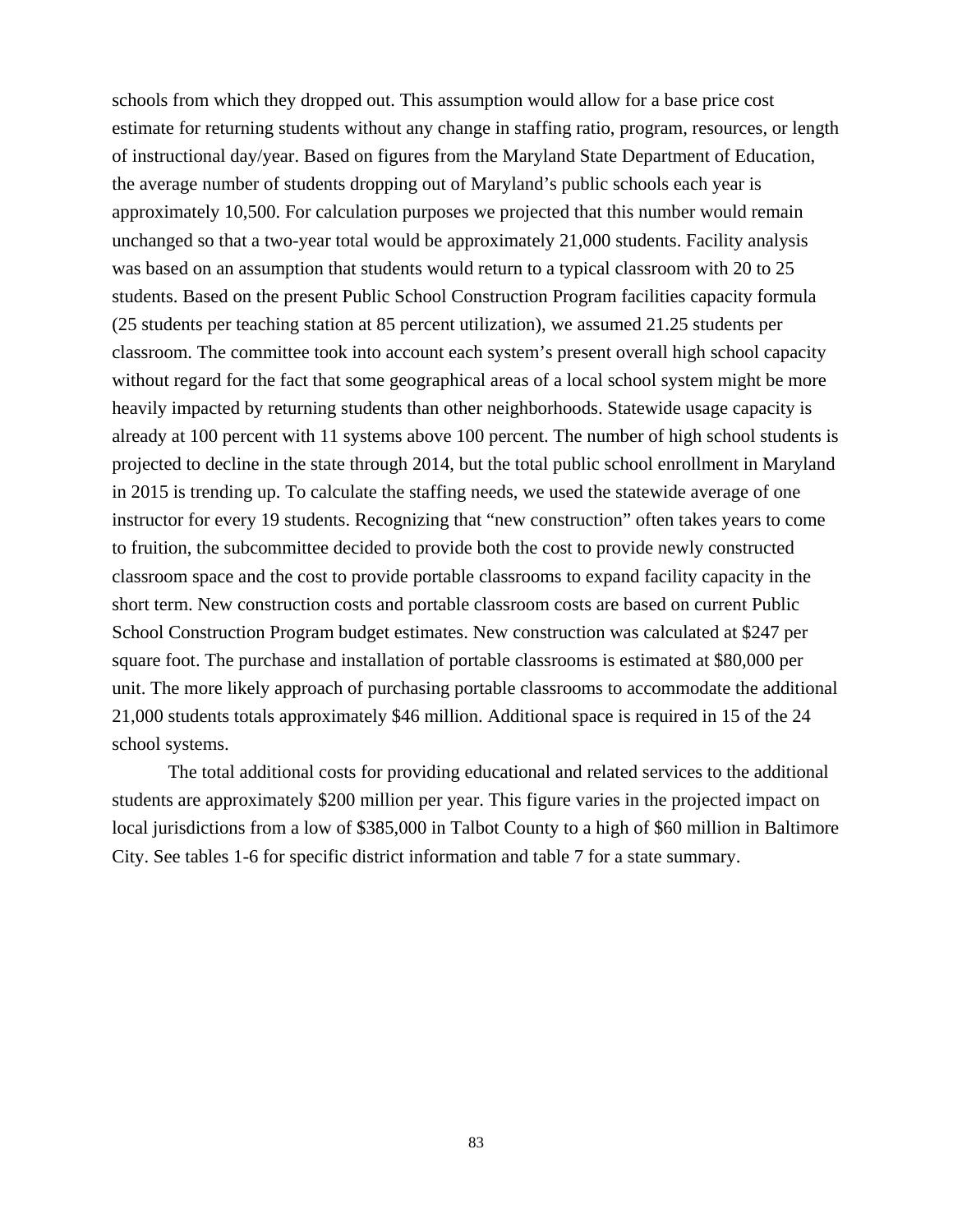schools from which they dropped out. This assumption would allow for a base price cost estimate for returning students without any change in staffing ratio, program, resources, or length of instructional day/year. Based on figures from the Maryland State Department of Education, the average number of students dropping out of Maryland's public schools each year is approximately 10,500. For calculation purposes we projected that this number would remain unchanged so that a two-year total would be approximately 21,000 students. Facility analysis was based on an assumption that students would return to a typical classroom with 20 to 25 students. Based on the present Public School Construction Program facilities capacity formula (25 students per teaching station at 85 percent utilization), we assumed 21.25 students per classroom. The committee took into account each system's present overall high school capacity without regard for the fact that some geographical areas of a local school system might be more heavily impacted by returning students than other neighborhoods. Statewide usage capacity is already at 100 percent with 11 systems above 100 percent. The number of high school students is projected to decline in the state through 2014, but the total public school enrollment in Maryland in 2015 is trending up. To calculate the staffing needs, we used the statewide average of one instructor for every 19 students. Recognizing that "new construction" often takes years to come to fruition, the subcommittee decided to provide both the cost to provide newly constructed classroom space and the cost to provide portable classrooms to expand facility capacity in the short term. New construction costs and portable classroom costs are based on current Public School Construction Program budget estimates. New construction was calculated at $247 per square foot. The purchase and installation of portable classrooms is estimated at $80,000 per unit. The more likely approach of purchasing portable classrooms to accommodate the additional 21,000 students totals approximately $46 million. Additional space is required in 15 of the 24 school systems.

The total additional costs for providing educational and related services to the additional students are approximately $200 million per year. This figure varies in the projected impact on local jurisdictions from a low of $385,000 in Talbot County to a high of $60 million in Baltimore City. See tables 1-6 for specific district information and table 7 for a state summary.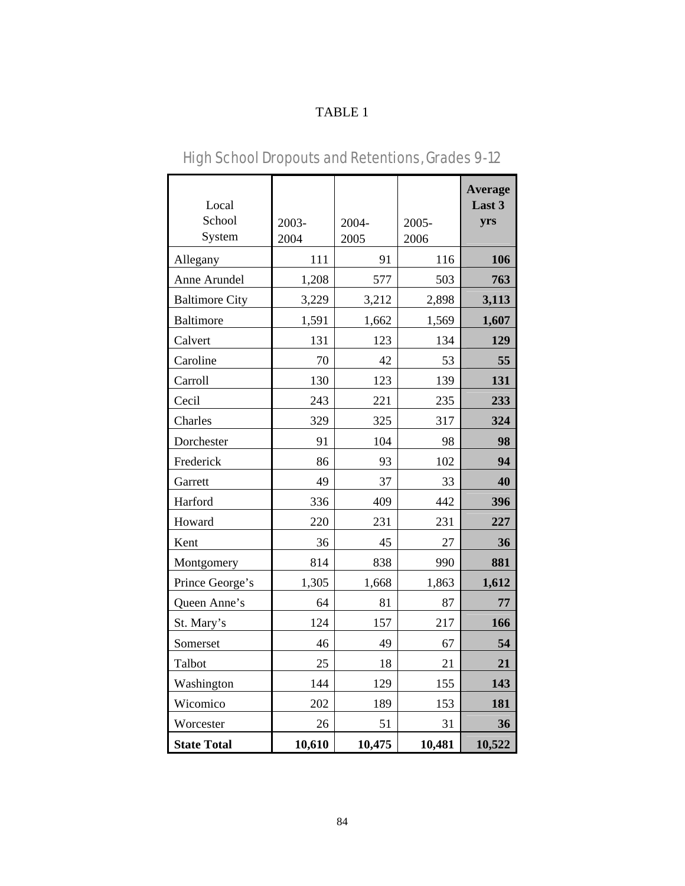TABLE 1

## High School Dropouts and Retentions, Grades 9-12

| Local School System | 2003-2004 | 2004-2005 | 2005-2006 | **Average Last 3 yrs** |
|---|---|---|---|---|
| Allegany | 111 | 91 | 116 | **106** |
| Anne Arundel | 1,208 | 577 | 503 | **763** |
| Baltimore City | 3,229 | 3,212 | 2,898 | **3,113** |
| Baltimore | 1,591 | 1,662 | 1,569 | **1,607** |
| Calvert | 131 | 123 | 134 | **129** |
| Caroline | 70 | 42 | 53 | **55** |
| Carroll | 130 | 123 | 139 | **131** |
| Cecil | 243 | 221 | 235 | **233** |
| Charles | 329 | 325 | 317 | **324** |
| Dorchester | 91 | 104 | 98 | **98** |
| Frederick | 86 | 93 | 102 | **94** |
| Garrett | 49 | 37 | 33 | **40** |
| Harford | 336 | 409 | 442 | **396** |
| Howard | 220 | 231 | 231 | **227** |
| Kent | 36 | 45 | 27 | **36** |
| Montgomery | 814 | 838 | 990 | **881** |
| Prince George’s | 1,305 | 1,668 | 1,863 | **1,612** |
| Queen Anne’s | 64 | 81 | 87 | **77** |
| St. Mary’s | 124 | 157 | 217 | **166** |
| Somerset | 46 | 49 | 67 | **54** |
| Talbot | 25 | 18 | 21 | **21** |
| Washington | 144 | 129 | 155 | **143** |
| Wicomico | 202 | 189 | 153 | **181** |
| Worcester | 26 | 51 | 31 | **36** |
| **State Total** | **10,610** | **10,475** | **10,481** | **10,522** |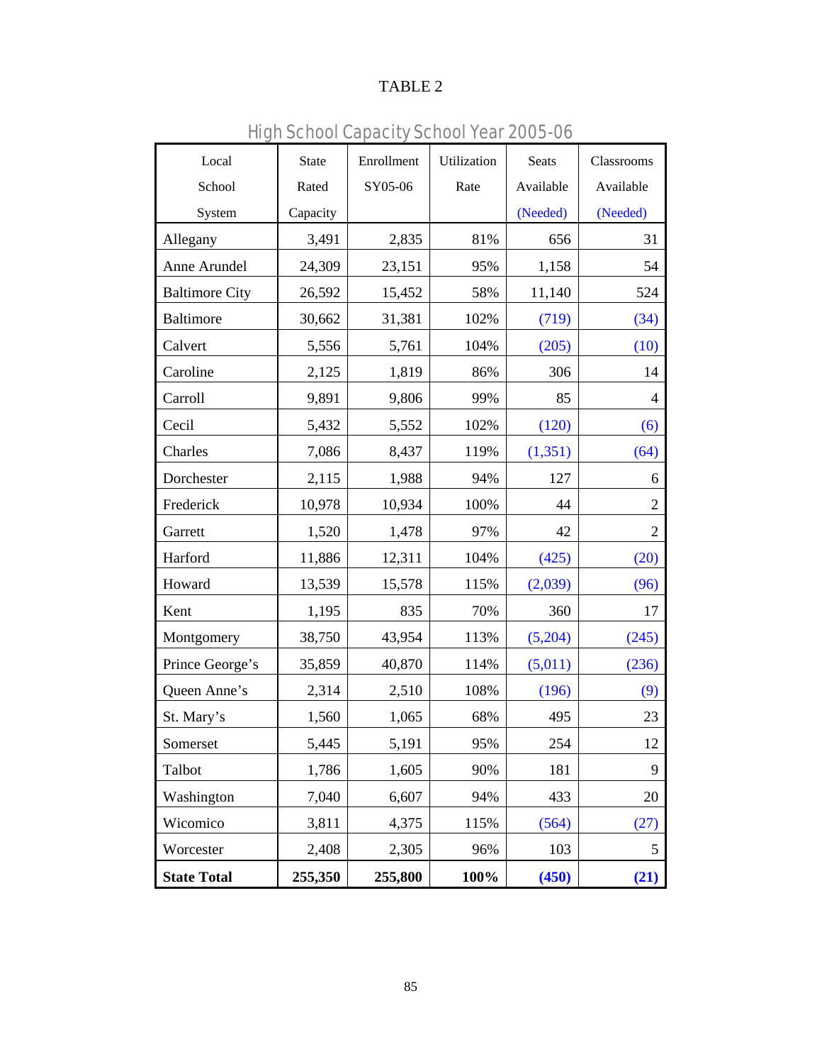TABLE 2

High School Capacity School Year 2005-06

| Local School System | State Rated Capacity | Enrollment SY05-06 | Utilization Rate | Seats Available (Needed) | Classrooms Available (Needed) |
|---|---|---|---|---|---|
| Allegany | 3,491 | 2,835 | 81% | 656 | 31 |
| Anne Arundel | 24,309 | 23,151 | 95% | 1,158 | 54 |
| Baltimore City | 26,592 | 15,452 | 58% | 11,140 | 524 |
| Baltimore | 30,662 | 31,381 | 102% | (719) | (34) |
| Calvert | 5,556 | 5,761 | 104% | (205) | (10) |
| Caroline | 2,125 | 1,819 | 86% | 306 | 14 |
| Carroll | 9,891 | 9,806 | 99% | 85 | 4 |
| Cecil | 5,432 | 5,552 | 102% | (120) | (6) |
| Charles | 7,086 | 8,437 | 119% | (1,351) | (64) |
| Dorchester | 2,115 | 1,988 | 94% | 127 | 6 |
| Frederick | 10,978 | 10,934 | 100% | 44 | 2 |
| Garrett | 1,520 | 1,478 | 97% | 42 | 2 |
| Harford | 11,886 | 12,311 | 104% | (425) | (20) |
| Howard | 13,539 | 15,578 | 115% | (2,039) | (96) |
| Kent | 1,195 | 835 | 70% | 360 | 17 |
| Montgomery | 38,750 | 43,954 | 113% | (5,204) | (245) |
| Prince George's | 35,859 | 40,870 | 114% | (5,011) | (236) |
| Queen Anne's | 2,314 | 2,510 | 108% | (196) | (9) |
| St. Mary's | 1,560 | 1,065 | 68% | 495 | 23 |
| Somerset | 5,445 | 5,191 | 95% | 254 | 12 |
| Talbot | 1,786 | 1,605 | 90% | 181 | 9 |
| Washington | 7,040 | 6,607 | 94% | 433 | 20 |
| Wicomico | 3,811 | 4,375 | 115% | (564) | (27) |
| Worcester | 2,408 | 2,305 | 96% | 103 | 5 |
| **State Total** | **255,350** | **255,800** | **100%** | **(450)** | **(21)** |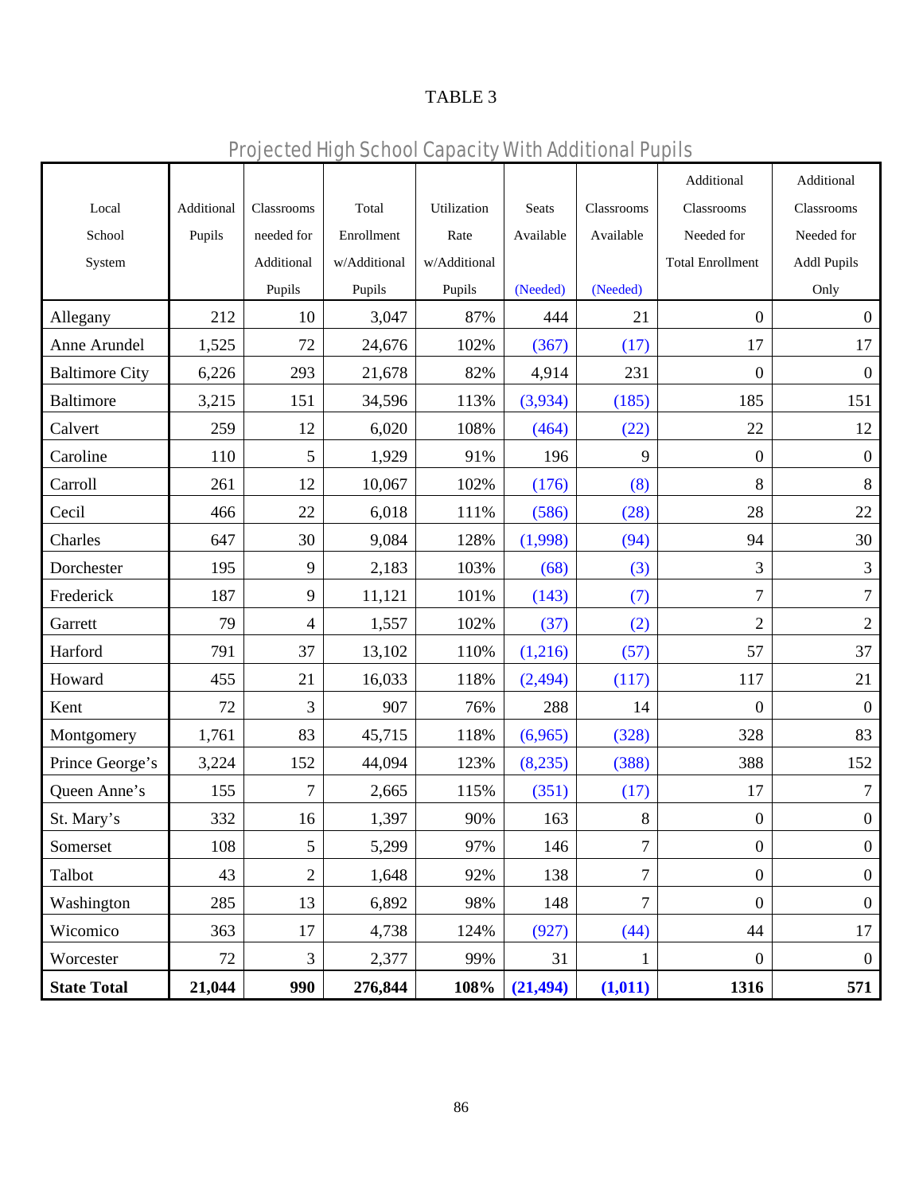TABLE 3

## Projected High School Capacity With Additional Pupils

| Local School System | Additional Pupils | Classrooms needed for Additional Pupils | Total Enrollment w/Additional Pupils | Utilization Rate w/Additional Pupils | Seats Available (Needed) | Classrooms Available (Needed) | Additional Classrooms Needed for Total Enrollment | Additional Classrooms Needed for Addl Pupils Only |
|---|---|---|---|---|---|---|---|---|
| Allegany | 212 | 10 | 3,047 | 87% | 444 | 21 | 0 | 0 |
| Anne Arundel | 1,525 | 72 | 24,676 | 102% | (367) | (17) | 17 | 17 |
| Baltimore City | 6,226 | 293 | 21,678 | 82% | 4,914 | 231 | 0 | 0 |
| Baltimore | 3,215 | 151 | 34,596 | 113% | (3,934) | (185) | 185 | 151 |
| Calvert | 259 | 12 | 6,020 | 108% | (464) | (22) | 22 | 12 |
| Caroline | 110 | 5 | 1,929 | 91% | 196 | 9 | 0 | 0 |
| Carroll | 261 | 12 | 10,067 | 102% | (176) | (8) | 8 | 8 |
| Cecil | 466 | 22 | 6,018 | 111% | (586) | (28) | 28 | 22 |
| Charles | 647 | 30 | 9,084 | 128% | (1,998) | (94) | 94 | 30 |
| Dorchester | 195 | 9 | 2,183 | 103% | (68) | (3) | 3 | 3 |
| Frederick | 187 | 9 | 11,121 | 101% | (143) | (7) | 7 | 7 |
| Garrett | 79 | 4 | 1,557 | 102% | (37) | (2) | 2 | 2 |
| Harford | 791 | 37 | 13,102 | 110% | (1,216) | (57) | 57 | 37 |
| Howard | 455 | 21 | 16,033 | 118% | (2,494) | (117) | 117 | 21 |
| Kent | 72 | 3 | 907 | 76% | 288 | 14 | 0 | 0 |
| Montgomery | 1,761 | 83 | 45,715 | 118% | (6,965) | (328) | 328 | 83 |
| Prince George's | 3,224 | 152 | 44,094 | 123% | (8,235) | (388) | 388 | 152 |
| Queen Anne's | 155 | 7 | 2,665 | 115% | (351) | (17) | 17 | 7 |
| St. Mary's | 332 | 16 | 1,397 | 90% | 163 | 8 | 0 | 0 |
| Somerset | 108 | 5 | 5,299 | 97% | 146 | 7 | 0 | 0 |
| Talbot | 43 | 2 | 1,648 | 92% | 138 | 7 | 0 | 0 |
| Washington | 285 | 13 | 6,892 | 98% | 148 | 7 | 0 | 0 |
| Wicomico | 363 | 17 | 4,738 | 124% | (927) | (44) | 44 | 17 |
| Worcester | 72 | 3 | 2,377 | 99% | 31 | 1 | 0 | 0 |
| **State Total** | **21,044** | **990** | **276,844** | **108%** | **(21,494)** | **(1,011)** | **1316** | **571** |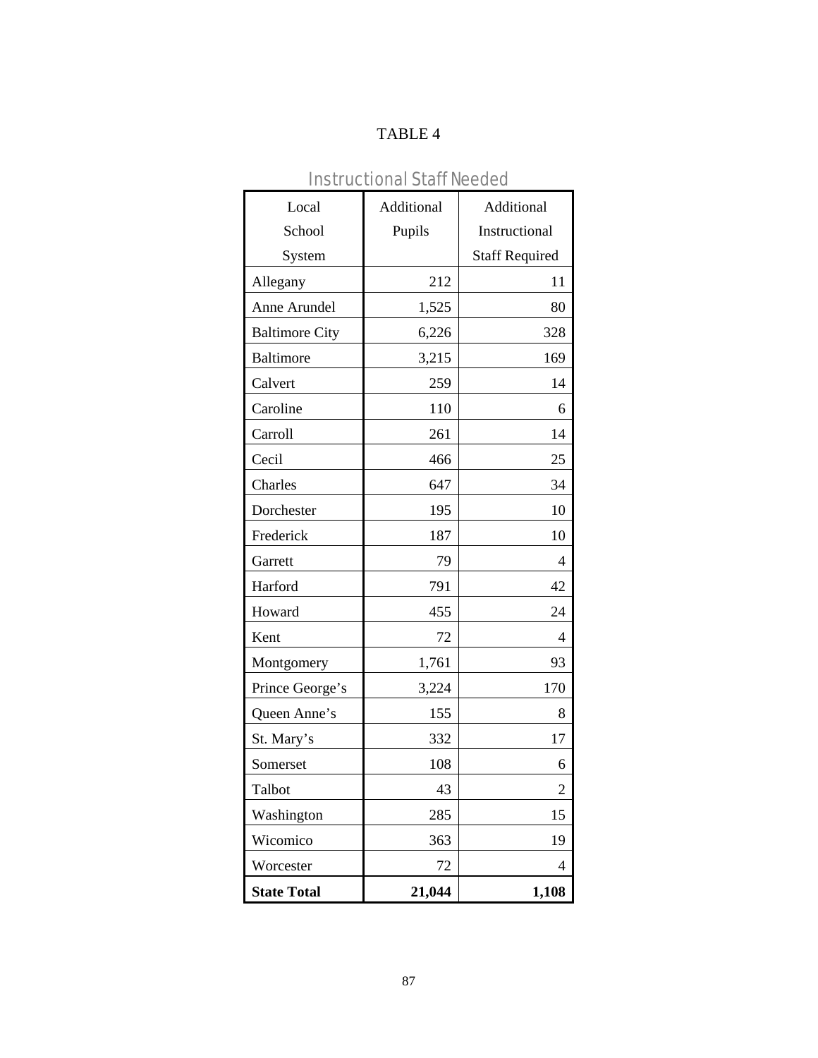TABLE 4

## Instructional Staff Needed

| Local School System | Additional Pupils | Additional Instructional Staff Required |
|---|---:|---:|
| Allegany | 212 | 11 |
| Anne Arundel | 1,525 | 80 |
| Baltimore City | 6,226 | 328 |
| Baltimore | 3,215 | 169 |
| Calvert | 259 | 14 |
| Caroline | 110 | 6 |
| Carroll | 261 | 14 |
| Cecil | 466 | 25 |
| Charles | 647 | 34 |
| Dorchester | 195 | 10 |
| Frederick | 187 | 10 |
| Garrett | 79 | 4 |
| Harford | 791 | 42 |
| Howard | 455 | 24 |
| Kent | 72 | 4 |
| Montgomery | 1,761 | 93 |
| Prince George’s | 3,224 | 170 |
| Queen Anne’s | 155 | 8 |
| St. Mary’s | 332 | 17 |
| Somerset | 108 | 6 |
| Talbot | 43 | 2 |
| Washington | 285 | 15 |
| Wicomico | 363 | 19 |
| Worcester | 72 | 4 |
| **State Total** | **21,044** | **1,108** |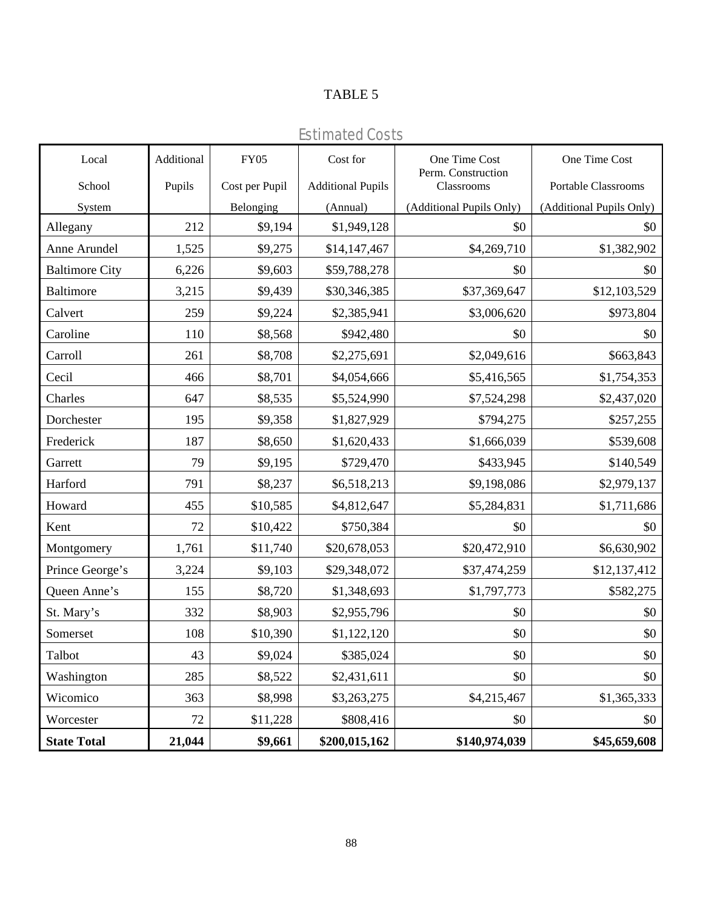TABLE 5

## Estimated Costs

| Local School System | Additional Pupils | FY05 Cost per Pupil Belonging | Cost for Additional Pupils (Annual) | One Time Cost Perm. Construction Classrooms (Additional Pupils Only) | One Time Cost Portable Classrooms (Additional Pupils Only) |
|---|---|---|---|---|---|
| Allegany | 212 | $9,194 | $1,949,128 | $0 | $0 |
| Anne Arundel | 1,525 | $9,275 | $14,147,467 | $4,269,710 | $1,382,902 |
| Baltimore City | 6,226 | $9,603 | $59,788,278 | $0 | $0 |
| Baltimore | 3,215 | $9,439 | $30,346,385 | $37,369,647 | $12,103,529 |
| Calvert | 259 | $9,224 | $2,385,941 | $3,006,620 | $973,804 |
| Caroline | 110 | $8,568 | $942,480 | $0 | $0 |
| Carroll | 261 | $8,708 | $2,275,691 | $2,049,616 | $663,843 |
| Cecil | 466 | $8,701 | $4,054,666 | $5,416,565 | $1,754,353 |
| Charles | 647 | $8,535 | $5,524,990 | $7,524,298 | $2,437,020 |
| Dorchester | 195 | $9,358 | $1,827,929 | $794,275 | $257,255 |
| Frederick | 187 | $8,650 | $1,620,433 | $1,666,039 | $539,608 |
| Garrett | 79 | $9,195 | $729,470 | $433,945 | $140,549 |
| Harford | 791 | $8,237 | $6,518,213 | $9,198,086 | $2,979,137 |
| Howard | 455 | $10,585 | $4,812,647 | $5,284,831 | $1,711,686 |
| Kent | 72 | $10,422 | $750,384 | $0 | $0 |
| Montgomery | 1,761 | $11,740 | $20,678,053 | $20,472,910 | $6,630,902 |
| Prince George's | 3,224 | $9,103 | $29,348,072 | $37,474,259 | $12,137,412 |
| Queen Anne's | 155 | $8,720 | $1,348,693 | $1,797,773 | $582,275 |
| St. Mary's | 332 | $8,903 | $2,955,796 | $0 | $0 |
| Somerset | 108 | $10,390 | $1,122,120 | $0 | $0 |
| Talbot | 43 | $9,024 | $385,024 | $0 | $0 |
| Washington | 285 | $8,522 | $2,431,611 | $0 | $0 |
| Wicomico | 363 | $8,998 | $3,263,275 | $4,215,467 | $1,365,333 |
| Worcester | 72 | $11,228 | $808,416 | $0 | $0 |
| **State Total** | **21,044** | **$9,661** | **$200,015,162** | **$140,974,039** | **$45,659,608** |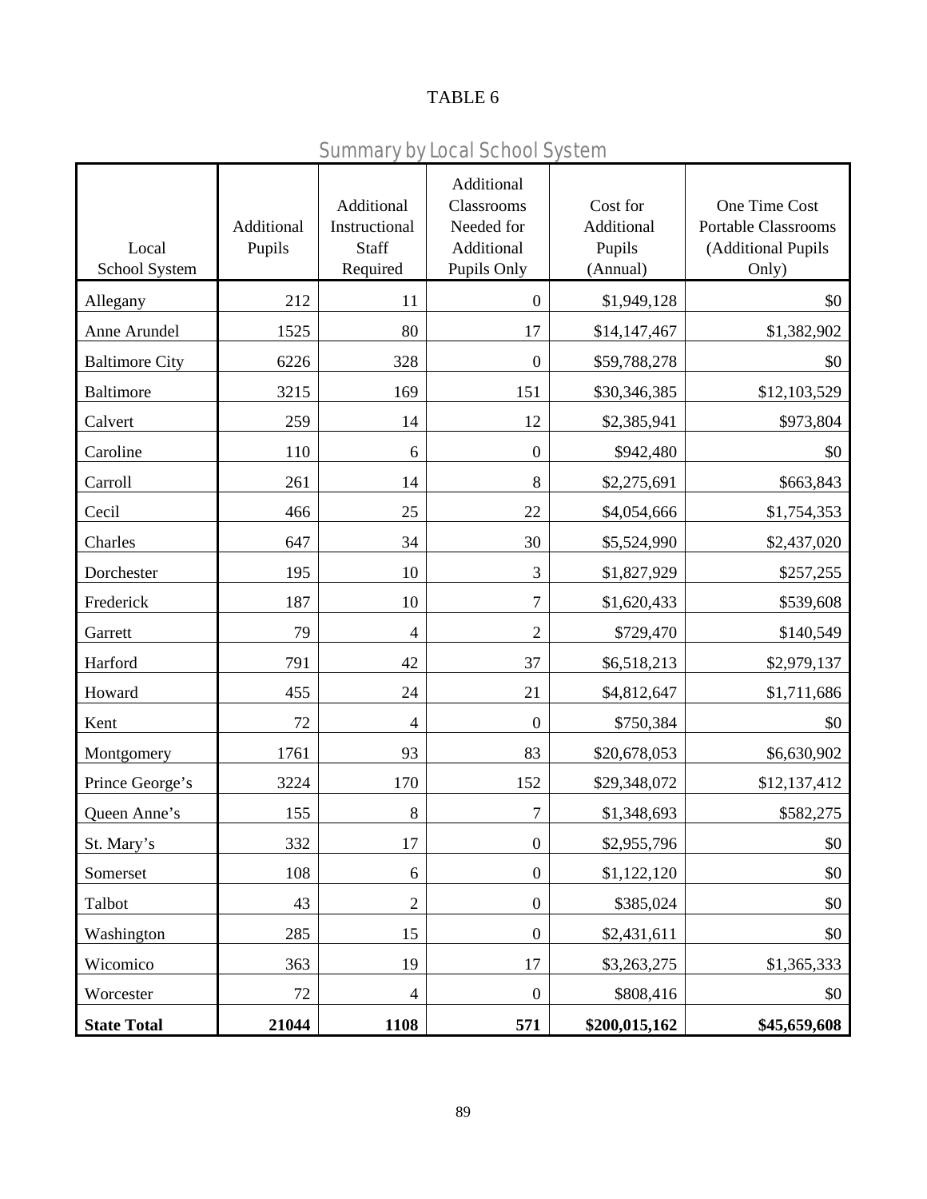TABLE 6

## Summary by Local School System

| Local School System | Additional Pupils | Additional Instructional Staff Required | Additional Classrooms Needed for Additional Pupils Only | Cost for Additional Pupils (Annual) | One Time Cost Portable Classrooms (Additional Pupils Only) |
|---|---|---|---|---|---|
| Allegany | 212 | 11 | 0 | $1,949,128 | $0 |
| Anne Arundel | 1525 | 80 | 17 | $14,147,467 | $1,382,902 |
| Baltimore City | 6226 | 328 | 0 | $59,788,278 | $0 |
| Baltimore | 3215 | 169 | 151 | $30,346,385 | $12,103,529 |
| Calvert | 259 | 14 | 12 | $2,385,941 | $973,804 |
| Caroline | 110 | 6 | 0 | $942,480 | $0 |
| Carroll | 261 | 14 | 8 | $2,275,691 | $663,843 |
| Cecil | 466 | 25 | 22 | $4,054,666 | $1,754,353 |
| Charles | 647 | 34 | 30 | $5,524,990 | $2,437,020 |
| Dorchester | 195 | 10 | 3 | $1,827,929 | $257,255 |
| Frederick | 187 | 10 | 7 | $1,620,433 | $539,608 |
| Garrett | 79 | 4 | 2 | $729,470 | $140,549 |
| Harford | 791 | 42 | 37 | $6,518,213 | $2,979,137 |
| Howard | 455 | 24 | 21 | $4,812,647 | $1,711,686 |
| Kent | 72 | 4 | 0 | $750,384 | $0 |
| Montgomery | 1761 | 93 | 83 | $20,678,053 | $6,630,902 |
| Prince George's | 3224 | 170 | 152 | $29,348,072 | $12,137,412 |
| Queen Anne's | 155 | 8 | 7 | $1,348,693 | $582,275 |
| St. Mary's | 332 | 17 | 0 | $2,955,796 | $0 |
| Somerset | 108 | 6 | 0 | $1,122,120 | $0 |
| Talbot | 43 | 2 | 0 | $385,024 | $0 |
| Washington | 285 | 15 | 0 | $2,431,611 | $0 |
| Wicomico | 363 | 19 | 17 | $3,263,275 | $1,365,333 |
| Worcester | 72 | 4 | 0 | $808,416 | $0 |
| **State Total** | **21044** | **1108** | **571** | **$200,015,162** | **$45,659,608** |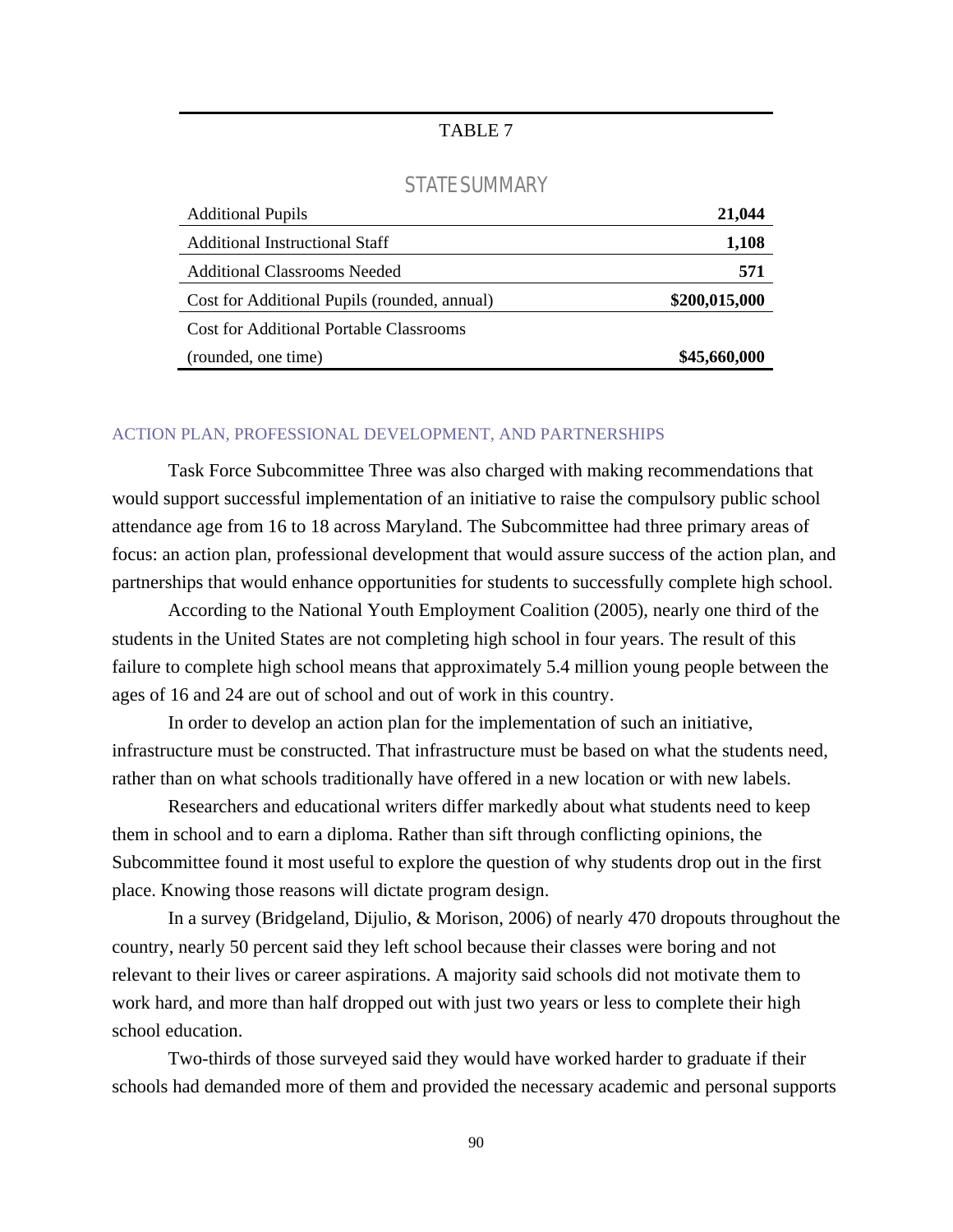TABLE 7

## STATE SUMMARY

| | |
|---|---|
| Additional Pupils | **21,044** |
| Additional Instructional Staff | **1,108** |
| Additional Classrooms Needed | **571** |
| Cost for Additional Pupils (rounded, annual) | **$200,015,000** |
| Cost for Additional Portable Classrooms (rounded, one time) | **$45,660,000** |

### ACTION PLAN, PROFESSIONAL DEVELOPMENT, AND PARTNERSHIPS

Task Force Subcommittee Three was also charged with making recommendations that would support successful implementation of an initiative to raise the compulsory public school attendance age from 16 to 18 across Maryland. The Subcommittee had three primary areas of focus: an action plan, professional development that would assure success of the action plan, and partnerships that would enhance opportunities for students to successfully complete high school.

According to the National Youth Employment Coalition (2005), nearly one third of the students in the United States are not completing high school in four years. The result of this failure to complete high school means that approximately 5.4 million young people between the ages of 16 and 24 are out of school and out of work in this country.

In order to develop an action plan for the implementation of such an initiative, infrastructure must be constructed. That infrastructure must be based on what the students need, rather than on what schools traditionally have offered in a new location or with new labels.

Researchers and educational writers differ markedly about what students need to keep them in school and to earn a diploma. Rather than sift through conflicting opinions, the Subcommittee found it most useful to explore the question of why students drop out in the first place. Knowing those reasons will dictate program design.

In a survey (Bridgeland, Dijulio, & Morison, 2006) of nearly 470 dropouts throughout the country, nearly 50 percent said they left school because their classes were boring and not relevant to their lives or career aspirations. A majority said schools did not motivate them to work hard, and more than half dropped out with just two years or less to complete their high school education.

Two-thirds of those surveyed said they would have worked harder to graduate if their schools had demanded more of them and provided the necessary academic and personal supports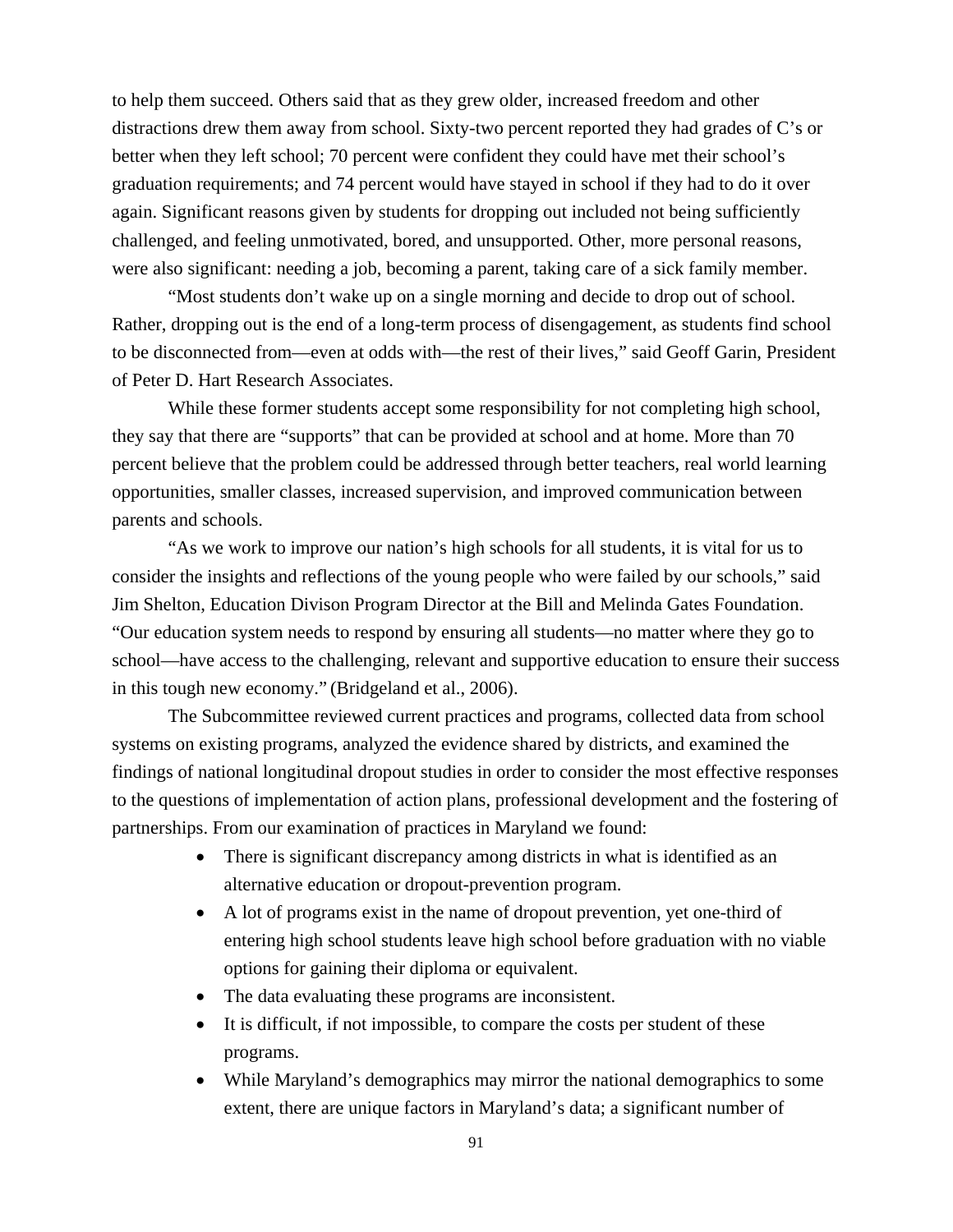to help them succeed. Others said that as they grew older, increased freedom and other distractions drew them away from school. Sixty-two percent reported they had grades of C's or better when they left school; 70 percent were confident they could have met their school's graduation requirements; and 74 percent would have stayed in school if they had to do it over again. Significant reasons given by students for dropping out included not being sufficiently challenged, and feeling unmotivated, bored, and unsupported. Other, more personal reasons, were also significant: needing a job, becoming a parent, taking care of a sick family member.

"Most students don't wake up on a single morning and decide to drop out of school. Rather, dropping out is the end of a long-term process of disengagement, as students find school to be disconnected from—even at odds with—the rest of their lives," said Geoff Garin, President of Peter D. Hart Research Associates.

While these former students accept some responsibility for not completing high school, they say that there are "supports" that can be provided at school and at home. More than 70 percent believe that the problem could be addressed through better teachers, real world learning opportunities, smaller classes, increased supervision, and improved communication between parents and schools.

"As we work to improve our nation's high schools for all students, it is vital for us to consider the insights and reflections of the young people who were failed by our schools," said Jim Shelton, Education Divison Program Director at the Bill and Melinda Gates Foundation. "Our education system needs to respond by ensuring all students—no matter where they go to school—have access to the challenging, relevant and supportive education to ensure their success in this tough new economy." (Bridgeland et al., 2006).

The Subcommittee reviewed current practices and programs, collected data from school systems on existing programs, analyzed the evidence shared by districts, and examined the findings of national longitudinal dropout studies in order to consider the most effective responses to the questions of implementation of action plans, professional development and the fostering of partnerships. From our examination of practices in Maryland we found:

- There is significant discrepancy among districts in what is identified as an alternative education or dropout-prevention program.
- A lot of programs exist in the name of dropout prevention, yet one-third of entering high school students leave high school before graduation with no viable options for gaining their diploma or equivalent.
- The data evaluating these programs are inconsistent.
- It is difficult, if not impossible, to compare the costs per student of these programs.
- While Maryland's demographics may mirror the national demographics to some extent, there are unique factors in Maryland's data; a significant number of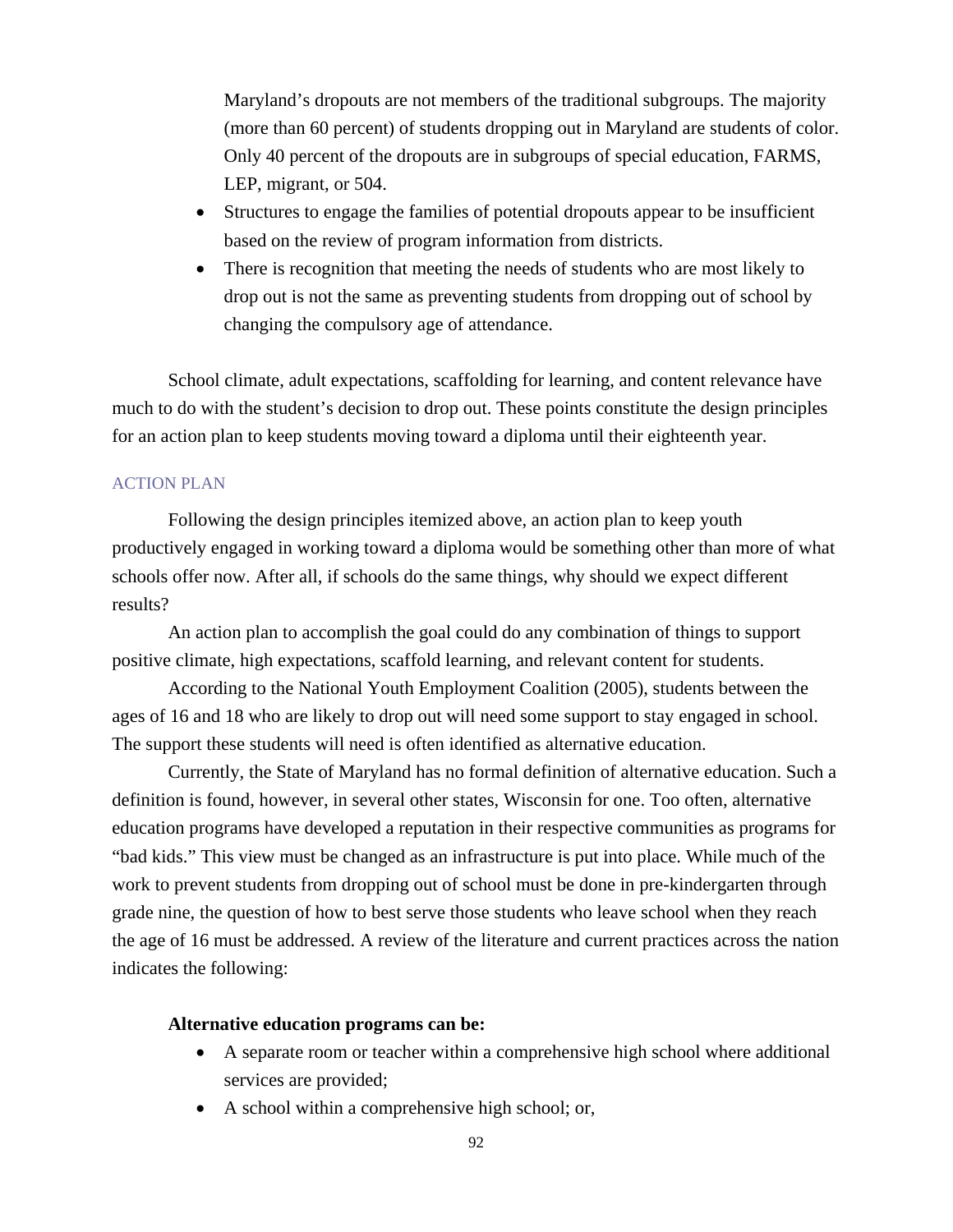Maryland's dropouts are not members of the traditional subgroups. The majority (more than 60 percent) of students dropping out in Maryland are students of color. Only 40 percent of the dropouts are in subgroups of special education, FARMS, LEP, migrant, or 504.

- Structures to engage the families of potential dropouts appear to be insufficient based on the review of program information from districts.
- There is recognition that meeting the needs of students who are most likely to drop out is not the same as preventing students from dropping out of school by changing the compulsory age of attendance.

School climate, adult expectations, scaffolding for learning, and content relevance have much to do with the student's decision to drop out. These points constitute the design principles for an action plan to keep students moving toward a diploma until their eighteenth year.

## ACTION PLAN

Following the design principles itemized above, an action plan to keep youth productively engaged in working toward a diploma would be something other than more of what schools offer now. After all, if schools do the same things, why should we expect different results?

An action plan to accomplish the goal could do any combination of things to support positive climate, high expectations, scaffold learning, and relevant content for students.

According to the National Youth Employment Coalition (2005), students between the ages of 16 and 18 who are likely to drop out will need some support to stay engaged in school. The support these students will need is often identified as alternative education.

Currently, the State of Maryland has no formal definition of alternative education. Such a definition is found, however, in several other states, Wisconsin for one. Too often, alternative education programs have developed a reputation in their respective communities as programs for "bad kids." This view must be changed as an infrastructure is put into place. While much of the work to prevent students from dropping out of school must be done in pre-kindergarten through grade nine, the question of how to best serve those students who leave school when they reach the age of 16 must be addressed. A review of the literature and current practices across the nation indicates the following:

**Alternative education programs can be:**

- A separate room or teacher within a comprehensive high school where additional services are provided;
- A school within a comprehensive high school; or,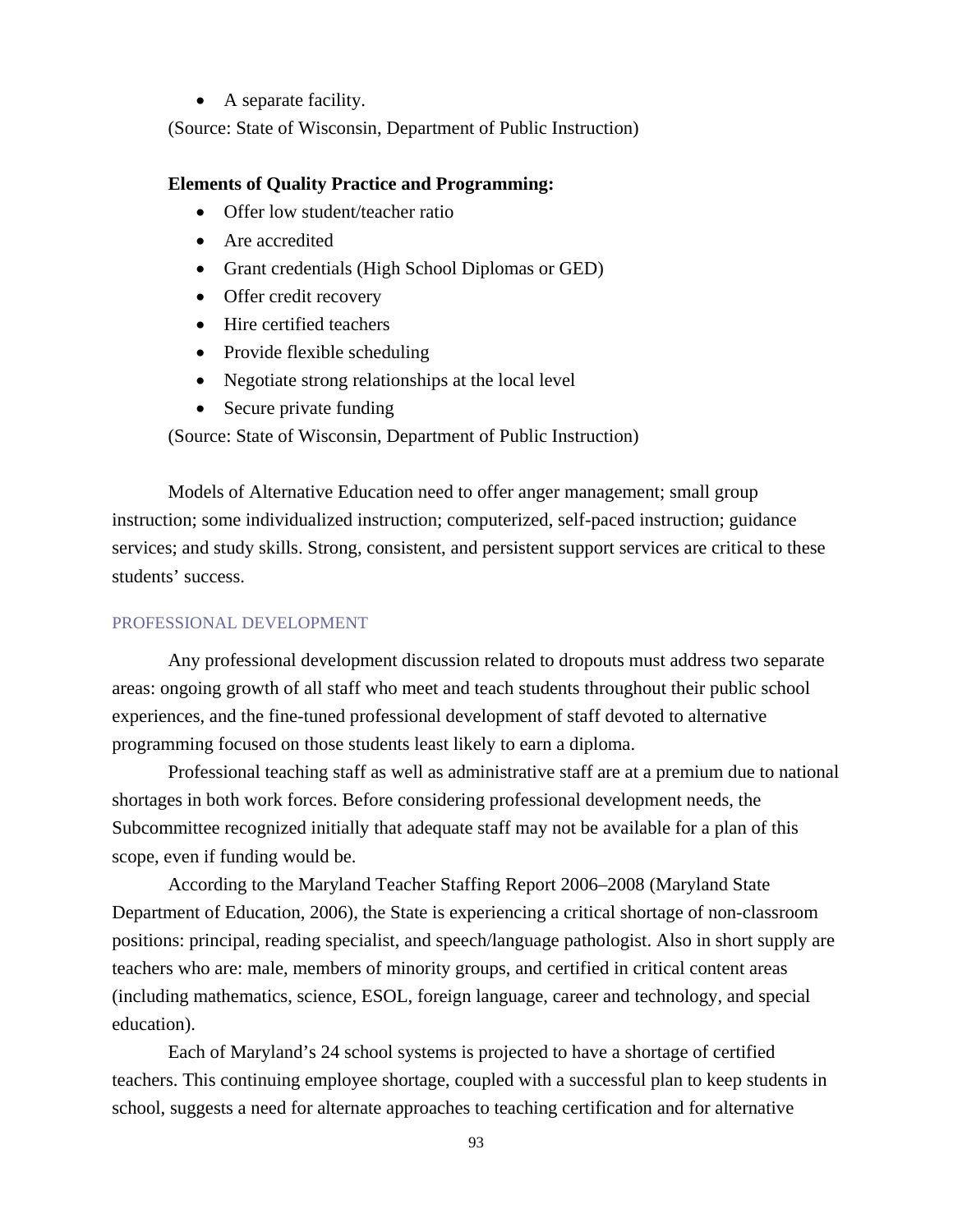- A separate facility.

(Source: State of Wisconsin, Department of Public Instruction)

**Elements of Quality Practice and Programming:**

- Offer low student/teacher ratio
- Are accredited
- Grant credentials (High School Diplomas or GED)
- Offer credit recovery
- Hire certified teachers
- Provide flexible scheduling
- Negotiate strong relationships at the local level
- Secure private funding

(Source: State of Wisconsin, Department of Public Instruction)

Models of Alternative Education need to offer anger management; small group instruction; some individualized instruction; computerized, self-paced instruction; guidance services; and study skills. Strong, consistent, and persistent support services are critical to these students' success.

## PROFESSIONAL DEVELOPMENT

Any professional development discussion related to dropouts must address two separate areas: ongoing growth of all staff who meet and teach students throughout their public school experiences, and the fine-tuned professional development of staff devoted to alternative programming focused on those students least likely to earn a diploma.

Professional teaching staff as well as administrative staff are at a premium due to national shortages in both work forces. Before considering professional development needs, the Subcommittee recognized initially that adequate staff may not be available for a plan of this scope, even if funding would be.

According to the Maryland Teacher Staffing Report 2006–2008 (Maryland State Department of Education, 2006), the State is experiencing a critical shortage of non-classroom positions: principal, reading specialist, and speech/language pathologist. Also in short supply are teachers who are: male, members of minority groups, and certified in critical content areas (including mathematics, science, ESOL, foreign language, career and technology, and special education).

Each of Maryland's 24 school systems is projected to have a shortage of certified teachers. This continuing employee shortage, coupled with a successful plan to keep students in school, suggests a need for alternate approaches to teaching certification and for alternative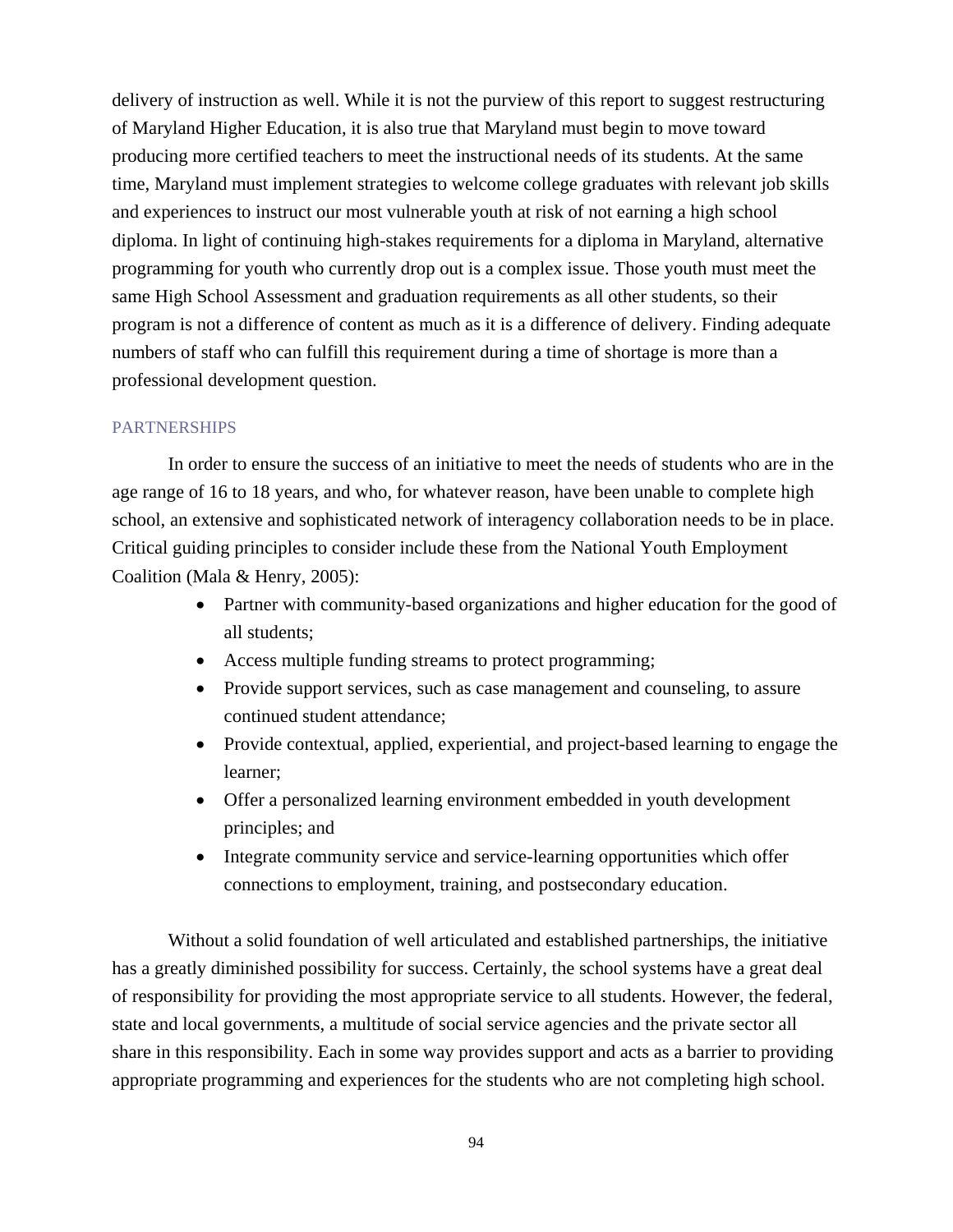delivery of instruction as well. While it is not the purview of this report to suggest restructuring of Maryland Higher Education, it is also true that Maryland must begin to move toward producing more certified teachers to meet the instructional needs of its students. At the same time, Maryland must implement strategies to welcome college graduates with relevant job skills and experiences to instruct our most vulnerable youth at risk of not earning a high school diploma. In light of continuing high-stakes requirements for a diploma in Maryland, alternative programming for youth who currently drop out is a complex issue. Those youth must meet the same High School Assessment and graduation requirements as all other students, so their program is not a difference of content as much as it is a difference of delivery. Finding adequate numbers of staff who can fulfill this requirement during a time of shortage is more than a professional development question.

## PARTNERSHIPS

In order to ensure the success of an initiative to meet the needs of students who are in the age range of 16 to 18 years, and who, for whatever reason, have been unable to complete high school, an extensive and sophisticated network of interagency collaboration needs to be in place. Critical guiding principles to consider include these from the National Youth Employment Coalition (Mala & Henry, 2005):

- Partner with community-based organizations and higher education for the good of all students;
- Access multiple funding streams to protect programming;
- Provide support services, such as case management and counseling, to assure continued student attendance;
- Provide contextual, applied, experiential, and project-based learning to engage the learner;
- Offer a personalized learning environment embedded in youth development principles; and
- Integrate community service and service-learning opportunities which offer connections to employment, training, and postsecondary education.

Without a solid foundation of well articulated and established partnerships, the initiative has a greatly diminished possibility for success. Certainly, the school systems have a great deal of responsibility for providing the most appropriate service to all students. However, the federal, state and local governments, a multitude of social service agencies and the private sector all share in this responsibility. Each in some way provides support and acts as a barrier to providing appropriate programming and experiences for the students who are not completing high school.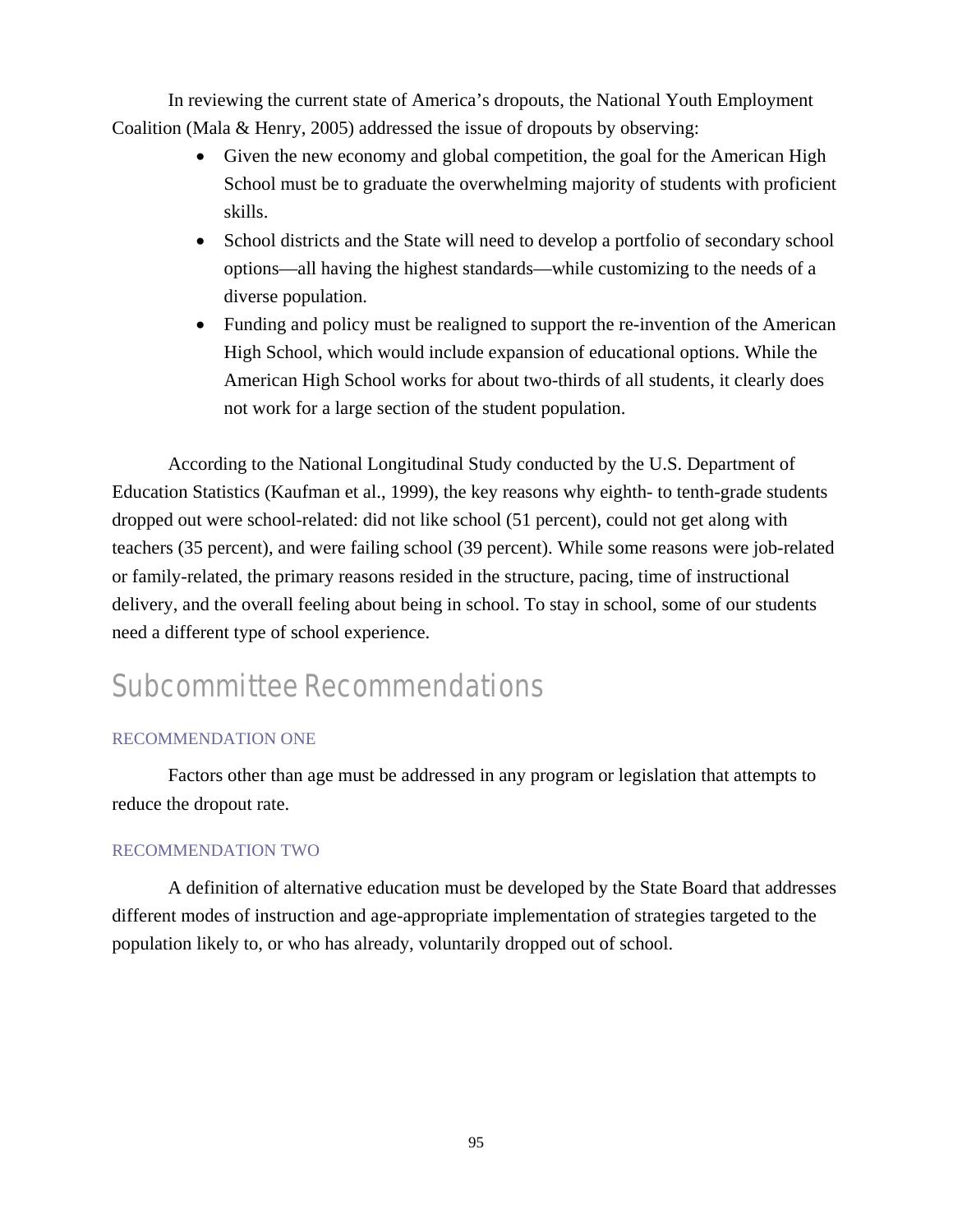In reviewing the current state of America's dropouts, the National Youth Employment Coalition (Mala & Henry, 2005) addressed the issue of dropouts by observing:

- Given the new economy and global competition, the goal for the American High School must be to graduate the overwhelming majority of students with proficient skills.
- School districts and the State will need to develop a portfolio of secondary school options—all having the highest standards—while customizing to the needs of a diverse population.
- Funding and policy must be realigned to support the re-invention of the American High School, which would include expansion of educational options. While the American High School works for about two-thirds of all students, it clearly does not work for a large section of the student population.

According to the National Longitudinal Study conducted by the U.S. Department of Education Statistics (Kaufman et al., 1999), the key reasons why eighth- to tenth-grade students dropped out were school-related: did not like school (51 percent), could not get along with teachers (35 percent), and were failing school (39 percent). While some reasons were job-related or family-related, the primary reasons resided in the structure, pacing, time of instructional delivery, and the overall feeling about being in school. To stay in school, some of our students need a different type of school experience.

## Subcommittee Recommendations

### RECOMMENDATION ONE

Factors other than age must be addressed in any program or legislation that attempts to reduce the dropout rate.

### RECOMMENDATION TWO

A definition of alternative education must be developed by the State Board that addresses different modes of instruction and age-appropriate implementation of strategies targeted to the population likely to, or who has already, voluntarily dropped out of school.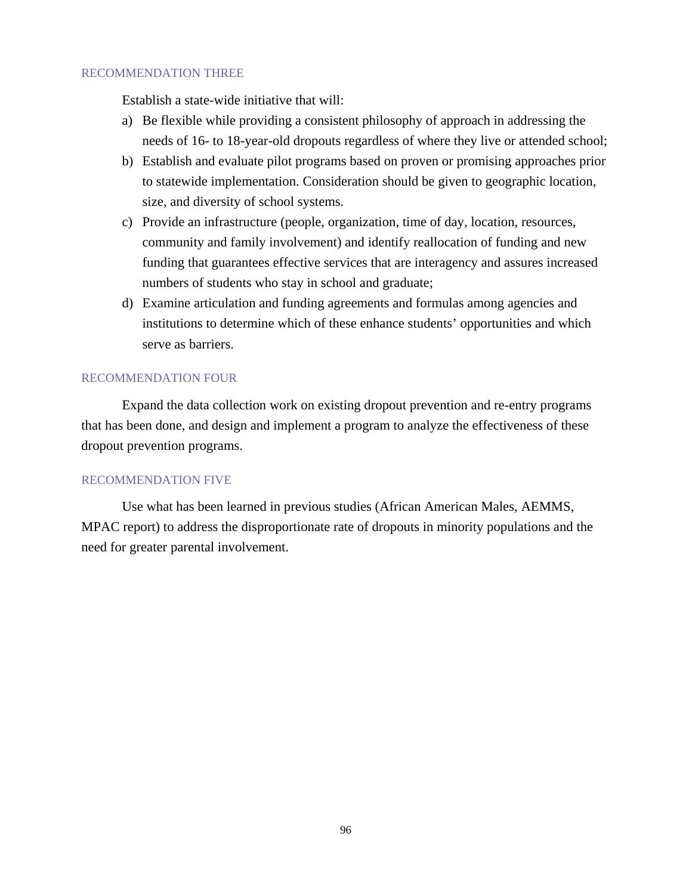### RECOMMENDATION THREE

Establish a state-wide initiative that will:

a) Be flexible while providing a consistent philosophy of approach in addressing the needs of 16- to 18-year-old dropouts regardless of where they live or attended school;
b) Establish and evaluate pilot programs based on proven or promising approaches prior to statewide implementation. Consideration should be given to geographic location, size, and diversity of school systems.
c) Provide an infrastructure (people, organization, time of day, location, resources, community and family involvement) and identify reallocation of funding and new funding that guarantees effective services that are interagency and assures increased numbers of students who stay in school and graduate;
d) Examine articulation and funding agreements and formulas among agencies and institutions to determine which of these enhance students' opportunities and which serve as barriers.

### RECOMMENDATION FOUR

Expand the data collection work on existing dropout prevention and re-entry programs that has been done, and design and implement a program to analyze the effectiveness of these dropout prevention programs.

### RECOMMENDATION FIVE

Use what has been learned in previous studies (African American Males, AEMMS, MPAC report) to address the disproportionate rate of dropouts in minority populations and the need for greater parental involvement.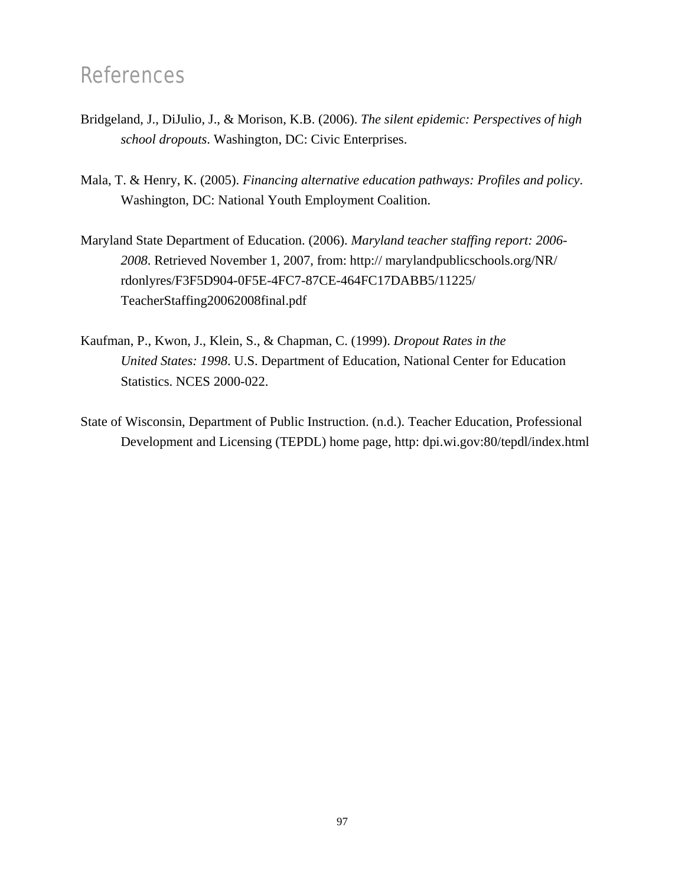# References

Bridgeland, J., DiJulio, J., & Morison, K.B. (2006). *The silent epidemic: Perspectives of high school dropouts*. Washington, DC: Civic Enterprises.

Mala, T. & Henry, K. (2005). *Financing alternative education pathways: Profiles and policy*. Washington, DC: National Youth Employment Coalition.

Maryland State Department of Education. (2006). *Maryland teacher staffing report: 2006-2008*. Retrieved November 1, 2007, from: http:// marylandpublicschools.org/NR/rdonlyres/F3F5D904-0F5E-4FC7-87CE-464FC17DABB5/11225/TeacherStaffing20062008final.pdf

Kaufman, P., Kwon, J., Klein, S., & Chapman, C. (1999). *Dropout Rates in the United States: 1998*. U.S. Department of Education, National Center for Education Statistics. NCES 2000-022.

State of Wisconsin, Department of Public Instruction. (n.d.). Teacher Education, Professional Development and Licensing (TEPDL) home page, http: dpi.wi.gov:80/tepdl/index.html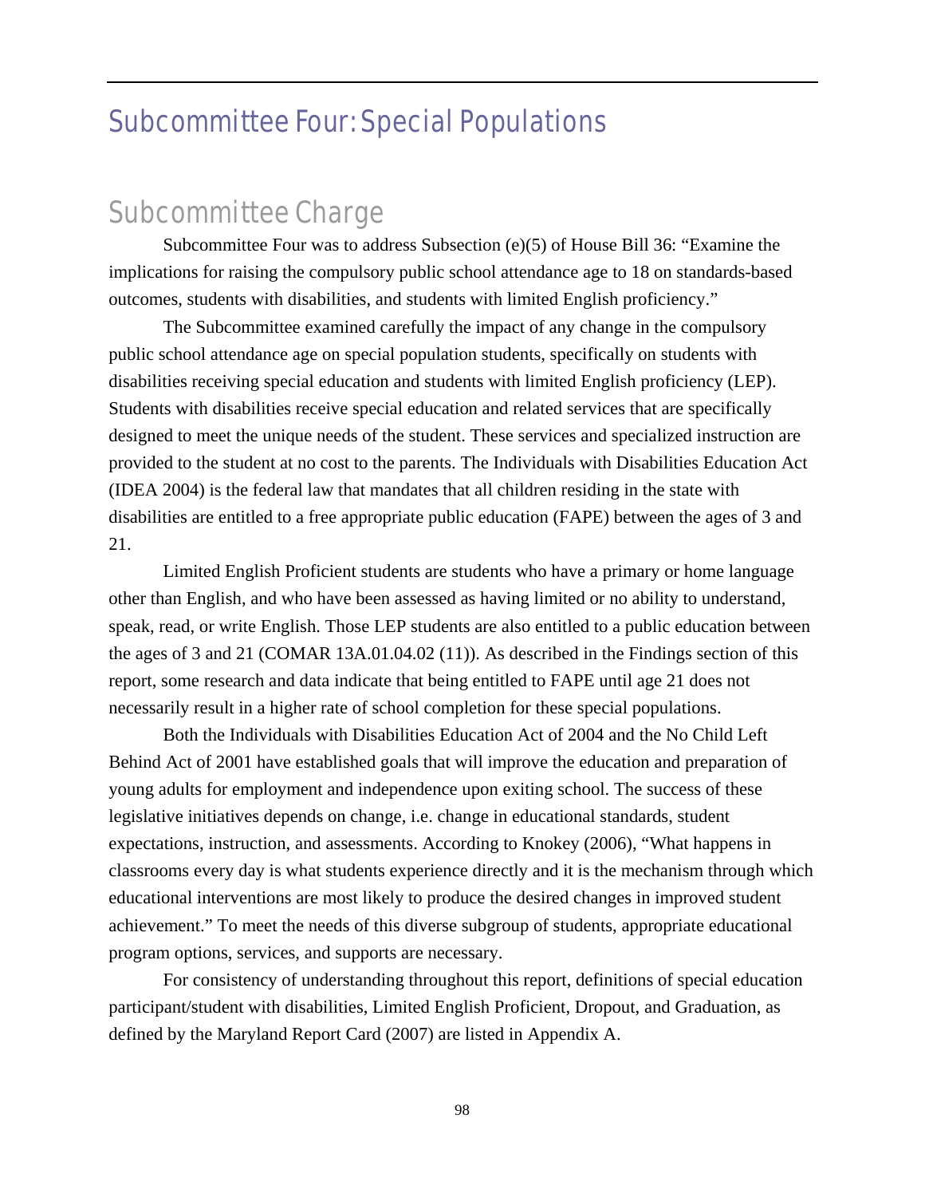# Subcommittee Four: Special Populations

## Subcommittee Charge

Subcommittee Four was to address Subsection (e)(5) of House Bill 36: "Examine the implications for raising the compulsory public school attendance age to 18 on standards-based outcomes, students with disabilities, and students with limited English proficiency."

The Subcommittee examined carefully the impact of any change in the compulsory public school attendance age on special population students, specifically on students with disabilities receiving special education and students with limited English proficiency (LEP). Students with disabilities receive special education and related services that are specifically designed to meet the unique needs of the student. These services and specialized instruction are provided to the student at no cost to the parents. The Individuals with Disabilities Education Act (IDEA 2004) is the federal law that mandates that all children residing in the state with disabilities are entitled to a free appropriate public education (FAPE) between the ages of 3 and 21.

Limited English Proficient students are students who have a primary or home language other than English, and who have been assessed as having limited or no ability to understand, speak, read, or write English. Those LEP students are also entitled to a public education between the ages of 3 and 21 (COMAR 13A.01.04.02 (11)). As described in the Findings section of this report, some research and data indicate that being entitled to FAPE until age 21 does not necessarily result in a higher rate of school completion for these special populations.

Both the Individuals with Disabilities Education Act of 2004 and the No Child Left Behind Act of 2001 have established goals that will improve the education and preparation of young adults for employment and independence upon exiting school. The success of these legislative initiatives depends on change, i.e. change in educational standards, student expectations, instruction, and assessments. According to Knokey (2006), "What happens in classrooms every day is what students experience directly and it is the mechanism through which educational interventions are most likely to produce the desired changes in improved student achievement." To meet the needs of this diverse subgroup of students, appropriate educational program options, services, and supports are necessary.

For consistency of understanding throughout this report, definitions of special education participant/student with disabilities, Limited English Proficient, Dropout, and Graduation, as defined by the Maryland Report Card (2007) are listed in Appendix A.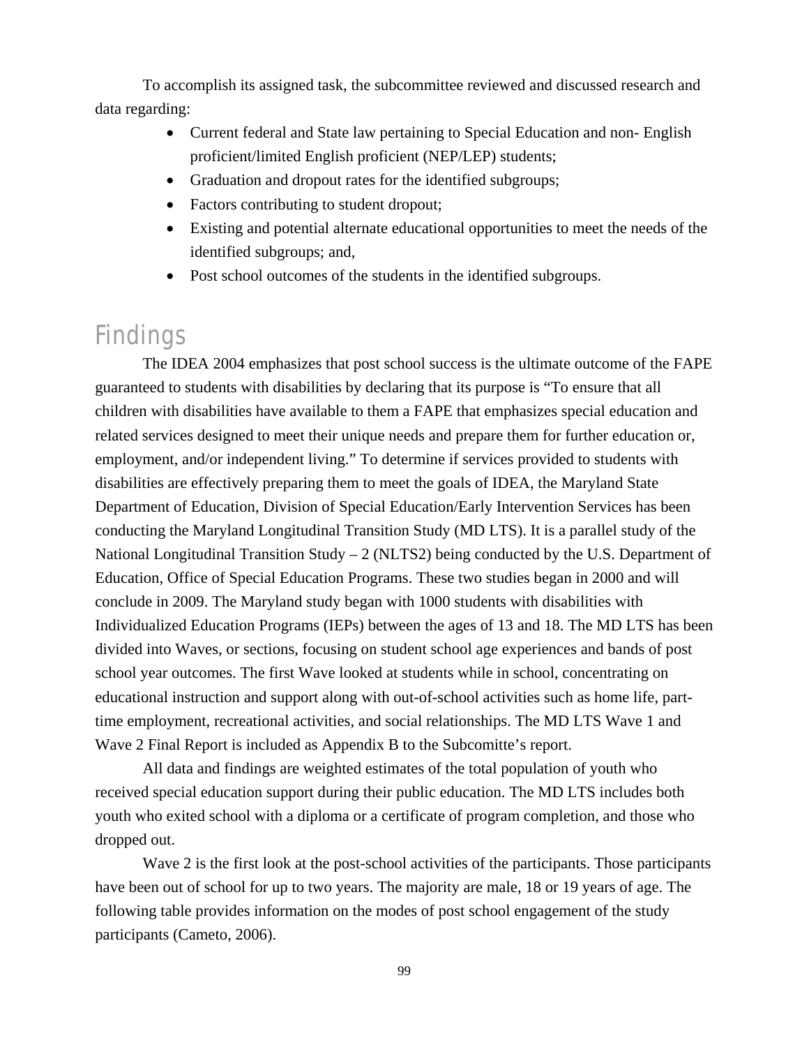To accomplish its assigned task, the subcommittee reviewed and discussed research and data regarding:

- Current federal and State law pertaining to Special Education and non- English proficient/limited English proficient (NEP/LEP) students;
- Graduation and dropout rates for the identified subgroups;
- Factors contributing to student dropout;
- Existing and potential alternate educational opportunities to meet the needs of the identified subgroups; and,
- Post school outcomes of the students in the identified subgroups.

## Findings

The IDEA 2004 emphasizes that post school success is the ultimate outcome of the FAPE guaranteed to students with disabilities by declaring that its purpose is "To ensure that all children with disabilities have available to them a FAPE that emphasizes special education and related services designed to meet their unique needs and prepare them for further education or, employment, and/or independent living." To determine if services provided to students with disabilities are effectively preparing them to meet the goals of IDEA, the Maryland State Department of Education, Division of Special Education/Early Intervention Services has been conducting the Maryland Longitudinal Transition Study (MD LTS). It is a parallel study of the National Longitudinal Transition Study – 2 (NLTS2) being conducted by the U.S. Department of Education, Office of Special Education Programs. These two studies began in 2000 and will conclude in 2009. The Maryland study began with 1000 students with disabilities with Individualized Education Programs (IEPs) between the ages of 13 and 18. The MD LTS has been divided into Waves, or sections, focusing on student school age experiences and bands of post school year outcomes. The first Wave looked at students while in school, concentrating on educational instruction and support along with out-of-school activities such as home life, part-time employment, recreational activities, and social relationships. The MD LTS Wave 1 and Wave 2 Final Report is included as Appendix B to the Subcomitte's report.

All data and findings are weighted estimates of the total population of youth who received special education support during their public education. The MD LTS includes both youth who exited school with a diploma or a certificate of program completion, and those who dropped out.

Wave 2 is the first look at the post-school activities of the participants. Those participants have been out of school for up to two years. The majority are male, 18 or 19 years of age. The following table provides information on the modes of post school engagement of the study participants (Cameto, 2006).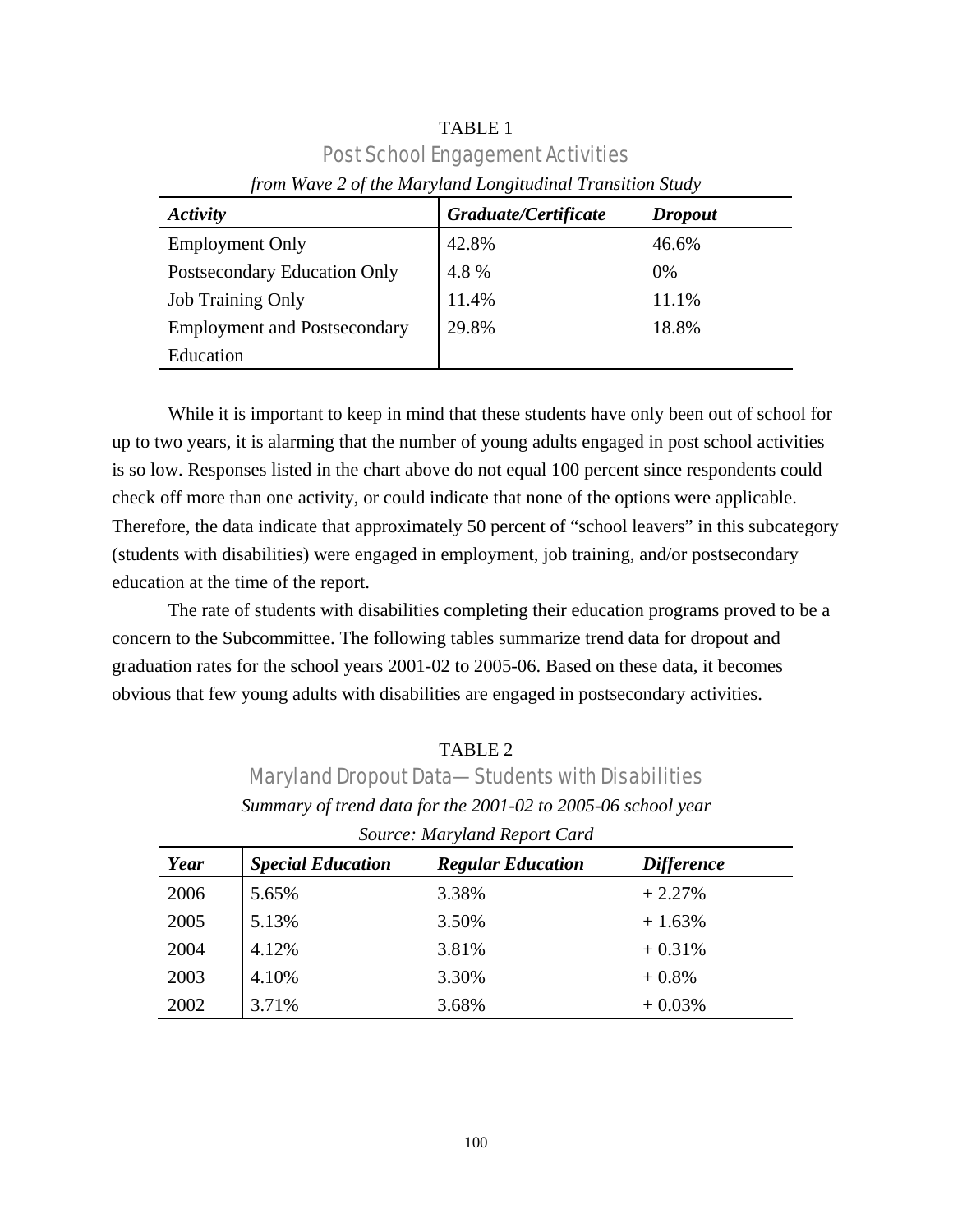TABLE 1

Post School Engagement Activities

*from Wave 2 of the Maryland Longitudinal Transition Study*

| ***Activity*** | ***Graduate/Certificate*** | ***Dropout*** |
|---|---|---|
| Employment Only | 42.8% | 46.6% |
| Postsecondary Education Only | 4.8 % | 0% |
| Job Training Only | 11.4% | 11.1% |
| Employment and Postsecondary Education | 29.8% | 18.8% |

While it is important to keep in mind that these students have only been out of school for up to two years, it is alarming that the number of young adults engaged in post school activities is so low. Responses listed in the chart above do not equal 100 percent since respondents could check off more than one activity, or could indicate that none of the options were applicable. Therefore, the data indicate that approximately 50 percent of "school leavers" in this subcategory (students with disabilities) were engaged in employment, job training, and/or postsecondary education at the time of the report.

The rate of students with disabilities completing their education programs proved to be a concern to the Subcommittee. The following tables summarize trend data for dropout and graduation rates for the school years 2001-02 to 2005-06. Based on these data, it becomes obvious that few young adults with disabilities are engaged in postsecondary activities.

TABLE 2

Maryland Dropout Data—Students with Disabilities

*Summary of trend data for the 2001-02 to 2005-06 school year*

*Source: Maryland Report Card*

| ***Year*** | ***Special Education*** | ***Regular Education*** | ***Difference*** |
|---|---|---|---|
| 2006 | 5.65% | 3.38% | + 2.27% |
| 2005 | 5.13% | 3.50% | + 1.63% |
| 2004 | 4.12% | 3.81% | + 0.31% |
| 2003 | 4.10% | 3.30% | + 0.8% |
| 2002 | 3.71% | 3.68% | + 0.03% |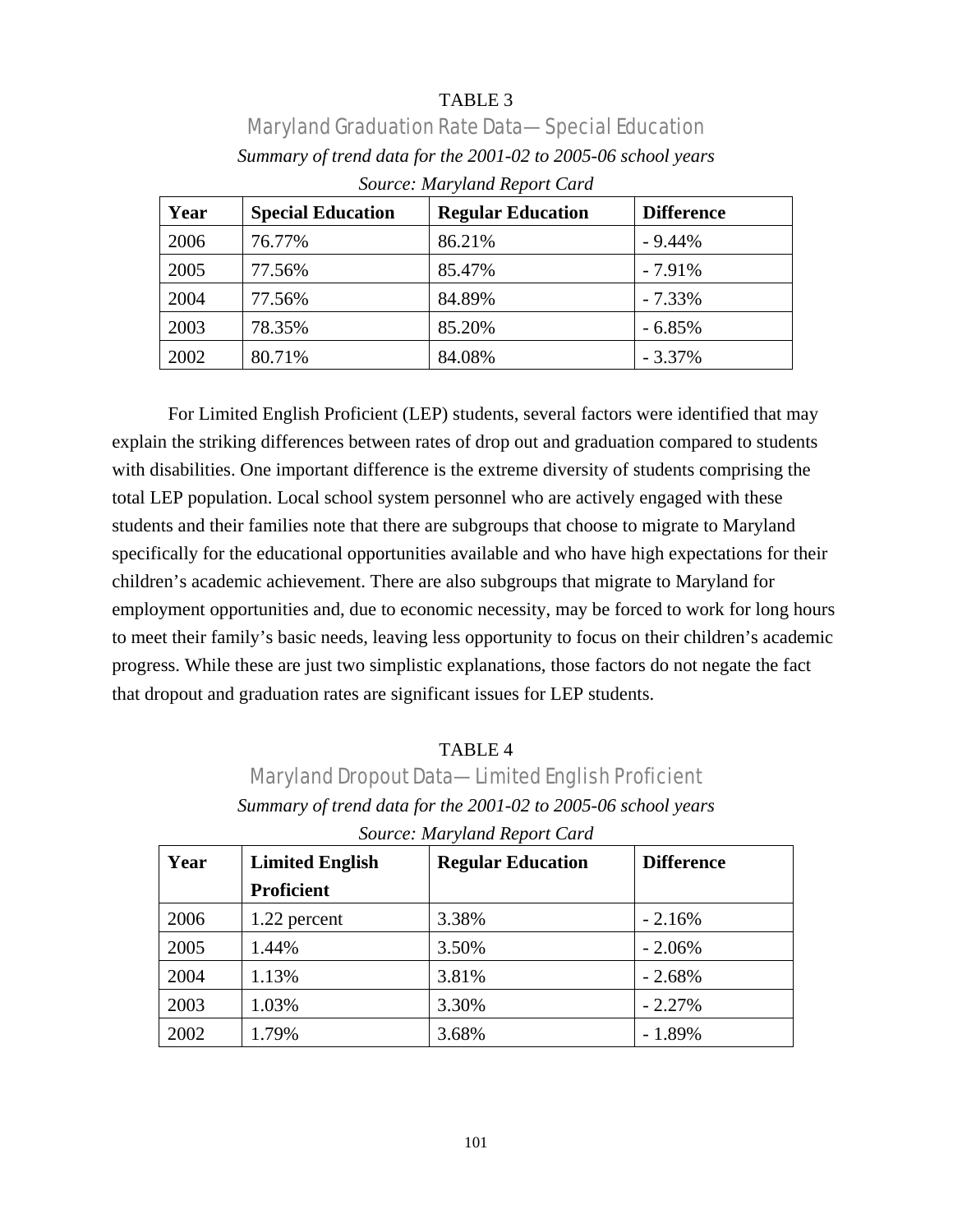TABLE 3

Maryland Graduation Rate Data—Special Education

*Summary of trend data for the 2001-02 to 2005-06 school years*

*Source: Maryland Report Card*

| Year | Special Education | Regular Education | Difference |
|---|---|---|---|
| 2006 | 76.77% | 86.21% | - 9.44% |
| 2005 | 77.56% | 85.47% | - 7.91% |
| 2004 | 77.56% | 84.89% | - 7.33% |
| 2003 | 78.35% | 85.20% | - 6.85% |
| 2002 | 80.71% | 84.08% | - 3.37% |

For Limited English Proficient (LEP) students, several factors were identified that may explain the striking differences between rates of drop out and graduation compared to students with disabilities. One important difference is the extreme diversity of students comprising the total LEP population. Local school system personnel who are actively engaged with these students and their families note that there are subgroups that choose to migrate to Maryland specifically for the educational opportunities available and who have high expectations for their children's academic achievement. There are also subgroups that migrate to Maryland for employment opportunities and, due to economic necessity, may be forced to work for long hours to meet their family's basic needs, leaving less opportunity to focus on their children's academic progress. While these are just two simplistic explanations, those factors do not negate the fact that dropout and graduation rates are significant issues for LEP students.

TABLE 4

Maryland Dropout Data—Limited English Proficient

*Summary of trend data for the 2001-02 to 2005-06 school years*

*Source: Maryland Report Card*

| Year | Limited English Proficient | Regular Education | Difference |
|---|---|---|---|
| 2006 | 1.22 percent | 3.38% | - 2.16% |
| 2005 | 1.44% | 3.50% | - 2.06% |
| 2004 | 1.13% | 3.81% | - 2.68% |
| 2003 | 1.03% | 3.30% | - 2.27% |
| 2002 | 1.79% | 3.68% | - 1.89% |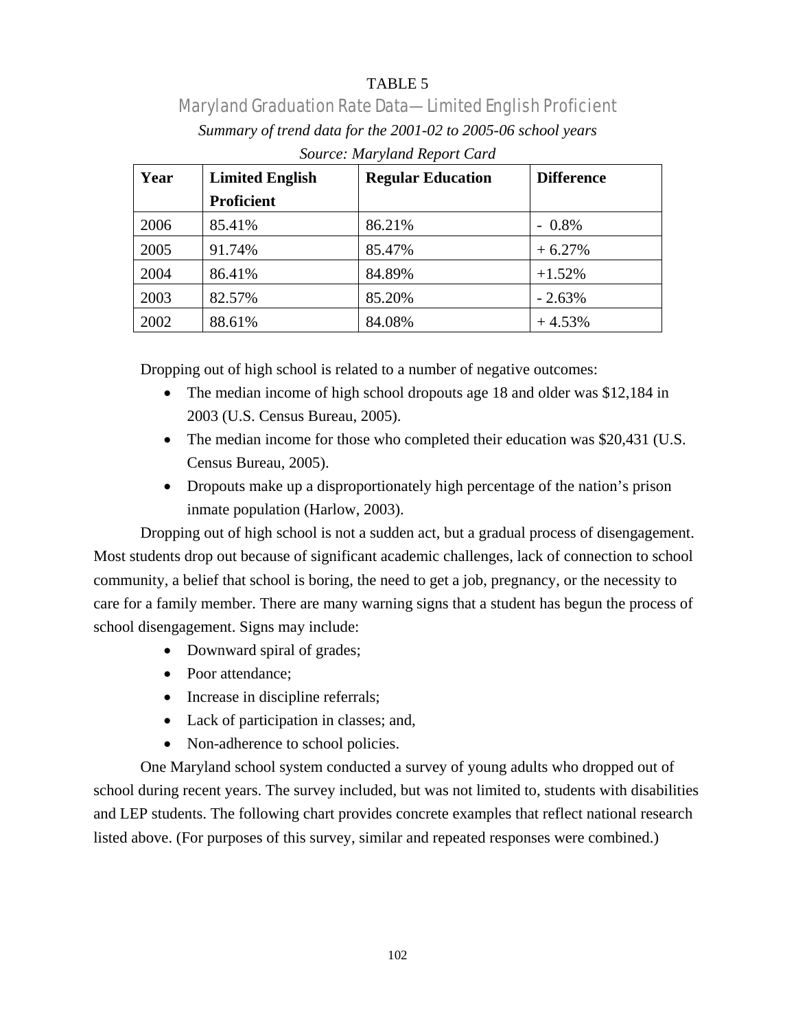TABLE 5

## Maryland Graduation Rate Data—Limited English Proficient

*Summary of trend data for the 2001-02 to 2005-06 school years*

*Source: Maryland Report Card*

| Year | Limited English Proficient | Regular Education | Difference |
|---|---|---|---|
| 2006 | 85.41% | 86.21% | - 0.8% |
| 2005 | 91.74% | 85.47% | + 6.27% |
| 2004 | 86.41% | 84.89% | +1.52% |
| 2003 | 82.57% | 85.20% | - 2.63% |
| 2002 | 88.61% | 84.08% | + 4.53% |

Dropping out of high school is related to a number of negative outcomes:

- The median income of high school dropouts age 18 and older was $12,184 in 2003 (U.S. Census Bureau, 2005).
- The median income for those who completed their education was $20,431 (U.S. Census Bureau, 2005).
- Dropouts make up a disproportionately high percentage of the nation's prison inmate population (Harlow, 2003).

Dropping out of high school is not a sudden act, but a gradual process of disengagement. Most students drop out because of significant academic challenges, lack of connection to school community, a belief that school is boring, the need to get a job, pregnancy, or the necessity to care for a family member. There are many warning signs that a student has begun the process of school disengagement. Signs may include:

- Downward spiral of grades;
- Poor attendance;
- Increase in discipline referrals;
- Lack of participation in classes; and,
- Non-adherence to school policies.

One Maryland school system conducted a survey of young adults who dropped out of school during recent years. The survey included, but was not limited to, students with disabilities and LEP students. The following chart provides concrete examples that reflect national research listed above. (For purposes of this survey, similar and repeated responses were combined.)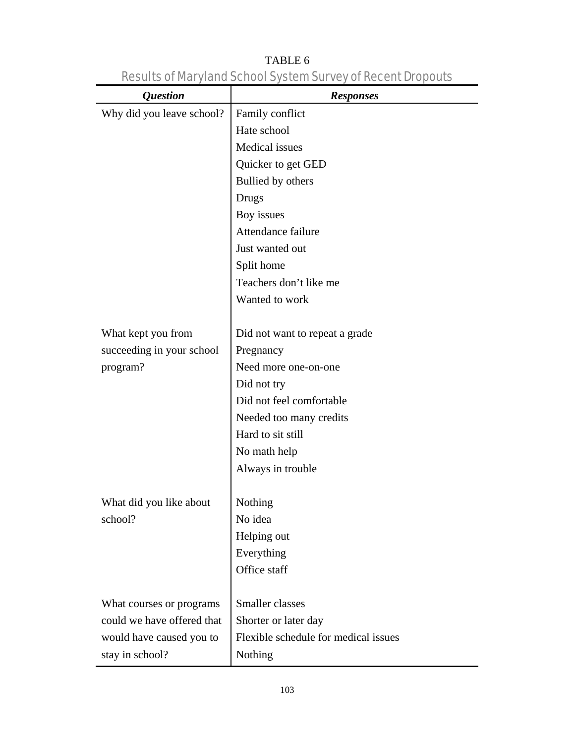TABLE 6

Results of Maryland School System Survey of Recent Dropouts

| *Question* | *Responses* |
|---|---|
| Why did you leave school? | Family conflict |
| | Hate school |
| | Medical issues |
| | Quicker to get GED |
| | Bullied by others |
| | Drugs |
| | Boy issues |
| | Attendance failure |
| | Just wanted out |
| | Split home |
| | Teachers don't like me |
| | Wanted to work |
| What kept you from succeeding in your school program? | Did not want to repeat a grade |
| | Pregnancy |
| | Need more one-on-one |
| | Did not try |
| | Did not feel comfortable |
| | Needed too many credits |
| | Hard to sit still |
| | No math help |
| | Always in trouble |
| What did you like about school? | Nothing |
| | No idea |
| | Helping out |
| | Everything |
| | Office staff |
| What courses or programs could we have offered that would have caused you to stay in school? | Smaller classes |
| | Shorter or later day |
| | Flexible schedule for medical issues |
| | Nothing |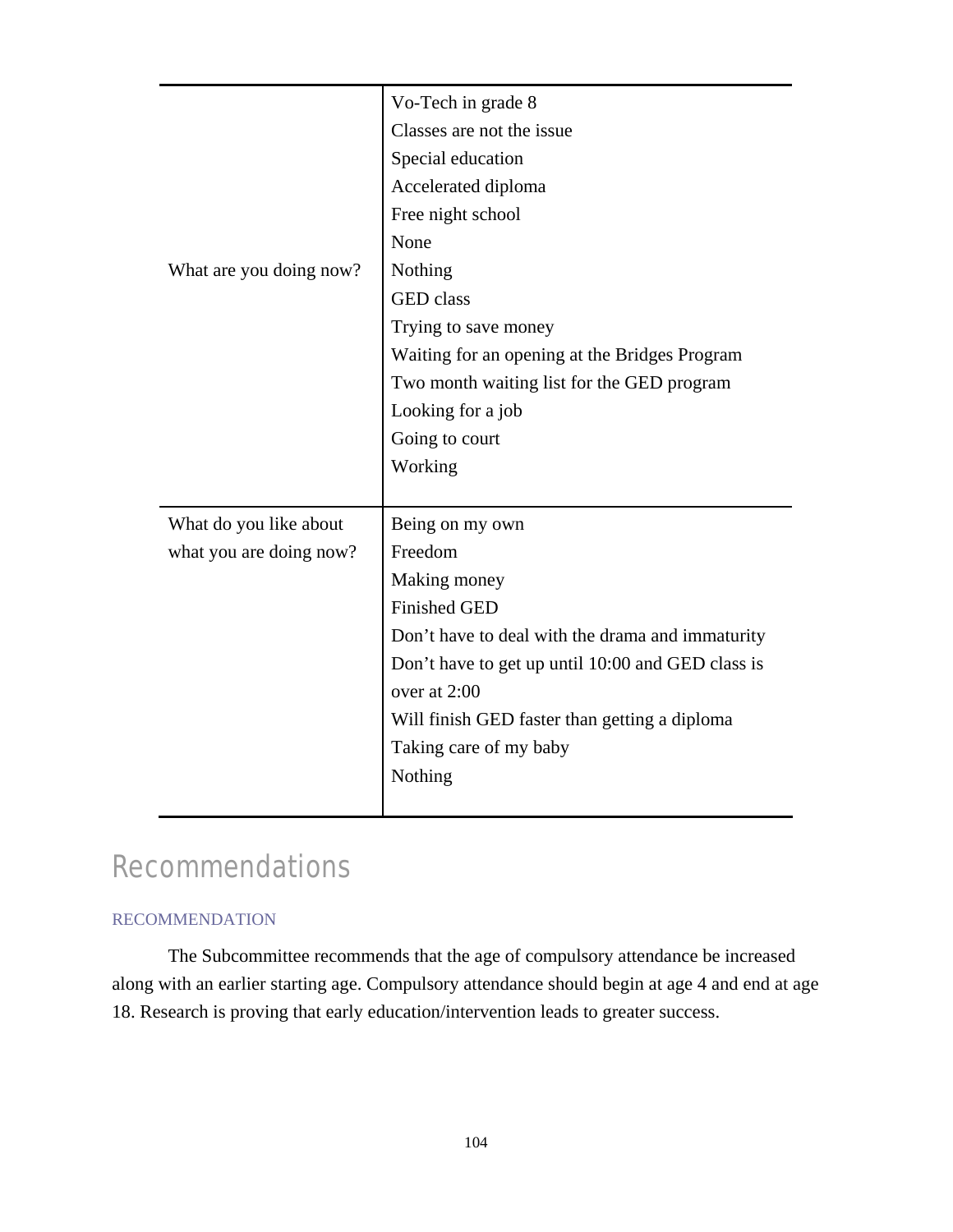| | |
|---|---|
| What are you doing now? | Vo-Tech in grade 8<br>Classes are not the issue<br>Special education<br>Accelerated diploma<br>Free night school<br>None<br>Nothing<br>GED class<br>Trying to save money<br>Waiting for an opening at the Bridges Program<br>Two month waiting list for the GED program<br>Looking for a job<br>Going to court<br>Working |
| What do you like about what you are doing now? | Being on my own<br>Freedom<br>Making money<br>Finished GED<br>Don't have to deal with the drama and immaturity<br>Don't have to get up until 10:00 and GED class is over at 2:00<br>Will finish GED faster than getting a diploma<br>Taking care of my baby<br>Nothing |

# Recommendations

## RECOMMENDATION

The Subcommittee recommends that the age of compulsory attendance be increased along with an earlier starting age. Compulsory attendance should begin at age 4 and end at age 18. Research is proving that early education/intervention leads to greater success.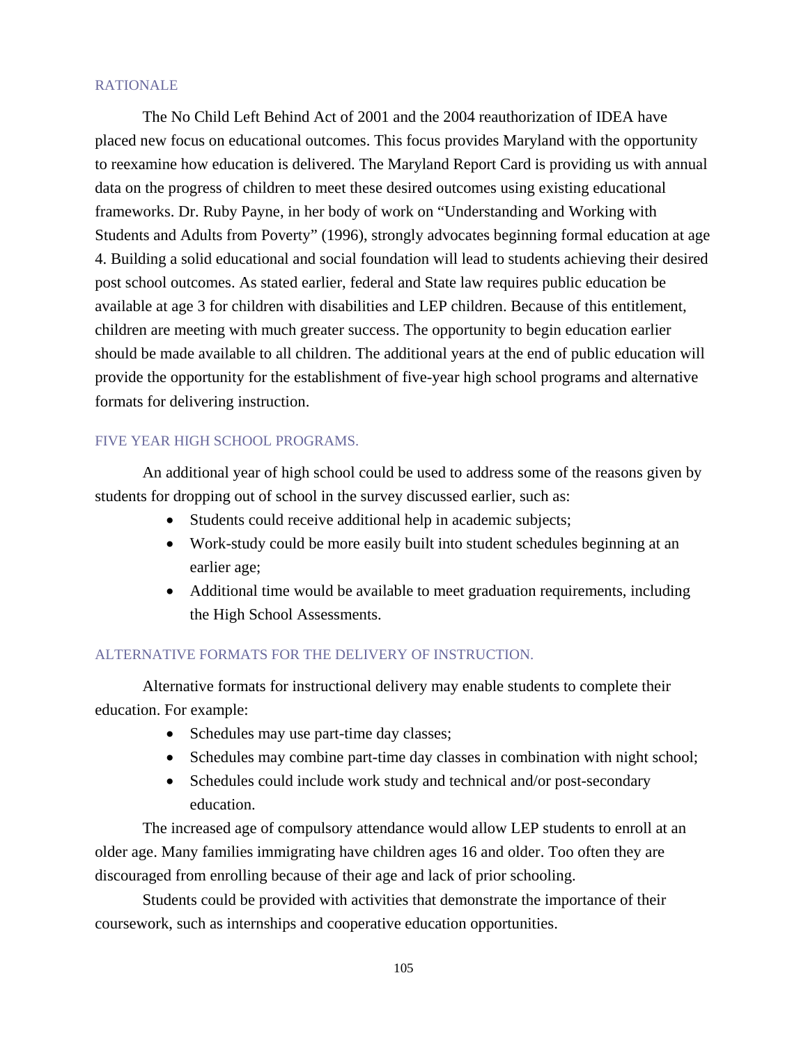## RATIONALE

The No Child Left Behind Act of 2001 and the 2004 reauthorization of IDEA have placed new focus on educational outcomes. This focus provides Maryland with the opportunity to reexamine how education is delivered. The Maryland Report Card is providing us with annual data on the progress of children to meet these desired outcomes using existing educational frameworks. Dr. Ruby Payne, in her body of work on "Understanding and Working with Students and Adults from Poverty" (1996), strongly advocates beginning formal education at age 4. Building a solid educational and social foundation will lead to students achieving their desired post school outcomes. As stated earlier, federal and State law requires public education be available at age 3 for children with disabilities and LEP children. Because of this entitlement, children are meeting with much greater success. The opportunity to begin education earlier should be made available to all children. The additional years at the end of public education will provide the opportunity for the establishment of five-year high school programs and alternative formats for delivering instruction.

## FIVE YEAR HIGH SCHOOL PROGRAMS.

An additional year of high school could be used to address some of the reasons given by students for dropping out of school in the survey discussed earlier, such as:

- Students could receive additional help in academic subjects;
- Work-study could be more easily built into student schedules beginning at an earlier age;
- Additional time would be available to meet graduation requirements, including the High School Assessments.

## ALTERNATIVE FORMATS FOR THE DELIVERY OF INSTRUCTION.

Alternative formats for instructional delivery may enable students to complete their education. For example:

- Schedules may use part-time day classes;
- Schedules may combine part-time day classes in combination with night school;
- Schedules could include work study and technical and/or post-secondary education.

The increased age of compulsory attendance would allow LEP students to enroll at an older age. Many families immigrating have children ages 16 and older. Too often they are discouraged from enrolling because of their age and lack of prior schooling.

Students could be provided with activities that demonstrate the importance of their coursework, such as internships and cooperative education opportunities.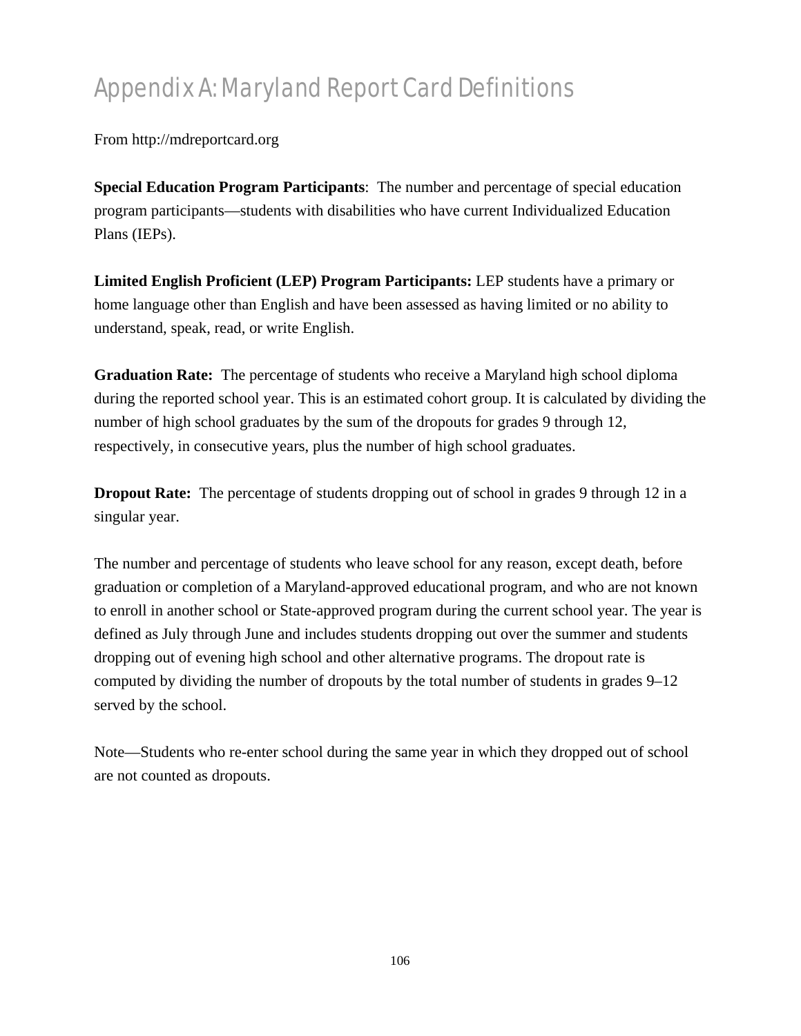# Appendix A: Maryland Report Card Definitions

From http://mdreportcard.org

**Special Education Program Participants**: The number and percentage of special education program participants—students with disabilities who have current Individualized Education Plans (IEPs).

**Limited English Proficient (LEP) Program Participants:** LEP students have a primary or home language other than English and have been assessed as having limited or no ability to understand, speak, read, or write English.

**Graduation Rate:** The percentage of students who receive a Maryland high school diploma during the reported school year. This is an estimated cohort group. It is calculated by dividing the number of high school graduates by the sum of the dropouts for grades 9 through 12, respectively, in consecutive years, plus the number of high school graduates.

**Dropout Rate:** The percentage of students dropping out of school in grades 9 through 12 in a singular year.

The number and percentage of students who leave school for any reason, except death, before graduation or completion of a Maryland-approved educational program, and who are not known to enroll in another school or State-approved program during the current school year. The year is defined as July through June and includes students dropping out over the summer and students dropping out of evening high school and other alternative programs. The dropout rate is computed by dividing the number of dropouts by the total number of students in grades 9–12 served by the school.

Note—Students who re-enter school during the same year in which they dropped out of school are not counted as dropouts.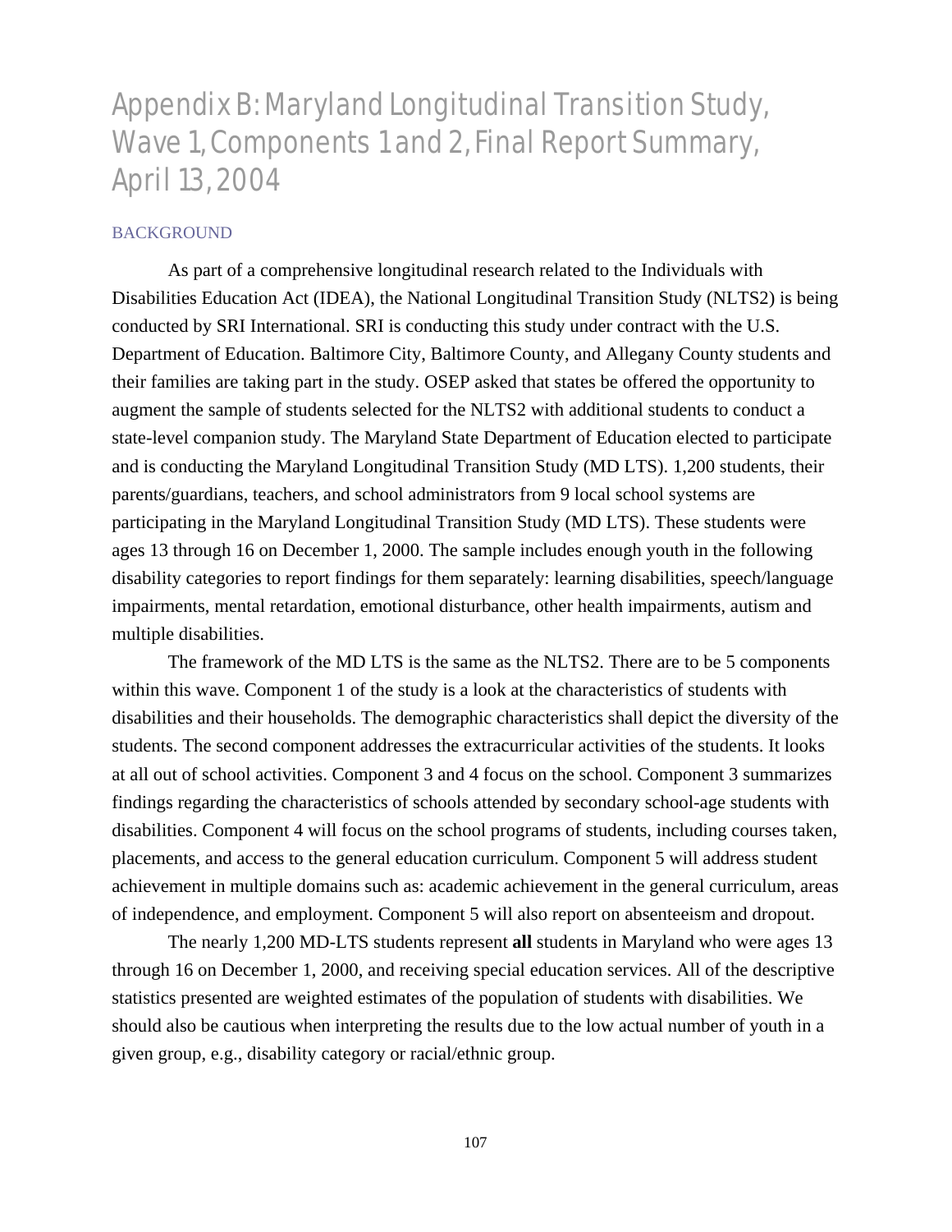# Appendix B: Maryland Longitudinal Transition Study, Wave 1, Components 1 and 2, Final Report Summary, April 13, 2004

## BACKGROUND

As part of a comprehensive longitudinal research related to the Individuals with Disabilities Education Act (IDEA), the National Longitudinal Transition Study (NLTS2) is being conducted by SRI International. SRI is conducting this study under contract with the U.S. Department of Education. Baltimore City, Baltimore County, and Allegany County students and their families are taking part in the study. OSEP asked that states be offered the opportunity to augment the sample of students selected for the NLTS2 with additional students to conduct a state-level companion study. The Maryland State Department of Education elected to participate and is conducting the Maryland Longitudinal Transition Study (MD LTS). 1,200 students, their parents/guardians, teachers, and school administrators from 9 local school systems are participating in the Maryland Longitudinal Transition Study (MD LTS). These students were ages 13 through 16 on December 1, 2000. The sample includes enough youth in the following disability categories to report findings for them separately: learning disabilities, speech/language impairments, mental retardation, emotional disturbance, other health impairments, autism and multiple disabilities.

The framework of the MD LTS is the same as the NLTS2. There are to be 5 components within this wave. Component 1 of the study is a look at the characteristics of students with disabilities and their households. The demographic characteristics shall depict the diversity of the students. The second component addresses the extracurricular activities of the students. It looks at all out of school activities. Component 3 and 4 focus on the school. Component 3 summarizes findings regarding the characteristics of schools attended by secondary school-age students with disabilities. Component 4 will focus on the school programs of students, including courses taken, placements, and access to the general education curriculum. Component 5 will address student achievement in multiple domains such as: academic achievement in the general curriculum, areas of independence, and employment. Component 5 will also report on absenteeism and dropout.

The nearly 1,200 MD-LTS students represent **all** students in Maryland who were ages 13 through 16 on December 1, 2000, and receiving special education services. All of the descriptive statistics presented are weighted estimates of the population of students with disabilities. We should also be cautious when interpreting the results due to the low actual number of youth in a given group, e.g., disability category or racial/ethnic group.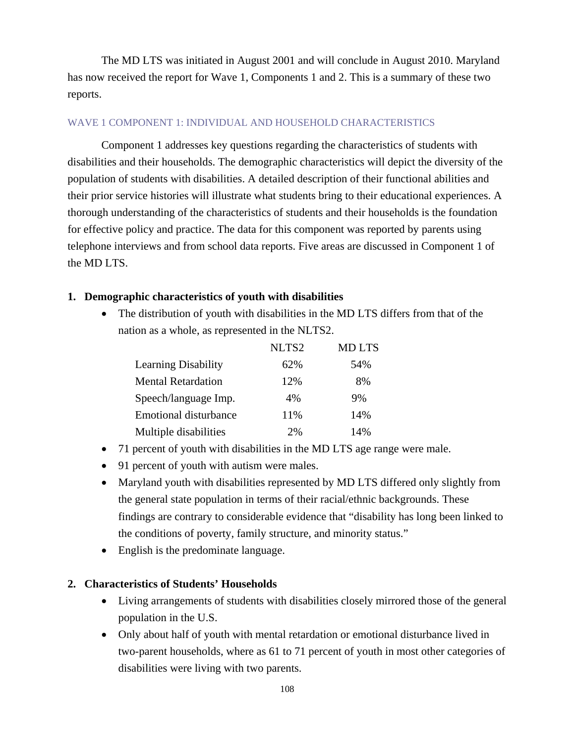The MD LTS was initiated in August 2001 and will conclude in August 2010. Maryland has now received the report for Wave 1, Components 1 and 2. This is a summary of these two reports.

## WAVE 1 COMPONENT 1: INDIVIDUAL AND HOUSEHOLD CHARACTERISTICS

Component 1 addresses key questions regarding the characteristics of students with disabilities and their households. The demographic characteristics will depict the diversity of the population of students with disabilities. A detailed description of their functional abilities and their prior service histories will illustrate what students bring to their educational experiences. A thorough understanding of the characteristics of students and their households is the foundation for effective policy and practice. The data for this component was reported by parents using telephone interviews and from school data reports. Five areas are discussed in Component 1 of the MD LTS.

### 1. Demographic characteristics of youth with disabilities

- The distribution of youth with disabilities in the MD LTS differs from that of the nation as a whole, as represented in the NLTS2.

| | NLTS2 | MD LTS |
|---|---|---|
| Learning Disability | 62% | 54% |
| Mental Retardation | 12% | 8% |
| Speech/language Imp. | 4% | 9% |
| Emotional disturbance | 11% | 14% |
| Multiple disabilities | 2% | 14% |

- 71 percent of youth with disabilities in the MD LTS age range were male.
- 91 percent of youth with autism were males.
- Maryland youth with disabilities represented by MD LTS differed only slightly from the general state population in terms of their racial/ethnic backgrounds. These findings are contrary to considerable evidence that "disability has long been linked to the conditions of poverty, family structure, and minority status."
- English is the predominate language.

### 2. Characteristics of Students' Households

- Living arrangements of students with disabilities closely mirrored those of the general population in the U.S.
- Only about half of youth with mental retardation or emotional disturbance lived in two-parent households, where as 61 to 71 percent of youth in most other categories of disabilities were living with two parents.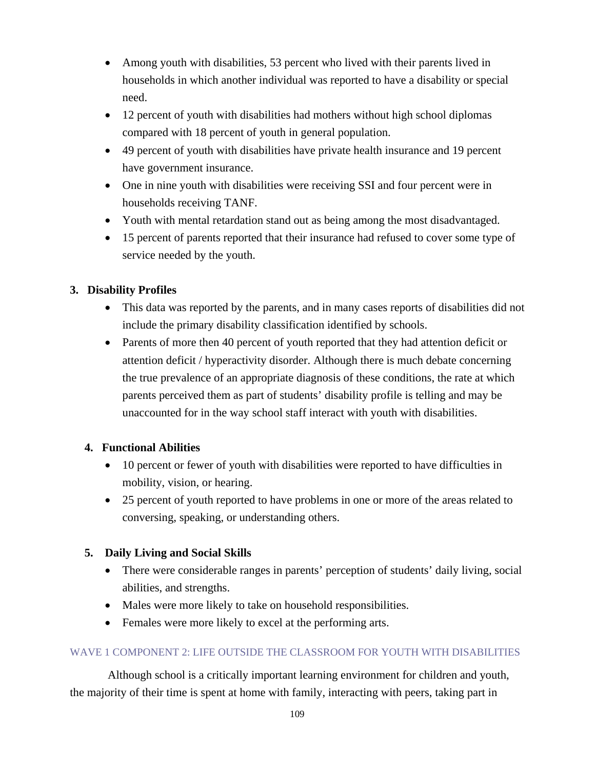- Among youth with disabilities, 53 percent who lived with their parents lived in households in which another individual was reported to have a disability or special need.
- 12 percent of youth with disabilities had mothers without high school diplomas compared with 18 percent of youth in general population.
- 49 percent of youth with disabilities have private health insurance and 19 percent have government insurance.
- One in nine youth with disabilities were receiving SSI and four percent were in households receiving TANF.
- Youth with mental retardation stand out as being among the most disadvantaged.
- 15 percent of parents reported that their insurance had refused to cover some type of service needed by the youth.

**3. Disability Profiles**

- This data was reported by the parents, and in many cases reports of disabilities did not include the primary disability classification identified by schools.
- Parents of more then 40 percent of youth reported that they had attention deficit or attention deficit / hyperactivity disorder. Although there is much debate concerning the true prevalence of an appropriate diagnosis of these conditions, the rate at which parents perceived them as part of students' disability profile is telling and may be unaccounted for in the way school staff interact with youth with disabilities.

**4. Functional Abilities**

- 10 percent or fewer of youth with disabilities were reported to have difficulties in mobility, vision, or hearing.
- 25 percent of youth reported to have problems in one or more of the areas related to conversing, speaking, or understanding others.

**5. Daily Living and Social Skills**

- There were considerable ranges in parents' perception of students' daily living, social abilities, and strengths.
- Males were more likely to take on household responsibilities.
- Females were more likely to excel at the performing arts.

## WAVE 1 COMPONENT 2: LIFE OUTSIDE THE CLASSROOM FOR YOUTH WITH DISABILITIES

Although school is a critically important learning environment for children and youth, the majority of their time is spent at home with family, interacting with peers, taking part in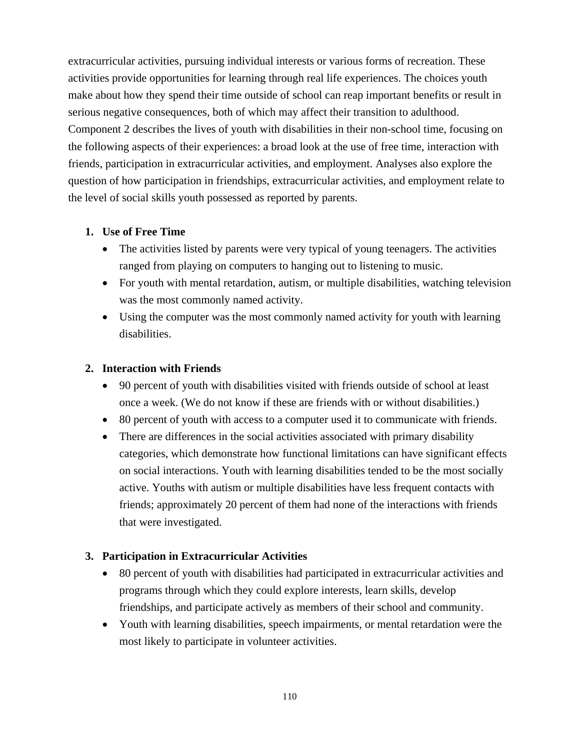extracurricular activities, pursuing individual interests or various forms of recreation. These activities provide opportunities for learning through real life experiences. The choices youth make about how they spend their time outside of school can reap important benefits or result in serious negative consequences, both of which may affect their transition to adulthood. Component 2 describes the lives of youth with disabilities in their non-school time, focusing on the following aspects of their experiences: a broad look at the use of free time, interaction with friends, participation in extracurricular activities, and employment. Analyses also explore the question of how participation in friendships, extracurricular activities, and employment relate to the level of social skills youth possessed as reported by parents.

1. **Use of Free Time**
   - The activities listed by parents were very typical of young teenagers. The activities ranged from playing on computers to hanging out to listening to music.
   - For youth with mental retardation, autism, or multiple disabilities, watching television was the most commonly named activity.
   - Using the computer was the most commonly named activity for youth with learning disabilities.

2. **Interaction with Friends**
   - 90 percent of youth with disabilities visited with friends outside of school at least once a week. (We do not know if these are friends with or without disabilities.)
   - 80 percent of youth with access to a computer used it to communicate with friends.
   - There are differences in the social activities associated with primary disability categories, which demonstrate how functional limitations can have significant effects on social interactions. Youth with learning disabilities tended to be the most socially active. Youths with autism or multiple disabilities have less frequent contacts with friends; approximately 20 percent of them had none of the interactions with friends that were investigated.

3. **Participation in Extracurricular Activities**
   - 80 percent of youth with disabilities had participated in extracurricular activities and programs through which they could explore interests, learn skills, develop friendships, and participate actively as members of their school and community.
   - Youth with learning disabilities, speech impairments, or mental retardation were the most likely to participate in volunteer activities.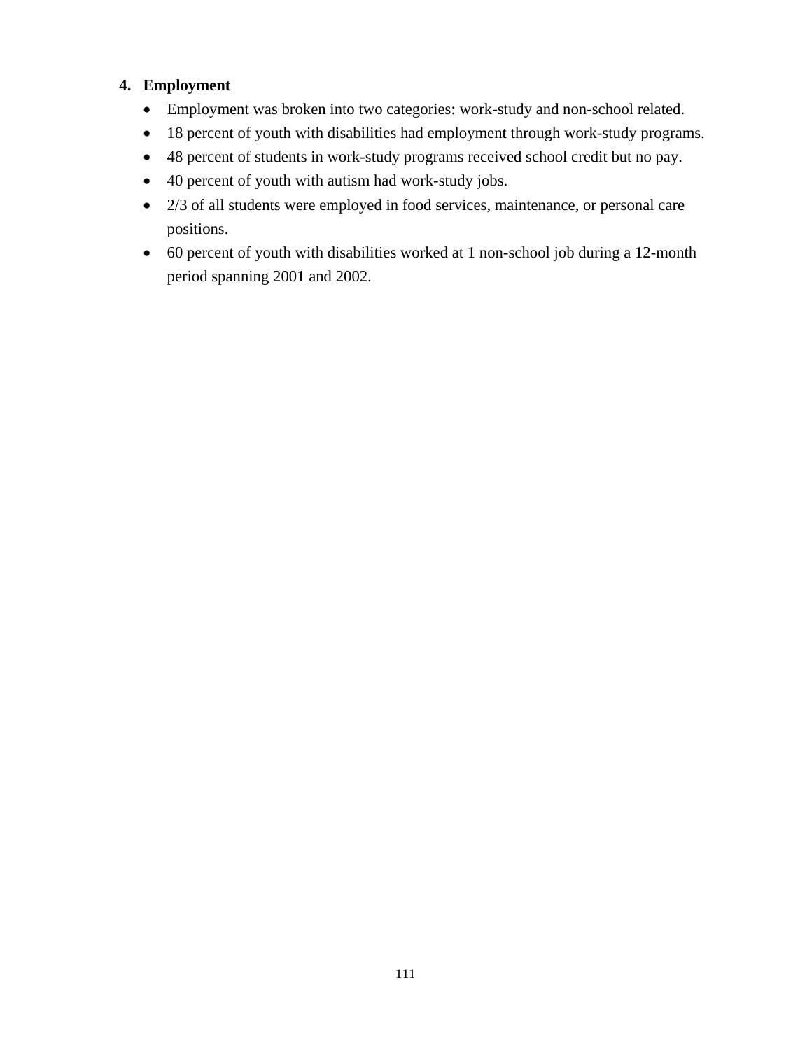4. **Employment**
   - Employment was broken into two categories: work-study and non-school related.
   - 18 percent of youth with disabilities had employment through work-study programs.
   - 48 percent of students in work-study programs received school credit but no pay.
   - 40 percent of youth with autism had work-study jobs.
   - 2/3 of all students were employed in food services, maintenance, or personal care positions.
   - 60 percent of youth with disabilities worked at 1 non-school job during a 12-month period spanning 2001 and 2002.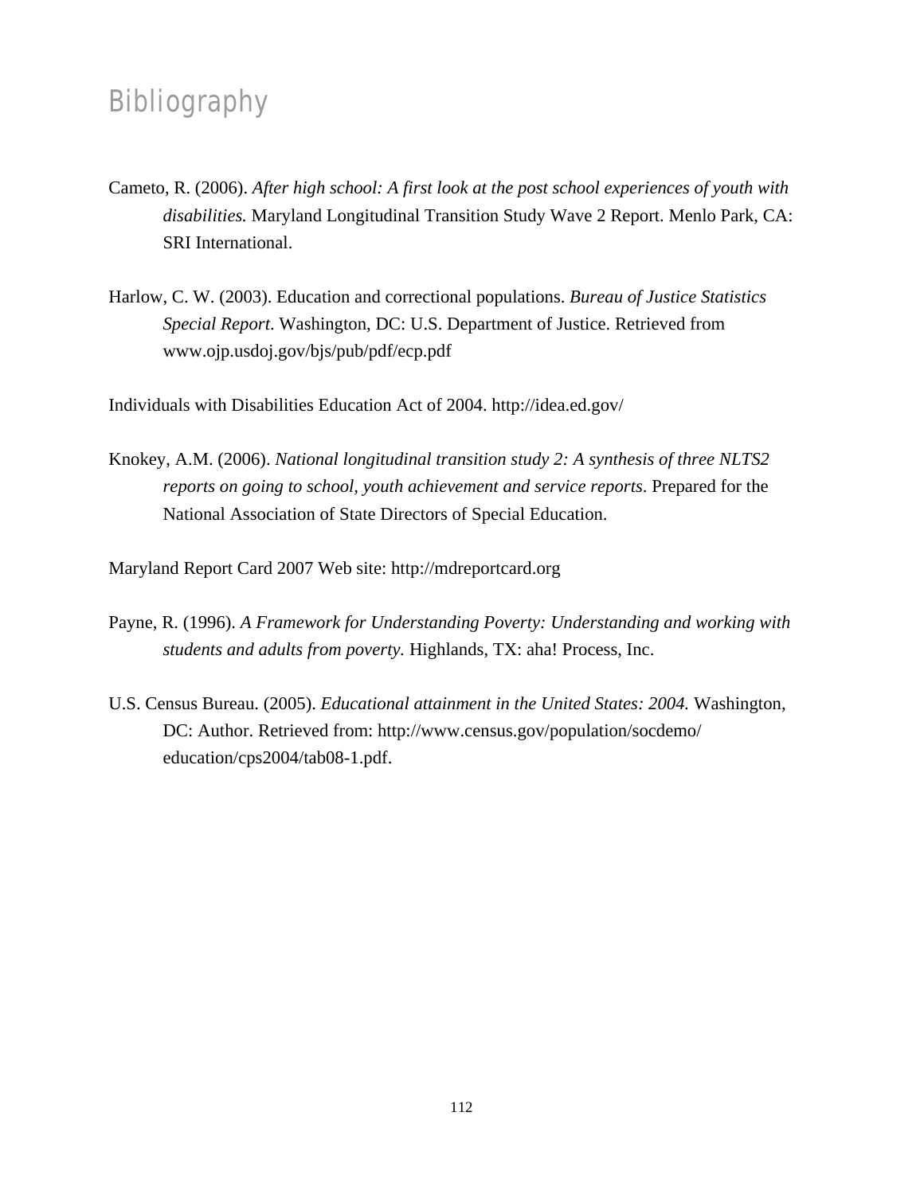# Bibliography

Cameto, R. (2006). *After high school: A first look at the post school experiences of youth with disabilities.* Maryland Longitudinal Transition Study Wave 2 Report. Menlo Park, CA: SRI International.

Harlow, C. W. (2003). Education and correctional populations. *Bureau of Justice Statistics Special Report*. Washington, DC: U.S. Department of Justice. Retrieved from www.ojp.usdoj.gov/bjs/pub/pdf/ecp.pdf

Individuals with Disabilities Education Act of 2004. http://idea.ed.gov/

Knokey, A.M. (2006). *National longitudinal transition study 2: A synthesis of three NLTS2 reports on going to school, youth achievement and service reports*. Prepared for the National Association of State Directors of Special Education.

Maryland Report Card 2007 Web site: http://mdreportcard.org

Payne, R. (1996). *A Framework for Understanding Poverty: Understanding and working with students and adults from poverty.* Highlands, TX: aha! Process, Inc.

U.S. Census Bureau. (2005). *Educational attainment in the United States: 2004.* Washington, DC: Author. Retrieved from: http://www.census.gov/population/socdemo/education/cps2004/tab08-1.pdf.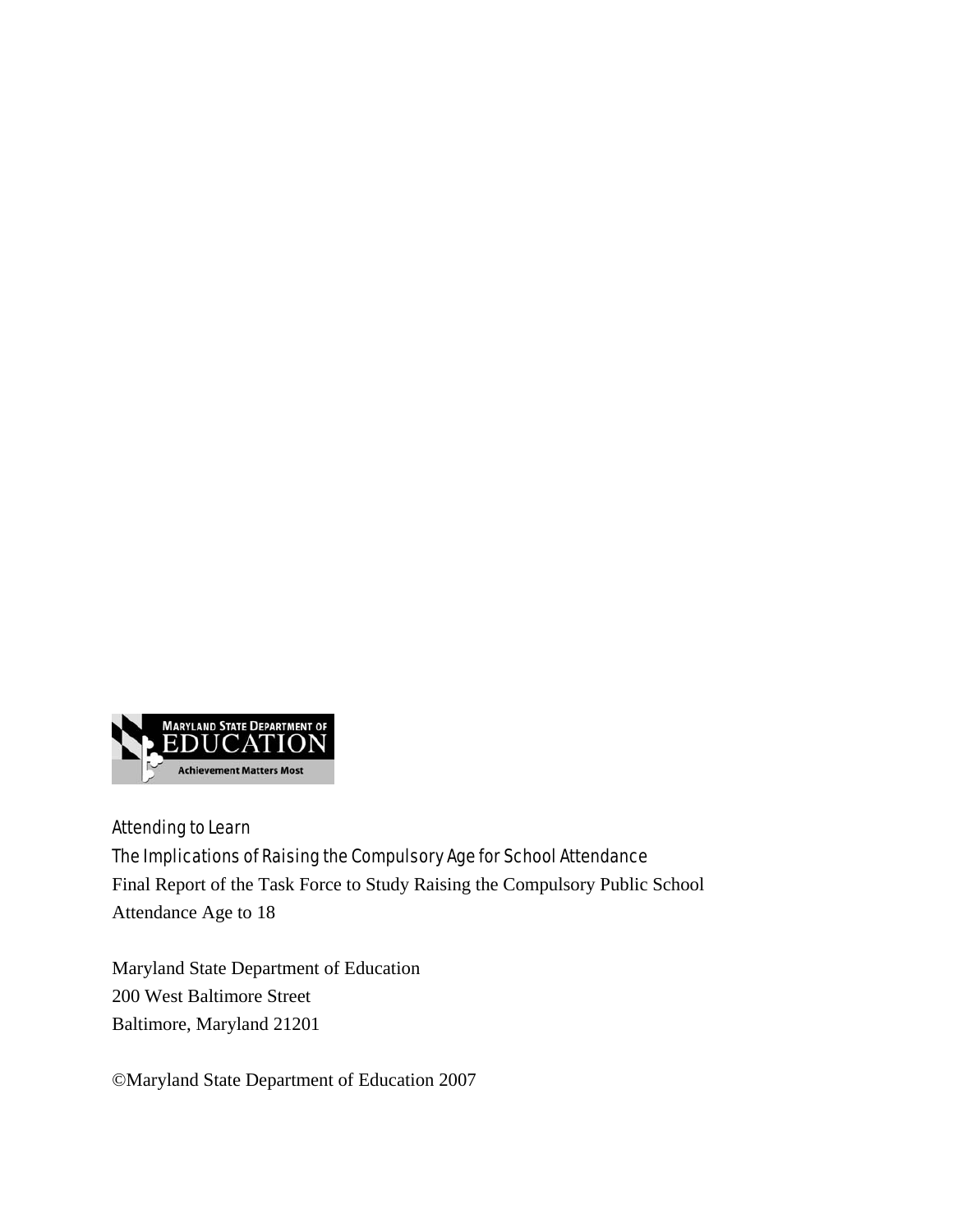MARYLAND STATE DEPARTMENT OF EDUCATION

Achievement Matters Most

*Attending to Learn*

*The Implications of Raising the Compulsory Age for School Attendance*

Final Report of the Task Force to Study Raising the Compulsory Public School Attendance Age to 18

Maryland State Department of Education
200 West Baltimore Street
Baltimore, Maryland 21201

©Maryland State Department of Education 2007